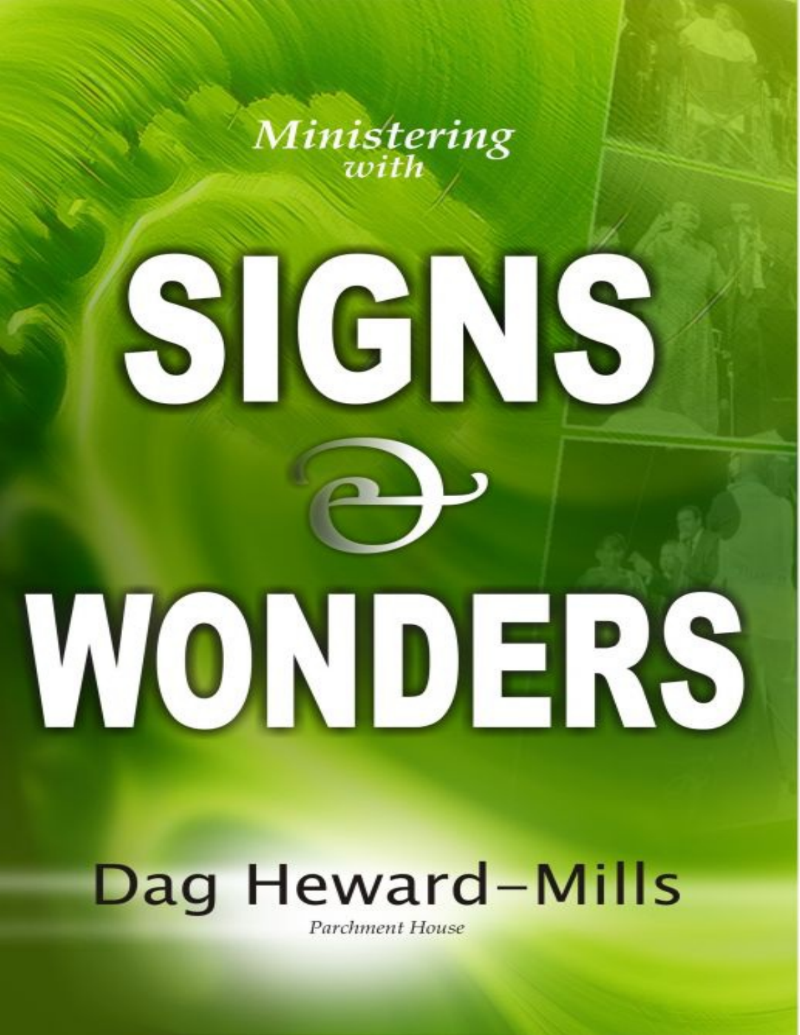*Ministering with*

# SIGNS & WONDERS

Dag Heward-Mills

*Parchment House*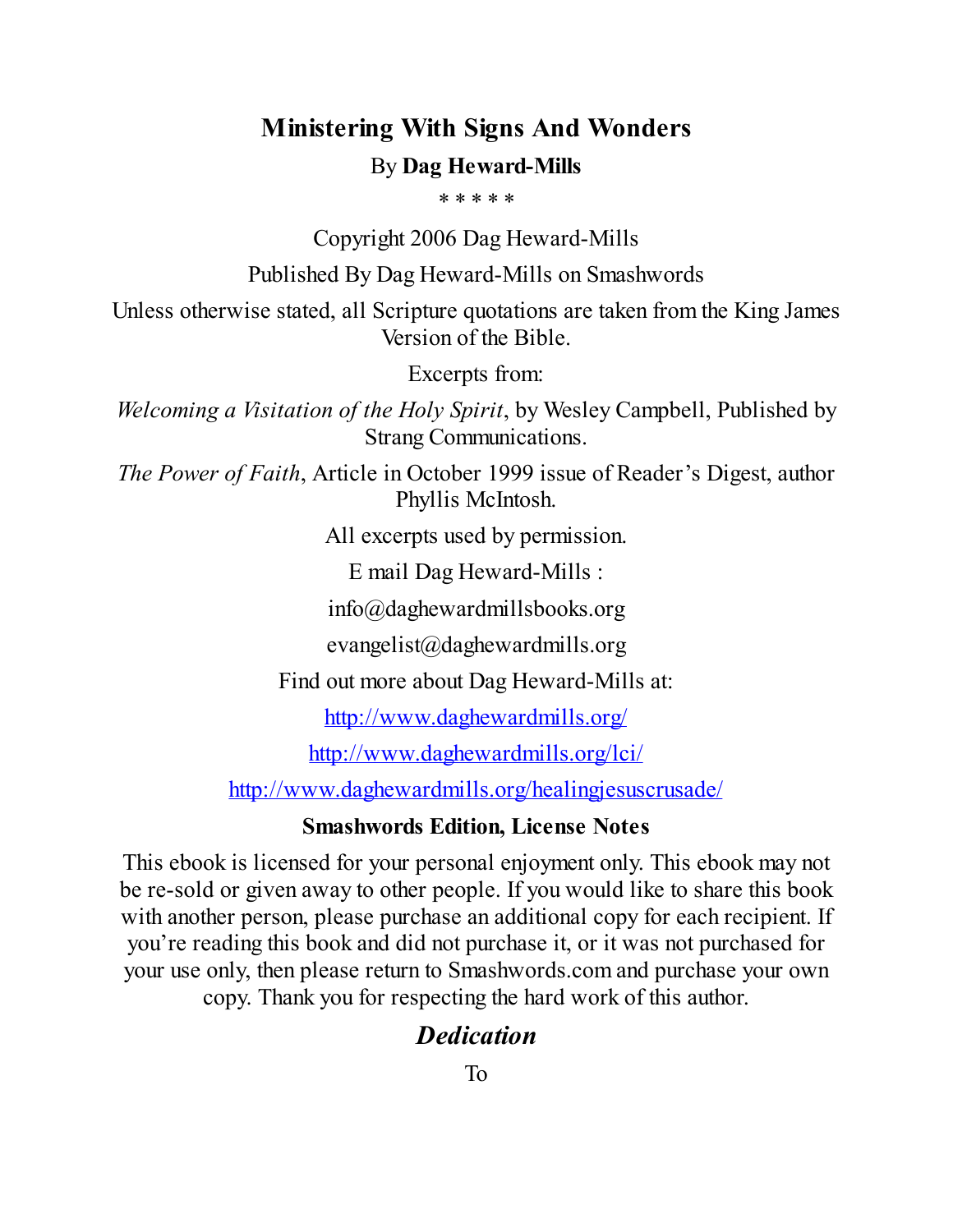# Ministering With Signs And Wonders

By **Dag Heward-Mills**

\* \* \* \* \*

Copyright 2006 Dag Heward-Mills

Published By Dag Heward-Mills on Smashwords

Unless otherwise stated, all Scripture quotations are taken from the King James Version of the Bible.

Excerpts from:

*Welcoming a Visitation of the Holy Spirit*, by Wesley Campbell, Published by Strang Communications.

*The Power of Faith*, Article in October 1999 issue of Reader's Digest, author Phyllis McIntosh.

All excerpts used by permission.

E mail Dag Heward-Mills :

info@daghewardmillsbooks.org

evangelist@daghewardmills.org

Find out more about Dag Heward-Mills at:

[http://www.daghewardmills.org/](http://www.daghewardmills.org/)

[http://www.daghewardmills.org/lci/](http://www.daghewardmills.org/lci/)

[http://www.daghewardmills.org/healingjesuscrusade/](http://www.daghewardmills.org/healingjesuscrusade/)

**Smashwords Edition, License Notes**

This ebook is licensed for your personal enjoyment only. This ebook may not be re-sold or given away to other people. If you would like to share this book with another person, please purchase an additional copy for each recipient. If you're reading this book and did not purchase it, or it was not purchased for your use only, then please return to Smashwords.com and purchase your own copy. Thank you for respecting the hard work of this author.

## *Dedication*

To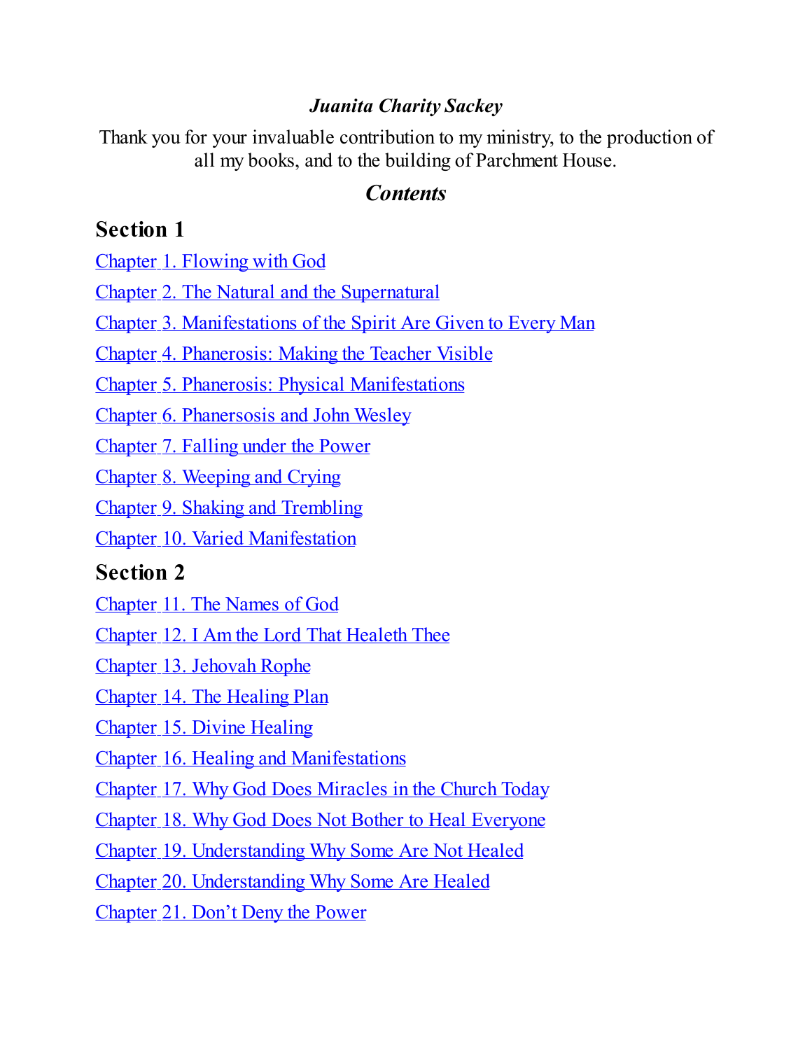***Juanita Charity Sackey***

Thank you for your invaluable contribution to my ministry, to the production of all my books, and to the building of Parchment House.

## *Contents*

### Section 1

Chapter 1. Flowing with God

Chapter 2. The Natural and the Supernatural

Chapter 3. Manifestations of the Spirit Are Given to Every Man

Chapter 4. Phanerosis: Making the Teacher Visible

Chapter 5. Phanerosis: Physical Manifestations

Chapter 6. Phanersosis and John Wesley

Chapter 7. Falling under the Power

Chapter 8. Weeping and Crying

Chapter 9. Shaking and Trembling

Chapter 10. Varied Manifestation

### Section 2

Chapter 11. The Names of God

Chapter 12. I Am the Lord That Healeth Thee

Chapter 13. Jehovah Rophe

Chapter 14. The Healing Plan

Chapter 15. Divine Healing

Chapter 16. Healing and Manifestations

Chapter 17. Why God Does Miracles in the Church Today

Chapter 18. Why God Does Not Bother to Heal Everyone

Chapter 19. Understanding Why Some Are Not Healed

Chapter 20. Understanding Why Some Are Healed

Chapter 21. Don’t Deny the Power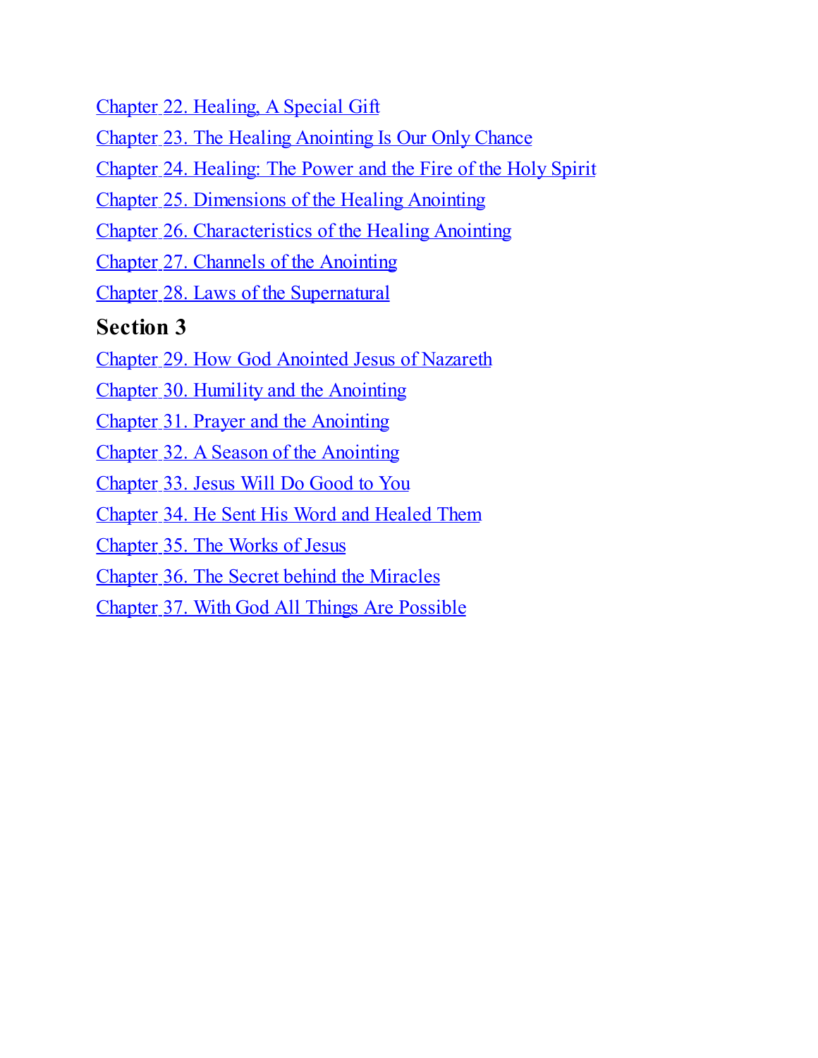Chapter 22. Healing, A Special Gift

Chapter 23. The Healing Anointing Is Our Only Chance

Chapter 24. Healing: The Power and the Fire of the Holy Spirit

Chapter 25. Dimensions of the Healing Anointing

Chapter 26. Characteristics of the Healing Anointing

Chapter 27. Channels of the Anointing

Chapter 28. Laws of the Supernatural

## Section 3

Chapter 29. How God Anointed Jesus of Nazareth

Chapter 30. Humility and the Anointing

Chapter 31. Prayer and the Anointing

Chapter 32. A Season of the Anointing

Chapter 33. Jesus Will Do Good to You

Chapter 34. He Sent His Word and Healed Them

Chapter 35. The Works of Jesus

Chapter 36. The Secret behind the Miracles

Chapter 37. With God All Things Are Possible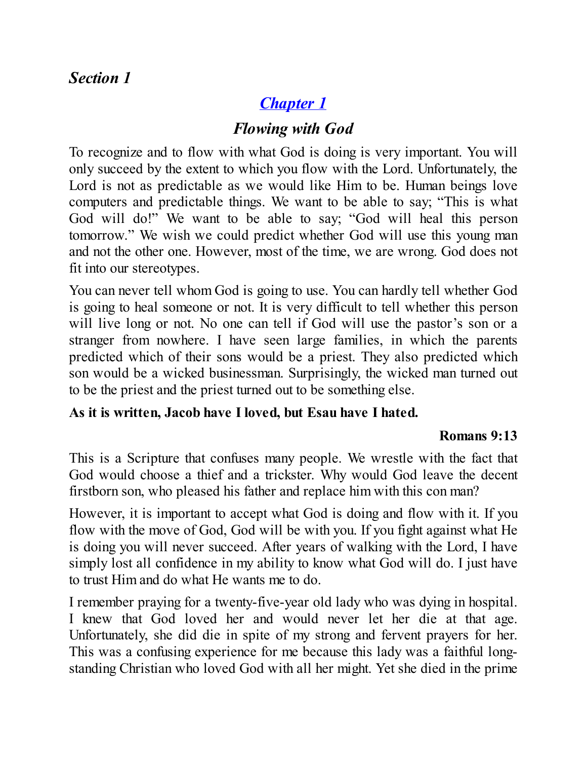***Section 1***

## ***Chapter 1***

## ***Flowing with God***

To recognize and to flow with what God is doing is very important. You will only succeed by the extent to which you flow with the Lord. Unfortunately, the Lord is not as predictable as we would like Him to be. Human beings love computers and predictable things. We want to be able to say; "This is what God will do!" We want to be able to say; "God will heal this person tomorrow." We wish we could predict whether God will use this young man and not the other one. However, most of the time, we are wrong. God does not fit into our stereotypes.

You can never tell whom God is going to use. You can hardly tell whether God is going to heal someone or not. It is very difficult to tell whether this person will live long or not. No one can tell if God will use the pastor's son or a stranger from nowhere. I have seen large families, in which the parents predicted which of their sons would be a priest. They also predicted which son would be a wicked businessman. Surprisingly, the wicked man turned out to be the priest and the priest turned out to be something else.

**As it is written, Jacob have I loved, but Esau have I hated.**

**Romans 9:13**

This is a Scripture that confuses many people. We wrestle with the fact that God would choose a thief and a trickster. Why would God leave the decent firstborn son, who pleased his father and replace him with this con man?

However, it is important to accept what God is doing and flow with it. If you flow with the move of God, God will be with you. If you fight against what He is doing you will never succeed. After years of walking with the Lord, I have simply lost all confidence in my ability to know what God will do. I just have to trust Him and do what He wants me to do.

I remember praying for a twenty-five-year old lady who was dying in hospital. I knew that God loved her and would never let her die at that age. Unfortunately, she did die in spite of my strong and fervent prayers for her. This was a confusing experience for me because this lady was a faithful long-standing Christian who loved God with all her might. Yet she died in the prime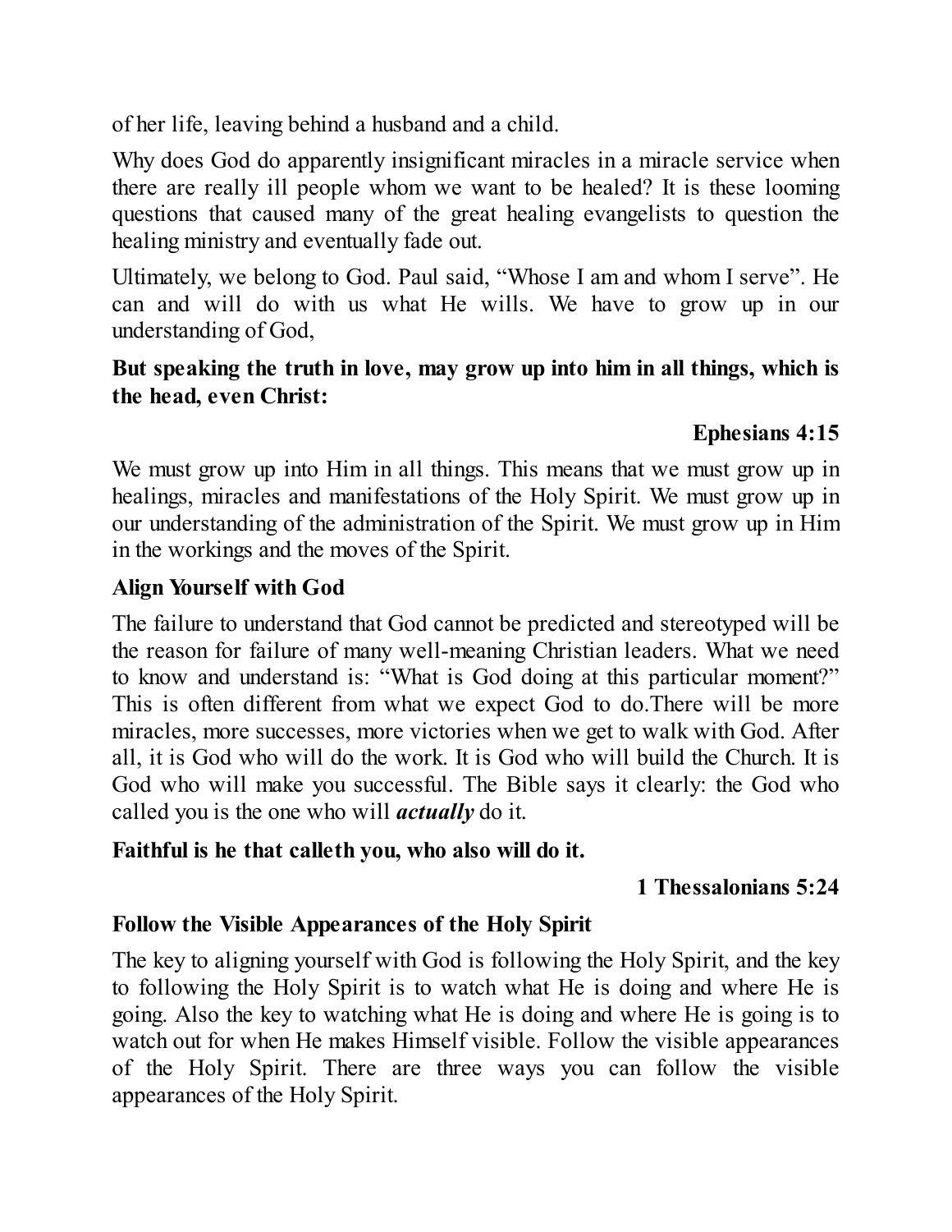of her life, leaving behind a husband and a child.

Why does God do apparently insignificant miracles in a miracle service when there are really ill people whom we want to be healed? It is these looming questions that caused many of the great healing evangelists to question the healing ministry and eventually fade out.

Ultimately, we belong to God. Paul said, "Whose I am and whom I serve". He can and will do with us what He wills. We have to grow up in our understanding of God,

**But speaking the truth in love, may grow up into him in all things, which is the head, even Christ:**

**Ephesians 4:15**

We must grow up into Him in all things. This means that we must grow up in healings, miracles and manifestations of the Holy Spirit. We must grow up in our understanding of the administration of the Spirit. We must grow up in Him in the workings and the moves of the Spirit.

### Align Yourself with God

The failure to understand that God cannot be predicted and stereotyped will be the reason for failure of many well-meaning Christian leaders. What we need to know and understand is: "What is God doing at this particular moment?" This is often different from what we expect God to do.There will be more miracles, more successes, more victories when we get to walk with God. After all, it is God who will do the work. It is God who will build the Church. It is God who will make you successful. The Bible says it clearly: the God who called you is the one who will ***actually*** do it.

**Faithful is he that calleth you, who also will do it.**

**1 Thessalonians 5:24**

### Follow the Visible Appearances of the Holy Spirit

The key to aligning yourself with God is following the Holy Spirit, and the key to following the Holy Spirit is to watch what He is doing and where He is going. Also the key to watching what He is doing and where He is going is to watch out for when He makes Himself visible. Follow the visible appearances of the Holy Spirit. There are three ways you can follow the visible appearances of the Holy Spirit.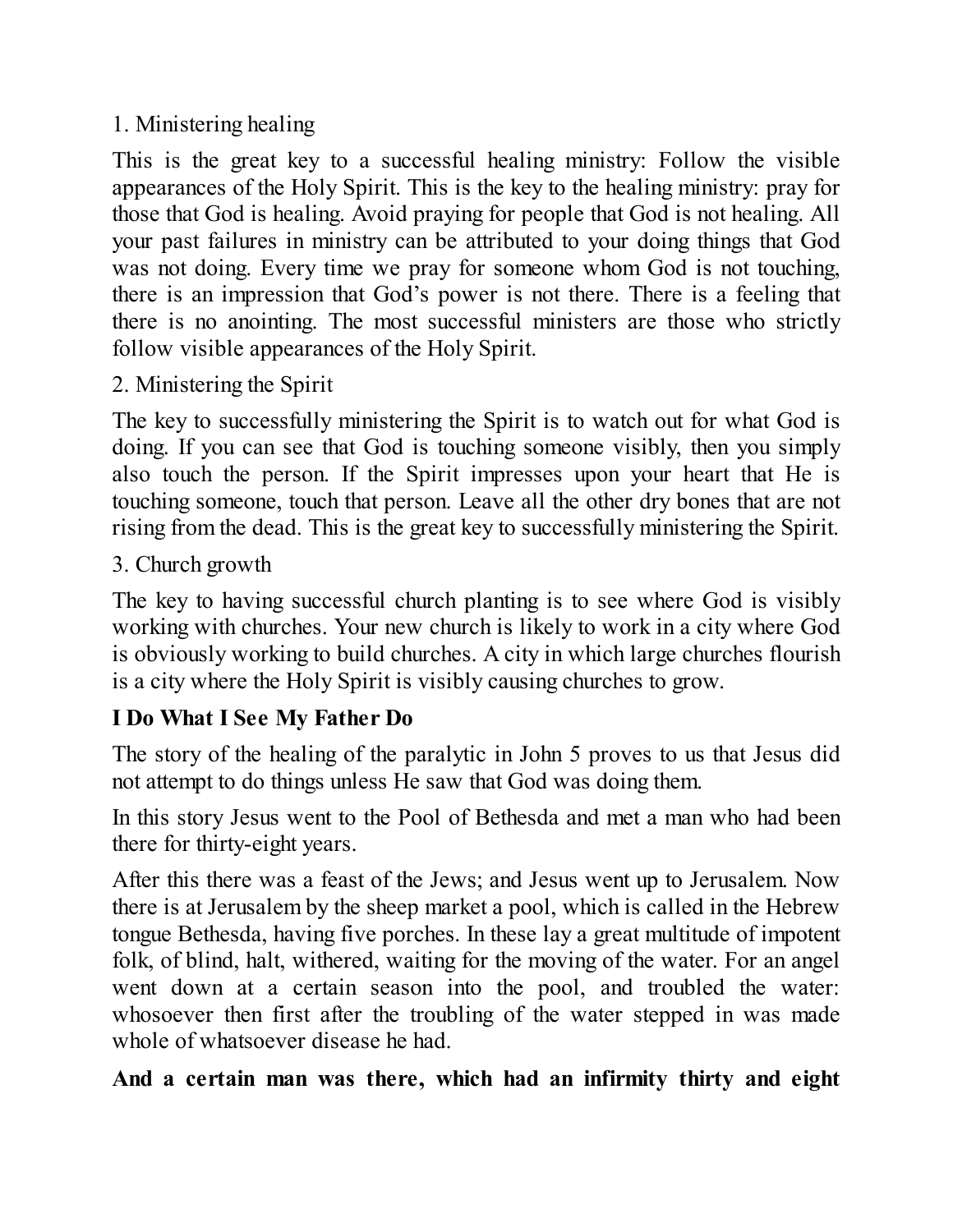1. Ministering healing

This is the great key to a successful healing ministry: Follow the visible appearances of the Holy Spirit. This is the key to the healing ministry: pray for those that God is healing. Avoid praying for people that God is not healing. All your past failures in ministry can be attributed to your doing things that God was not doing. Every time we pray for someone whom God is not touching, there is an impression that God's power is not there. There is a feeling that there is no anointing. The most successful ministers are those who strictly follow visible appearances of the Holy Spirit.

2. Ministering the Spirit

The key to successfully ministering the Spirit is to watch out for what God is doing. If you can see that God is touching someone visibly, then you simply also touch the person. If the Spirit impresses upon your heart that He is touching someone, touch that person. Leave all the other dry bones that are not rising from the dead. This is the great key to successfully ministering the Spirit.

3. Church growth

The key to having successful church planting is to see where God is visibly working with churches. Your new church is likely to work in a city where God is obviously working to build churches. A city in which large churches flourish is a city where the Holy Spirit is visibly causing churches to grow.

**I Do What I See My Father Do**

The story of the healing of the paralytic in John 5 proves to us that Jesus did not attempt to do things unless He saw that God was doing them.

In this story Jesus went to the Pool of Bethesda and met a man who had been there for thirty-eight years.

After this there was a feast of the Jews; and Jesus went up to Jerusalem. Now there is at Jerusalem by the sheep market a pool, which is called in the Hebrew tongue Bethesda, having five porches. In these lay a great multitude of impotent folk, of blind, halt, withered, waiting for the moving of the water. For an angel went down at a certain season into the pool, and troubled the water: whosoever then first after the troubling of the water stepped in was made whole of whatsoever disease he had.

**And a certain man was there, which had an infirmity thirty and eight**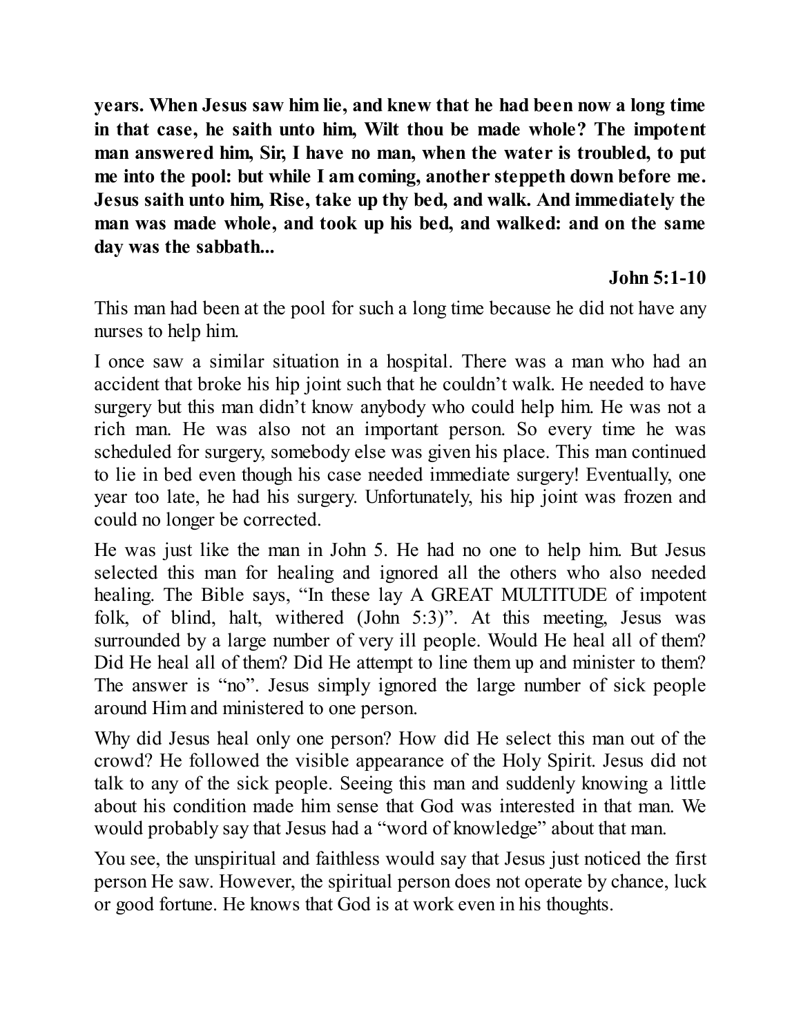**years. When Jesus saw him lie, and knew that he had been now a long time in that case, he saith unto him, Wilt thou be made whole? The impotent man answered him, Sir, I have no man, when the water is troubled, to put me into the pool: but while I am coming, another steppeth down before me. Jesus saith unto him, Rise, take up thy bed, and walk. And immediately the man was made whole, and took up his bed, and walked: and on the same day was the sabbath...**

**John 5:1-10**

This man had been at the pool for such a long time because he did not have any nurses to help him.

I once saw a similar situation in a hospital. There was a man who had an accident that broke his hip joint such that he couldn't walk. He needed to have surgery but this man didn't know anybody who could help him. He was not a rich man. He was also not an important person. So every time he was scheduled for surgery, somebody else was given his place. This man continued to lie in bed even though his case needed immediate surgery! Eventually, one year too late, he had his surgery. Unfortunately, his hip joint was frozen and could no longer be corrected.

He was just like the man in John 5. He had no one to help him. But Jesus selected this man for healing and ignored all the others who also needed healing. The Bible says, "In these lay A GREAT MULTITUDE of impotent folk, of blind, halt, withered (John 5:3)". At this meeting, Jesus was surrounded by a large number of very ill people. Would He heal all of them? Did He heal all of them? Did He attempt to line them up and minister to them? The answer is "no". Jesus simply ignored the large number of sick people around Him and ministered to one person.

Why did Jesus heal only one person? How did He select this man out of the crowd? He followed the visible appearance of the Holy Spirit. Jesus did not talk to any of the sick people. Seeing this man and suddenly knowing a little about his condition made him sense that God was interested in that man. We would probably say that Jesus had a "word of knowledge" about that man.

You see, the unspiritual and faithless would say that Jesus just noticed the first person He saw. However, the spiritual person does not operate by chance, luck or good fortune. He knows that God is at work even in his thoughts.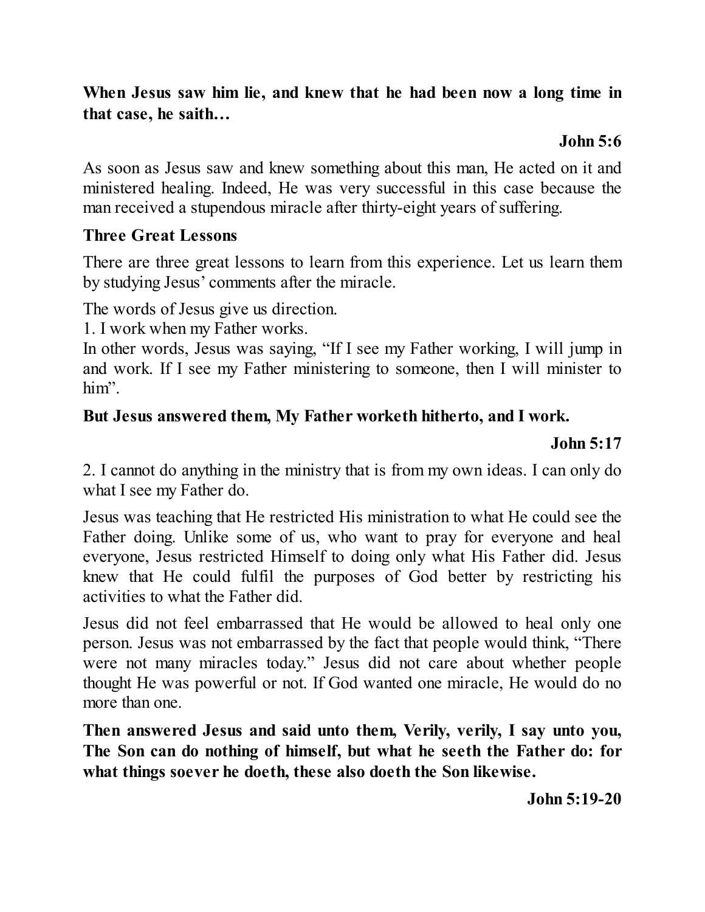**When Jesus saw him lie, and knew that he had been now a long time in that case, he saith…**

**John 5:6**

As soon as Jesus saw and knew something about this man, He acted on it and ministered healing. Indeed, He was very successful in this case because the man received a stupendous miracle after thirty-eight years of suffering.

**Three Great Lessons**

There are three great lessons to learn from this experience. Let us learn them by studying Jesus' comments after the miracle.

The words of Jesus give us direction.

1. I work when my Father works.

In other words, Jesus was saying, "If I see my Father working, I will jump in and work. If I see my Father ministering to someone, then I will minister to him".

**But Jesus answered them, My Father worketh hitherto, and I work.**

**John 5:17**

2. I cannot do anything in the ministry that is from my own ideas. I can only do what I see my Father do.

Jesus was teaching that He restricted His ministration to what He could see the Father doing. Unlike some of us, who want to pray for everyone and heal everyone, Jesus restricted Himself to doing only what His Father did. Jesus knew that He could fulfil the purposes of God better by restricting his activities to what the Father did.

Jesus did not feel embarrassed that He would be allowed to heal only one person. Jesus was not embarrassed by the fact that people would think, "There were not many miracles today." Jesus did not care about whether people thought He was powerful or not. If God wanted one miracle, He would do no more than one.

**Then answered Jesus and said unto them, Verily, verily, I say unto you, The Son can do nothing of himself, but what he seeth the Father do: for what things soever he doeth, these also doeth the Son likewise.**

**John 5:19-20**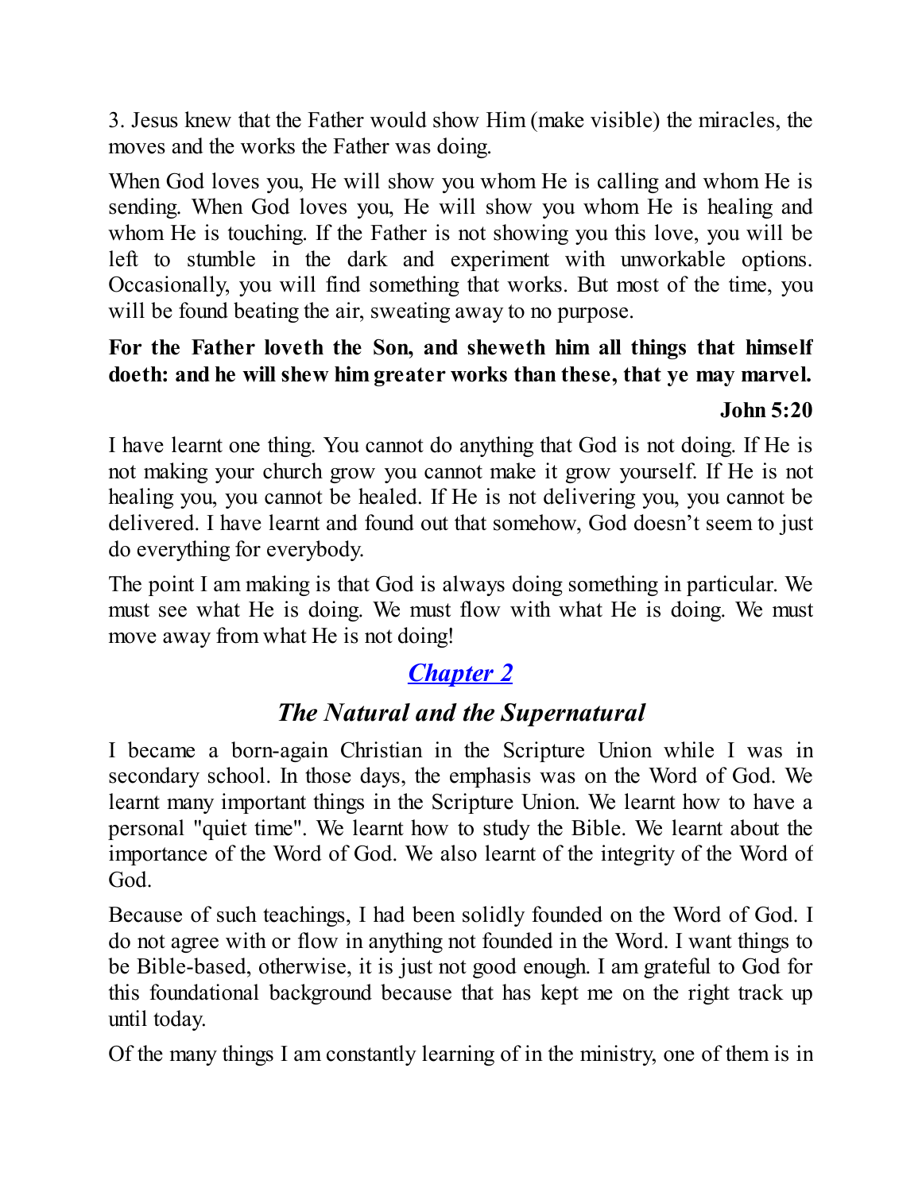3. Jesus knew that the Father would show Him (make visible) the miracles, the moves and the works the Father was doing.

When God loves you, He will show you whom He is calling and whom He is sending. When God loves you, He will show you whom He is healing and whom He is touching. If the Father is not showing you this love, you will be left to stumble in the dark and experiment with unworkable options. Occasionally, you will find something that works. But most of the time, you will be found beating the air, sweating away to no purpose.

**For the Father loveth the Son, and sheweth him all things that himself doeth: and he will shew him greater works than these, that ye may marvel.**

**John 5:20**

I have learnt one thing. You cannot do anything that God is not doing. If He is not making your church grow you cannot make it grow yourself. If He is not healing you, you cannot be healed. If He is not delivering you, you cannot be delivered. I have learnt and found out that somehow, God doesn't seem to just do everything for everybody.

The point I am making is that God is always doing something in particular. We must see what He is doing. We must flow with what He is doing. We must move away from what He is not doing!

## *Chapter 2*

## *The Natural and the Supernatural*

I became a born-again Christian in the Scripture Union while I was in secondary school. In those days, the emphasis was on the Word of God. We learnt many important things in the Scripture Union. We learnt how to have a personal "quiet time". We learnt how to study the Bible. We learnt about the importance of the Word of God. We also learnt of the integrity of the Word of God.

Because of such teachings, I had been solidly founded on the Word of God. I do not agree with or flow in anything not founded in the Word. I want things to be Bible-based, otherwise, it is just not good enough. I am grateful to God for this foundational background because that has kept me on the right track up until today.

Of the many things I am constantly learning of in the ministry, one of them is in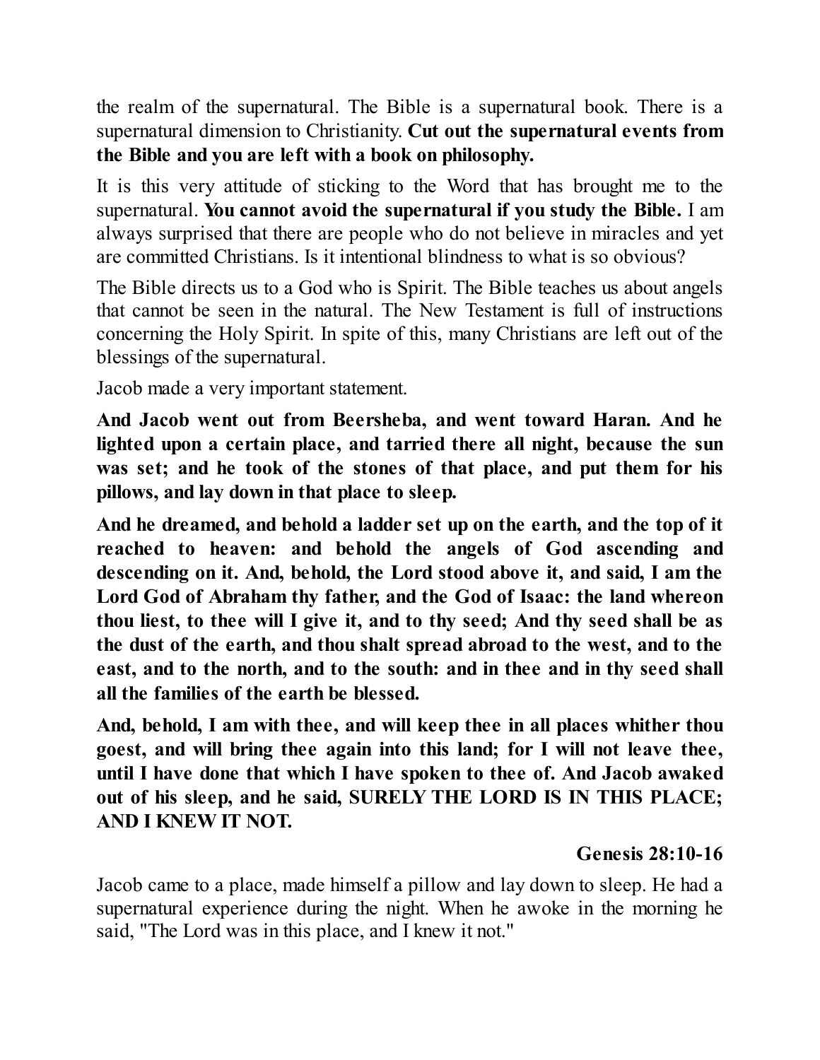the realm of the supernatural. The Bible is a supernatural book. There is a supernatural dimension to Christianity. **Cut out the supernatural events from the Bible and you are left with a book on philosophy.**

It is this very attitude of sticking to the Word that has brought me to the supernatural. **You cannot avoid the supernatural if you study the Bible.** I am always surprised that there are people who do not believe in miracles and yet are committed Christians. Is it intentional blindness to what is so obvious?

The Bible directs us to a God who is Spirit. The Bible teaches us about angels that cannot be seen in the natural. The New Testament is full of instructions concerning the Holy Spirit. In spite of this, many Christians are left out of the blessings of the supernatural.

Jacob made a very important statement.

**And Jacob went out from Beersheba, and went toward Haran. And he lighted upon a certain place, and tarried there all night, because the sun was set; and he took of the stones of that place, and put them for his pillows, and lay down in that place to sleep.**

**And he dreamed, and behold a ladder set up on the earth, and the top of it reached to heaven: and behold the angels of God ascending and descending on it. And, behold, the Lord stood above it, and said, I am the Lord God of Abraham thy father, and the God of Isaac: the land whereon thou liest, to thee will I give it, and to thy seed; And thy seed shall be as the dust of the earth, and thou shalt spread abroad to the west, and to the east, and to the north, and to the south: and in thee and in thy seed shall all the families of the earth be blessed.**

**And, behold, I am with thee, and will keep thee in all places whither thou goest, and will bring thee again into this land; for I will not leave thee, until I have done that which I have spoken to thee of. And Jacob awaked out of his sleep, and he said, SURELY THE LORD IS IN THIS PLACE; AND I KNEW IT NOT.**

**Genesis 28:10-16**

Jacob came to a place, made himself a pillow and lay down to sleep. He had a supernatural experience during the night. When he awoke in the morning he said, "The Lord was in this place, and I knew it not."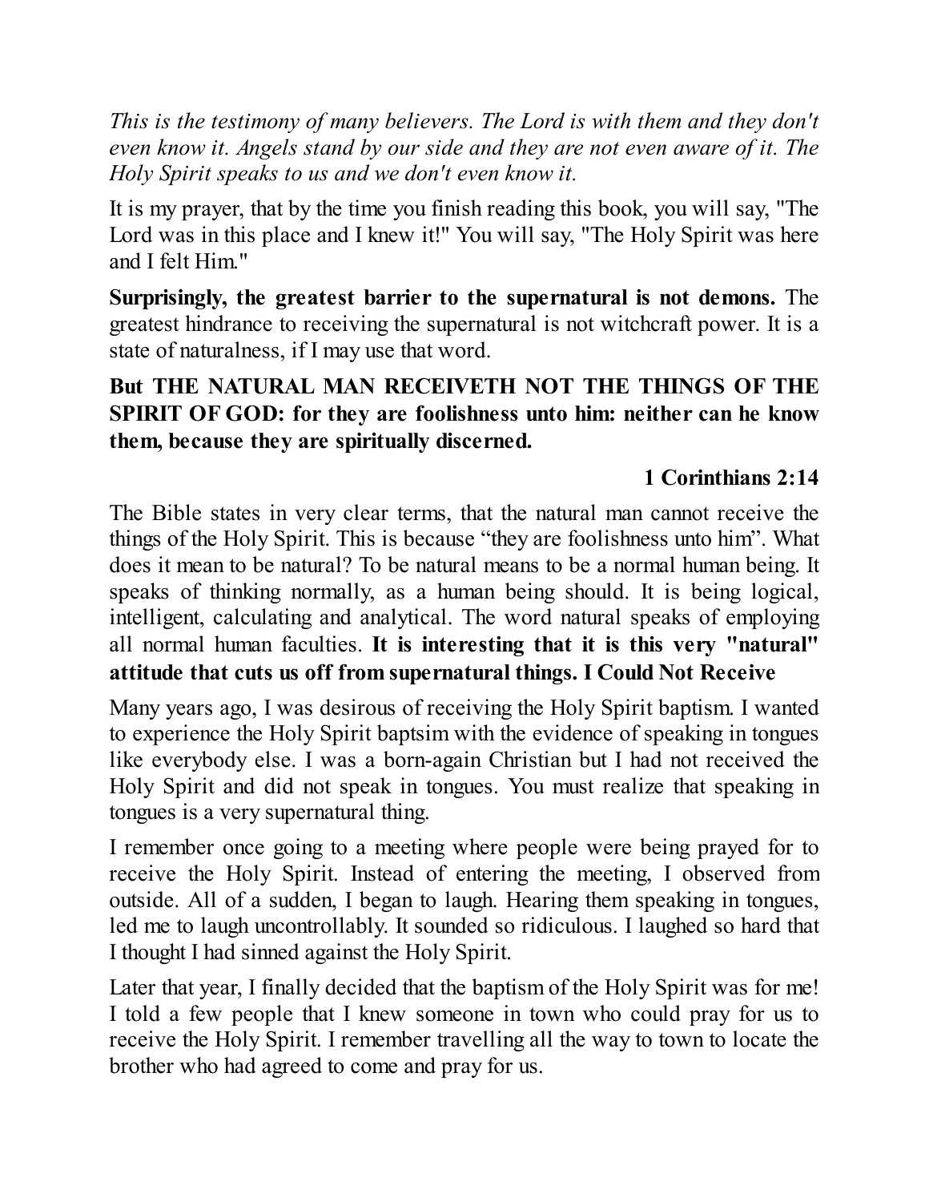*This is the testimony of many believers. The Lord is with them and they don't even know it. Angels stand by our side and they are not even aware of it. The Holy Spirit speaks to us and we don't even know it.*

It is my prayer, that by the time you finish reading this book, you will say, "The Lord was in this place and I knew it!" You will say, "The Holy Spirit was here and I felt Him."

**Surprisingly, the greatest barrier to the supernatural is not demons.** The greatest hindrance to receiving the supernatural is not witchcraft power. It is a state of naturalness, if I may use that word.

**But THE NATURAL MAN RECEIVETH NOT THE THINGS OF THE SPIRIT OF GOD: for they are foolishness unto him: neither can he know them, because they are spiritually discerned.**

**1 Corinthians 2:14**

The Bible states in very clear terms, that the natural man cannot receive the things of the Holy Spirit. This is because “they are foolishness unto him”. What does it mean to be natural? To be natural means to be a normal human being. It speaks of thinking normally, as a human being should. It is being logical, intelligent, calculating and analytical. The word natural speaks of employing all normal human faculties. **It is interesting that it is this very "natural" attitude that cuts us off from supernatural things.**

**I Could Not Receive**

Many years ago, I was desirous of receiving the Holy Spirit baptism. I wanted to experience the Holy Spirit baptsim with the evidence of speaking in tongues like everybody else. I was a born-again Christian but I had not received the Holy Spirit and did not speak in tongues. You must realize that speaking in tongues is a very supernatural thing.

I remember once going to a meeting where people were being prayed for to receive the Holy Spirit. Instead of entering the meeting, I observed from outside. All of a sudden, I began to laugh. Hearing them speaking in tongues, led me to laugh uncontrollably. It sounded so ridiculous. I laughed so hard that I thought I had sinned against the Holy Spirit.

Later that year, I finally decided that the baptism of the Holy Spirit was for me! I told a few people that I knew someone in town who could pray for us to receive the Holy Spirit. I remember travelling all the way to town to locate the brother who had agreed to come and pray for us.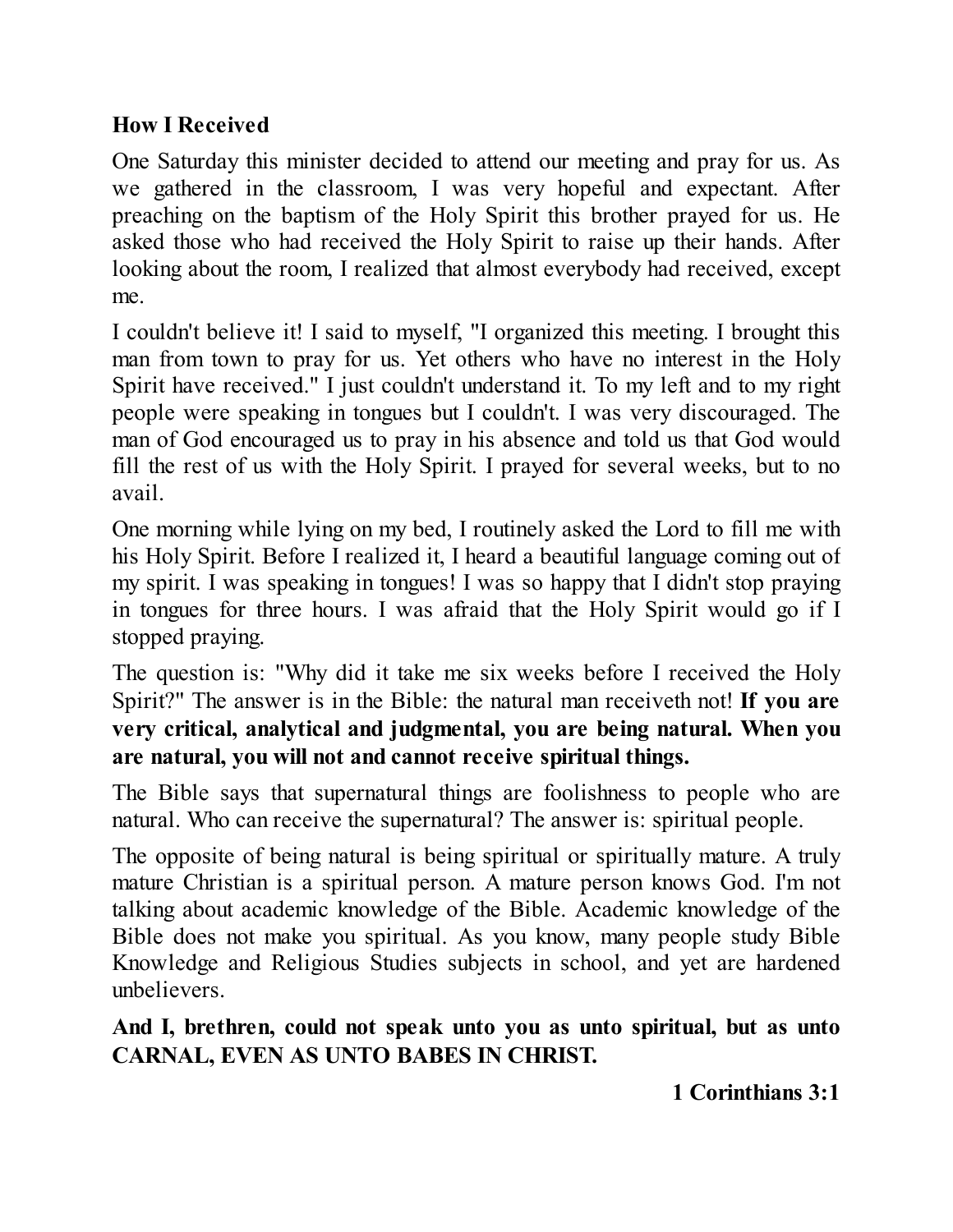**How I Received**

One Saturday this minister decided to attend our meeting and pray for us. As we gathered in the classroom, I was very hopeful and expectant. After preaching on the baptism of the Holy Spirit this brother prayed for us. He asked those who had received the Holy Spirit to raise up their hands. After looking about the room, I realized that almost everybody had received, except me.

I couldn't believe it! I said to myself, "I organized this meeting. I brought this man from town to pray for us. Yet others who have no interest in the Holy Spirit have received." I just couldn't understand it. To my left and to my right people were speaking in tongues but I couldn't. I was very discouraged. The man of God encouraged us to pray in his absence and told us that God would fill the rest of us with the Holy Spirit. I prayed for several weeks, but to no avail.

One morning while lying on my bed, I routinely asked the Lord to fill me with his Holy Spirit. Before I realized it, I heard a beautiful language coming out of my spirit. I was speaking in tongues! I was so happy that I didn't stop praying in tongues for three hours. I was afraid that the Holy Spirit would go if I stopped praying.

The question is: "Why did it take me six weeks before I received the Holy Spirit?" The answer is in the Bible: the natural man receiveth not! **If you are very critical, analytical and judgmental, you are being natural. When you are natural, you will not and cannot receive spiritual things.**

The Bible says that supernatural things are foolishness to people who are natural. Who can receive the supernatural? The answer is: spiritual people.

The opposite of being natural is being spiritual or spiritually mature. A truly mature Christian is a spiritual person. A mature person knows God. I'm not talking about academic knowledge of the Bible. Academic knowledge of the Bible does not make you spiritual. As you know, many people study Bible Knowledge and Religious Studies subjects in school, and yet are hardened unbelievers.

**And I, brethren, could not speak unto you as unto spiritual, but as unto CARNAL, EVEN AS UNTO BABES IN CHRIST.**

**1 Corinthians 3:1**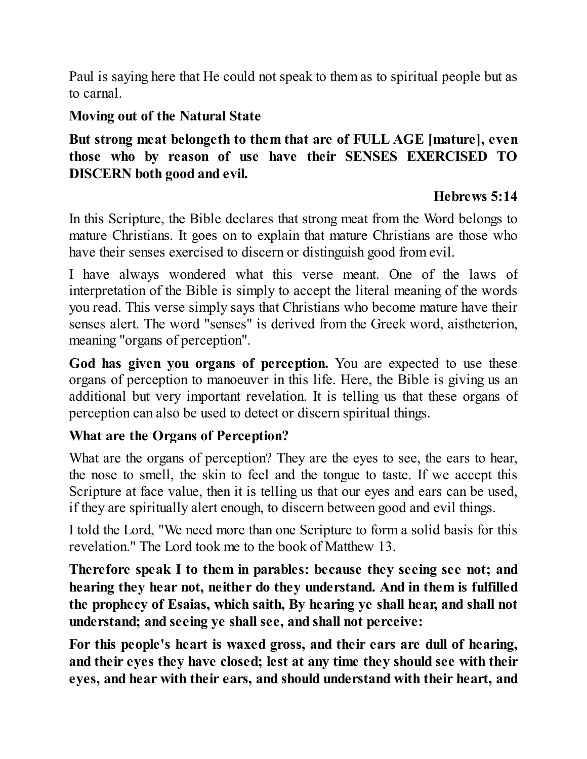Paul is saying here that He could not speak to them as to spiritual people but as to carnal.

### Moving out of the Natural State

**But strong meat belongeth to them that are of FULL AGE [mature], even those who by reason of use have their SENSES EXERCISED TO DISCERN both good and evil.**

**Hebrews 5:14**

In this Scripture, the Bible declares that strong meat from the Word belongs to mature Christians. It goes on to explain that mature Christians are those who have their senses exercised to discern or distinguish good from evil.

I have always wondered what this verse meant. One of the laws of interpretation of the Bible is simply to accept the literal meaning of the words you read. This verse simply says that Christians who become mature have their senses alert. The word "senses" is derived from the Greek word, aistheterion, meaning "organs of perception".

**God has given you organs of perception.** You are expected to use these organs of perception to manoeuver in this life. Here, the Bible is giving us an additional but very important revelation. It is telling us that these organs of perception can also be used to detect or discern spiritual things.

### What are the Organs of Perception?

What are the organs of perception? They are the eyes to see, the ears to hear, the nose to smell, the skin to feel and the tongue to taste. If we accept this Scripture at face value, then it is telling us that our eyes and ears can be used, if they are spiritually alert enough, to discern between good and evil things.

I told the Lord, "We need more than one Scripture to form a solid basis for this revelation." The Lord took me to the book of Matthew 13.

**Therefore speak I to them in parables: because they seeing see not; and hearing they hear not, neither do they understand. And in them is fulfilled the prophecy of Esaias, which saith, By hearing ye shall hear, and shall not understand; and seeing ye shall see, and shall not perceive:**

**For this people's heart is waxed gross, and their ears are dull of hearing, and their eyes they have closed; lest at any time they should see with their eyes, and hear with their ears, and should understand with their heart, and**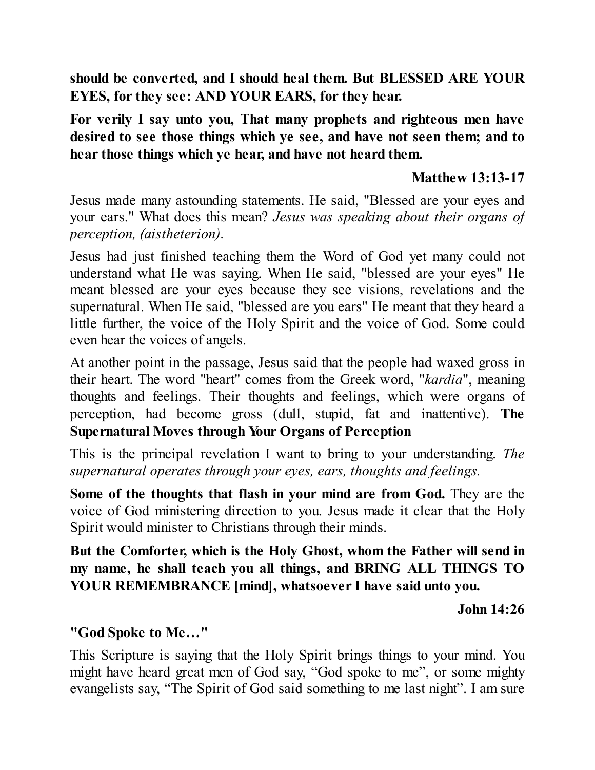**should be converted, and I should heal them. But BLESSED ARE YOUR EYES, for they see: AND YOUR EARS, for they hear.**

**For verily I say unto you, That many prophets and righteous men have desired to see those things which ye see, and have not seen them; and to hear those things which ye hear, and have not heard them.**

**Matthew 13:13-17**

Jesus made many astounding statements. He said, "Blessed are your eyes and your ears." What does this mean? *Jesus was speaking about their organs of perception, (aistheterion).*

Jesus had just finished teaching them the Word of God yet many could not understand what He was saying. When He said, "blessed are your eyes" He meant blessed are your eyes because they see visions, revelations and the supernatural. When He said, "blessed are you ears" He meant that they heard a little further, the voice of the Holy Spirit and the voice of God. Some could even hear the voices of angels.

At another point in the passage, Jesus said that the people had waxed gross in their heart. The word "heart" comes from the Greek word, "*kardia*", meaning thoughts and feelings. Their thoughts and feelings, which were organs of perception, had become gross (dull, stupid, fat and inattentive).

### The Supernatural Moves through Your Organs of Perception

This is the principal revelation I want to bring to your understanding. *The supernatural operates through your eyes, ears, thoughts and feelings.*

**Some of the thoughts that flash in your mind are from God.** They are the voice of God ministering direction to you. Jesus made it clear that the Holy Spirit would minister to Christians through their minds.

**But the Comforter, which is the Holy Ghost, whom the Father will send in my name, he shall teach you all things, and BRING ALL THINGS TO YOUR REMEMBRANCE [mind], whatsoever I have said unto you.**

**John 14:26**

### "God Spoke to Me…"

This Scripture is saying that the Holy Spirit brings things to your mind. You might have heard great men of God say, “God spoke to me”, or some mighty evangelists say, “The Spirit of God said something to me last night”. I am sure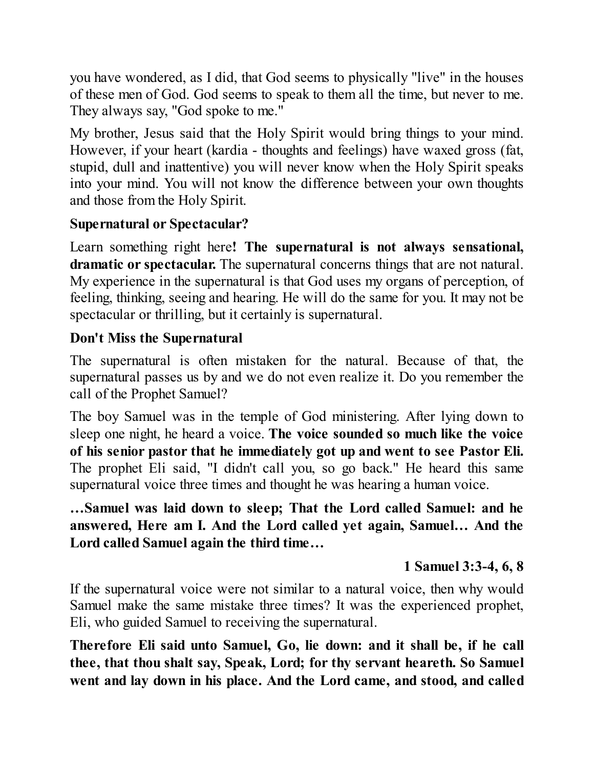you have wondered, as I did, that God seems to physically "live" in the houses of these men of God. God seems to speak to them all the time, but never to me. They always say, "God spoke to me."

My brother, Jesus said that the Holy Spirit would bring things to your mind. However, if your heart (kardia - thoughts and feelings) have waxed gross (fat, stupid, dull and inattentive) you will never know when the Holy Spirit speaks into your mind. You will not know the difference between your own thoughts and those from the Holy Spirit.

### Supernatural or Spectacular?

Learn something right here**! The supernatural is not always sensational, dramatic or spectacular.** The supernatural concerns things that are not natural. My experience in the supernatural is that God uses my organs of perception, of feeling, thinking, seeing and hearing. He will do the same for you. It may not be spectacular or thrilling, but it certainly is supernatural.

### Don't Miss the Supernatural

The supernatural is often mistaken for the natural. Because of that, the supernatural passes us by and we do not even realize it. Do you remember the call of the Prophet Samuel?

The boy Samuel was in the temple of God ministering. After lying down to sleep one night, he heard a voice. **The voice sounded so much like the voice of his senior pastor that he immediately got up and went to see Pastor Eli.** The prophet Eli said, "I didn't call you, so go back." He heard this same supernatural voice three times and thought he was hearing a human voice.

**…Samuel was laid down to sleep; That the Lord called Samuel: and he answered, Here am I. And the Lord called yet again, Samuel… And the Lord called Samuel again the third time…**

**1 Samuel 3:3-4, 6, 8**

If the supernatural voice were not similar to a natural voice, then why would Samuel make the same mistake three times? It was the experienced prophet, Eli, who guided Samuel to receiving the supernatural.

**Therefore Eli said unto Samuel, Go, lie down: and it shall be, if he call thee, that thou shalt say, Speak, Lord; for thy servant heareth. So Samuel went and lay down in his place. And the Lord came, and stood, and called**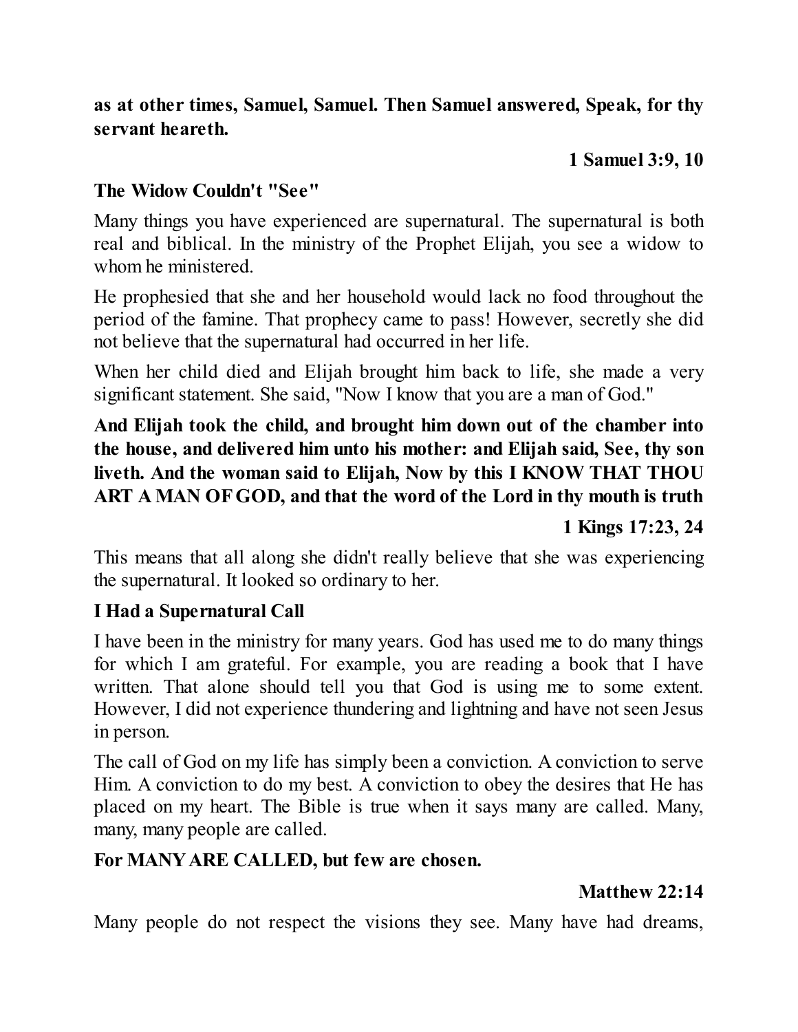**as at other times, Samuel, Samuel. Then Samuel answered, Speak, for thy servant heareth.**

**1 Samuel 3:9, 10**

### The Widow Couldn't "See"

Many things you have experienced are supernatural. The supernatural is both real and biblical. In the ministry of the Prophet Elijah, you see a widow to whom he ministered.

He prophesied that she and her household would lack no food throughout the period of the famine. That prophecy came to pass! However, secretly she did not believe that the supernatural had occurred in her life.

When her child died and Elijah brought him back to life, she made a very significant statement. She said, "Now I know that you are a man of God."

**And Elijah took the child, and brought him down out of the chamber into the house, and delivered him unto his mother: and Elijah said, See, thy son liveth. And the woman said to Elijah, Now by this I KNOW THAT THOU ART A MAN OF GOD, and that the word of the Lord in thy mouth is truth**

**1 Kings 17:23, 24**

This means that all along she didn't really believe that she was experiencing the supernatural. It looked so ordinary to her.

### I Had a Supernatural Call

I have been in the ministry for many years. God has used me to do many things for which I am grateful. For example, you are reading a book that I have written. That alone should tell you that God is using me to some extent. However, I did not experience thundering and lightning and have not seen Jesus in person.

The call of God on my life has simply been a conviction. A conviction to serve Him. A conviction to do my best. A conviction to obey the desires that He has placed on my heart. The Bible is true when it says many are called. Many, many, many people are called.

**For MANY ARE CALLED, but few are chosen.**

**Matthew 22:14**

Many people do not respect the visions they see. Many have had dreams,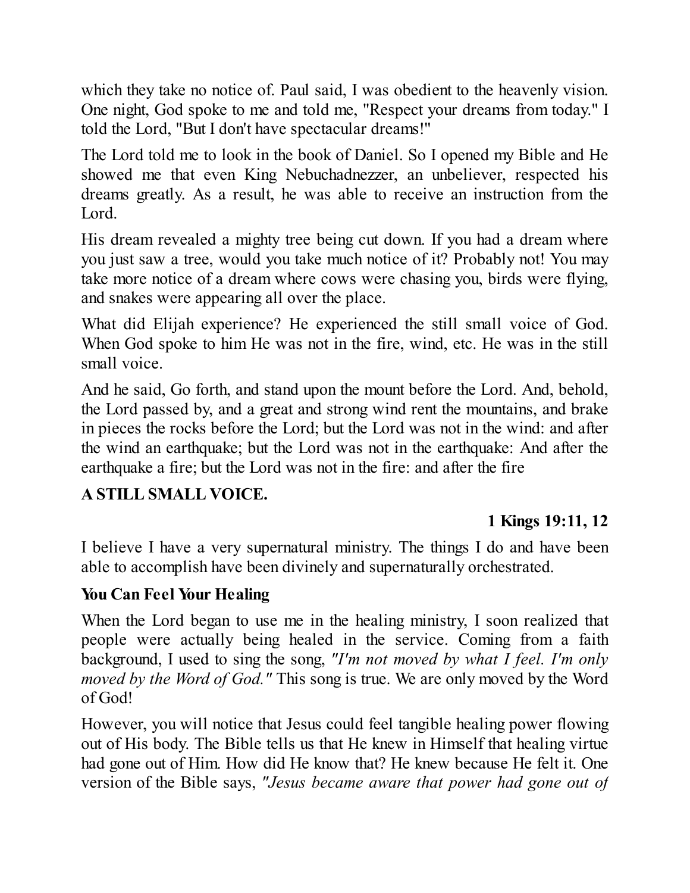which they take no notice of. Paul said, I was obedient to the heavenly vision. One night, God spoke to me and told me, "Respect your dreams from today." I told the Lord, "But I don't have spectacular dreams!"

The Lord told me to look in the book of Daniel. So I opened my Bible and He showed me that even King Nebuchadnezzer, an unbeliever, respected his dreams greatly. As a result, he was able to receive an instruction from the Lord.

His dream revealed a mighty tree being cut down. If you had a dream where you just saw a tree, would you take much notice of it? Probably not! You may take more notice of a dream where cows were chasing you, birds were flying, and snakes were appearing all over the place.

What did Elijah experience? He experienced the still small voice of God. When God spoke to him He was not in the fire, wind, etc. He was in the still small voice.

And he said, Go forth, and stand upon the mount before the Lord. And, behold, the Lord passed by, and a great and strong wind rent the mountains, and brake in pieces the rocks before the Lord; but the Lord was not in the wind: and after the wind an earthquake; but the Lord was not in the earthquake: And after the earthquake a fire; but the Lord was not in the fire: and after the fire

**A STILL SMALL VOICE.**

**1 Kings 19:11, 12**

I believe I have a very supernatural ministry. The things I do and have been able to accomplish have been divinely and supernaturally orchestrated.

**You Can Feel Your Healing**

When the Lord began to use me in the healing ministry, I soon realized that people were actually being healed in the service. Coming from a faith background, I used to sing the song, *"I'm not moved by what I feel. I'm only moved by the Word of God."* This song is true. We are only moved by the Word of God!

However, you will notice that Jesus could feel tangible healing power flowing out of His body. The Bible tells us that He knew in Himself that healing virtue had gone out of Him. How did He know that? He knew because He felt it. One version of the Bible says, *"Jesus became aware that power had gone out of*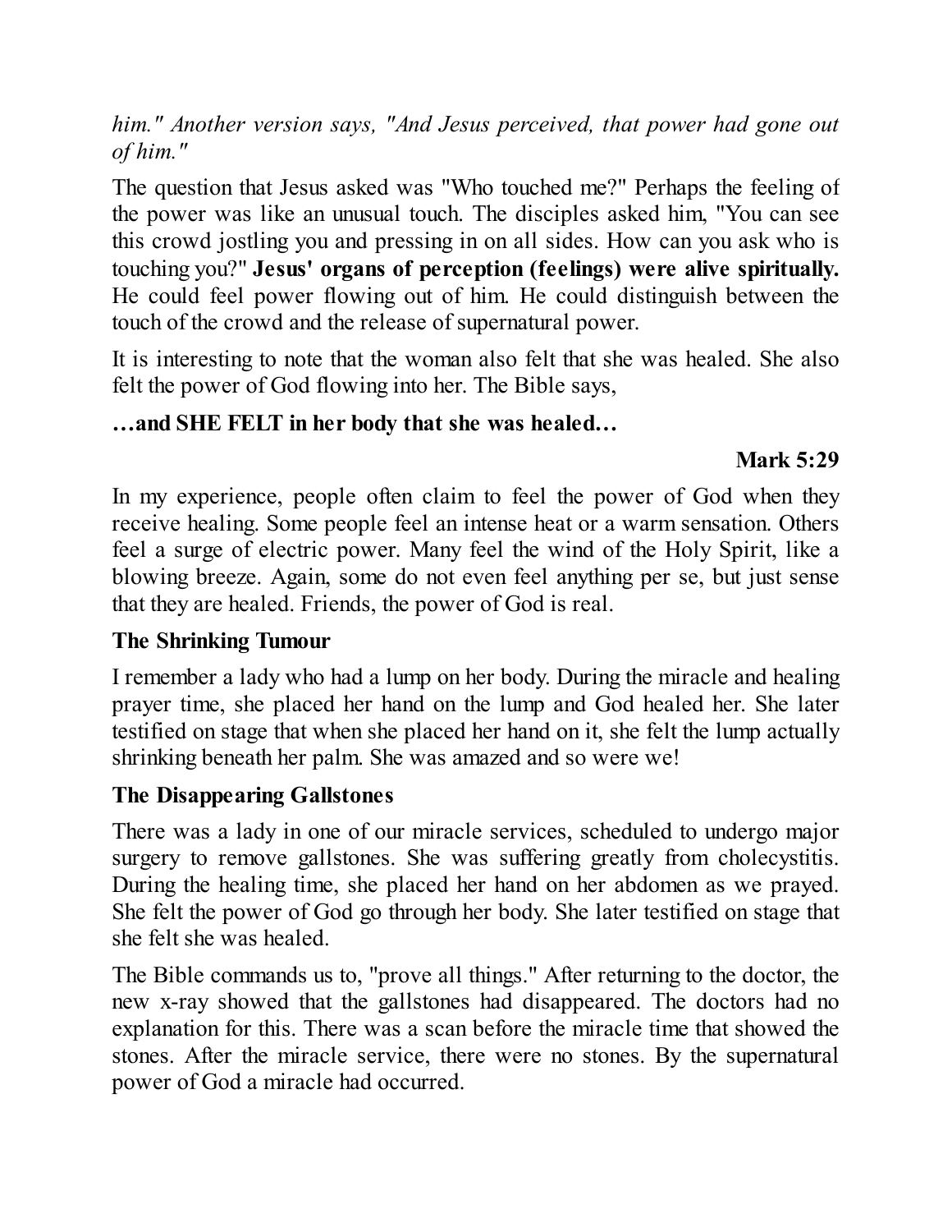*him." Another version says, "And Jesus perceived, that power had gone out of him."*

The question that Jesus asked was "Who touched me?" Perhaps the feeling of the power was like an unusual touch. The disciples asked him, "You can see this crowd jostling you and pressing in on all sides. How can you ask who is touching you?" **Jesus' organs of perception (feelings) were alive spiritually.** He could feel power flowing out of him. He could distinguish between the touch of the crowd and the release of supernatural power.

It is interesting to note that the woman also felt that she was healed. She also felt the power of God flowing into her. The Bible says,

**…and SHE FELT in her body that she was healed…**

**Mark 5:29**

In my experience, people often claim to feel the power of God when they receive healing. Some people feel an intense heat or a warm sensation. Others feel a surge of electric power. Many feel the wind of the Holy Spirit, like a blowing breeze. Again, some do not even feel anything per se, but just sense that they are healed. Friends, the power of God is real.

**The Shrinking Tumour**

I remember a lady who had a lump on her body. During the miracle and healing prayer time, she placed her hand on the lump and God healed her. She later testified on stage that when she placed her hand on it, she felt the lump actually shrinking beneath her palm. She was amazed and so were we!

**The Disappearing Gallstones**

There was a lady in one of our miracle services, scheduled to undergo major surgery to remove gallstones. She was suffering greatly from cholecystitis. During the healing time, she placed her hand on her abdomen as we prayed. She felt the power of God go through her body. She later testified on stage that she felt she was healed.

The Bible commands us to, "prove all things." After returning to the doctor, the new x-ray showed that the gallstones had disappeared. The doctors had no explanation for this. There was a scan before the miracle time that showed the stones. After the miracle service, there were no stones. By the supernatural power of God a miracle had occurred.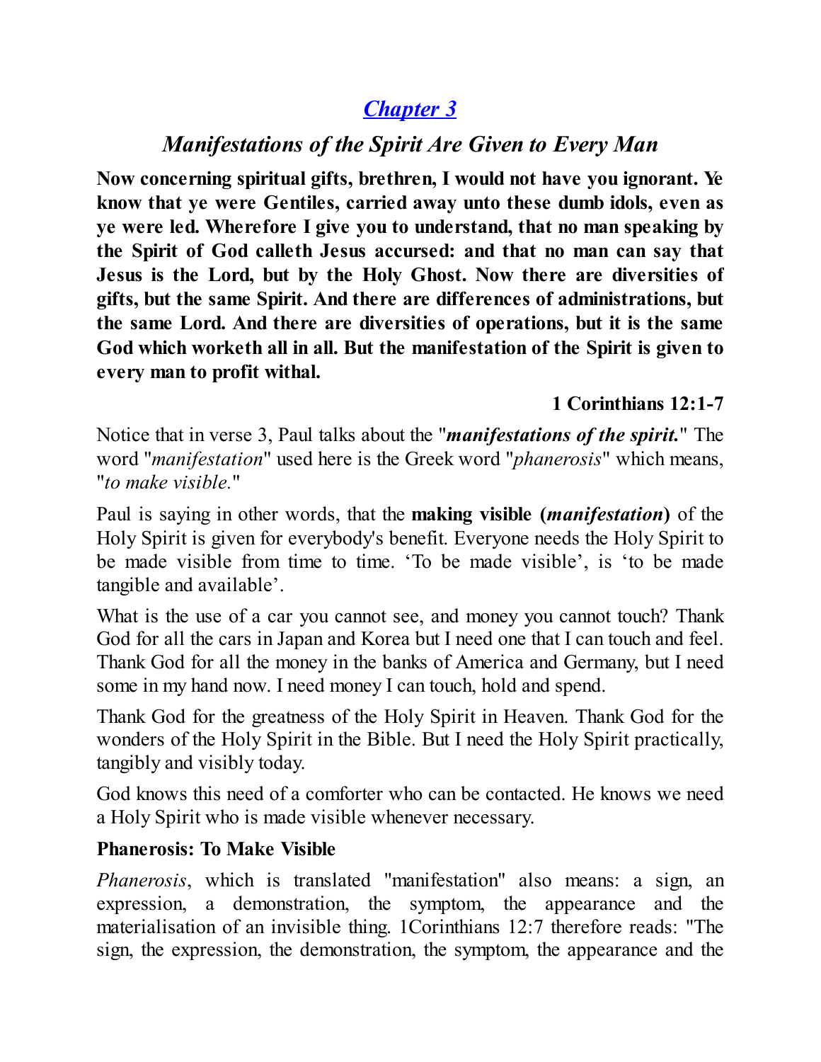## *[Chapter 3](#)*

### *Manifestations of the Spirit Are Given to Every Man*

**Now concerning spiritual gifts, brethren, I would not have you ignorant. Ye know that ye were Gentiles, carried away unto these dumb idols, even as ye were led. Wherefore I give you to understand, that no man speaking by the Spirit of God calleth Jesus accursed: and that no man can say that Jesus is the Lord, but by the Holy Ghost. Now there are diversities of gifts, but the same Spirit. And there are differences of administrations, but the same Lord. And there are diversities of operations, but it is the same God which worketh all in all. But the manifestation of the Spirit is given to every man to profit withal.**

**1 Corinthians 12:1-7**

Notice that in verse 3, Paul talks about the "***manifestations of the spirit.***" The word "*manifestation*" used here is the Greek word "*phanerosis*" which means, "*to make visible.*"

Paul is saying in other words, that the **making visible (*manifestation*)** of the Holy Spirit is given for everybody's benefit. Everyone needs the Holy Spirit to be made visible from time to time. 'To be made visible', is 'to be made tangible and available'.

What is the use of a car you cannot see, and money you cannot touch? Thank God for all the cars in Japan and Korea but I need one that I can touch and feel. Thank God for all the money in the banks of America and Germany, but I need some in my hand now. I need money I can touch, hold and spend.

Thank God for the greatness of the Holy Spirit in Heaven. Thank God for the wonders of the Holy Spirit in the Bible. But I need the Holy Spirit practically, tangibly and visibly today.

God knows this need of a comforter who can be contacted. He knows we need a Holy Spirit who is made visible whenever necessary.

**Phanerosis: To Make Visible**

*Phanerosis*, which is translated "manifestation" also means: a sign, an expression, a demonstration, the symptom, the appearance and the materialisation of an invisible thing. 1Corinthians 12:7 therefore reads: "The sign, the expression, the demonstration, the symptom, the appearance and the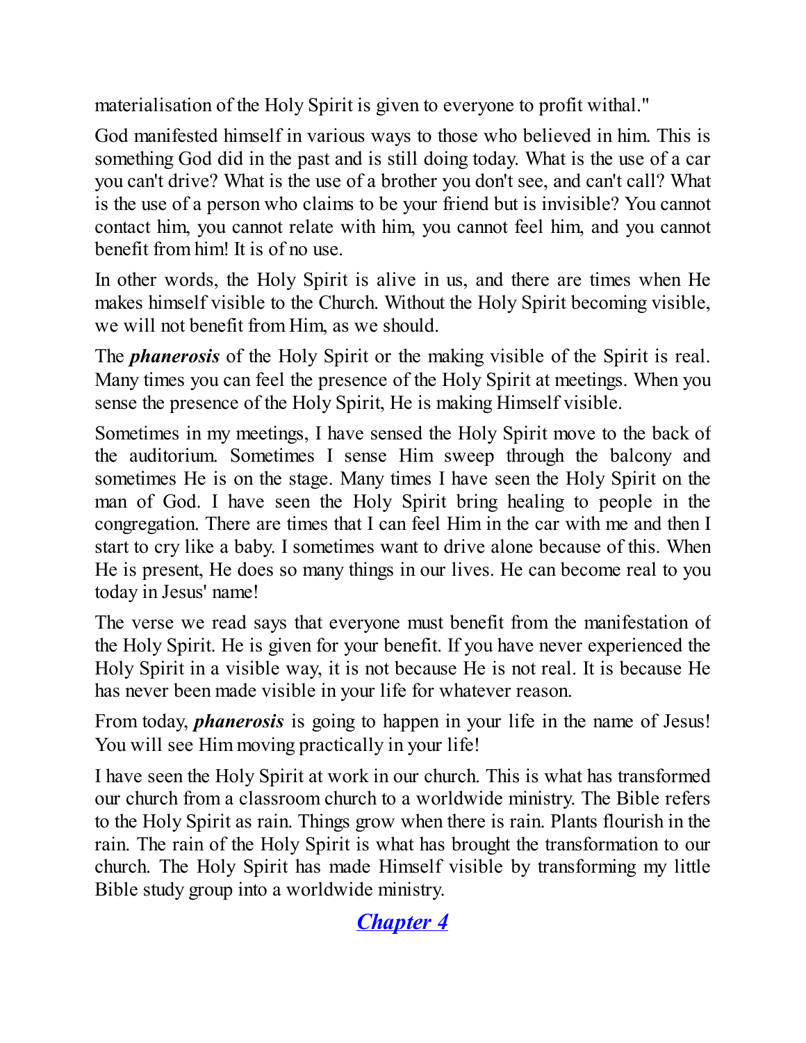materialisation of the Holy Spirit is given to everyone to profit withal."

God manifested himself in various ways to those who believed in him. This is something God did in the past and is still doing today. What is the use of a car you can't drive? What is the use of a brother you don't see, and can't call? What is the use of a person who claims to be your friend but is invisible? You cannot contact him, you cannot relate with him, you cannot feel him, and you cannot benefit from him! It is of no use.

In other words, the Holy Spirit is alive in us, and there are times when He makes himself visible to the Church. Without the Holy Spirit becoming visible, we will not benefit from Him, as we should.

The ***phanerosis*** of the Holy Spirit or the making visible of the Spirit is real. Many times you can feel the presence of the Holy Spirit at meetings. When you sense the presence of the Holy Spirit, He is making Himself visible.

Sometimes in my meetings, I have sensed the Holy Spirit move to the back of the auditorium. Sometimes I sense Him sweep through the balcony and sometimes He is on the stage. Many times I have seen the Holy Spirit on the man of God. I have seen the Holy Spirit bring healing to people in the congregation. There are times that I can feel Him in the car with me and then I start to cry like a baby. I sometimes want to drive alone because of this. When He is present, He does so many things in our lives. He can become real to you today in Jesus' name!

The verse we read says that everyone must benefit from the manifestation of the Holy Spirit. He is given for your benefit. If you have never experienced the Holy Spirit in a visible way, it is not because He is not real. It is because He has never been made visible in your life for whatever reason.

From today, ***phanerosis*** is going to happen in your life in the name of Jesus! You will see Him moving practically in your life!

I have seen the Holy Spirit at work in our church. This is what has transformed our church from a classroom church to a worldwide ministry. The Bible refers to the Holy Spirit as rain. Things grow when there is rain. Plants flourish in the rain. The rain of the Holy Spirit is what has brought the transformation to our church. The Holy Spirit has made Himself visible by transforming my little Bible study group into a worldwide ministry.

## [Chapter 4]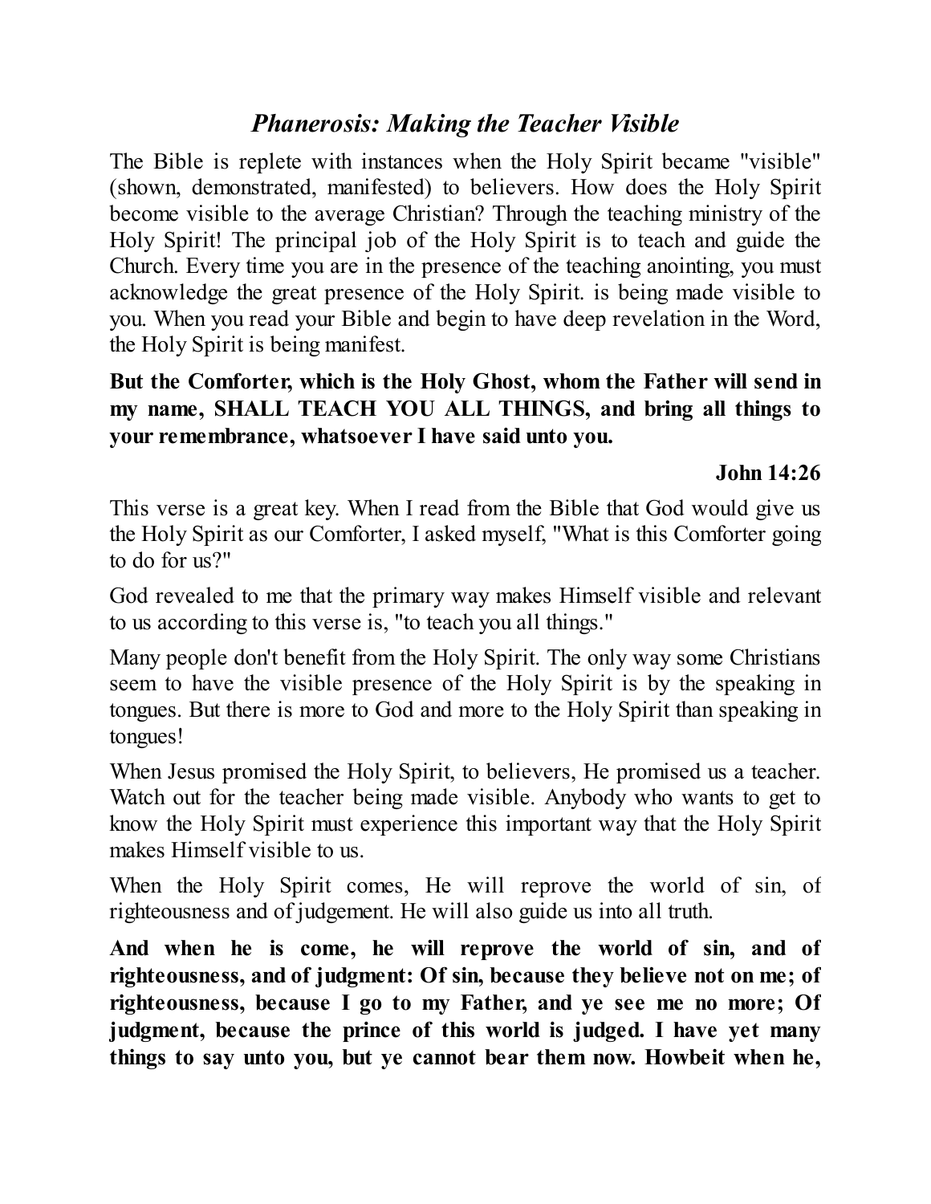## *Phanerosis: Making the Teacher Visible*

The Bible is replete with instances when the Holy Spirit became "visible" (shown, demonstrated, manifested) to believers. How does the Holy Spirit become visible to the average Christian? Through the teaching ministry of the Holy Spirit! The principal job of the Holy Spirit is to teach and guide the Church. Every time you are in the presence of the teaching anointing, you must acknowledge the great presence of the Holy Spirit. is being made visible to you. When you read your Bible and begin to have deep revelation in the Word, the Holy Spirit is being manifest.

**But the Comforter, which is the Holy Ghost, whom the Father will send in my name, SHALL TEACH YOU ALL THINGS, and bring all things to your remembrance, whatsoever I have said unto you.**

**John 14:26**

This verse is a great key. When I read from the Bible that God would give us the Holy Spirit as our Comforter, I asked myself, "What is this Comforter going to do for us?"

God revealed to me that the primary way makes Himself visible and relevant to us according to this verse is, "to teach you all things."

Many people don't benefit from the Holy Spirit. The only way some Christians seem to have the visible presence of the Holy Spirit is by the speaking in tongues. But there is more to God and more to the Holy Spirit than speaking in tongues!

When Jesus promised the Holy Spirit, to believers, He promised us a teacher. Watch out for the teacher being made visible. Anybody who wants to get to know the Holy Spirit must experience this important way that the Holy Spirit makes Himself visible to us.

When the Holy Spirit comes, He will reprove the world of sin, of righteousness and of judgement. He will also guide us into all truth.

**And when he is come, he will reprove the world of sin, and of righteousness, and of judgment: Of sin, because they believe not on me; of righteousness, because I go to my Father, and ye see me no more; Of judgment, because the prince of this world is judged. I have yet many things to say unto you, but ye cannot bear them now. Howbeit when he,**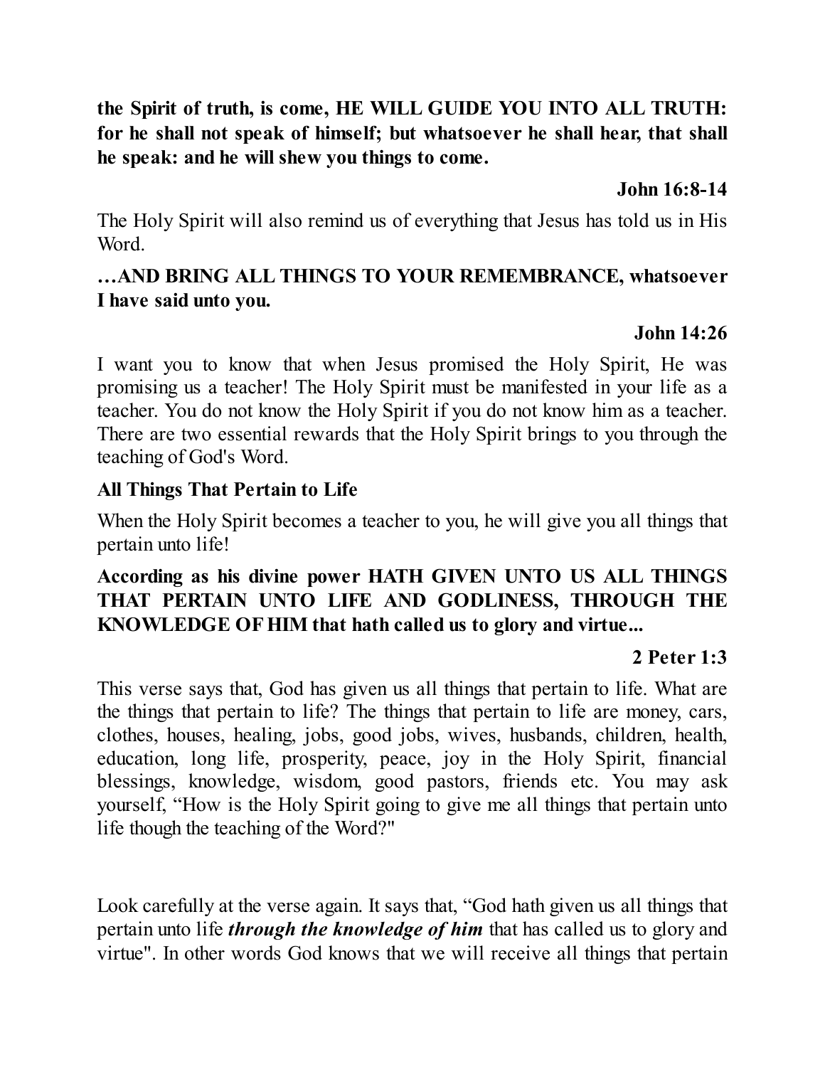**the Spirit of truth, is come, HE WILL GUIDE YOU INTO ALL TRUTH: for he shall not speak of himself; but whatsoever he shall hear, that shall he speak: and he will shew you things to come.**

**John 16:8-14**

The Holy Spirit will also remind us of everything that Jesus has told us in His Word.

**…AND BRING ALL THINGS TO YOUR REMEMBRANCE, whatsoever I have said unto you.**

**John 14:26**

I want you to know that when Jesus promised the Holy Spirit, He was promising us a teacher! The Holy Spirit must be manifested in your life as a teacher. You do not know the Holy Spirit if you do not know him as a teacher. There are two essential rewards that the Holy Spirit brings to you through the teaching of God's Word.

**All Things That Pertain to Life**

When the Holy Spirit becomes a teacher to you, he will give you all things that pertain unto life!

**According as his divine power HATH GIVEN UNTO US ALL THINGS THAT PERTAIN UNTO LIFE AND GODLINESS, THROUGH THE KNOWLEDGE OF HIM that hath called us to glory and virtue...**

**2 Peter 1:3**

This verse says that, God has given us all things that pertain to life. What are the things that pertain to life? The things that pertain to life are money, cars, clothes, houses, healing, jobs, good jobs, wives, husbands, children, health, education, long life, prosperity, peace, joy in the Holy Spirit, financial blessings, knowledge, wisdom, good pastors, friends etc. You may ask yourself, "How is the Holy Spirit going to give me all things that pertain unto life though the teaching of the Word?"

Look carefully at the verse again. It says that, "God hath given us all things that pertain unto life ***through the knowledge of him*** that has called us to glory and virtue". In other words God knows that we will receive all things that pertain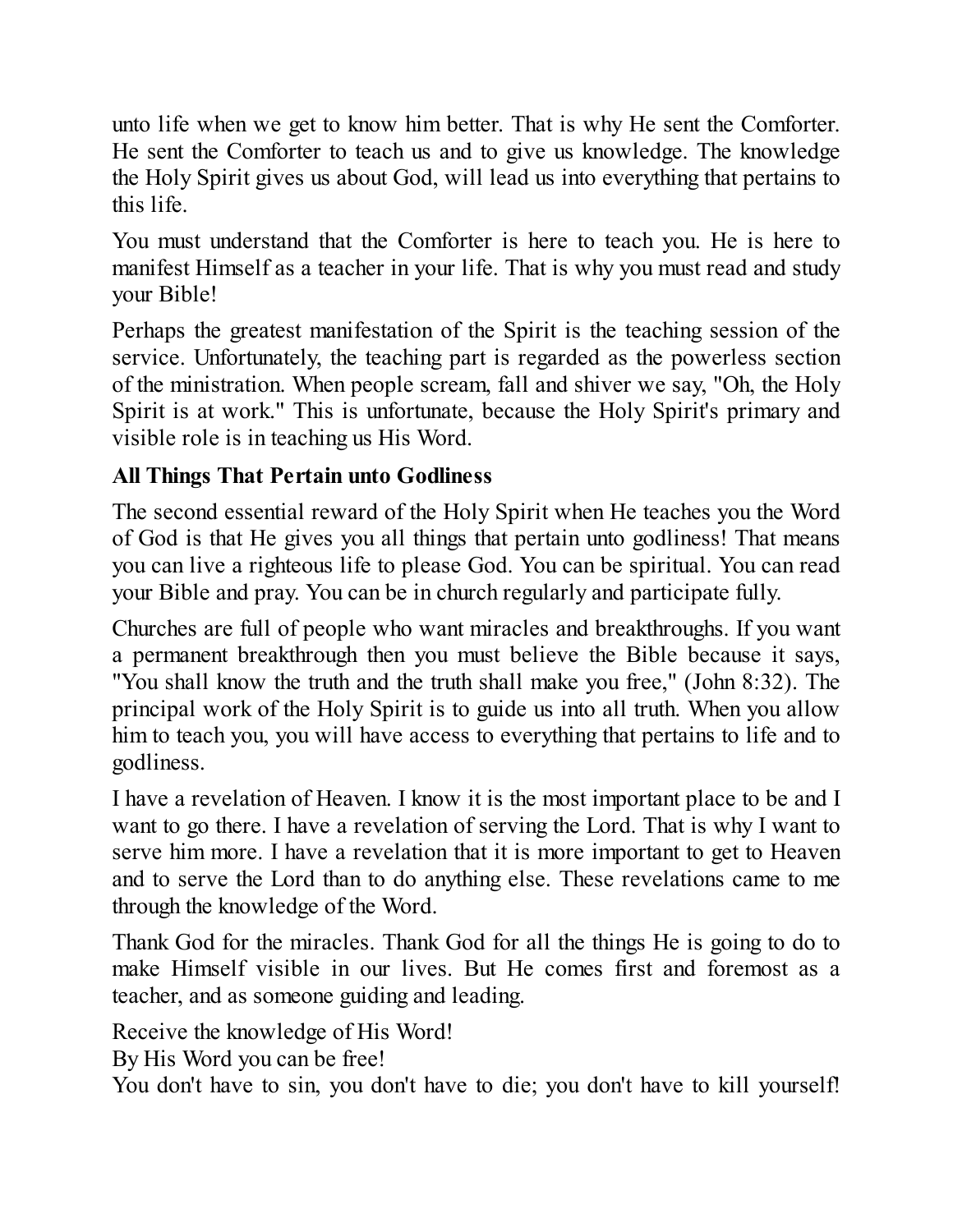unto life when we get to know him better. That is why He sent the Comforter. He sent the Comforter to teach us and to give us knowledge. The knowledge the Holy Spirit gives us about God, will lead us into everything that pertains to this life.

You must understand that the Comforter is here to teach you. He is here to manifest Himself as a teacher in your life. That is why you must read and study your Bible!

Perhaps the greatest manifestation of the Spirit is the teaching session of the service. Unfortunately, the teaching part is regarded as the powerless section of the ministration. When people scream, fall and shiver we say, "Oh, the Holy Spirit is at work." This is unfortunate, because the Holy Spirit's primary and visible role is in teaching us His Word.

**All Things That Pertain unto Godliness**

The second essential reward of the Holy Spirit when He teaches you the Word of God is that He gives you all things that pertain unto godliness! That means you can live a righteous life to please God. You can be spiritual. You can read your Bible and pray. You can be in church regularly and participate fully.

Churches are full of people who want miracles and breakthroughs. If you want a permanent breakthrough then you must believe the Bible because it says, "You shall know the truth and the truth shall make you free," (John 8:32). The principal work of the Holy Spirit is to guide us into all truth. When you allow him to teach you, you will have access to everything that pertains to life and to godliness.

I have a revelation of Heaven. I know it is the most important place to be and I want to go there. I have a revelation of serving the Lord. That is why I want to serve him more. I have a revelation that it is more important to get to Heaven and to serve the Lord than to do anything else. These revelations came to me through the knowledge of the Word.

Thank God for the miracles. Thank God for all the things He is going to do to make Himself visible in our lives. But He comes first and foremost as a teacher, and as someone guiding and leading.

Receive the knowledge of His Word!
By His Word you can be free!
You don't have to sin, you don't have to die; you don't have to kill yourself!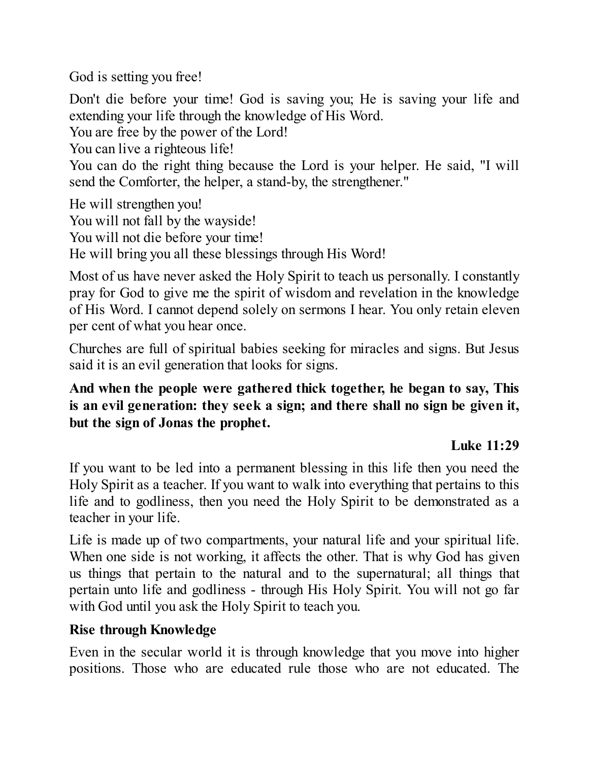God is setting you free!

Don't die before your time! God is saving you; He is saving your life and extending your life through the knowledge of His Word.
You are free by the power of the Lord!
You can live a righteous life!
You can do the right thing because the Lord is your helper. He said, "I will send the Comforter, the helper, a stand-by, the strengthener."

He will strengthen you!
You will not fall by the wayside!
You will not die before your time!
He will bring you all these blessings through His Word!

Most of us have never asked the Holy Spirit to teach us personally. I constantly pray for God to give me the spirit of wisdom and revelation in the knowledge of His Word. I cannot depend solely on sermons I hear. You only retain eleven per cent of what you hear once.

Churches are full of spiritual babies seeking for miracles and signs. But Jesus said it is an evil generation that looks for signs.

**And when the people were gathered thick together, he began to say, This is an evil generation: they seek a sign; and there shall no sign be given it, but the sign of Jonas the prophet.**

**Luke 11:29**

If you want to be led into a permanent blessing in this life then you need the Holy Spirit as a teacher. If you want to walk into everything that pertains to this life and to godliness, then you need the Holy Spirit to be demonstrated as a teacher in your life.

Life is made up of two compartments, your natural life and your spiritual life. When one side is not working, it affects the other. That is why God has given us things that pertain to the natural and to the supernatural; all things that pertain unto life and godliness - through His Holy Spirit. You will not go far with God until you ask the Holy Spirit to teach you.

**Rise through Knowledge**

Even in the secular world it is through knowledge that you move into higher positions. Those who are educated rule those who are not educated. The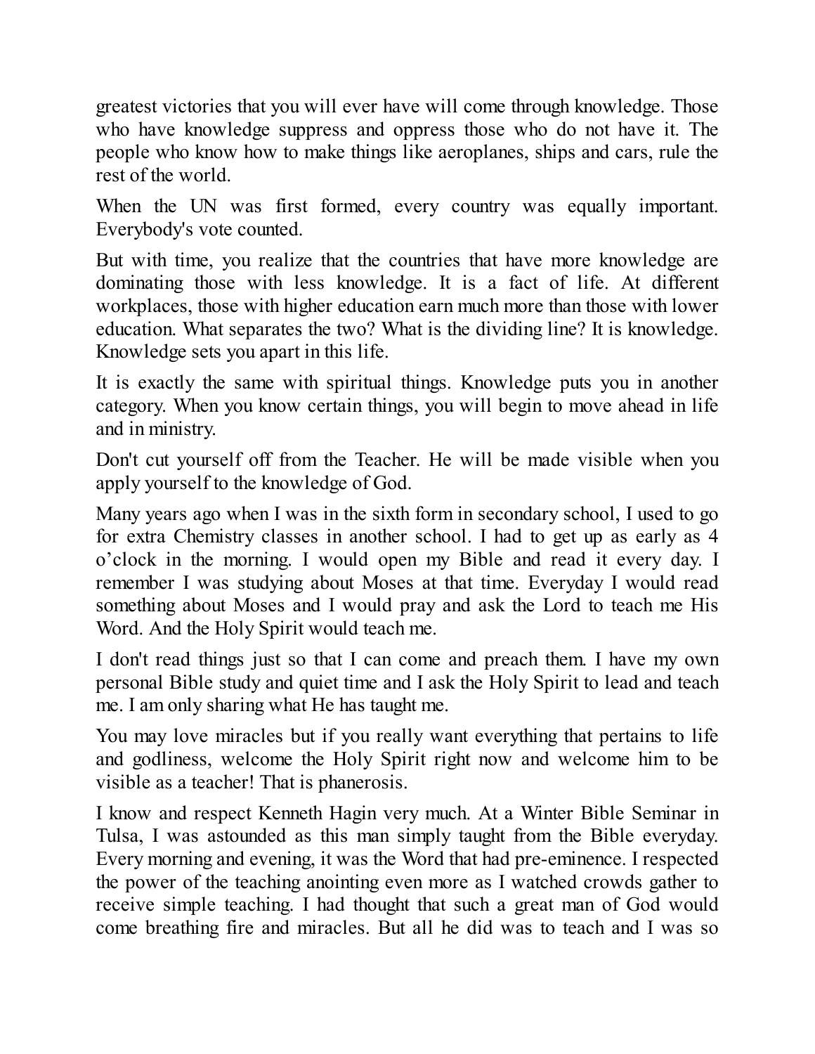greatest victories that you will ever have will come through knowledge. Those who have knowledge suppress and oppress those who do not have it. The people who know how to make things like aeroplanes, ships and cars, rule the rest of the world.

When the UN was first formed, every country was equally important. Everybody's vote counted.

But with time, you realize that the countries that have more knowledge are dominating those with less knowledge. It is a fact of life. At different workplaces, those with higher education earn much more than those with lower education. What separates the two? What is the dividing line? It is knowledge. Knowledge sets you apart in this life.

It is exactly the same with spiritual things. Knowledge puts you in another category. When you know certain things, you will begin to move ahead in life and in ministry.

Don't cut yourself off from the Teacher. He will be made visible when you apply yourself to the knowledge of God.

Many years ago when I was in the sixth form in secondary school, I used to go for extra Chemistry classes in another school. I had to get up as early as 4 o'clock in the morning. I would open my Bible and read it every day. I remember I was studying about Moses at that time. Everyday I would read something about Moses and I would pray and ask the Lord to teach me His Word. And the Holy Spirit would teach me.

I don't read things just so that I can come and preach them. I have my own personal Bible study and quiet time and I ask the Holy Spirit to lead and teach me. I am only sharing what He has taught me.

You may love miracles but if you really want everything that pertains to life and godliness, welcome the Holy Spirit right now and welcome him to be visible as a teacher! That is phanerosis.

I know and respect Kenneth Hagin very much. At a Winter Bible Seminar in Tulsa, I was astounded as this man simply taught from the Bible everyday. Every morning and evening, it was the Word that had pre-eminence. I respected the power of the teaching anointing even more as I watched crowds gather to receive simple teaching. I had thought that such a great man of God would come breathing fire and miracles. But all he did was to teach and I was so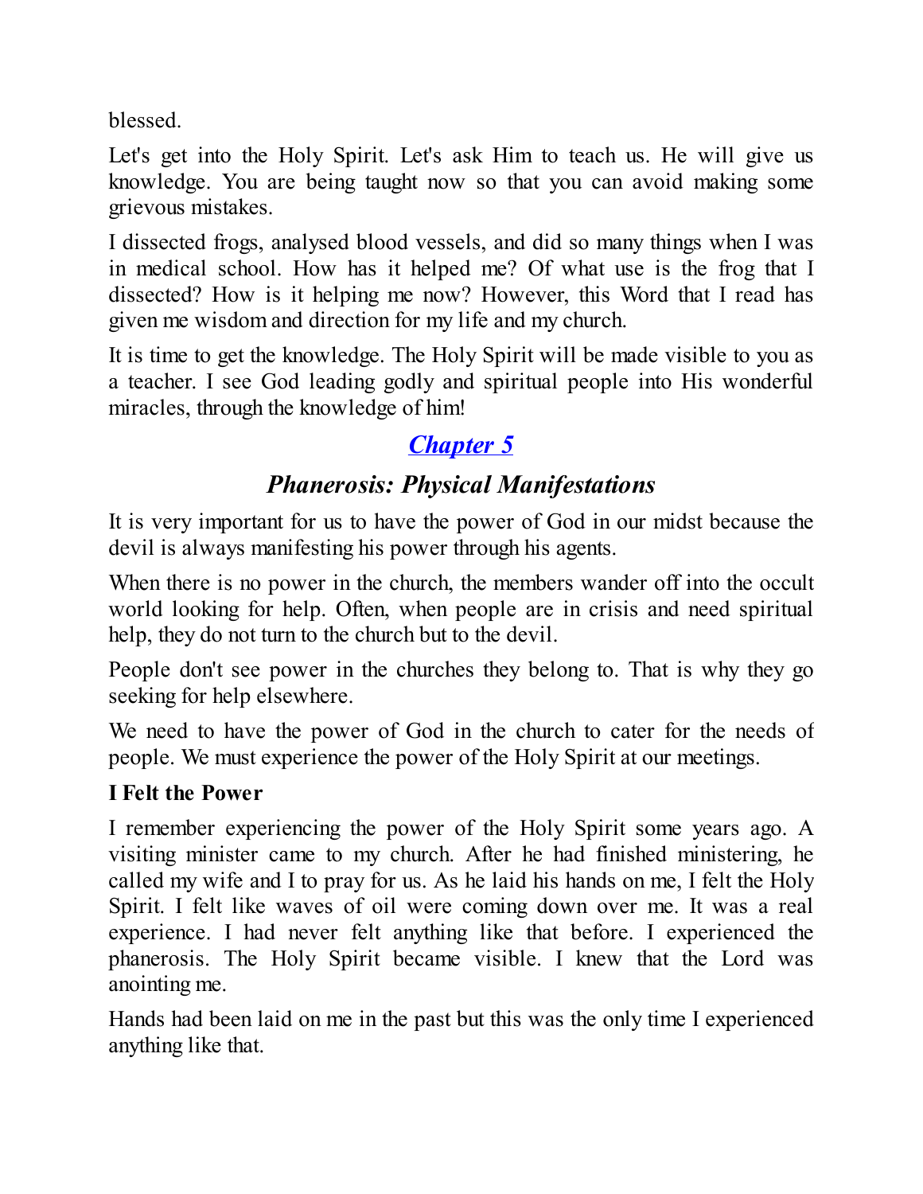blessed.

Let's get into the Holy Spirit. Let's ask Him to teach us. He will give us knowledge. You are being taught now so that you can avoid making some grievous mistakes.

I dissected frogs, analysed blood vessels, and did so many things when I was in medical school. How has it helped me? Of what use is the frog that I dissected? How is it helping me now? However, this Word that I read has given me wisdom and direction for my life and my church.

It is time to get the knowledge. The Holy Spirit will be made visible to you as a teacher. I see God leading godly and spiritual people into His wonderful miracles, through the knowledge of him!

## *Chapter 5*

## *Phanerosis: Physical Manifestations*

It is very important for us to have the power of God in our midst because the devil is always manifesting his power through his agents.

When there is no power in the church, the members wander off into the occult world looking for help. Often, when people are in crisis and need spiritual help, they do not turn to the church but to the devil.

People don't see power in the churches they belong to. That is why they go seeking for help elsewhere.

We need to have the power of God in the church to cater for the needs of people. We must experience the power of the Holy Spirit at our meetings.

### I Felt the Power

I remember experiencing the power of the Holy Spirit some years ago. A visiting minister came to my church. After he had finished ministering, he called my wife and I to pray for us. As he laid his hands on me, I felt the Holy Spirit. I felt like waves of oil were coming down over me. It was a real experience. I had never felt anything like that before. I experienced the phanerosis. The Holy Spirit became visible. I knew that the Lord was anointing me.

Hands had been laid on me in the past but this was the only time I experienced anything like that.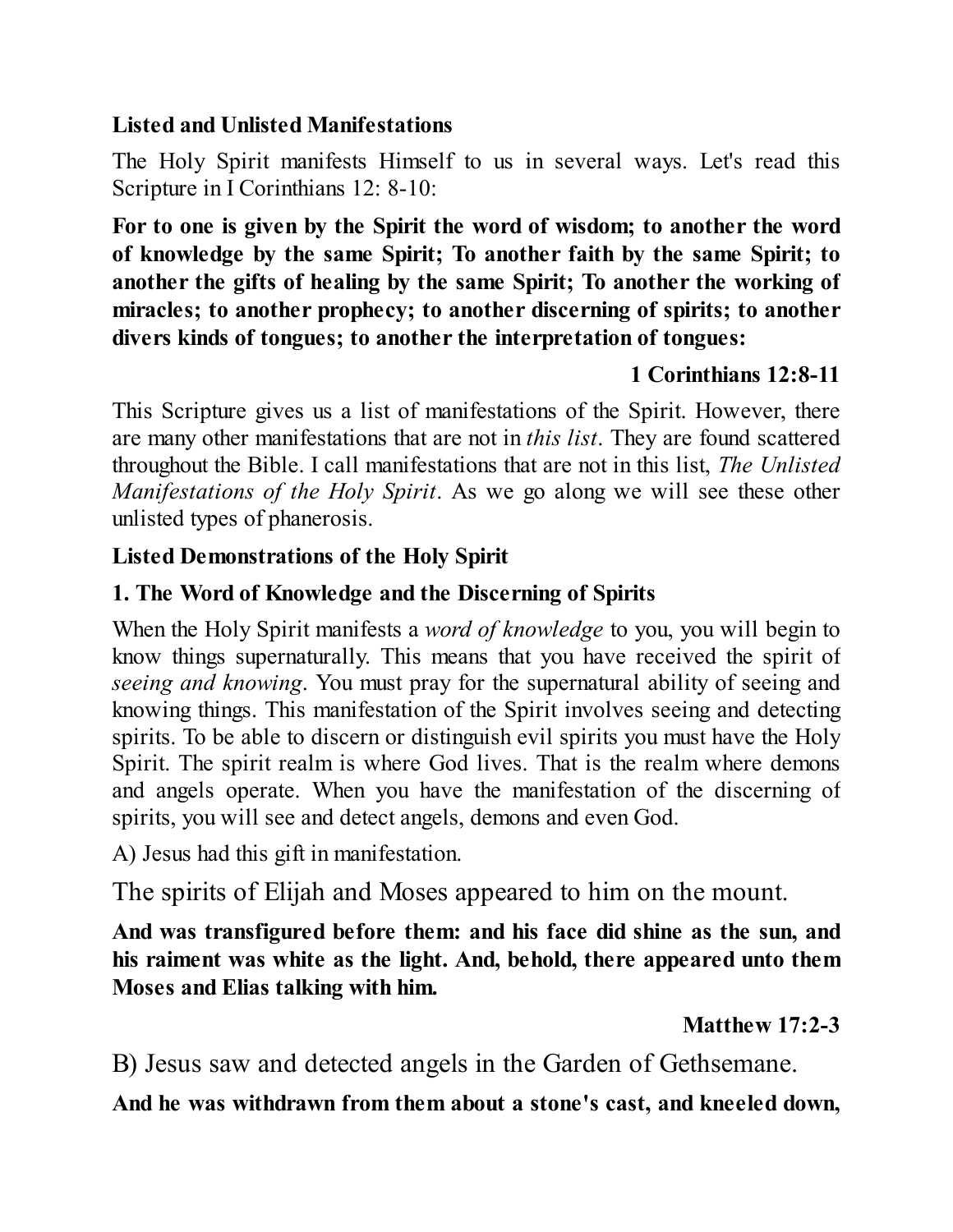**Listed and Unlisted Manifestations**

The Holy Spirit manifests Himself to us in several ways. Let's read this Scripture in I Corinthians 12: 8-10:

**For to one is given by the Spirit the word of wisdom; to another the word of knowledge by the same Spirit; To another faith by the same Spirit; to another the gifts of healing by the same Spirit; To another the working of miracles; to another prophecy; to another discerning of spirits; to another divers kinds of tongues; to another the interpretation of tongues:**

**1 Corinthians 12:8-11**

This Scripture gives us a list of manifestations of the Spirit. However, there are many other manifestations that are not in *this list*. They are found scattered throughout the Bible. I call manifestations that are not in this list, *The Unlisted Manifestations of the Holy Spirit*. As we go along we will see these other unlisted types of phanerosis.

**Listed Demonstrations of the Holy Spirit**

**1. The Word of Knowledge and the Discerning of Spirits**

When the Holy Spirit manifests a *word of knowledge* to you, you will begin to know things supernaturally. This means that you have received the spirit of *seeing and knowing*. You must pray for the supernatural ability of seeing and knowing things. This manifestation of the Spirit involves seeing and detecting spirits. To be able to discern or distinguish evil spirits you must have the Holy Spirit. The spirit realm is where God lives. That is the realm where demons and angels operate. When you have the manifestation of the discerning of spirits, you will see and detect angels, demons and even God.

A) Jesus had this gift in manifestation.

The spirits of Elijah and Moses appeared to him on the mount.

**And was transfigured before them: and his face did shine as the sun, and his raiment was white as the light. And, behold, there appeared unto them Moses and Elias talking with him.**

**Matthew 17:2-3**

B) Jesus saw and detected angels in the Garden of Gethsemane.

**And he was withdrawn from them about a stone's cast, and kneeled down,**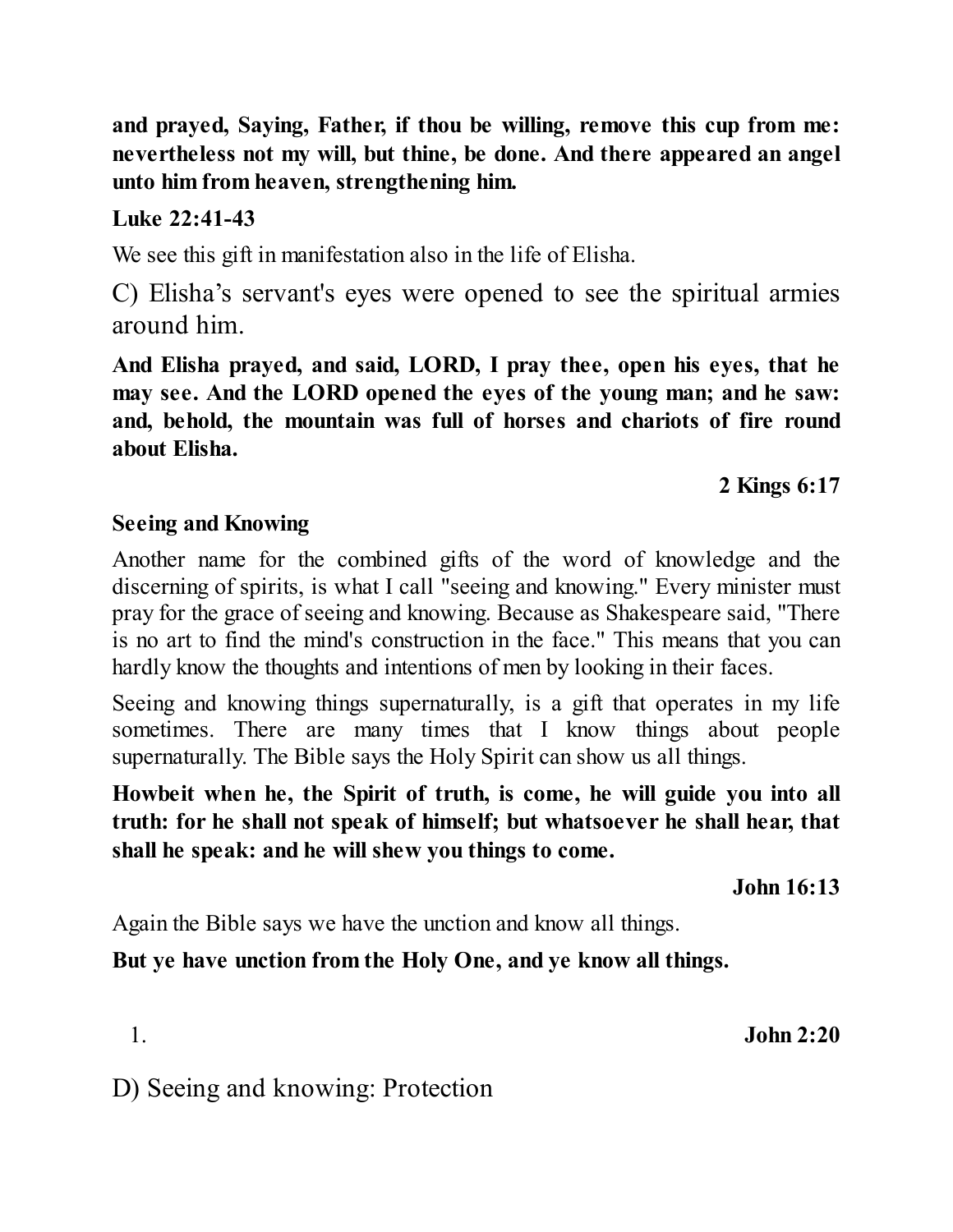**and prayed, Saying, Father, if thou be willing, remove this cup from me: nevertheless not my will, but thine, be done. And there appeared an angel unto him from heaven, strengthening him.**

**Luke 22:41-43**

We see this gift in manifestation also in the life of Elisha.

C) Elisha's servant's eyes were opened to see the spiritual armies around him.

**And Elisha prayed, and said, LORD, I pray thee, open his eyes, that he may see. And the LORD opened the eyes of the young man; and he saw: and, behold, the mountain was full of horses and chariots of fire round about Elisha.**

**2 Kings 6:17**

**Seeing and Knowing**

Another name for the combined gifts of the word of knowledge and the discerning of spirits, is what I call "seeing and knowing." Every minister must pray for the grace of seeing and knowing. Because as Shakespeare said, "There is no art to find the mind's construction in the face." This means that you can hardly know the thoughts and intentions of men by looking in their faces.

Seeing and knowing things supernaturally, is a gift that operates in my life sometimes. There are many times that I know things about people supernaturally. The Bible says the Holy Spirit can show us all things.

**Howbeit when he, the Spirit of truth, is come, he will guide you into all truth: for he shall not speak of himself; but whatsoever he shall hear, that shall he speak: and he will shew you things to come.**

**John 16:13**

Again the Bible says we have the unction and know all things.

**But ye have unction from the Holy One, and ye know all things.**

1. **John 2:20**

D) Seeing and knowing: Protection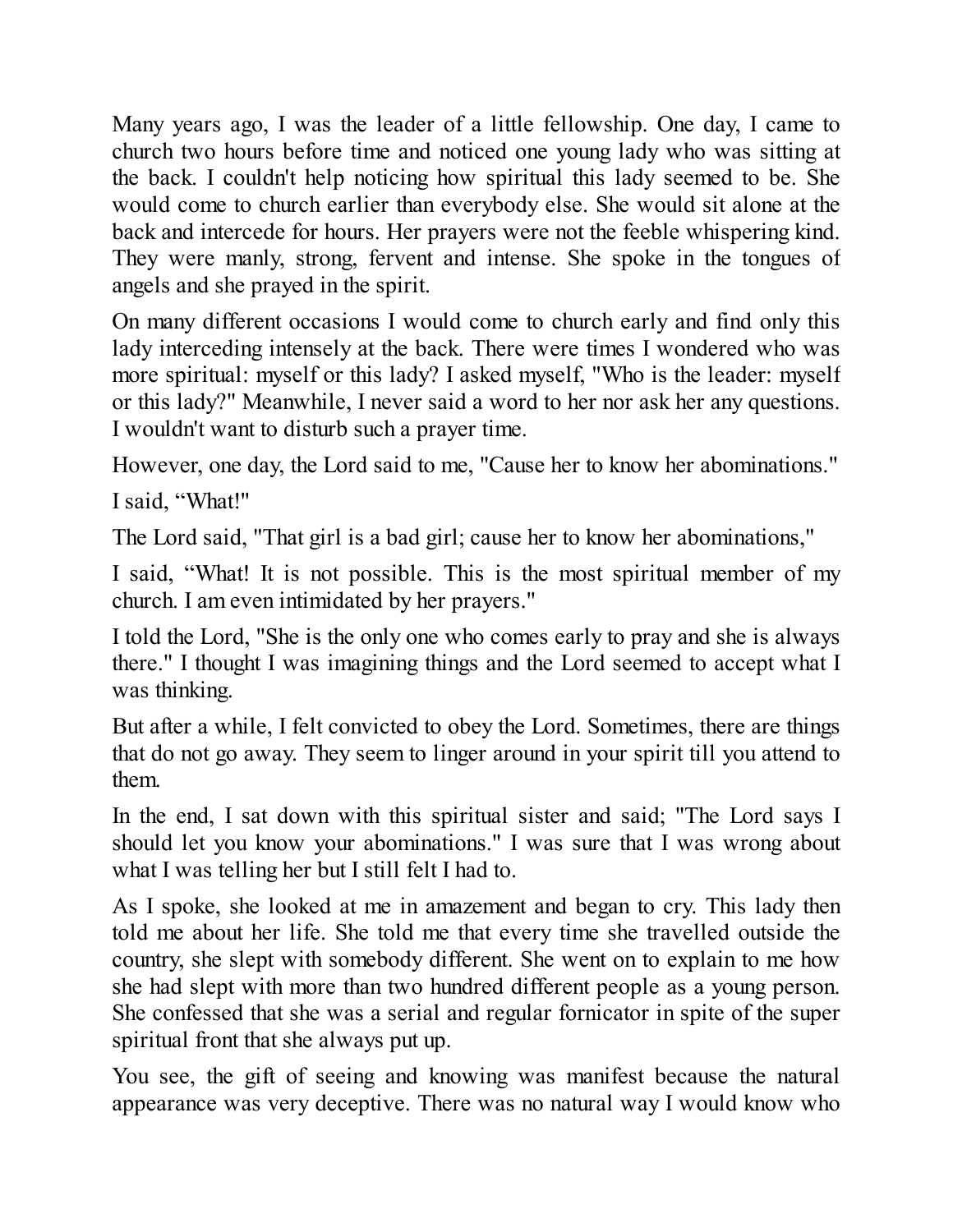Many years ago, I was the leader of a little fellowship. One day, I came to church two hours before time and noticed one young lady who was sitting at the back. I couldn't help noticing how spiritual this lady seemed to be. She would come to church earlier than everybody else. She would sit alone at the back and intercede for hours. Her prayers were not the feeble whispering kind. They were manly, strong, fervent and intense. She spoke in the tongues of angels and she prayed in the spirit.

On many different occasions I would come to church early and find only this lady interceding intensely at the back. There were times I wondered who was more spiritual: myself or this lady? I asked myself, "Who is the leader: myself or this lady?" Meanwhile, I never said a word to her nor ask her any questions. I wouldn't want to disturb such a prayer time.

However, one day, the Lord said to me, "Cause her to know her abominations."

I said, “What!"

The Lord said, "That girl is a bad girl; cause her to know her abominations,"

I said, “What! It is not possible. This is the most spiritual member of my church. I am even intimidated by her prayers."

I told the Lord, "She is the only one who comes early to pray and she is always there." I thought I was imagining things and the Lord seemed to accept what I was thinking.

But after a while, I felt convicted to obey the Lord. Sometimes, there are things that do not go away. They seem to linger around in your spirit till you attend to them.

In the end, I sat down with this spiritual sister and said; "The Lord says I should let you know your abominations." I was sure that I was wrong about what I was telling her but I still felt I had to.

As I spoke, she looked at me in amazement and began to cry. This lady then told me about her life. She told me that every time she travelled outside the country, she slept with somebody different. She went on to explain to me how she had slept with more than two hundred different people as a young person. She confessed that she was a serial and regular fornicator in spite of the super spiritual front that she always put up.

You see, the gift of seeing and knowing was manifest because the natural appearance was very deceptive. There was no natural way I would know who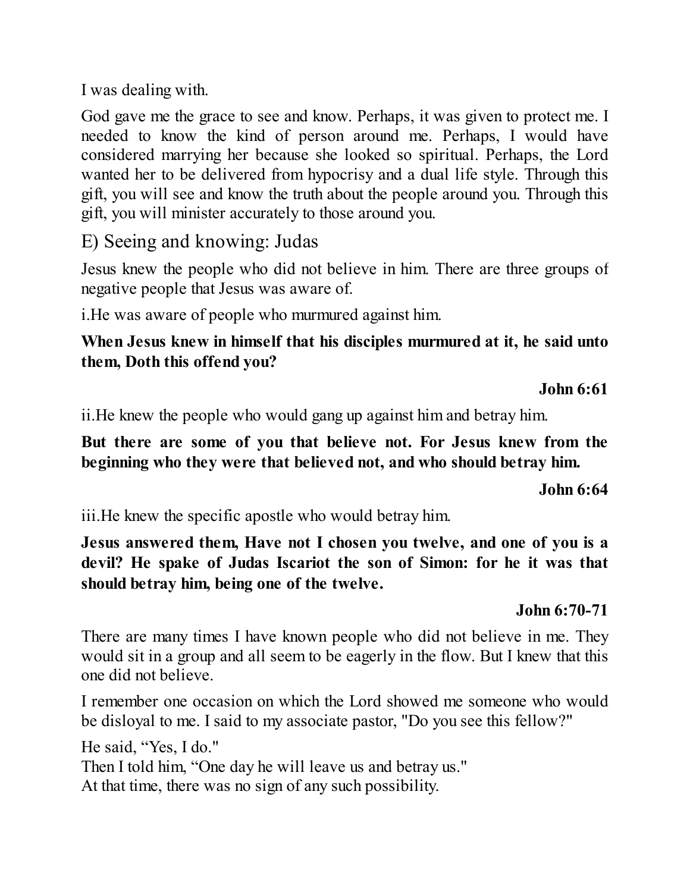I was dealing with.

God gave me the grace to see and know. Perhaps, it was given to protect me. I needed to know the kind of person around me. Perhaps, I would have considered marrying her because she looked so spiritual. Perhaps, the Lord wanted her to be delivered from hypocrisy and a dual life style. Through this gift, you will see and know the truth about the people around you. Through this gift, you will minister accurately to those around you.

## E) Seeing and knowing: Judas

Jesus knew the people who did not believe in him. There are three groups of negative people that Jesus was aware of.

i.He was aware of people who murmured against him.

**When Jesus knew in himself that his disciples murmured at it, he said unto them, Doth this offend you?**

**John 6:61**

ii.He knew the people who would gang up against him and betray him.

**But there are some of you that believe not. For Jesus knew from the beginning who they were that believed not, and who should betray him.**

**John 6:64**

iii.He knew the specific apostle who would betray him.

**Jesus answered them, Have not I chosen you twelve, and one of you is a devil? He spake of Judas Iscariot the son of Simon: for he it was that should betray him, being one of the twelve.**

**John 6:70-71**

There are many times I have known people who did not believe in me. They would sit in a group and all seem to be eagerly in the flow. But I knew that this one did not believe.

I remember one occasion on which the Lord showed me someone who would be disloyal to me. I said to my associate pastor, "Do you see this fellow?"

He said, "Yes, I do."
Then I told him, "One day he will leave us and betray us."
At that time, there was no sign of any such possibility.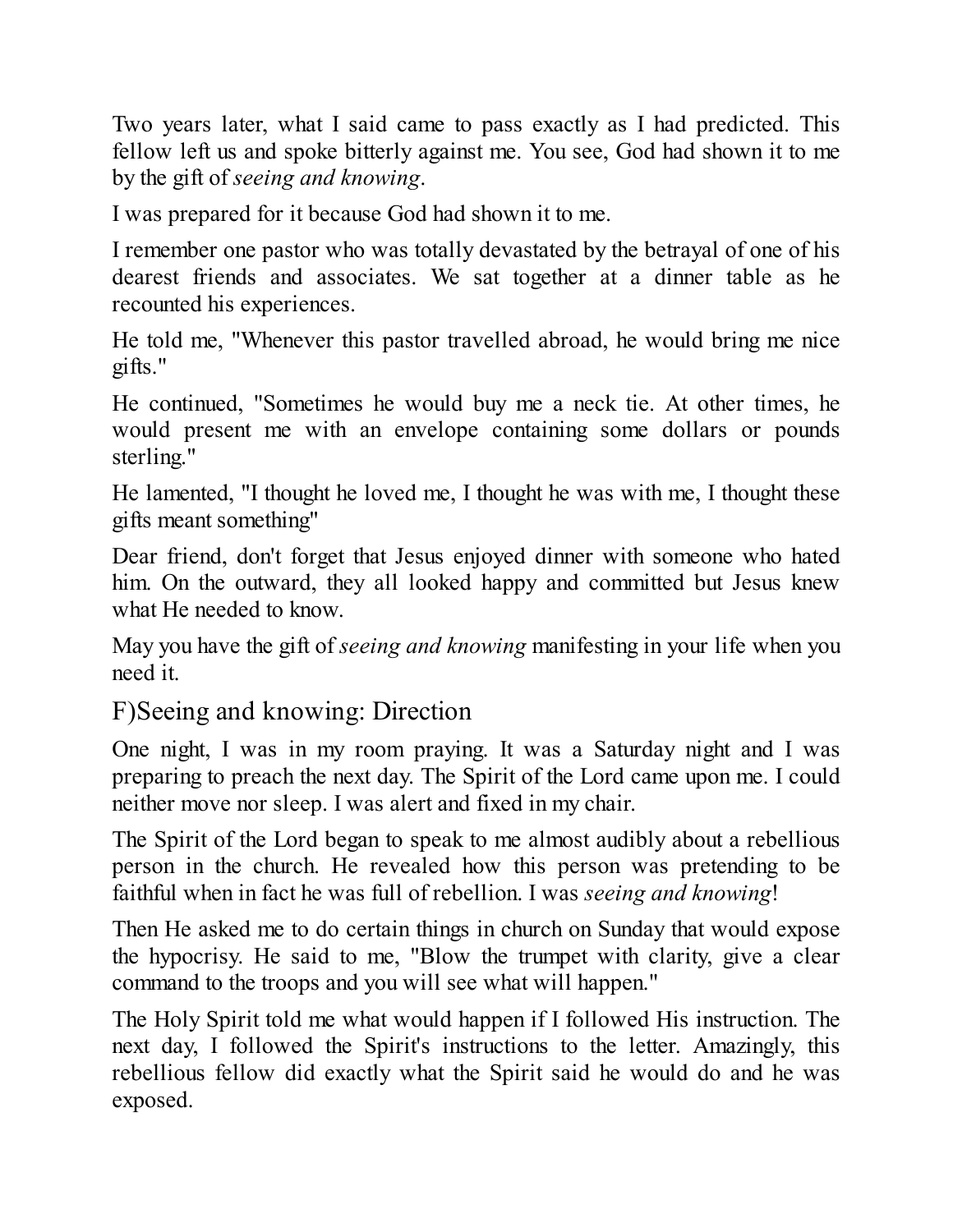Two years later, what I said came to pass exactly as I had predicted. This fellow left us and spoke bitterly against me. You see, God had shown it to me by the gift of *seeing and knowing*.

I was prepared for it because God had shown it to me.

I remember one pastor who was totally devastated by the betrayal of one of his dearest friends and associates. We sat together at a dinner table as he recounted his experiences.

He told me, "Whenever this pastor travelled abroad, he would bring me nice gifts."

He continued, "Sometimes he would buy me a neck tie. At other times, he would present me with an envelope containing some dollars or pounds sterling."

He lamented, "I thought he loved me, I thought he was with me, I thought these gifts meant something"

Dear friend, don't forget that Jesus enjoyed dinner with someone who hated him. On the outward, they all looked happy and committed but Jesus knew what He needed to know.

May you have the gift of *seeing and knowing* manifesting in your life when you need it.

## F)Seeing and knowing: Direction

One night, I was in my room praying. It was a Saturday night and I was preparing to preach the next day. The Spirit of the Lord came upon me. I could neither move nor sleep. I was alert and fixed in my chair.

The Spirit of the Lord began to speak to me almost audibly about a rebellious person in the church. He revealed how this person was pretending to be faithful when in fact he was full of rebellion. I was *seeing and knowing*!

Then He asked me to do certain things in church on Sunday that would expose the hypocrisy. He said to me, "Blow the trumpet with clarity, give a clear command to the troops and you will see what will happen."

The Holy Spirit told me what would happen if I followed His instruction. The next day, I followed the Spirit's instructions to the letter. Amazingly, this rebellious fellow did exactly what the Spirit said he would do and he was exposed.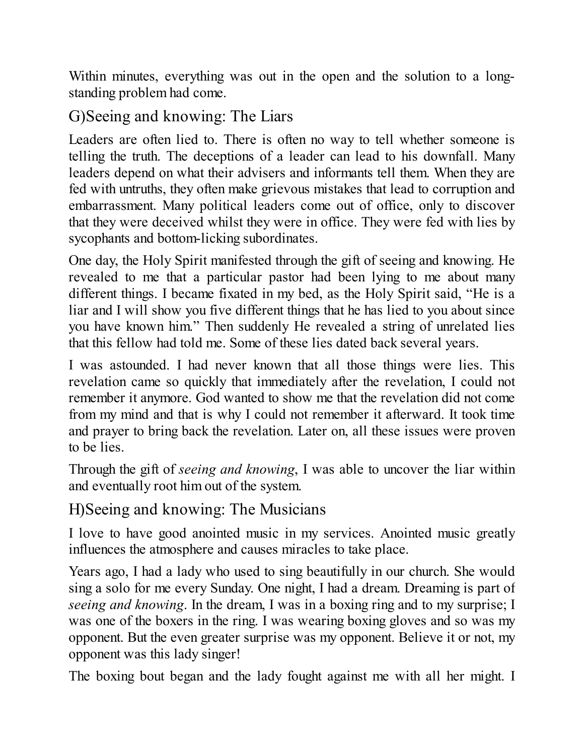Within minutes, everything was out in the open and the solution to a long-standing problem had come.

## G)Seeing and knowing: The Liars

Leaders are often lied to. There is often no way to tell whether someone is telling the truth. The deceptions of a leader can lead to his downfall. Many leaders depend on what their advisers and informants tell them. When they are fed with untruths, they often make grievous mistakes that lead to corruption and embarrassment. Many political leaders come out of office, only to discover that they were deceived whilst they were in office. They were fed with lies by sycophants and bottom-licking subordinates.

One day, the Holy Spirit manifested through the gift of seeing and knowing. He revealed to me that a particular pastor had been lying to me about many different things. I became fixated in my bed, as the Holy Spirit said, "He is a liar and I will show you five different things that he has lied to you about since you have known him." Then suddenly He revealed a string of unrelated lies that this fellow had told me. Some of these lies dated back several years.

I was astounded. I had never known that all those things were lies. This revelation came so quickly that immediately after the revelation, I could not remember it anymore. God wanted to show me that the revelation did not come from my mind and that is why I could not remember it afterward. It took time and prayer to bring back the revelation. Later on, all these issues were proven to be lies.

Through the gift of *seeing and knowing*, I was able to uncover the liar within and eventually root him out of the system.

## H)Seeing and knowing: The Musicians

I love to have good anointed music in my services. Anointed music greatly influences the atmosphere and causes miracles to take place.

Years ago, I had a lady who used to sing beautifully in our church. She would sing a solo for me every Sunday. One night, I had a dream. Dreaming is part of *seeing and knowing*. In the dream, I was in a boxing ring and to my surprise; I was one of the boxers in the ring. I was wearing boxing gloves and so was my opponent. But the even greater surprise was my opponent. Believe it or not, my opponent was this lady singer!

The boxing bout began and the lady fought against me with all her might. I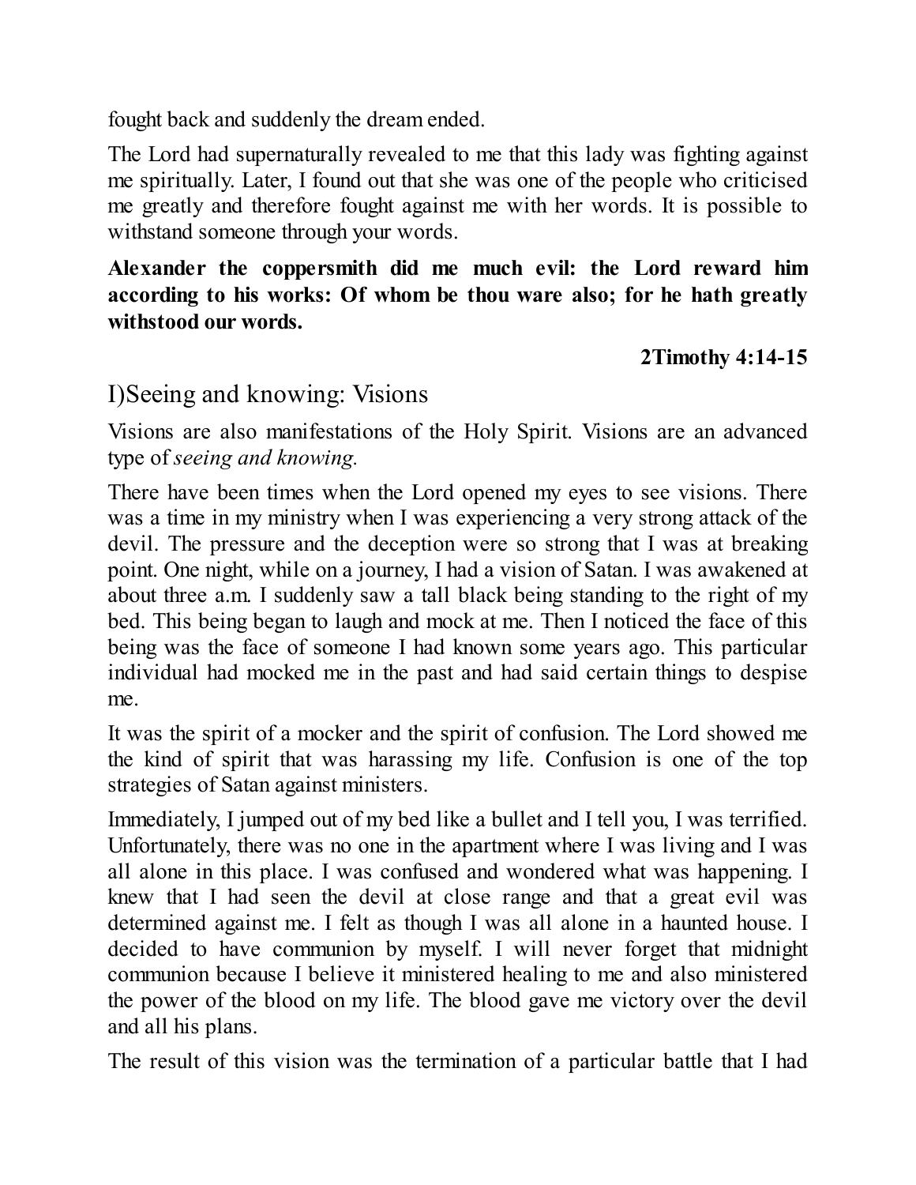fought back and suddenly the dream ended.

The Lord had supernaturally revealed to me that this lady was fighting against me spiritually. Later, I found out that she was one of the people who criticised me greatly and therefore fought against me with her words. It is possible to withstand someone through your words.

**Alexander the coppersmith did me much evil: the Lord reward him according to his works: Of whom be thou ware also; for he hath greatly withstood our words.**

**2Timothy 4:14-15**

## I)Seeing and knowing: Visions

Visions are also manifestations of the Holy Spirit. Visions are an advanced type of *seeing and knowing.*

There have been times when the Lord opened my eyes to see visions. There was a time in my ministry when I was experiencing a very strong attack of the devil. The pressure and the deception were so strong that I was at breaking point. One night, while on a journey, I had a vision of Satan. I was awakened at about three a.m. I suddenly saw a tall black being standing to the right of my bed. This being began to laugh and mock at me. Then I noticed the face of this being was the face of someone I had known some years ago. This particular individual had mocked me in the past and had said certain things to despise me.

It was the spirit of a mocker and the spirit of confusion. The Lord showed me the kind of spirit that was harassing my life. Confusion is one of the top strategies of Satan against ministers.

Immediately, I jumped out of my bed like a bullet and I tell you, I was terrified. Unfortunately, there was no one in the apartment where I was living and I was all alone in this place. I was confused and wondered what was happening. I knew that I had seen the devil at close range and that a great evil was determined against me. I felt as though I was all alone in a haunted house. I decided to have communion by myself. I will never forget that midnight communion because I believe it ministered healing to me and also ministered the power of the blood on my life. The blood gave me victory over the devil and all his plans.

The result of this vision was the termination of a particular battle that I had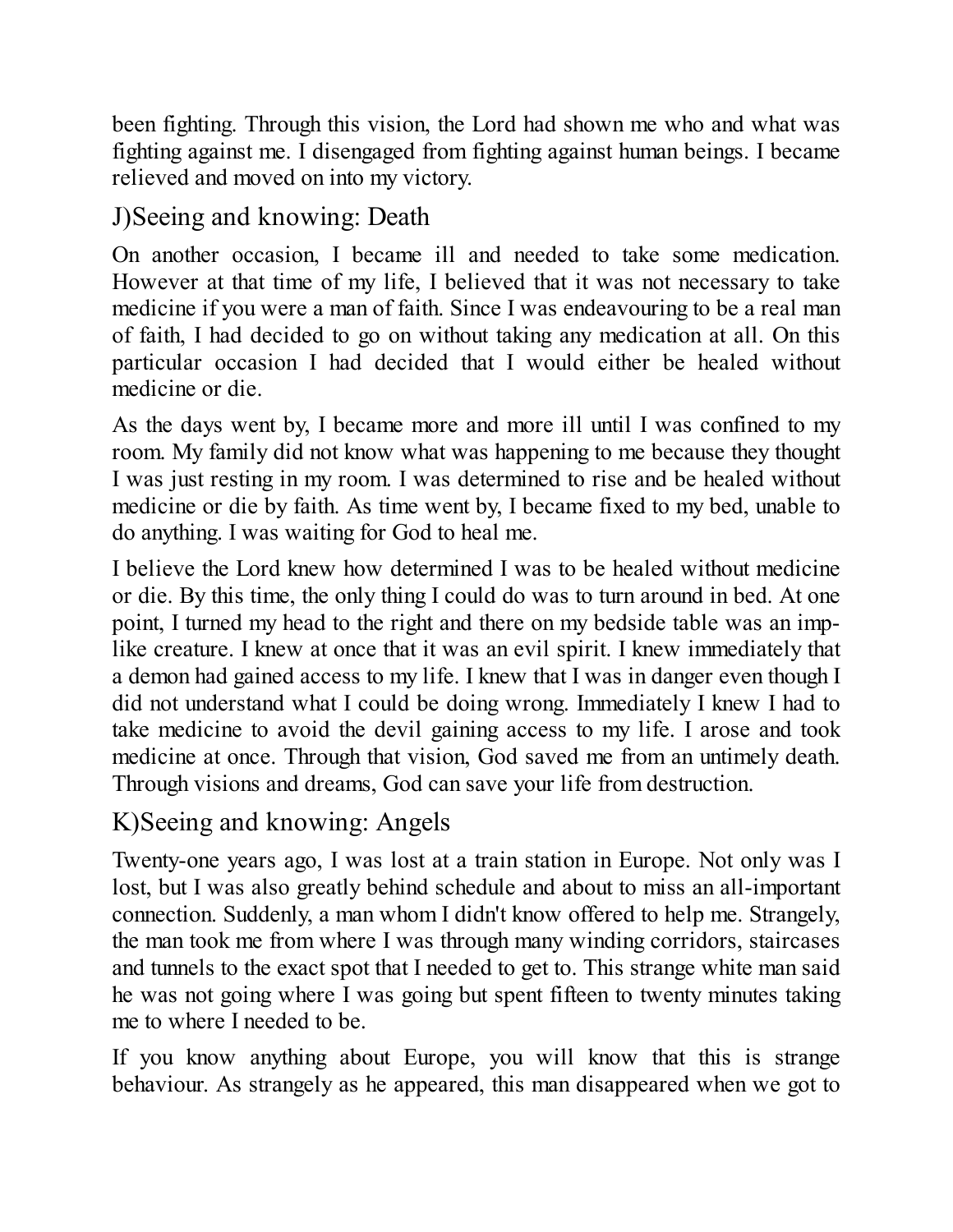been fighting. Through this vision, the Lord had shown me who and what was fighting against me. I disengaged from fighting against human beings. I became relieved and moved on into my victory.

## J)Seeing and knowing: Death

On another occasion, I became ill and needed to take some medication. However at that time of my life, I believed that it was not necessary to take medicine if you were a man of faith. Since I was endeavouring to be a real man of faith, I had decided to go on without taking any medication at all. On this particular occasion I had decided that I would either be healed without medicine or die.

As the days went by, I became more and more ill until I was confined to my room. My family did not know what was happening to me because they thought I was just resting in my room. I was determined to rise and be healed without medicine or die by faith. As time went by, I became fixed to my bed, unable to do anything. I was waiting for God to heal me.

I believe the Lord knew how determined I was to be healed without medicine or die. By this time, the only thing I could do was to turn around in bed. At one point, I turned my head to the right and there on my bedside table was an imp-like creature. I knew at once that it was an evil spirit. I knew immediately that a demon had gained access to my life. I knew that I was in danger even though I did not understand what I could be doing wrong. Immediately I knew I had to take medicine to avoid the devil gaining access to my life. I arose and took medicine at once. Through that vision, God saved me from an untimely death. Through visions and dreams, God can save your life from destruction.

## K)Seeing and knowing: Angels

Twenty-one years ago, I was lost at a train station in Europe. Not only was I lost, but I was also greatly behind schedule and about to miss an all-important connection. Suddenly, a man whom I didn't know offered to help me. Strangely, the man took me from where I was through many winding corridors, staircases and tunnels to the exact spot that I needed to get to. This strange white man said he was not going where I was going but spent fifteen to twenty minutes taking me to where I needed to be.

If you know anything about Europe, you will know that this is strange behaviour. As strangely as he appeared, this man disappeared when we got to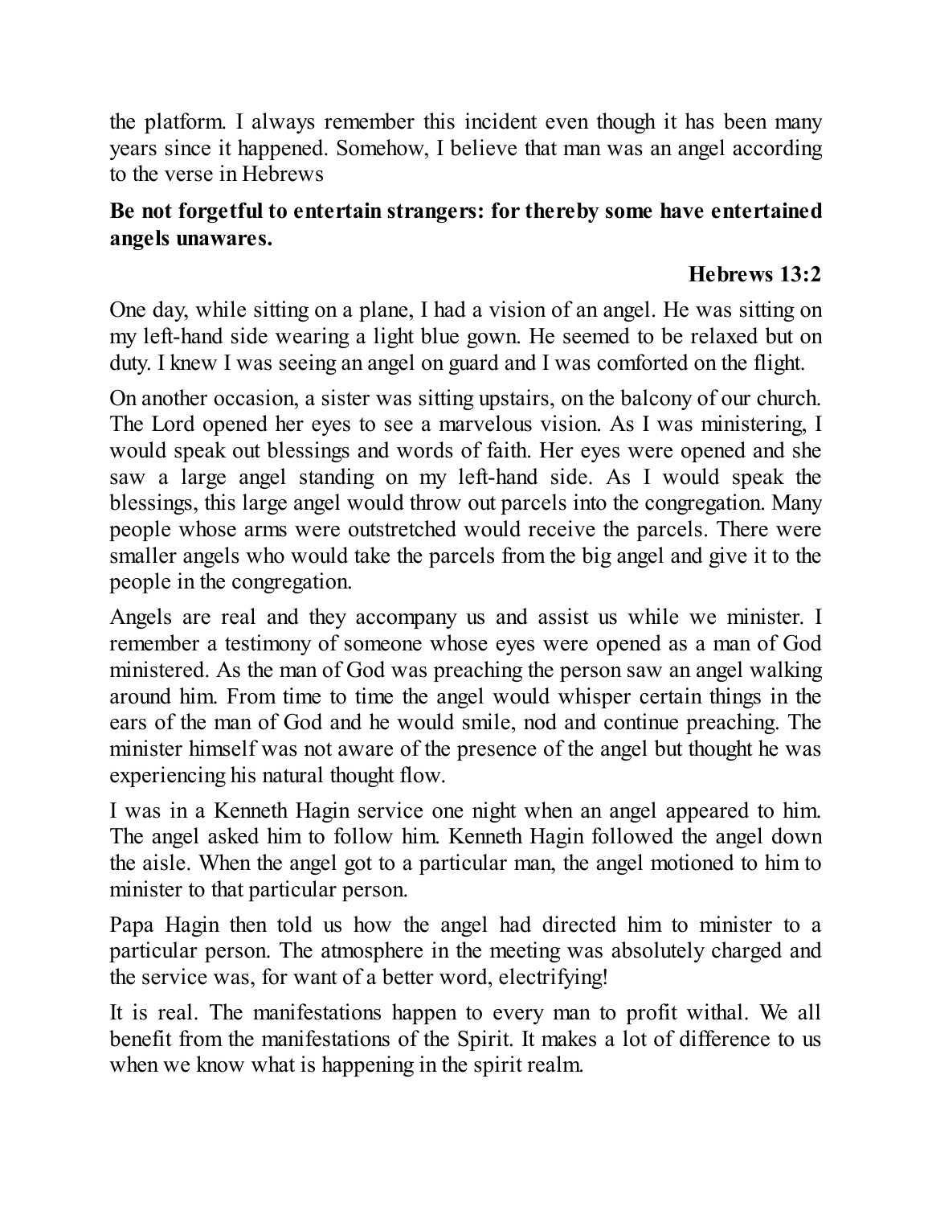the platform. I always remember this incident even though it has been many years since it happened. Somehow, I believe that man was an angel according to the verse in Hebrews

**Be not forgetful to entertain strangers: for thereby some have entertained angels unawares.**

**Hebrews 13:2**

One day, while sitting on a plane, I had a vision of an angel. He was sitting on my left-hand side wearing a light blue gown. He seemed to be relaxed but on duty. I knew I was seeing an angel on guard and I was comforted on the flight.

On another occasion, a sister was sitting upstairs, on the balcony of our church. The Lord opened her eyes to see a marvelous vision. As I was ministering, I would speak out blessings and words of faith. Her eyes were opened and she saw a large angel standing on my left-hand side. As I would speak the blessings, this large angel would throw out parcels into the congregation. Many people whose arms were outstretched would receive the parcels. There were smaller angels who would take the parcels from the big angel and give it to the people in the congregation.

Angels are real and they accompany us and assist us while we minister. I remember a testimony of someone whose eyes were opened as a man of God ministered. As the man of God was preaching the person saw an angel walking around him. From time to time the angel would whisper certain things in the ears of the man of God and he would smile, nod and continue preaching. The minister himself was not aware of the presence of the angel but thought he was experiencing his natural thought flow.

I was in a Kenneth Hagin service one night when an angel appeared to him. The angel asked him to follow him. Kenneth Hagin followed the angel down the aisle. When the angel got to a particular man, the angel motioned to him to minister to that particular person.

Papa Hagin then told us how the angel had directed him to minister to a particular person. The atmosphere in the meeting was absolutely charged and the service was, for want of a better word, electrifying!

It is real. The manifestations happen to every man to profit withal. We all benefit from the manifestations of the Spirit. It makes a lot of difference to us when we know what is happening in the spirit realm.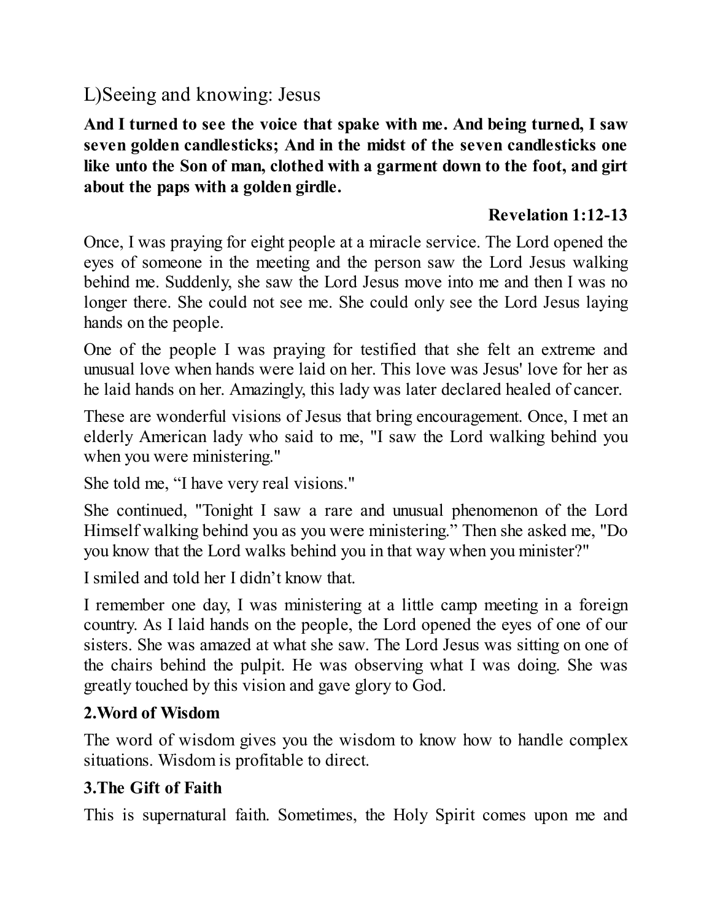## L)Seeing and knowing: Jesus

**And I turned to see the voice that spake with me. And being turned, I saw seven golden candlesticks; And in the midst of the seven candlesticks one like unto the Son of man, clothed with a garment down to the foot, and girt about the paps with a golden girdle.**

**Revelation 1:12-13**

Once, I was praying for eight people at a miracle service. The Lord opened the eyes of someone in the meeting and the person saw the Lord Jesus walking behind me. Suddenly, she saw the Lord Jesus move into me and then I was no longer there. She could not see me. She could only see the Lord Jesus laying hands on the people.

One of the people I was praying for testified that she felt an extreme and unusual love when hands were laid on her. This love was Jesus' love for her as he laid hands on her. Amazingly, this lady was later declared healed of cancer.

These are wonderful visions of Jesus that bring encouragement. Once, I met an elderly American lady who said to me, "I saw the Lord walking behind you when you were ministering."

She told me, "I have very real visions."

She continued, "Tonight I saw a rare and unusual phenomenon of the Lord Himself walking behind you as you were ministering." Then she asked me, "Do you know that the Lord walks behind you in that way when you minister?"

I smiled and told her I didn't know that.

I remember one day, I was ministering at a little camp meeting in a foreign country. As I laid hands on the people, the Lord opened the eyes of one of our sisters. She was amazed at what she saw. The Lord Jesus was sitting on one of the chairs behind the pulpit. He was observing what I was doing. She was greatly touched by this vision and gave glory to God.

### 2.Word of Wisdom

The word of wisdom gives you the wisdom to know how to handle complex situations. Wisdom is profitable to direct.

### 3.The Gift of Faith

This is supernatural faith. Sometimes, the Holy Spirit comes upon me and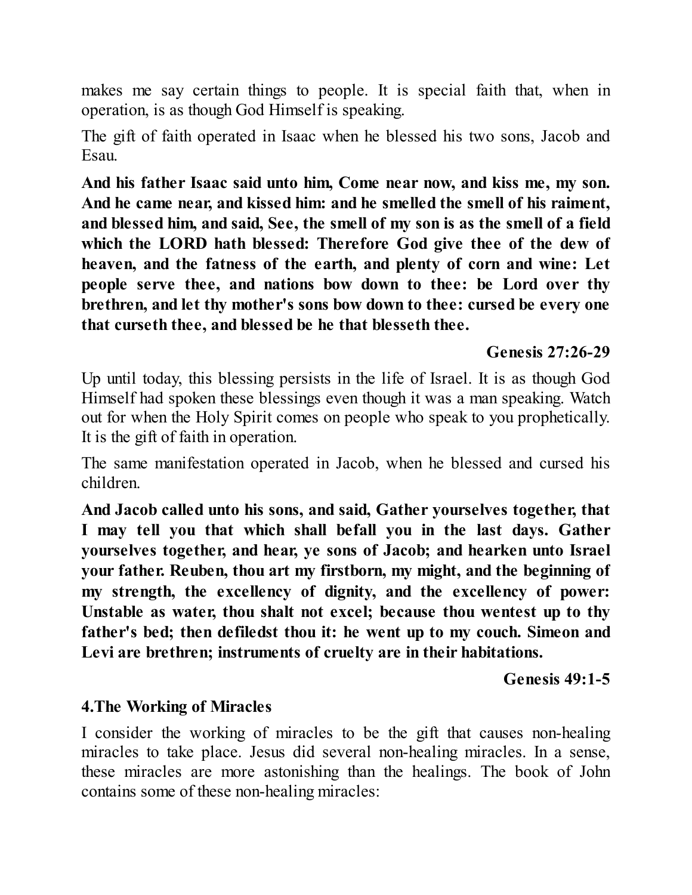makes me say certain things to people. It is special faith that, when in operation, is as though God Himself is speaking.

The gift of faith operated in Isaac when he blessed his two sons, Jacob and Esau.

**And his father Isaac said unto him, Come near now, and kiss me, my son. And he came near, and kissed him: and he smelled the smell of his raiment, and blessed him, and said, See, the smell of my son is as the smell of a field which the LORD hath blessed: Therefore God give thee of the dew of heaven, and the fatness of the earth, and plenty of corn and wine: Let people serve thee, and nations bow down to thee: be Lord over thy brethren, and let thy mother's sons bow down to thee: cursed be every one that curseth thee, and blessed be he that blesseth thee.**

**Genesis 27:26-29**

Up until today, this blessing persists in the life of Israel. It is as though God Himself had spoken these blessings even though it was a man speaking. Watch out for when the Holy Spirit comes on people who speak to you prophetically. It is the gift of faith in operation.

The same manifestation operated in Jacob, when he blessed and cursed his children.

**And Jacob called unto his sons, and said, Gather yourselves together, that I may tell you that which shall befall you in the last days. Gather yourselves together, and hear, ye sons of Jacob; and hearken unto Israel your father. Reuben, thou art my firstborn, my might, and the beginning of my strength, the excellency of dignity, and the excellency of power: Unstable as water, thou shalt not excel; because thou wentest up to thy father's bed; then defiledst thou it: he went up to my couch. Simeon and Levi are brethren; instruments of cruelty are in their habitations.**

**Genesis 49:1-5**

### 4.The Working of Miracles

I consider the working of miracles to be the gift that causes non-healing miracles to take place. Jesus did several non-healing miracles. In a sense, these miracles are more astonishing than the healings. The book of John contains some of these non-healing miracles: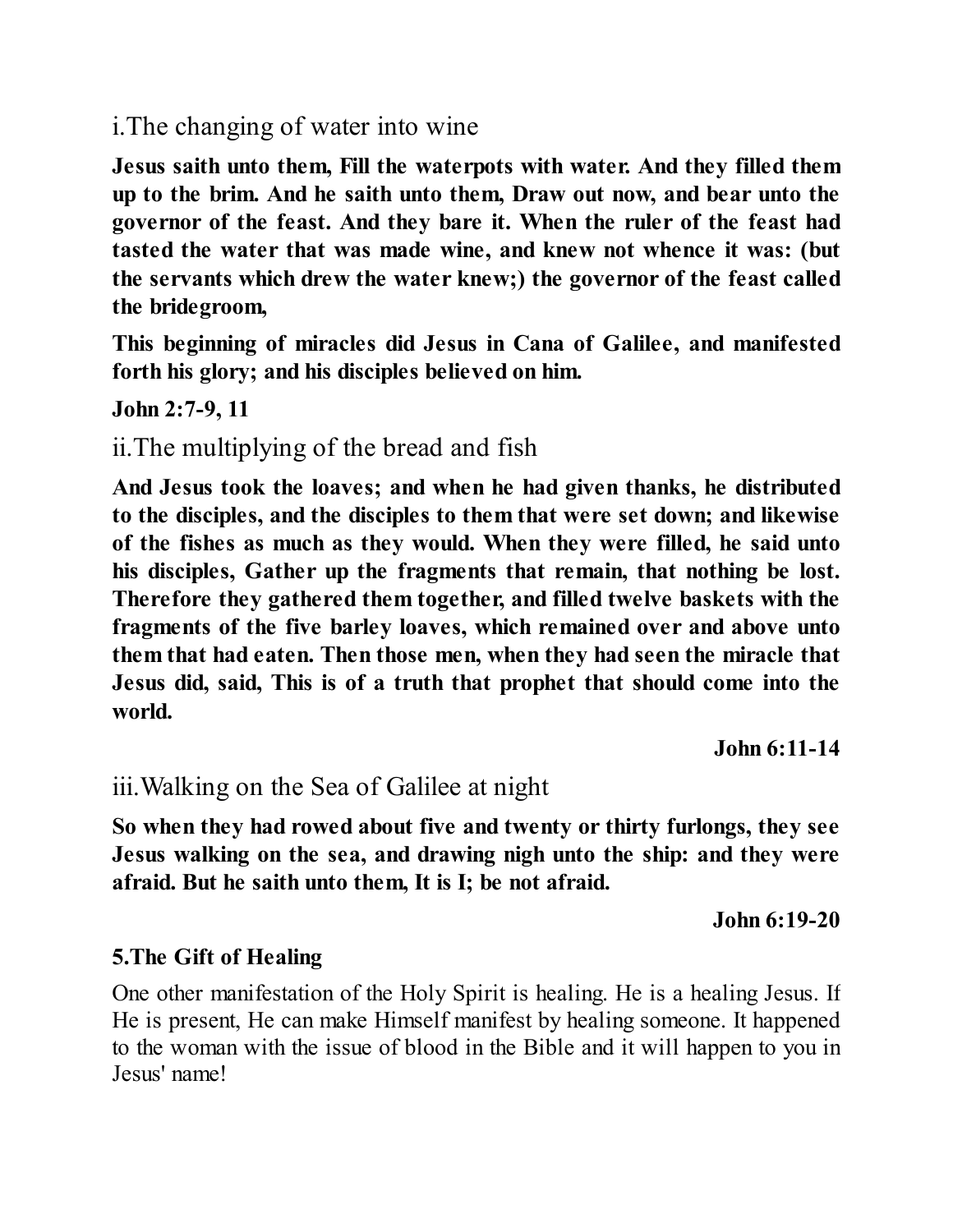### i.The changing of water into wine

**Jesus saith unto them, Fill the waterpots with water. And they filled them up to the brim. And he saith unto them, Draw out now, and bear unto the governor of the feast. And they bare it. When the ruler of the feast had tasted the water that was made wine, and knew not whence it was: (but the servants which drew the water knew;) the governor of the feast called the bridegroom,**

**This beginning of miracles did Jesus in Cana of Galilee, and manifested forth his glory; and his disciples believed on him.**

**John 2:7-9, 11**

### ii.The multiplying of the bread and fish

**And Jesus took the loaves; and when he had given thanks, he distributed to the disciples, and the disciples to them that were set down; and likewise of the fishes as much as they would. When they were filled, he said unto his disciples, Gather up the fragments that remain, that nothing be lost. Therefore they gathered them together, and filled twelve baskets with the fragments of the five barley loaves, which remained over and above unto them that had eaten. Then those men, when they had seen the miracle that Jesus did, said, This is of a truth that prophet that should come into the world.**

**John 6:11-14**

### iii.Walking on the Sea of Galilee at night

**So when they had rowed about five and twenty or thirty furlongs, they see Jesus walking on the sea, and drawing nigh unto the ship: and they were afraid. But he saith unto them, It is I; be not afraid.**

**John 6:19-20**

**5.The Gift of Healing**

One other manifestation of the Holy Spirit is healing. He is a healing Jesus. If He is present, He can make Himself manifest by healing someone. It happened to the woman with the issue of blood in the Bible and it will happen to you in Jesus' name!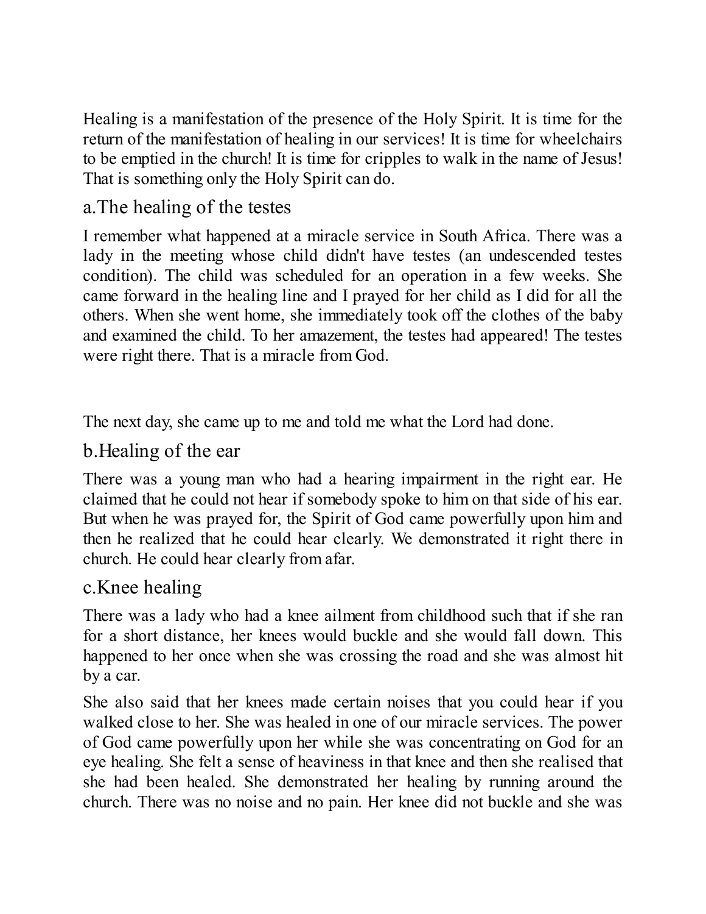Healing is a manifestation of the presence of the Holy Spirit. It is time for the return of the manifestation of healing in our services! It is time for wheelchairs to be emptied in the church! It is time for cripples to walk in the name of Jesus! That is something only the Holy Spirit can do.

## a.The healing of the testes

I remember what happened at a miracle service in South Africa. There was a lady in the meeting whose child didn't have testes (an undescended testes condition). The child was scheduled for an operation in a few weeks. She came forward in the healing line and I prayed for her child as I did for all the others. When she went home, she immediately took off the clothes of the baby and examined the child. To her amazement, the testes had appeared! The testes were right there. That is a miracle from God.

The next day, she came up to me and told me what the Lord had done.

## b.Healing of the ear

There was a young man who had a hearing impairment in the right ear. He claimed that he could not hear if somebody spoke to him on that side of his ear. But when he was prayed for, the Spirit of God came powerfully upon him and then he realized that he could hear clearly. We demonstrated it right there in church. He could hear clearly from afar.

## c.Knee healing

There was a lady who had a knee ailment from childhood such that if she ran for a short distance, her knees would buckle and she would fall down. This happened to her once when she was crossing the road and she was almost hit by a car.

She also said that her knees made certain noises that you could hear if you walked close to her. She was healed in one of our miracle services. The power of God came powerfully upon her while she was concentrating on God for an eye healing. She felt a sense of heaviness in that knee and then she realised that she had been healed. She demonstrated her healing by running around the church. There was no noise and no pain. Her knee did not buckle and she was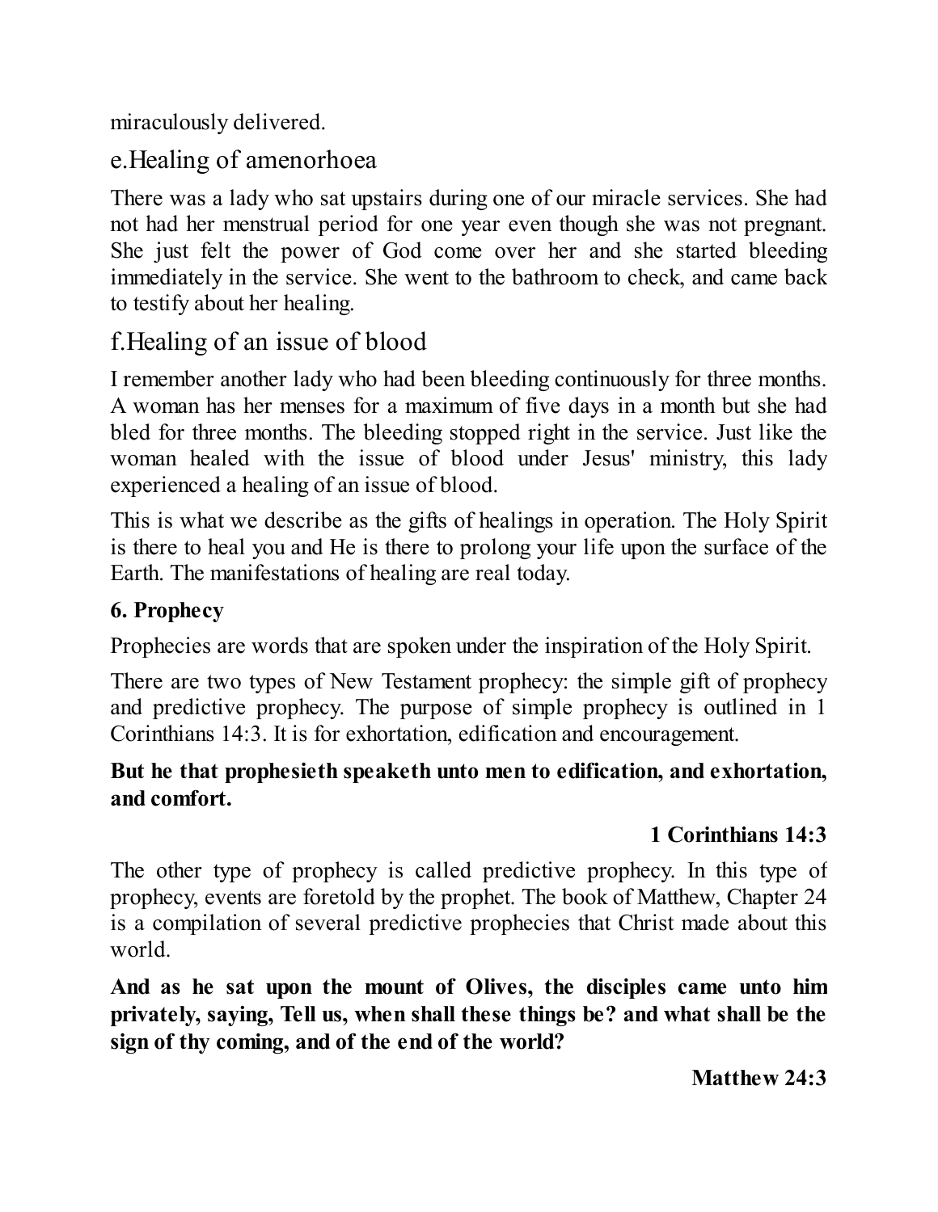miraculously delivered.

## e.Healing of amenorhoea

There was a lady who sat upstairs during one of our miracle services. She had not had her menstrual period for one year even though she was not pregnant. She just felt the power of God come over her and she started bleeding immediately in the service. She went to the bathroom to check, and came back to testify about her healing.

## f.Healing of an issue of blood

I remember another lady who had been bleeding continuously for three months. A woman has her menses for a maximum of five days in a month but she had bled for three months. The bleeding stopped right in the service. Just like the woman healed with the issue of blood under Jesus' ministry, this lady experienced a healing of an issue of blood.

This is what we describe as the gifts of healings in operation. The Holy Spirit is there to heal you and He is there to prolong your life upon the surface of the Earth. The manifestations of healing are real today.

**6. Prophecy**

Prophecies are words that are spoken under the inspiration of the Holy Spirit.

There are two types of New Testament prophecy: the simple gift of prophecy and predictive prophecy. The purpose of simple prophecy is outlined in 1 Corinthians 14:3. It is for exhortation, edification and encouragement.

**But he that prophesieth speaketh unto men to edification, and exhortation, and comfort.**

**1 Corinthians 14:3**

The other type of prophecy is called predictive prophecy. In this type of prophecy, events are foretold by the prophet. The book of Matthew, Chapter 24 is a compilation of several predictive prophecies that Christ made about this world.

**And as he sat upon the mount of Olives, the disciples came unto him privately, saying, Tell us, when shall these things be? and what shall be the sign of thy coming, and of the end of the world?**

**Matthew 24:3**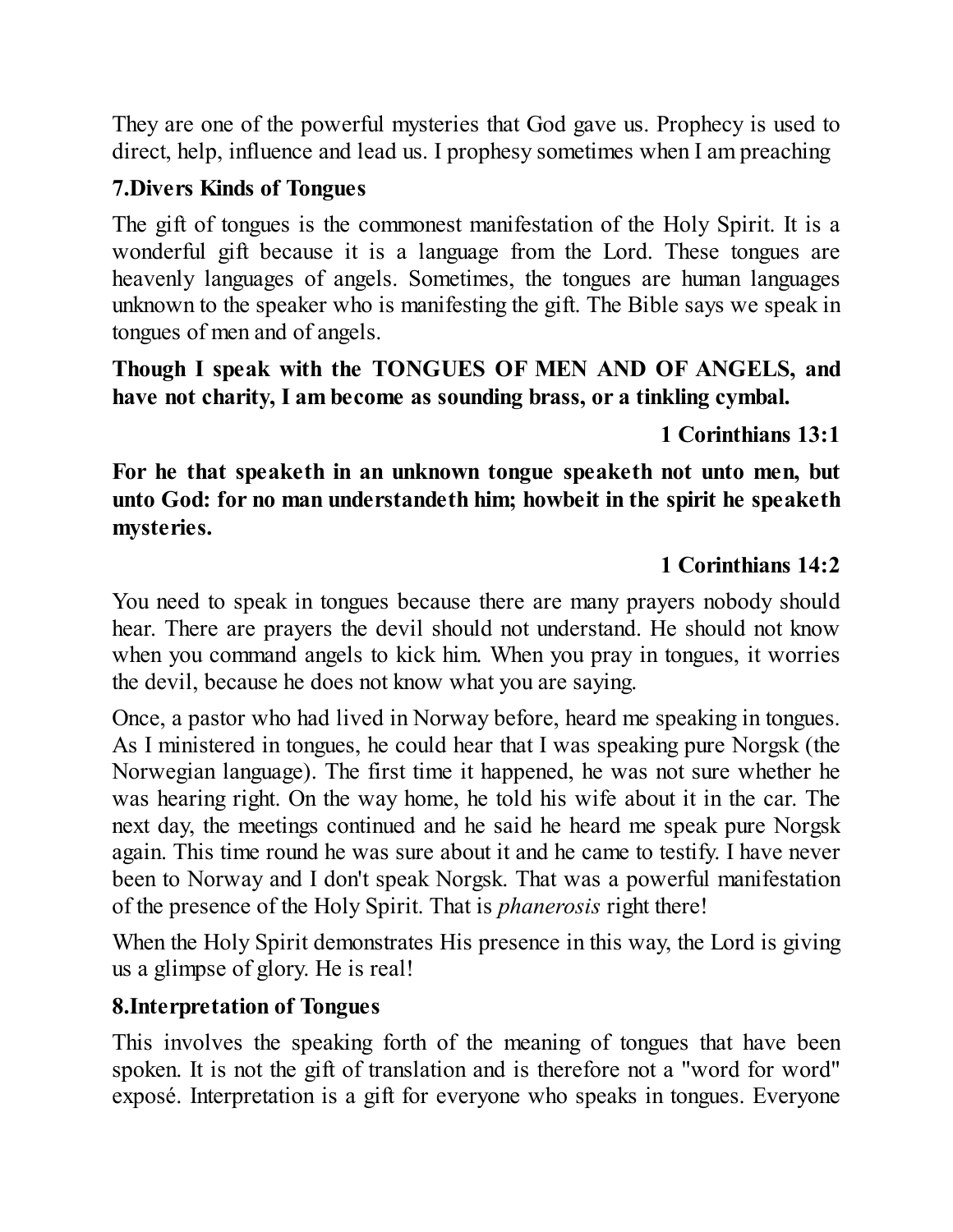They are one of the powerful mysteries that God gave us. Prophecy is used to direct, help, influence and lead us. I prophesy sometimes when I am preaching

**7.Divers Kinds of Tongues**

The gift of tongues is the commonest manifestation of the Holy Spirit. It is a wonderful gift because it is a language from the Lord. These tongues are heavenly languages of angels. Sometimes, the tongues are human languages unknown to the speaker who is manifesting the gift. The Bible says we speak in tongues of men and of angels.

**Though I speak with the TONGUES OF MEN AND OF ANGELS, and have not charity, I am become as sounding brass, or a tinkling cymbal.**

**1 Corinthians 13:1**

**For he that speaketh in an unknown tongue speaketh not unto men, but unto God: for no man understandeth him; howbeit in the spirit he speaketh mysteries.**

**1 Corinthians 14:2**

You need to speak in tongues because there are many prayers nobody should hear. There are prayers the devil should not understand. He should not know when you command angels to kick him. When you pray in tongues, it worries the devil, because he does not know what you are saying.

Once, a pastor who had lived in Norway before, heard me speaking in tongues. As I ministered in tongues, he could hear that I was speaking pure Norgsk (the Norwegian language). The first time it happened, he was not sure whether he was hearing right. On the way home, he told his wife about it in the car. The next day, the meetings continued and he said he heard me speak pure Norgsk again. This time round he was sure about it and he came to testify. I have never been to Norway and I don't speak Norgsk. That was a powerful manifestation of the presence of the Holy Spirit. That is *phanerosis* right there!

When the Holy Spirit demonstrates His presence in this way, the Lord is giving us a glimpse of glory. He is real!

**8.Interpretation of Tongues**

This involves the speaking forth of the meaning of tongues that have been spoken. It is not the gift of translation and is therefore not a "word for word" exposé. Interpretation is a gift for everyone who speaks in tongues. Everyone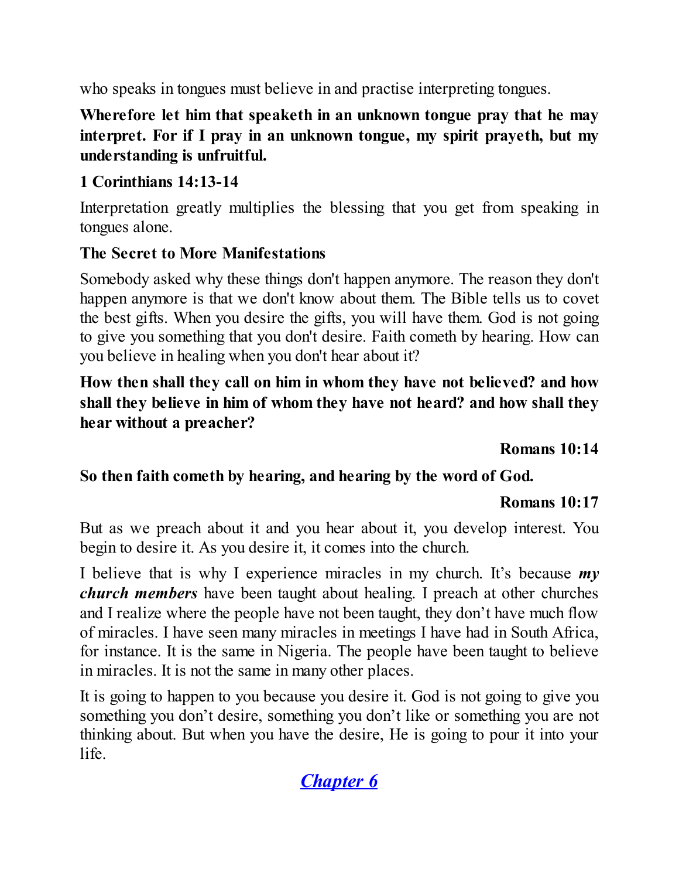who speaks in tongues must believe in and practise interpreting tongues.

**Wherefore let him that speaketh in an unknown tongue pray that he may interpret. For if I pray in an unknown tongue, my spirit prayeth, but my understanding is unfruitful.**

**1 Corinthians 14:13-14**

Interpretation greatly multiplies the blessing that you get from speaking in tongues alone.

### The Secret to More Manifestations

Somebody asked why these things don't happen anymore. The reason they don't happen anymore is that we don't know about them. The Bible tells us to covet the best gifts. When you desire the gifts, you will have them. God is not going to give you something that you don't desire. Faith cometh by hearing. How can you believe in healing when you don't hear about it?

**How then shall they call on him in whom they have not believed? and how shall they believe in him of whom they have not heard? and how shall they hear without a preacher?**

**Romans 10:14**

**So then faith cometh by hearing, and hearing by the word of God.**

**Romans 10:17**

But as we preach about it and you hear about it, you develop interest. You begin to desire it. As you desire it, it comes into the church.

I believe that is why I experience miracles in my church. It's because ***my church members*** have been taught about healing. I preach at other churches and I realize where the people have not been taught, they don't have much flow of miracles. I have seen many miracles in meetings I have had in South Africa, for instance. It is the same in Nigeria. The people have been taught to believe in miracles. It is not the same in many other places.

It is going to happen to you because you desire it. God is not going to give you something you don't desire, something you don't like or something you are not thinking about. But when you have the desire, He is going to pour it into your life.

***Chapter 6***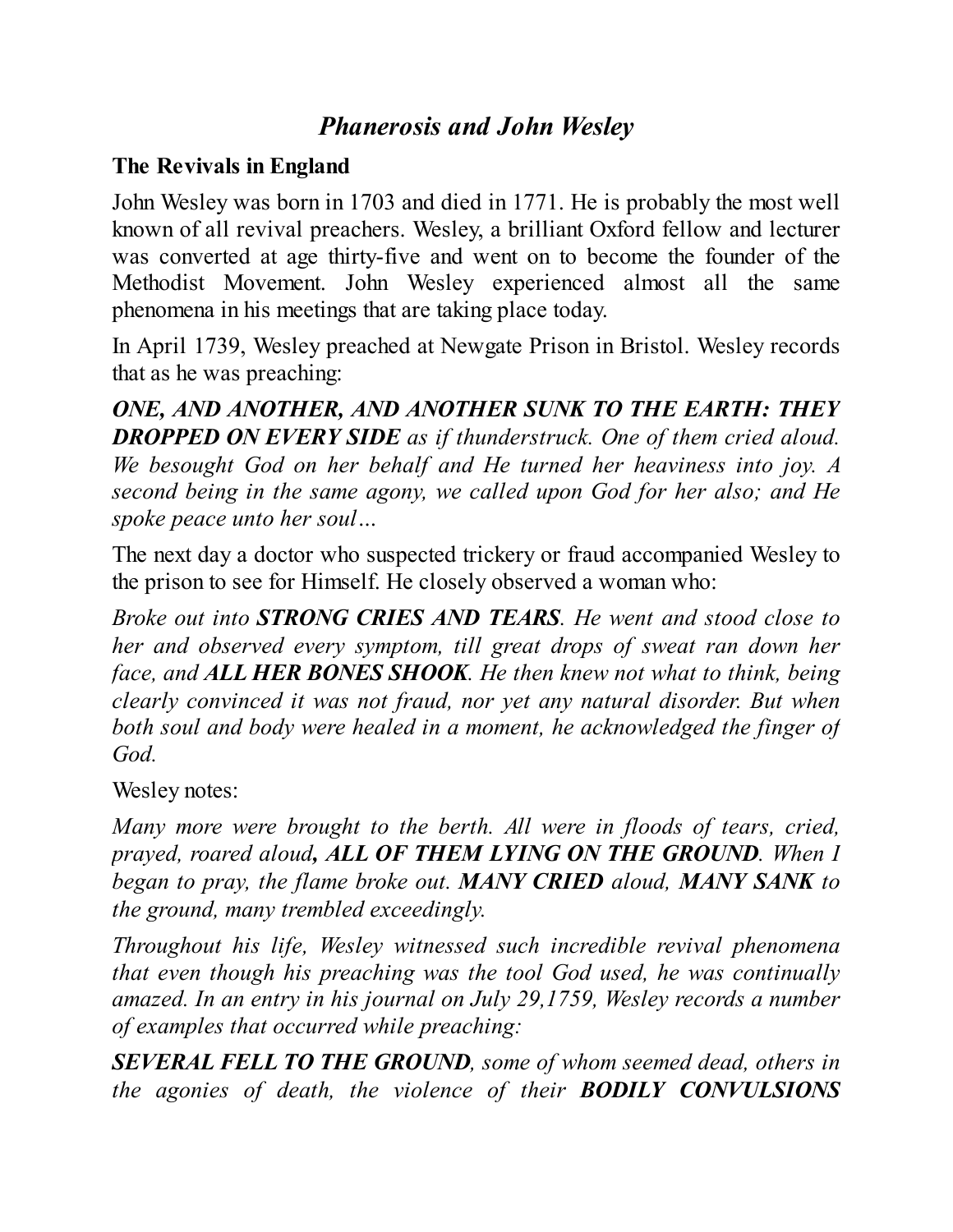## *Phanerosis and John Wesley*

### The Revivals in England

John Wesley was born in 1703 and died in 1771. He is probably the most well known of all revival preachers. Wesley, a brilliant Oxford fellow and lecturer was converted at age thirty-five and went on to become the founder of the Methodist Movement. John Wesley experienced almost all the same phenomena in his meetings that are taking place today.

In April 1739, Wesley preached at Newgate Prison in Bristol. Wesley records that as he was preaching:

***ONE, AND ANOTHER, AND ANOTHER SUNK TO THE EARTH: THEY DROPPED ON EVERY SIDE*** *as if thunderstruck. One of them cried aloud. We besought God on her behalf and He turned her heaviness into joy. A second being in the same agony, we called upon God for her also; and He spoke peace unto her soul…*

The next day a doctor who suspected trickery or fraud accompanied Wesley to the prison to see for Himself. He closely observed a woman who:

*Broke out into* ***STRONG CRIES AND TEARS****. He went and stood close to her and observed every symptom, till great drops of sweat ran down her face, and* ***ALL HER BONES SHOOK****. He then knew not what to think, being clearly convinced it was not fraud, nor yet any natural disorder. But when both soul and body were healed in a moment, he acknowledged the finger of God.*

Wesley notes:

*Many more were brought to the berth. All were in floods of tears, cried, prayed, roared aloud****, ALL OF THEM LYING ON THE GROUND****. When I began to pray, the flame broke out.* ***MANY CRIED*** *aloud,* ***MANY SANK*** *to the ground, many trembled exceedingly.*

*Throughout his life, Wesley witnessed such incredible revival phenomena that even though his preaching was the tool God used, he was continually amazed. In an entry in his journal on July 29,1759, Wesley records a number of examples that occurred while preaching:*

***SEVERAL FELL TO THE GROUND****, some of whom seemed dead, others in the agonies of death, the violence of their* ***BODILY CONVULSIONS***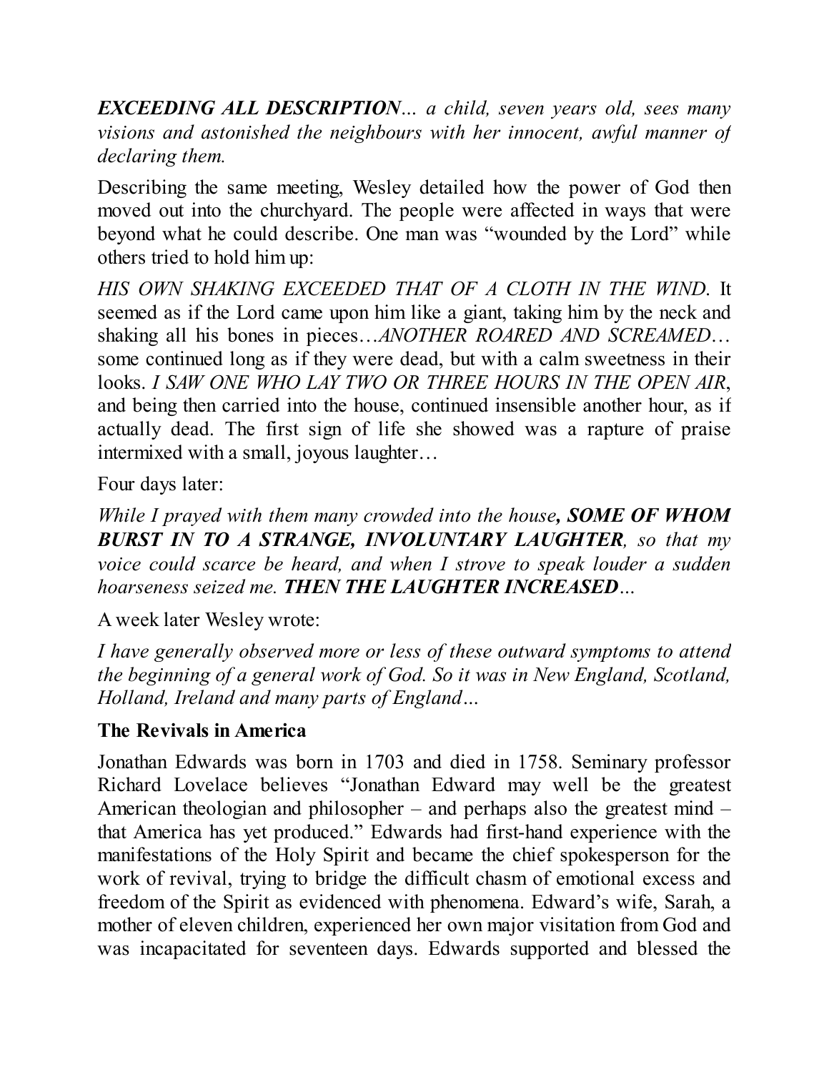***EXCEEDING ALL DESCRIPTION****... a child, seven years old, sees many visions and astonished the neighbours with her innocent, awful manner of declaring them.*

Describing the same meeting, Wesley detailed how the power of God then moved out into the churchyard. The people were affected in ways that were beyond what he could describe. One man was "wounded by the Lord" while others tried to hold him up:

*HIS OWN SHAKING EXCEEDED THAT OF A CLOTH IN THE WIND*. It seemed as if the Lord came upon him like a giant, taking him by the neck and shaking all his bones in pieces…*ANOTHER ROARED AND SCREAMED*… some continued long as if they were dead, but with a calm sweetness in their looks. *I SAW ONE WHO LAY TWO OR THREE HOURS IN THE OPEN AIR*, and being then carried into the house, continued insensible another hour, as if actually dead. The first sign of life she showed was a rapture of praise intermixed with a small, joyous laughter…

Four days later:

*While I prayed with them many crowded into the house****, SOME OF WHOM BURST IN TO A STRANGE, INVOLUNTARY LAUGHTER****, so that my voice could scarce be heard, and when I strove to speak louder a sudden hoarseness seized me.* ***THEN THE LAUGHTER INCREASED****...*

A week later Wesley wrote:

*I have generally observed more or less of these outward symptoms to attend the beginning of a general work of God. So it was in New England, Scotland, Holland, Ireland and many parts of England…*

**The Revivals in America**

Jonathan Edwards was born in 1703 and died in 1758. Seminary professor Richard Lovelace believes "Jonathan Edward may well be the greatest American theologian and philosopher – and perhaps also the greatest mind – that America has yet produced." Edwards had first-hand experience with the manifestations of the Holy Spirit and became the chief spokesperson for the work of revival, trying to bridge the difficult chasm of emotional excess and freedom of the Spirit as evidenced with phenomena. Edward's wife, Sarah, a mother of eleven children, experienced her own major visitation from God and was incapacitated for seventeen days. Edwards supported and blessed the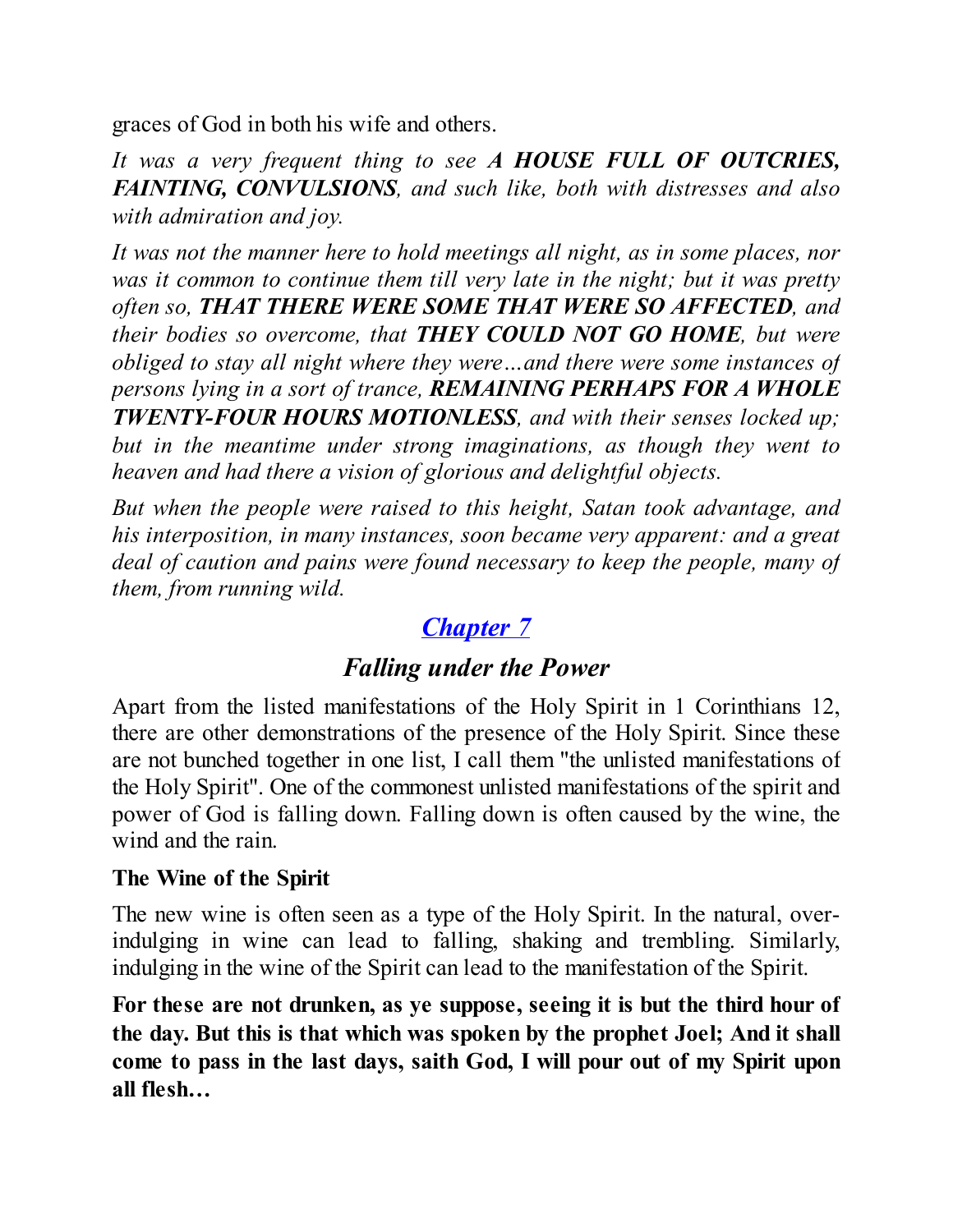graces of God in both his wife and others.

*It was a very frequent thing to see **A HOUSE FULL OF OUTCRIES, FAINTING, CONVULSIONS**, and such like, both with distresses and also with admiration and joy.*

*It was not the manner here to hold meetings all night, as in some places, nor was it common to continue them till very late in the night; but it was pretty often so, **THAT THERE WERE SOME THAT WERE SO AFFECTED**, and their bodies so overcome, that **THEY COULD NOT GO HOME**, but were obliged to stay all night where they were…and there were some instances of persons lying in a sort of trance, **REMAINING PERHAPS FOR A WHOLE TWENTY-FOUR HOURS MOTIONLESS**, and with their senses locked up; but in the meantime under strong imaginations, as though they went to heaven and had there a vision of glorious and delightful objects.*

*But when the people were raised to this height, Satan took advantage, and his interposition, in many instances, soon became very apparent: and a great deal of caution and pains were found necessary to keep the people, many of them, from running wild.*

## *Chapter 7*

## *Falling under the Power*

Apart from the listed manifestations of the Holy Spirit in 1 Corinthians 12, there are other demonstrations of the presence of the Holy Spirit. Since these are not bunched together in one list, I call them "the unlisted manifestations of the Holy Spirit". One of the commonest unlisted manifestations of the spirit and power of God is falling down. Falling down is often caused by the wine, the wind and the rain.

**The Wine of the Spirit**

The new wine is often seen as a type of the Holy Spirit. In the natural, over-indulging in wine can lead to falling, shaking and trembling. Similarly, indulging in the wine of the Spirit can lead to the manifestation of the Spirit.

**For these are not drunken, as ye suppose, seeing it is but the third hour of the day. But this is that which was spoken by the prophet Joel; And it shall come to pass in the last days, saith God, I will pour out of my Spirit upon all flesh…**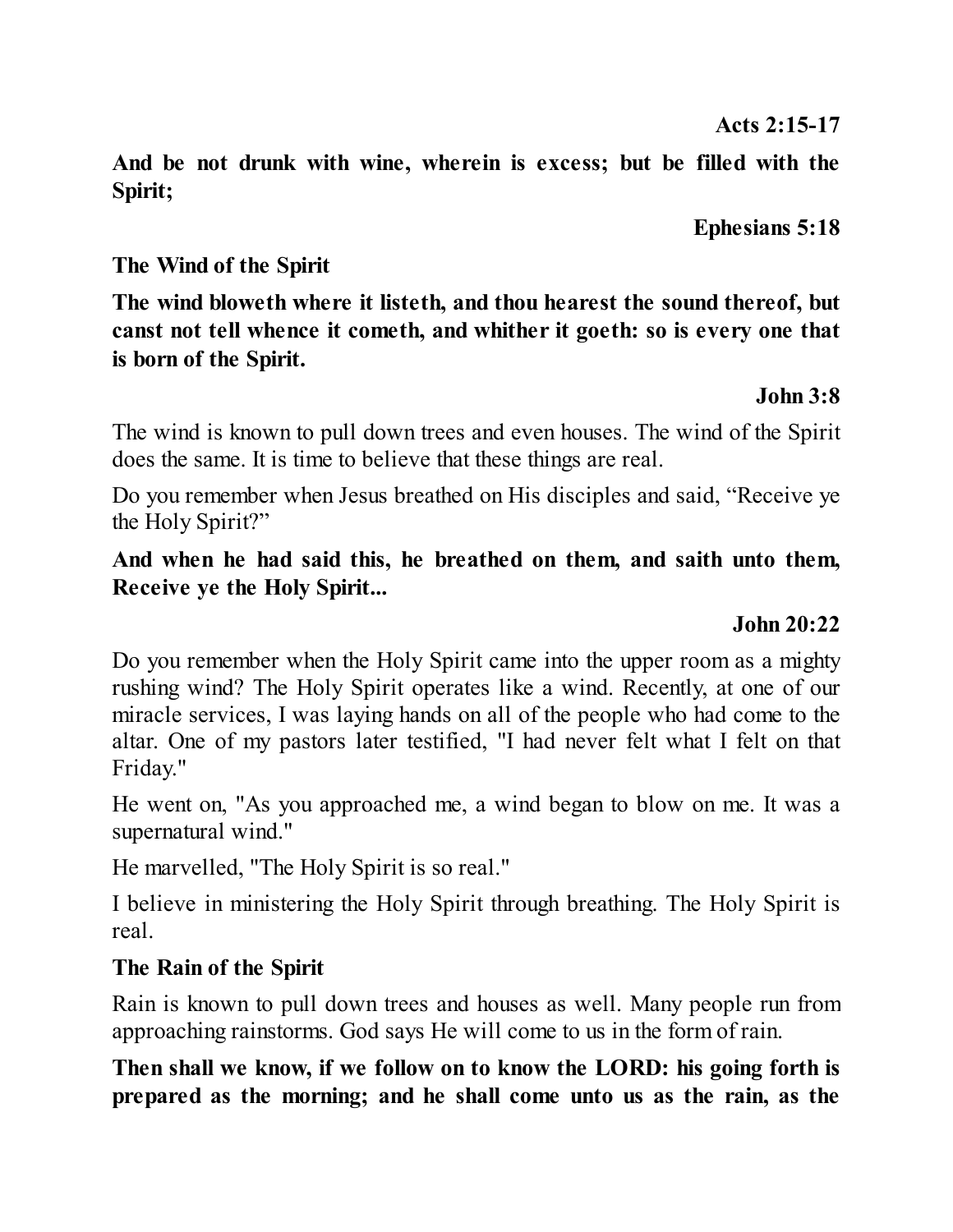**Acts 2:15-17**

**And be not drunk with wine, wherein is excess; but be filled with the Spirit;**

**Ephesians 5:18**

**The Wind of the Spirit**

**The wind bloweth where it listeth, and thou hearest the sound thereof, but canst not tell whence it cometh, and whither it goeth: so is every one that is born of the Spirit.**

**John 3:8**

The wind is known to pull down trees and even houses. The wind of the Spirit does the same. It is time to believe that these things are real.

Do you remember when Jesus breathed on His disciples and said, "Receive ye the Holy Spirit?"

**And when he had said this, he breathed on them, and saith unto them, Receive ye the Holy Spirit...**

**John 20:22**

Do you remember when the Holy Spirit came into the upper room as a mighty rushing wind? The Holy Spirit operates like a wind. Recently, at one of our miracle services, I was laying hands on all of the people who had come to the altar. One of my pastors later testified, "I had never felt what I felt on that Friday."

He went on, "As you approached me, a wind began to blow on me. It was a supernatural wind."

He marvelled, "The Holy Spirit is so real."

I believe in ministering the Holy Spirit through breathing. The Holy Spirit is real.

**The Rain of the Spirit**

Rain is known to pull down trees and houses as well. Many people run from approaching rainstorms. God says He will come to us in the form of rain.

**Then shall we know, if we follow on to know the LORD: his going forth is prepared as the morning; and he shall come unto us as the rain, as the**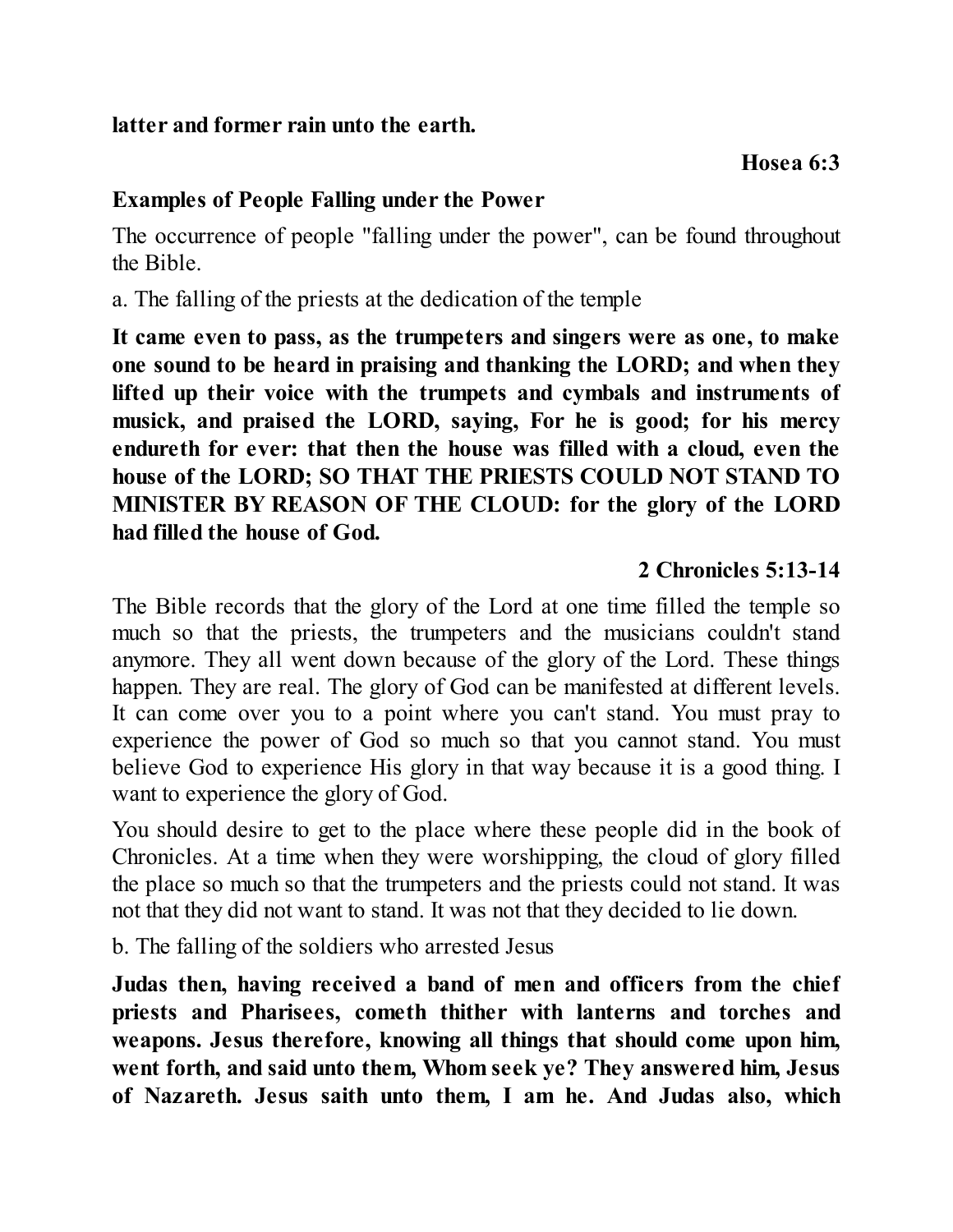**latter and former rain unto the earth.**

**Hosea 6:3**

### Examples of People Falling under the Power

The occurrence of people "falling under the power", can be found throughout the Bible.

a. The falling of the priests at the dedication of the temple

**It came even to pass, as the trumpeters and singers were as one, to make one sound to be heard in praising and thanking the LORD; and when they lifted up their voice with the trumpets and cymbals and instruments of musick, and praised the LORD, saying, For he is good; for his mercy endureth for ever: that then the house was filled with a cloud, even the house of the LORD; SO THAT THE PRIESTS COULD NOT STAND TO MINISTER BY REASON OF THE CLOUD: for the glory of the LORD had filled the house of God.**

**2 Chronicles 5:13-14**

The Bible records that the glory of the Lord at one time filled the temple so much so that the priests, the trumpeters and the musicians couldn't stand anymore. They all went down because of the glory of the Lord. These things happen. They are real. The glory of God can be manifested at different levels. It can come over you to a point where you can't stand. You must pray to experience the power of God so much so that you cannot stand. You must believe God to experience His glory in that way because it is a good thing. I want to experience the glory of God.

You should desire to get to the place where these people did in the book of Chronicles. At a time when they were worshipping, the cloud of glory filled the place so much so that the trumpeters and the priests could not stand. It was not that they did not want to stand. It was not that they decided to lie down.

b. The falling of the soldiers who arrested Jesus

**Judas then, having received a band of men and officers from the chief priests and Pharisees, cometh thither with lanterns and torches and weapons. Jesus therefore, knowing all things that should come upon him, went forth, and said unto them, Whom seek ye? They answered him, Jesus of Nazareth. Jesus saith unto them, I am he. And Judas also, which**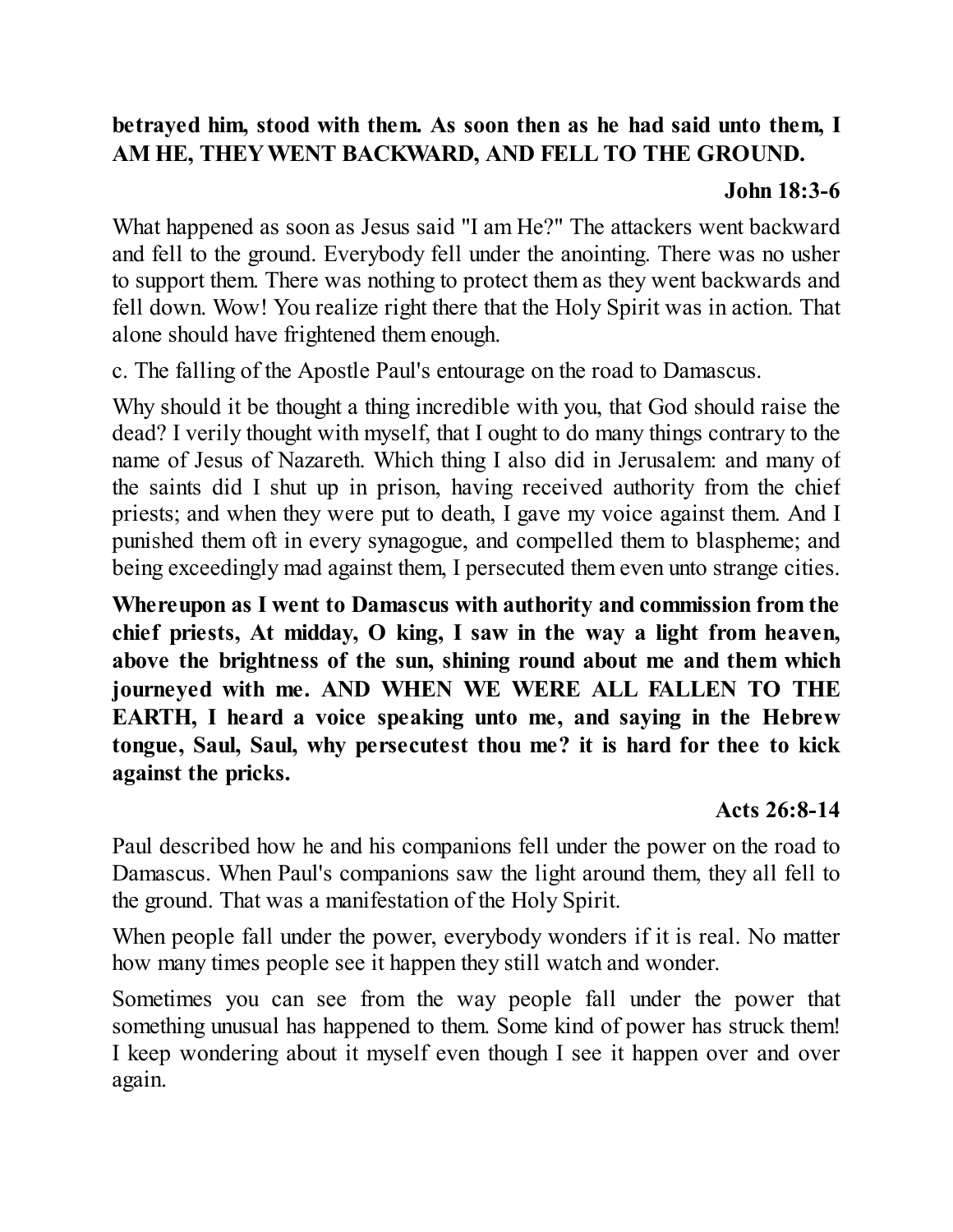**betrayed him, stood with them. As soon then as he had said unto them, I AM HE, THEY WENT BACKWARD, AND FELL TO THE GROUND.**

**John 18:3-6**

What happened as soon as Jesus said "I am He?" The attackers went backward and fell to the ground. Everybody fell under the anointing. There was no usher to support them. There was nothing to protect them as they went backwards and fell down. Wow! You realize right there that the Holy Spirit was in action. That alone should have frightened them enough.

c. The falling of the Apostle Paul's entourage on the road to Damascus.

Why should it be thought a thing incredible with you, that God should raise the dead? I verily thought with myself, that I ought to do many things contrary to the name of Jesus of Nazareth. Which thing I also did in Jerusalem: and many of the saints did I shut up in prison, having received authority from the chief priests; and when they were put to death, I gave my voice against them. And I punished them oft in every synagogue, and compelled them to blaspheme; and being exceedingly mad against them, I persecuted them even unto strange cities.

**Whereupon as I went to Damascus with authority and commission from the chief priests, At midday, O king, I saw in the way a light from heaven, above the brightness of the sun, shining round about me and them which journeyed with me. AND WHEN WE WERE ALL FALLEN TO THE EARTH, I heard a voice speaking unto me, and saying in the Hebrew tongue, Saul, Saul, why persecutest thou me? it is hard for thee to kick against the pricks.**

**Acts 26:8-14**

Paul described how he and his companions fell under the power on the road to Damascus. When Paul's companions saw the light around them, they all fell to the ground. That was a manifestation of the Holy Spirit.

When people fall under the power, everybody wonders if it is real. No matter how many times people see it happen they still watch and wonder.

Sometimes you can see from the way people fall under the power that something unusual has happened to them. Some kind of power has struck them! I keep wondering about it myself even though I see it happen over and over again.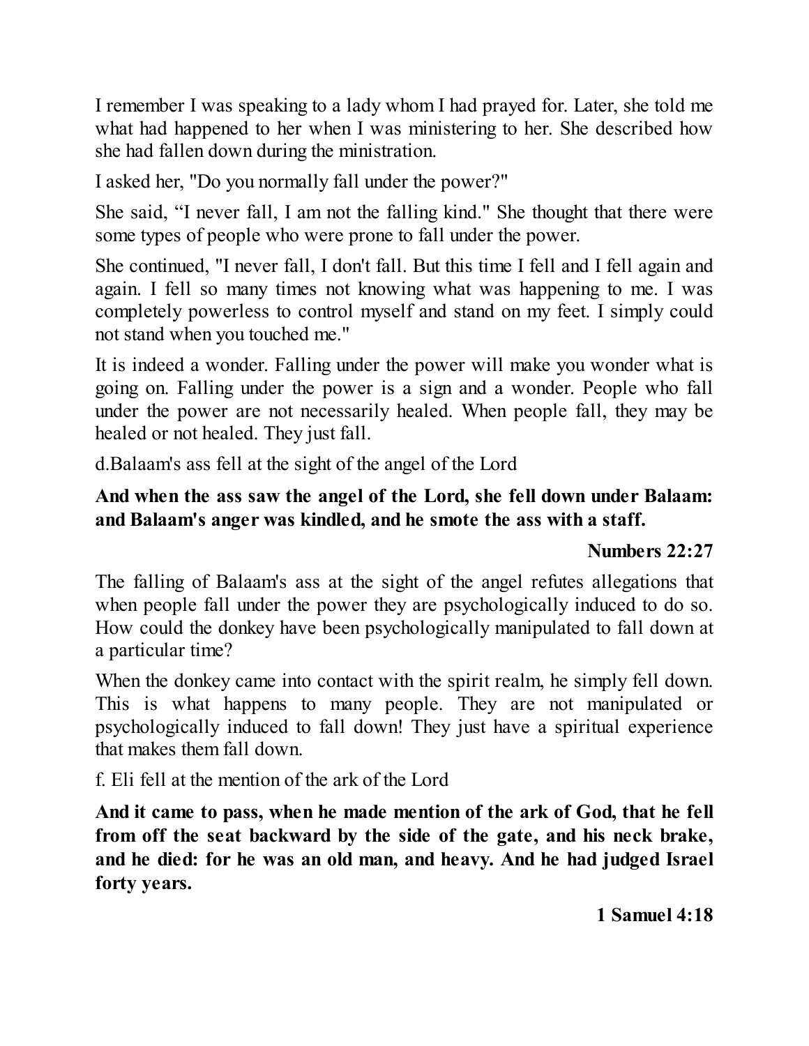I remember I was speaking to a lady whom I had prayed for. Later, she told me what had happened to her when I was ministering to her. She described how she had fallen down during the ministration.

I asked her, "Do you normally fall under the power?"

She said, “I never fall, I am not the falling kind." She thought that there were some types of people who were prone to fall under the power.

She continued, "I never fall, I don't fall. But this time I fell and I fell again and again. I fell so many times not knowing what was happening to me. I was completely powerless to control myself and stand on my feet. I simply could not stand when you touched me."

It is indeed a wonder. Falling under the power will make you wonder what is going on. Falling under the power is a sign and a wonder. People who fall under the power are not necessarily healed. When people fall, they may be healed or not healed. They just fall.

d.Balaam's ass fell at the sight of the angel of the Lord

**And when the ass saw the angel of the Lord, she fell down under Balaam: and Balaam's anger was kindled, and he smote the ass with a staff.**

**Numbers 22:27**

The falling of Balaam's ass at the sight of the angel refutes allegations that when people fall under the power they are psychologically induced to do so. How could the donkey have been psychologically manipulated to fall down at a particular time?

When the donkey came into contact with the spirit realm, he simply fell down. This is what happens to many people. They are not manipulated or psychologically induced to fall down! They just have a spiritual experience that makes them fall down.

f. Eli fell at the mention of the ark of the Lord

**And it came to pass, when he made mention of the ark of God, that he fell from off the seat backward by the side of the gate, and his neck brake, and he died: for he was an old man, and heavy. And he had judged Israel forty years.**

**1 Samuel 4:18**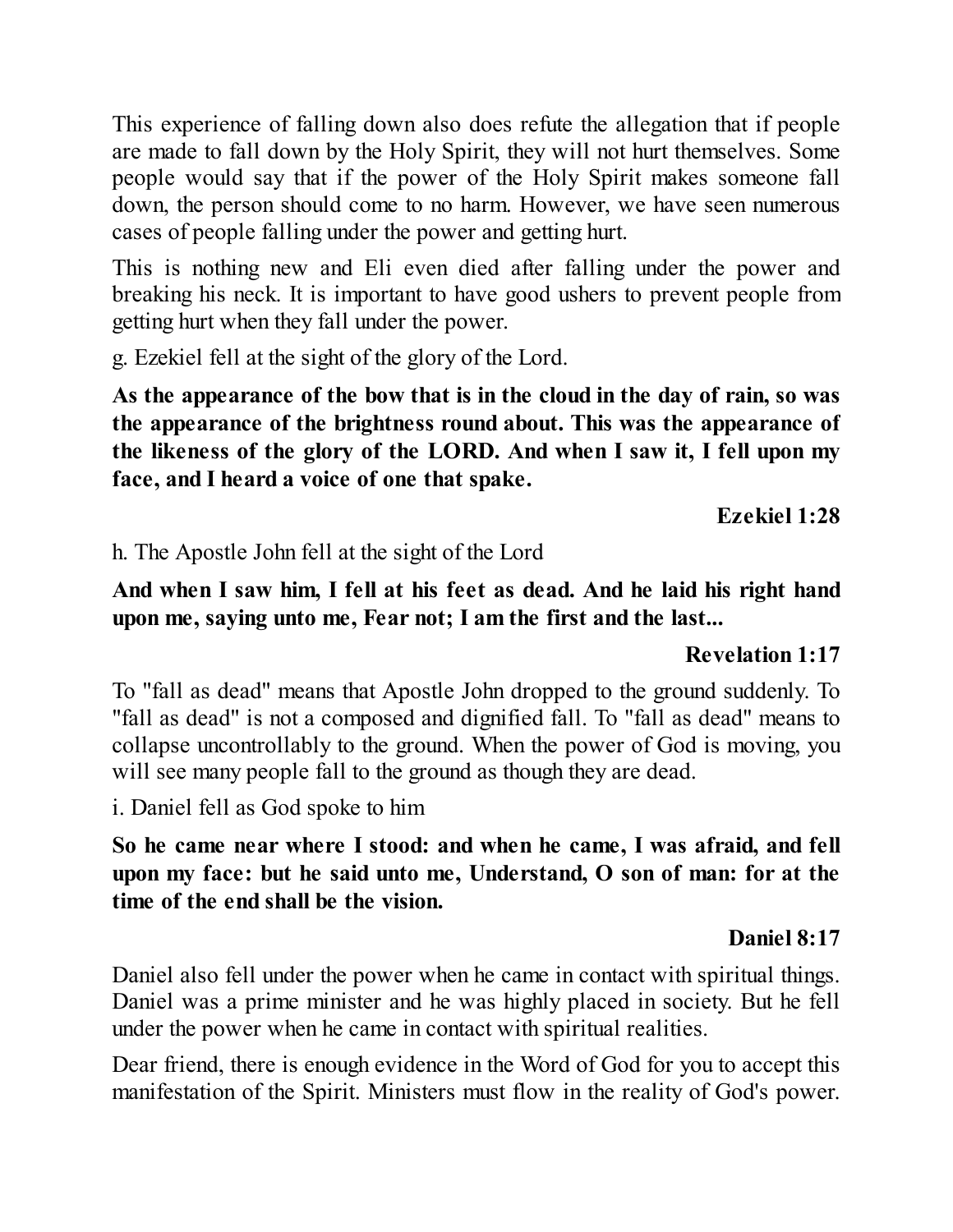This experience of falling down also does refute the allegation that if people are made to fall down by the Holy Spirit, they will not hurt themselves. Some people would say that if the power of the Holy Spirit makes someone fall down, the person should come to no harm. However, we have seen numerous cases of people falling under the power and getting hurt.

This is nothing new and Eli even died after falling under the power and breaking his neck. It is important to have good ushers to prevent people from getting hurt when they fall under the power.

g. Ezekiel fell at the sight of the glory of the Lord.

**As the appearance of the bow that is in the cloud in the day of rain, so was the appearance of the brightness round about. This was the appearance of the likeness of the glory of the LORD. And when I saw it, I fell upon my face, and I heard a voice of one that spake.**

**Ezekiel 1:28**

h. The Apostle John fell at the sight of the Lord

**And when I saw him, I fell at his feet as dead. And he laid his right hand upon me, saying unto me, Fear not; I am the first and the last...**

**Revelation 1:17**

To "fall as dead" means that Apostle John dropped to the ground suddenly. To "fall as dead" is not a composed and dignified fall. To "fall as dead" means to collapse uncontrollably to the ground. When the power of God is moving, you will see many people fall to the ground as though they are dead.

i. Daniel fell as God spoke to him

**So he came near where I stood: and when he came, I was afraid, and fell upon my face: but he said unto me, Understand, O son of man: for at the time of the end shall be the vision.**

**Daniel 8:17**

Daniel also fell under the power when he came in contact with spiritual things. Daniel was a prime minister and he was highly placed in society. But he fell under the power when he came in contact with spiritual realities.

Dear friend, there is enough evidence in the Word of God for you to accept this manifestation of the Spirit. Ministers must flow in the reality of God's power.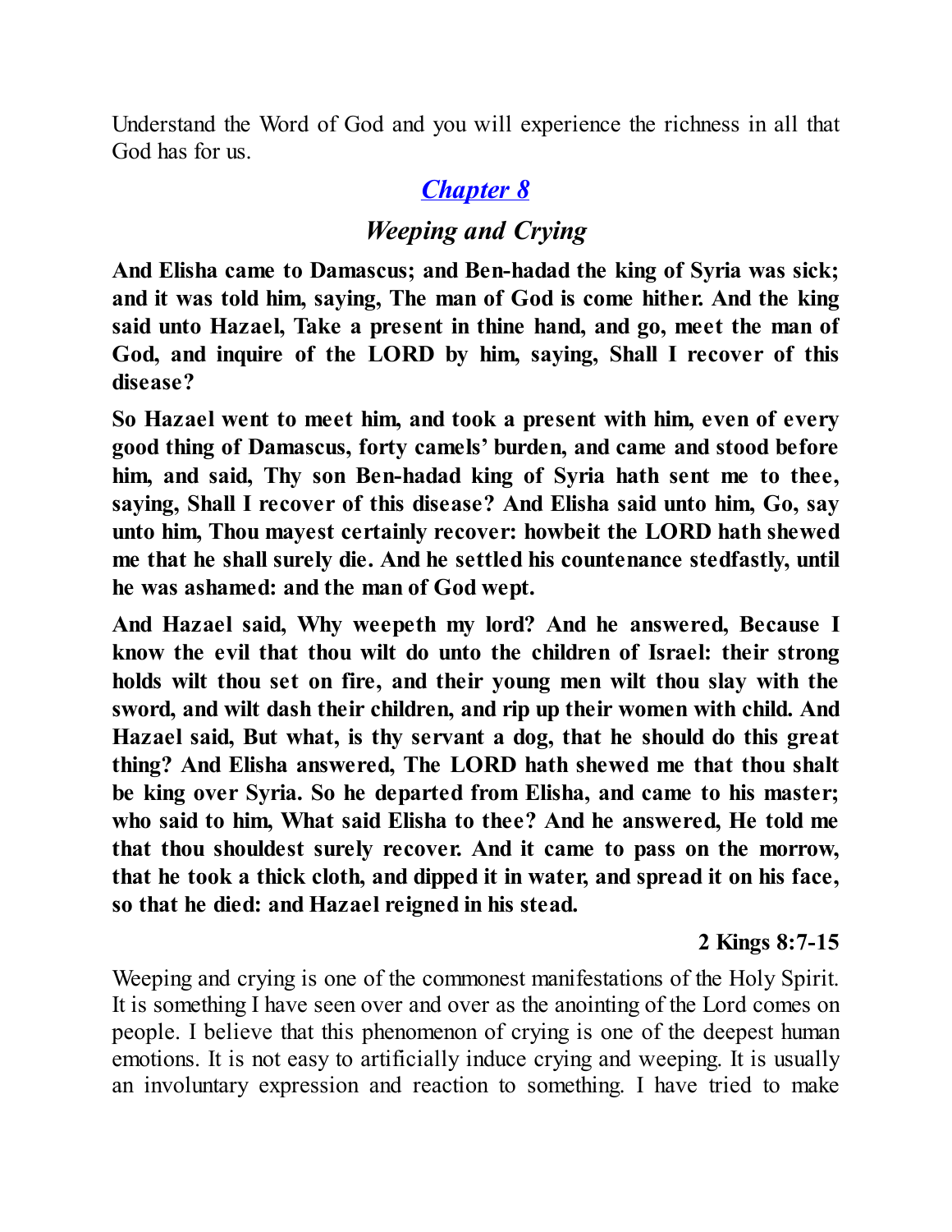Understand the Word of God and you will experience the richness in all that God has for us.

## [*Chapter 8*]()

### *Weeping and Crying*

**And Elisha came to Damascus; and Ben-hadad the king of Syria was sick; and it was told him, saying, The man of God is come hither. And the king said unto Hazael, Take a present in thine hand, and go, meet the man of God, and inquire of the LORD by him, saying, Shall I recover of this disease?**

**So Hazael went to meet him, and took a present with him, even of every good thing of Damascus, forty camels' burden, and came and stood before him, and said, Thy son Ben-hadad king of Syria hath sent me to thee, saying, Shall I recover of this disease? And Elisha said unto him, Go, say unto him, Thou mayest certainly recover: howbeit the LORD hath shewed me that he shall surely die. And he settled his countenance stedfastly, until he was ashamed: and the man of God wept.**

**And Hazael said, Why weepeth my lord? And he answered, Because I know the evil that thou wilt do unto the children of Israel: their strong holds wilt thou set on fire, and their young men wilt thou slay with the sword, and wilt dash their children, and rip up their women with child. And Hazael said, But what, is thy servant a dog, that he should do this great thing? And Elisha answered, The LORD hath shewed me that thou shalt be king over Syria. So he departed from Elisha, and came to his master; who said to him, What said Elisha to thee? And he answered, He told me that thou shouldest surely recover. And it came to pass on the morrow, that he took a thick cloth, and dipped it in water, and spread it on his face, so that he died: and Hazael reigned in his stead.**

**2 Kings 8:7-15**

Weeping and crying is one of the commonest manifestations of the Holy Spirit. It is something I have seen over and over as the anointing of the Lord comes on people. I believe that this phenomenon of crying is one of the deepest human emotions. It is not easy to artificially induce crying and weeping. It is usually an involuntary expression and reaction to something. I have tried to make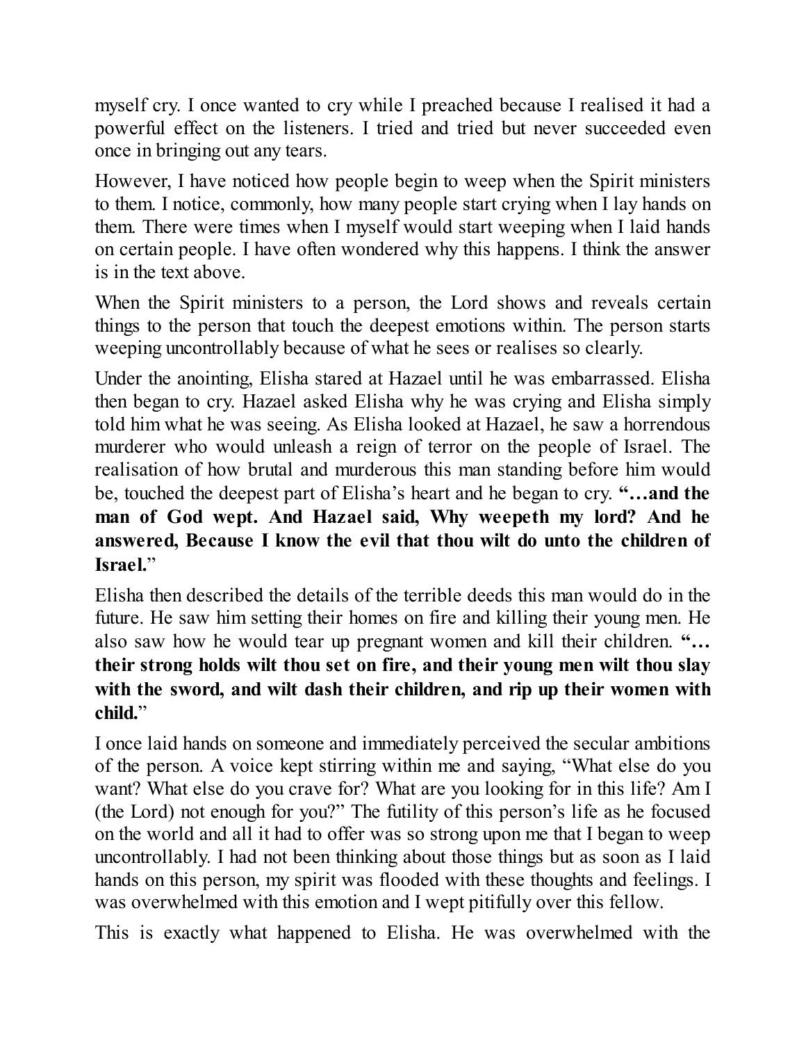myself cry. I once wanted to cry while I preached because I realised it had a powerful effect on the listeners. I tried and tried but never succeeded even once in bringing out any tears.

However, I have noticed how people begin to weep when the Spirit ministers to them. I notice, commonly, how many people start crying when I lay hands on them. There were times when I myself would start weeping when I laid hands on certain people. I have often wondered why this happens. I think the answer is in the text above.

When the Spirit ministers to a person, the Lord shows and reveals certain things to the person that touch the deepest emotions within. The person starts weeping uncontrollably because of what he sees or realises so clearly.

Under the anointing, Elisha stared at Hazael until he was embarrassed. Elisha then began to cry. Hazael asked Elisha why he was crying and Elisha simply told him what he was seeing. As Elisha looked at Hazael, he saw a horrendous murderer who would unleash a reign of terror on the people of Israel. The realisation of how brutal and murderous this man standing before him would be, touched the deepest part of Elisha's heart and he began to cry. **"…and the man of God wept. And Hazael said, Why weepeth my lord? And he answered, Because I know the evil that thou wilt do unto the children of Israel.**"

Elisha then described the details of the terrible deeds this man would do in the future. He saw him setting their homes on fire and killing their young men. He also saw how he would tear up pregnant women and kill their children. **"… their strong holds wilt thou set on fire, and their young men wilt thou slay with the sword, and wilt dash their children, and rip up their women with child.**"

I once laid hands on someone and immediately perceived the secular ambitions of the person. A voice kept stirring within me and saying, "What else do you want? What else do you crave for? What are you looking for in this life? Am I (the Lord) not enough for you?" The futility of this person's life as he focused on the world and all it had to offer was so strong upon me that I began to weep uncontrollably. I had not been thinking about those things but as soon as I laid hands on this person, my spirit was flooded with these thoughts and feelings. I was overwhelmed with this emotion and I wept pitifully over this fellow.

This is exactly what happened to Elisha. He was overwhelmed with the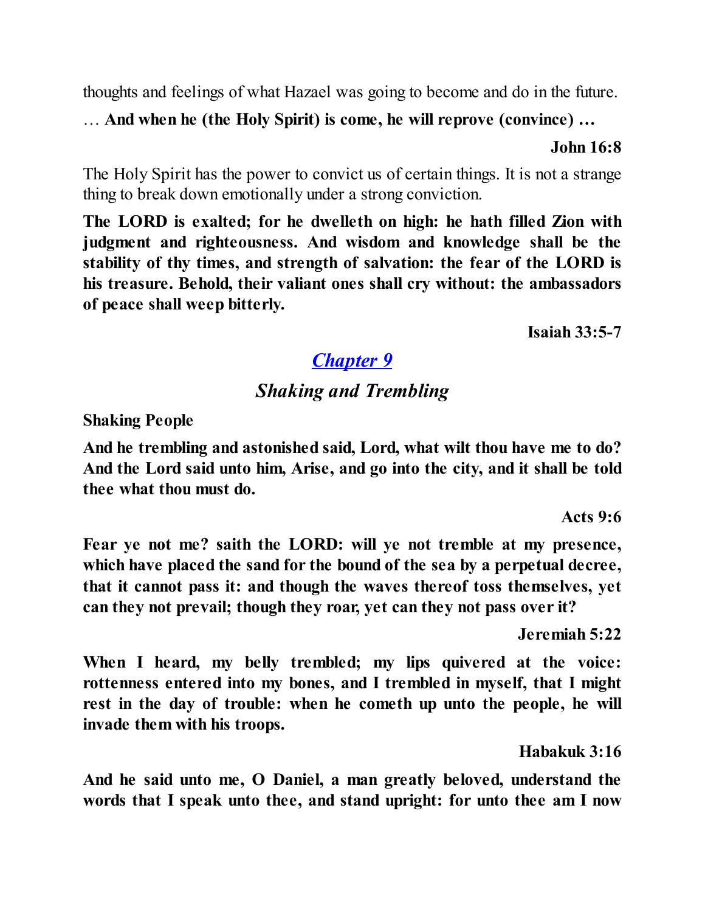thoughts and feelings of what Hazael was going to become and do in the future.

… **And when he (the Holy Spirit) is come, he will reprove (convince) …**

**John 16:8**

The Holy Spirit has the power to convict us of certain things. It is not a strange thing to break down emotionally under a strong conviction.

**The LORD is exalted; for he dwelleth on high: he hath filled Zion with judgment and righteousness. And wisdom and knowledge shall be the stability of thy times, and strength of salvation: the fear of the LORD is his treasure. Behold, their valiant ones shall cry without: the ambassadors of peace shall weep bitterly.**

**Isaiah 33:5-7**

## *Chapter 9*

## *Shaking and Trembling*

**Shaking People**

**And he trembling and astonished said, Lord, what wilt thou have me to do? And the Lord said unto him, Arise, and go into the city, and it shall be told thee what thou must do.**

**Acts 9:6**

**Fear ye not me? saith the LORD: will ye not tremble at my presence, which have placed the sand for the bound of the sea by a perpetual decree, that it cannot pass it: and though the waves thereof toss themselves, yet can they not prevail; though they roar, yet can they not pass over it?**

**Jeremiah 5:22**

**When I heard, my belly trembled; my lips quivered at the voice: rottenness entered into my bones, and I trembled in myself, that I might rest in the day of trouble: when he cometh up unto the people, he will invade them with his troops.**

**Habakuk 3:16**

**And he said unto me, O Daniel, a man greatly beloved, understand the words that I speak unto thee, and stand upright: for unto thee am I now**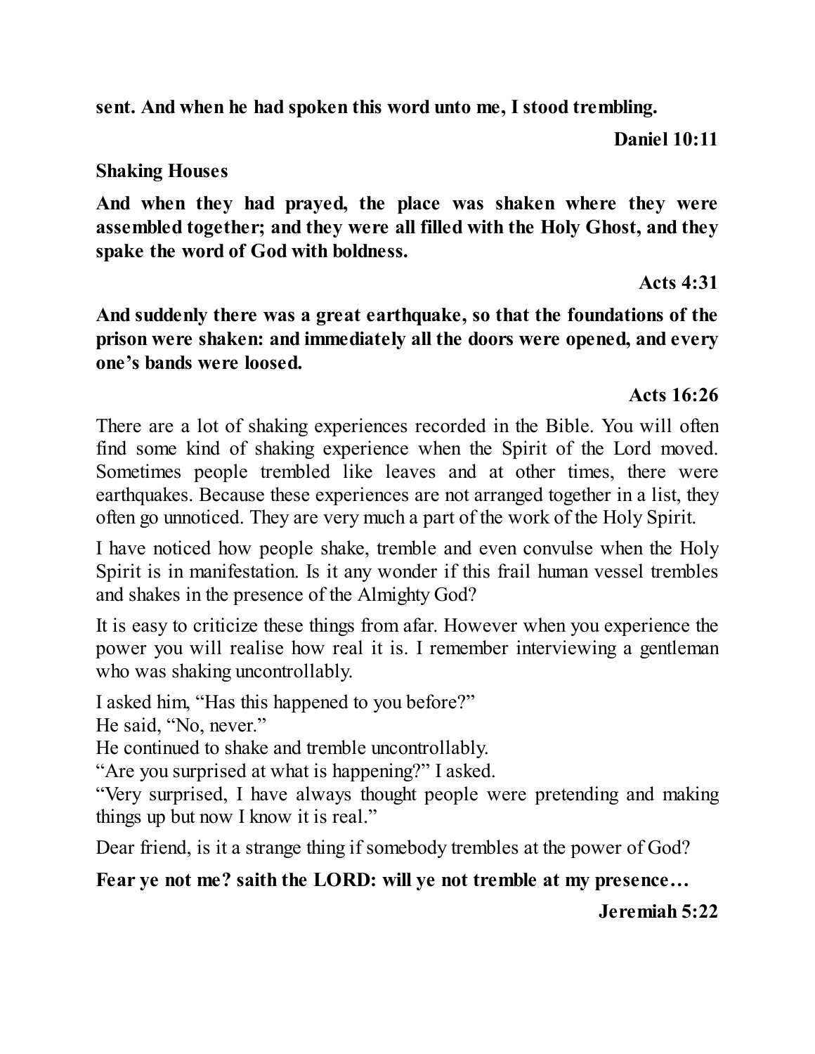**sent. And when he had spoken this word unto me, I stood trembling.**

**Daniel 10:11**

**Shaking Houses**

**And when they had prayed, the place was shaken where they were assembled together; and they were all filled with the Holy Ghost, and they spake the word of God with boldness.**

**Acts 4:31**

**And suddenly there was a great earthquake, so that the foundations of the prison were shaken: and immediately all the doors were opened, and every one's bands were loosed.**

**Acts 16:26**

There are a lot of shaking experiences recorded in the Bible. You will often find some kind of shaking experience when the Spirit of the Lord moved. Sometimes people trembled like leaves and at other times, there were earthquakes. Because these experiences are not arranged together in a list, they often go unnoticed. They are very much a part of the work of the Holy Spirit.

I have noticed how people shake, tremble and even convulse when the Holy Spirit is in manifestation. Is it any wonder if this frail human vessel trembles and shakes in the presence of the Almighty God?

It is easy to criticize these things from afar. However when you experience the power you will realise how real it is. I remember interviewing a gentleman who was shaking uncontrollably.

I asked him, "Has this happened to you before?"
He said, "No, never."
He continued to shake and tremble uncontrollably.
"Are you surprised at what is happening?" I asked.
"Very surprised, I have always thought people were pretending and making things up but now I know it is real."

Dear friend, is it a strange thing if somebody trembles at the power of God?

**Fear ye not me? saith the LORD: will ye not tremble at my presence…**

**Jeremiah 5:22**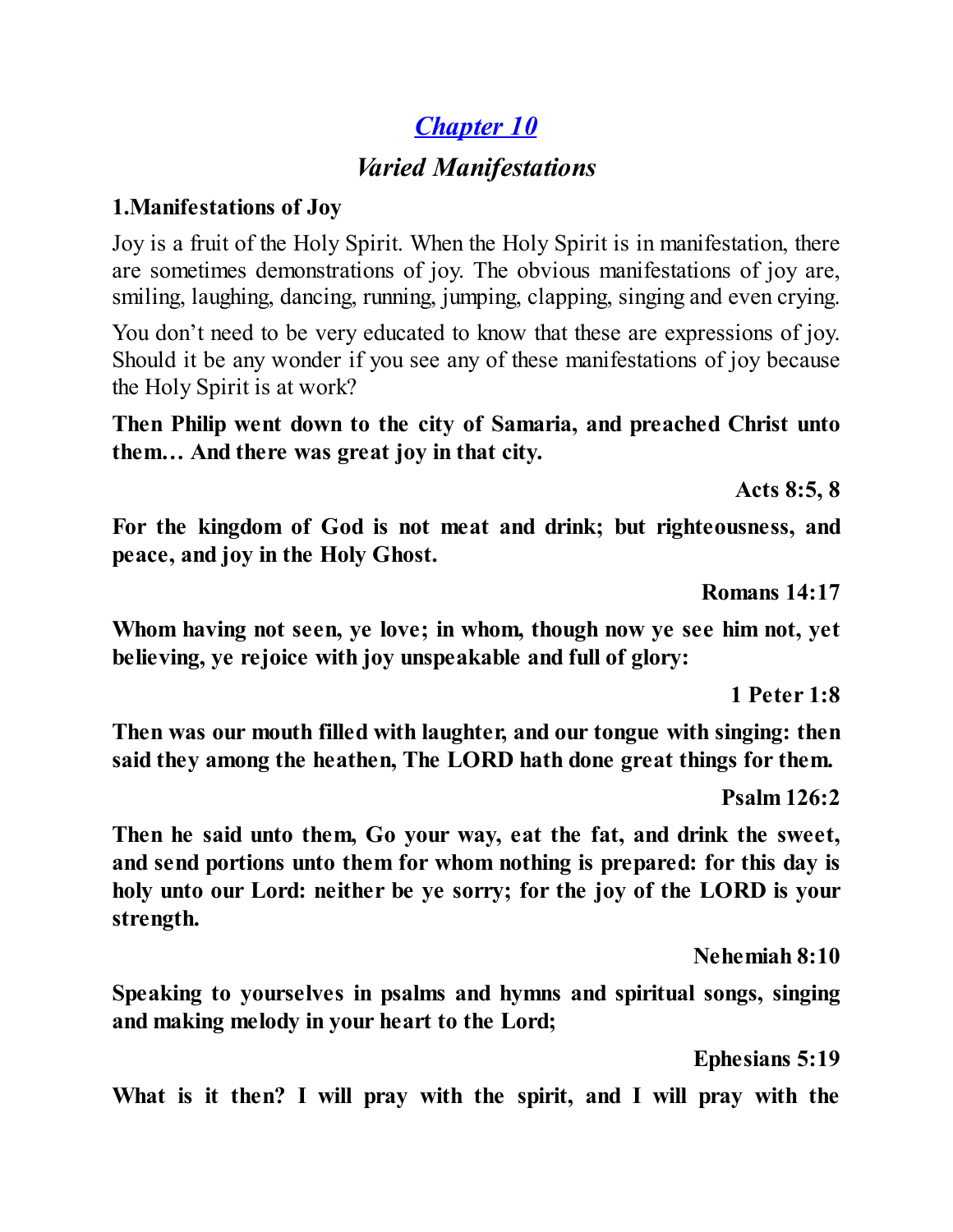# *Chapter 10*

## *Varied Manifestations*

**1.Manifestations of Joy**

Joy is a fruit of the Holy Spirit. When the Holy Spirit is in manifestation, there are sometimes demonstrations of joy. The obvious manifestations of joy are, smiling, laughing, dancing, running, jumping, clapping, singing and even crying.

You don't need to be very educated to know that these are expressions of joy. Should it be any wonder if you see any of these manifestations of joy because the Holy Spirit is at work?

**Then Philip went down to the city of Samaria, and preached Christ unto them… And there was great joy in that city.**

**Acts 8:5, 8**

**For the kingdom of God is not meat and drink; but righteousness, and peace, and joy in the Holy Ghost.**

**Romans 14:17**

**Whom having not seen, ye love; in whom, though now ye see him not, yet believing, ye rejoice with joy unspeakable and full of glory:**

**1 Peter 1:8**

**Then was our mouth filled with laughter, and our tongue with singing: then said they among the heathen, The LORD hath done great things for them.**

**Psalm 126:2**

**Then he said unto them, Go your way, eat the fat, and drink the sweet, and send portions unto them for whom nothing is prepared: for this day is holy unto our Lord: neither be ye sorry; for the joy of the LORD is your strength.**

**Nehemiah 8:10**

**Speaking to yourselves in psalms and hymns and spiritual songs, singing and making melody in your heart to the Lord;**

**Ephesians 5:19**

**What is it then? I will pray with the spirit, and I will pray with the**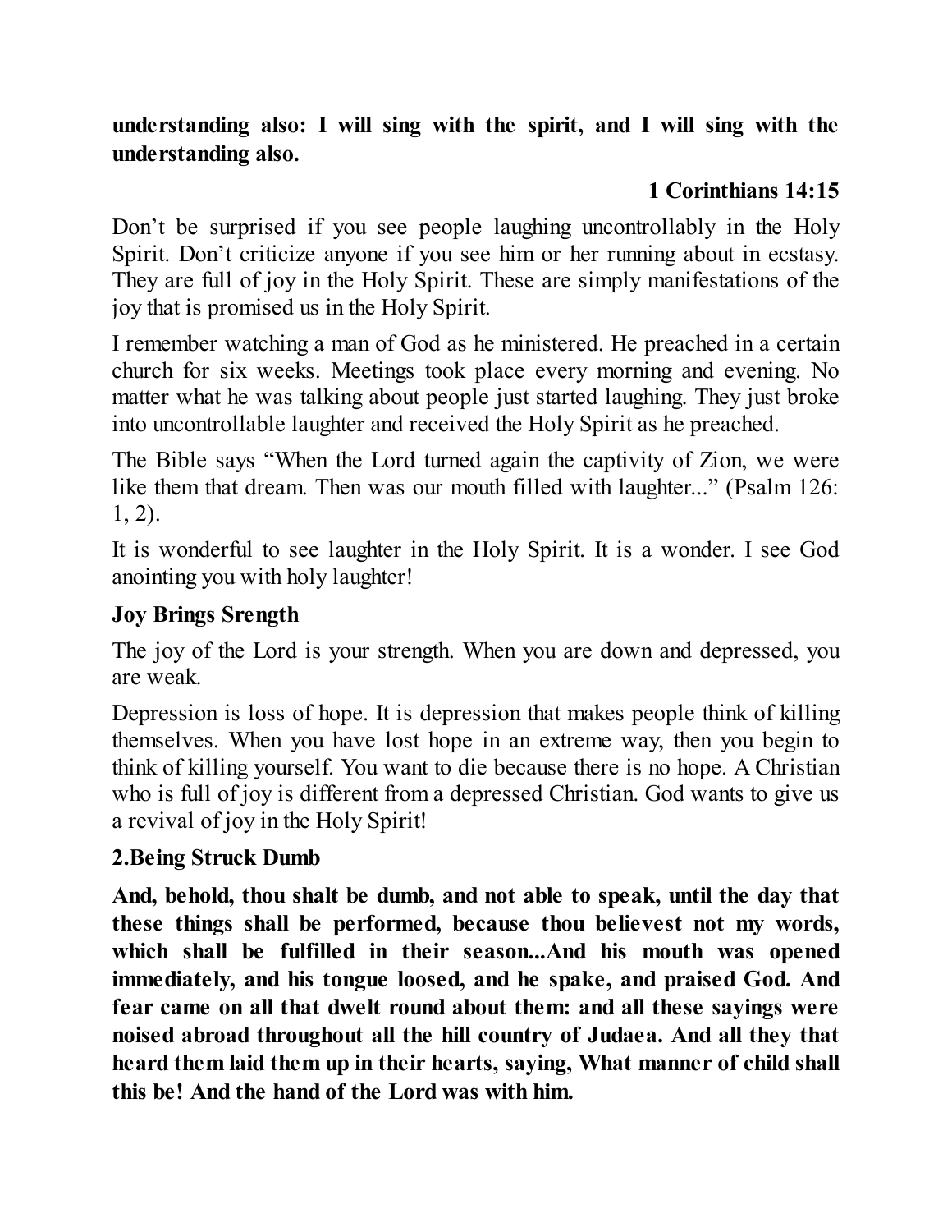**understanding also: I will sing with the spirit, and I will sing with the understanding also.**

**1 Corinthians 14:15**

Don't be surprised if you see people laughing uncontrollably in the Holy Spirit. Don't criticize anyone if you see him or her running about in ecstasy. They are full of joy in the Holy Spirit. These are simply manifestations of the joy that is promised us in the Holy Spirit.

I remember watching a man of God as he ministered. He preached in a certain church for six weeks. Meetings took place every morning and evening. No matter what he was talking about people just started laughing. They just broke into uncontrollable laughter and received the Holy Spirit as he preached.

The Bible says "When the Lord turned again the captivity of Zion, we were like them that dream. Then was our mouth filled with laughter..." (Psalm 126: 1, 2).

It is wonderful to see laughter in the Holy Spirit. It is a wonder. I see God anointing you with holy laughter!

### Joy Brings Srength

The joy of the Lord is your strength. When you are down and depressed, you are weak.

Depression is loss of hope. It is depression that makes people think of killing themselves. When you have lost hope in an extreme way, then you begin to think of killing yourself. You want to die because there is no hope. A Christian who is full of joy is different from a depressed Christian. God wants to give us a revival of joy in the Holy Spirit!

### 2.Being Struck Dumb

**And, behold, thou shalt be dumb, and not able to speak, until the day that these things shall be performed, because thou believest not my words, which shall be fulfilled in their season...And his mouth was opened immediately, and his tongue loosed, and he spake, and praised God. And fear came on all that dwelt round about them: and all these sayings were noised abroad throughout all the hill country of Judaea. And all they that heard them laid them up in their hearts, saying, What manner of child shall this be! And the hand of the Lord was with him.**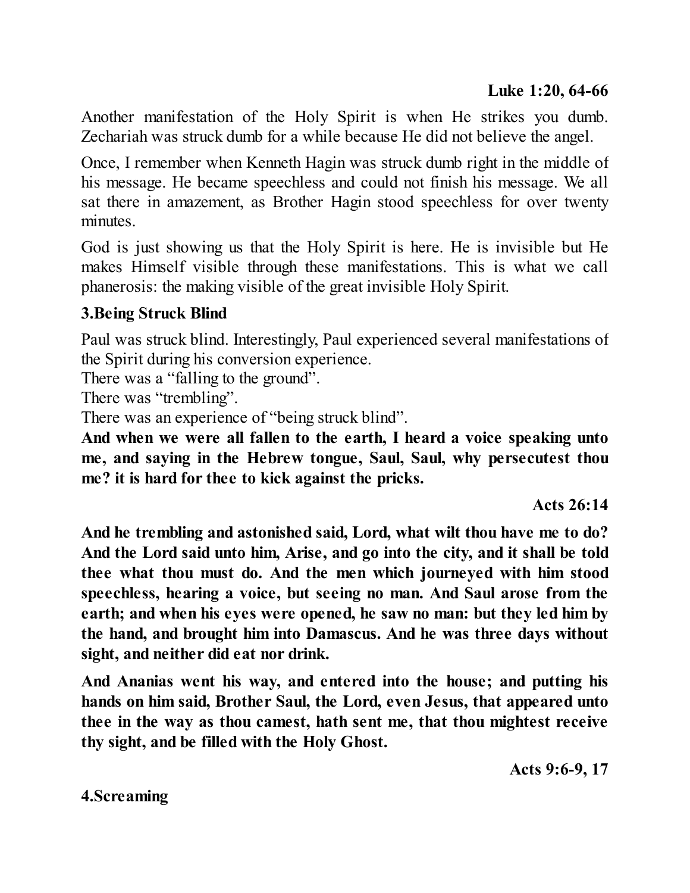**Luke 1:20, 64-66**

Another manifestation of the Holy Spirit is when He strikes you dumb. Zechariah was struck dumb for a while because He did not believe the angel.

Once, I remember when Kenneth Hagin was struck dumb right in the middle of his message. He became speechless and could not finish his message. We all sat there in amazement, as Brother Hagin stood speechless for over twenty minutes.

God is just showing us that the Holy Spirit is here. He is invisible but He makes Himself visible through these manifestations. This is what we call phanerosis: the making visible of the great invisible Holy Spirit.

**3.Being Struck Blind**

Paul was struck blind. Interestingly, Paul experienced several manifestations of the Spirit during his conversion experience.

There was a "falling to the ground".

There was "trembling".

There was an experience of "being struck blind".

**And when we were all fallen to the earth, I heard a voice speaking unto me, and saying in the Hebrew tongue, Saul, Saul, why persecutest thou me? it is hard for thee to kick against the pricks.**

**Acts 26:14**

**And he trembling and astonished said, Lord, what wilt thou have me to do? And the Lord said unto him, Arise, and go into the city, and it shall be told thee what thou must do. And the men which journeyed with him stood speechless, hearing a voice, but seeing no man. And Saul arose from the earth; and when his eyes were opened, he saw no man: but they led him by the hand, and brought him into Damascus. And he was three days without sight, and neither did eat nor drink.**

**And Ananias went his way, and entered into the house; and putting his hands on him said, Brother Saul, the Lord, even Jesus, that appeared unto thee in the way as thou camest, hath sent me, that thou mightest receive thy sight, and be filled with the Holy Ghost.**

**Acts 9:6-9, 17**

**4.Screaming**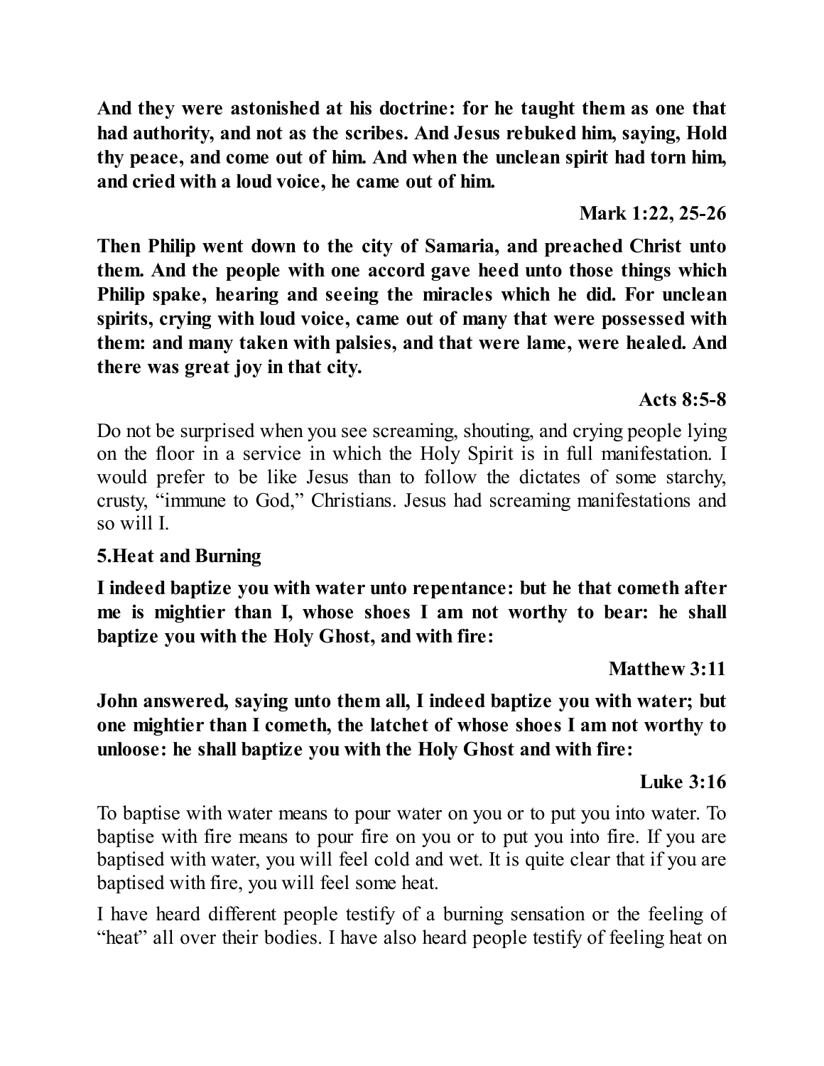**And they were astonished at his doctrine: for he taught them as one that had authority, and not as the scribes. And Jesus rebuked him, saying, Hold thy peace, and come out of him. And when the unclean spirit had torn him, and cried with a loud voice, he came out of him.**

**Mark 1:22, 25-26**

**Then Philip went down to the city of Samaria, and preached Christ unto them. And the people with one accord gave heed unto those things which Philip spake, hearing and seeing the miracles which he did. For unclean spirits, crying with loud voice, came out of many that were possessed with them: and many taken with palsies, and that were lame, were healed. And there was great joy in that city.**

**Acts 8:5-8**

Do not be surprised when you see screaming, shouting, and crying people lying on the floor in a service in which the Holy Spirit is in full manifestation. I would prefer to be like Jesus than to follow the dictates of some starchy, crusty, "immune to God," Christians. Jesus had screaming manifestations and so will I.

**5.Heat and Burning**

**I indeed baptize you with water unto repentance: but he that cometh after me is mightier than I, whose shoes I am not worthy to bear: he shall baptize you with the Holy Ghost, and with fire:**

**Matthew 3:11**

**John answered, saying unto them all, I indeed baptize you with water; but one mightier than I cometh, the latchet of whose shoes I am not worthy to unloose: he shall baptize you with the Holy Ghost and with fire:**

**Luke 3:16**

To baptise with water means to pour water on you or to put you into water. To baptise with fire means to pour fire on you or to put you into fire. If you are baptised with water, you will feel cold and wet. It is quite clear that if you are baptised with fire, you will feel some heat.

I have heard different people testify of a burning sensation or the feeling of "heat" all over their bodies. I have also heard people testify of feeling heat on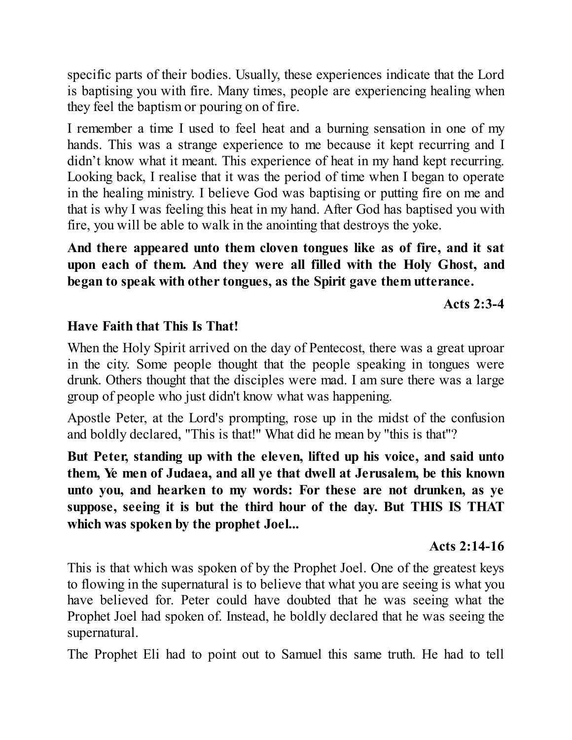specific parts of their bodies. Usually, these experiences indicate that the Lord is baptising you with fire. Many times, people are experiencing healing when they feel the baptism or pouring on of fire.

I remember a time I used to feel heat and a burning sensation in one of my hands. This was a strange experience to me because it kept recurring and I didn't know what it meant. This experience of heat in my hand kept recurring. Looking back, I realise that it was the period of time when I began to operate in the healing ministry. I believe God was baptising or putting fire on me and that is why I was feeling this heat in my hand. After God has baptised you with fire, you will be able to walk in the anointing that destroys the yoke.

**And there appeared unto them cloven tongues like as of fire, and it sat upon each of them. And they were all filled with the Holy Ghost, and began to speak with other tongues, as the Spirit gave them utterance.**

**Acts 2:3-4**

### Have Faith that This Is That!

When the Holy Spirit arrived on the day of Pentecost, there was a great uproar in the city. Some people thought that the people speaking in tongues were drunk. Others thought that the disciples were mad. I am sure there was a large group of people who just didn't know what was happening.

Apostle Peter, at the Lord's prompting, rose up in the midst of the confusion and boldly declared, "This is that!" What did he mean by "this is that"?

**But Peter, standing up with the eleven, lifted up his voice, and said unto them, Ye men of Judaea, and all ye that dwell at Jerusalem, be this known unto you, and hearken to my words: For these are not drunken, as ye suppose, seeing it is but the third hour of the day. But THIS IS THAT which was spoken by the prophet Joel...**

**Acts 2:14-16**

This is that which was spoken of by the Prophet Joel. One of the greatest keys to flowing in the supernatural is to believe that what you are seeing is what you have believed for. Peter could have doubted that he was seeing what the Prophet Joel had spoken of. Instead, he boldly declared that he was seeing the supernatural.

The Prophet Eli had to point out to Samuel this same truth. He had to tell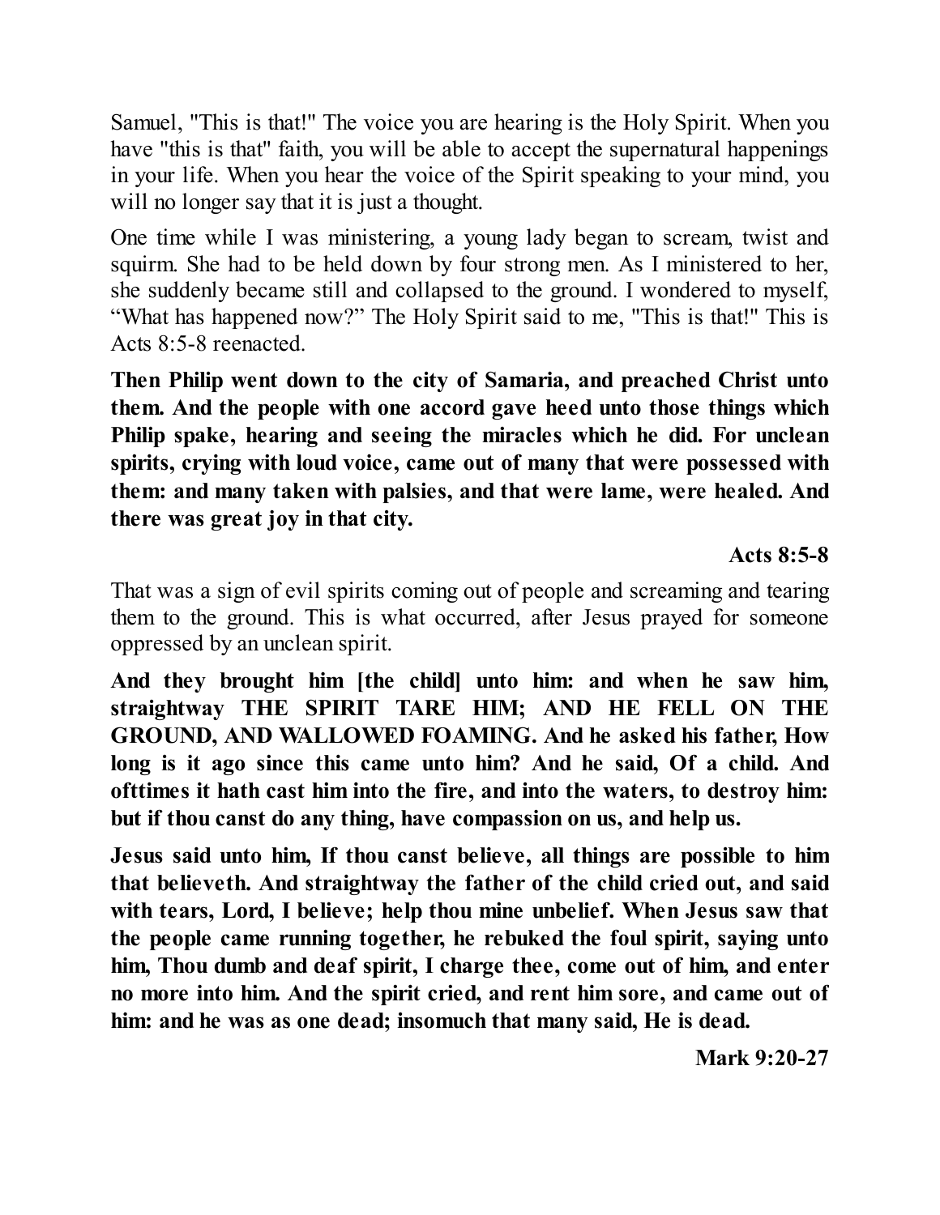Samuel, "This is that!" The voice you are hearing is the Holy Spirit. When you have "this is that" faith, you will be able to accept the supernatural happenings in your life. When you hear the voice of the Spirit speaking to your mind, you will no longer say that it is just a thought.

One time while I was ministering, a young lady began to scream, twist and squirm. She had to be held down by four strong men. As I ministered to her, she suddenly became still and collapsed to the ground. I wondered to myself, “What has happened now?” The Holy Spirit said to me, "This is that!" This is Acts 8:5-8 reenacted.

**Then Philip went down to the city of Samaria, and preached Christ unto them. And the people with one accord gave heed unto those things which Philip spake, hearing and seeing the miracles which he did. For unclean spirits, crying with loud voice, came out of many that were possessed with them: and many taken with palsies, and that were lame, were healed. And there was great joy in that city.**

**Acts 8:5-8**

That was a sign of evil spirits coming out of people and screaming and tearing them to the ground. This is what occurred, after Jesus prayed for someone oppressed by an unclean spirit.

**And they brought him [the child] unto him: and when he saw him, straightway THE SPIRIT TARE HIM; AND HE FELL ON THE GROUND, AND WALLOWED FOAMING. And he asked his father, How long is it ago since this came unto him? And he said, Of a child. And ofttimes it hath cast him into the fire, and into the waters, to destroy him: but if thou canst do any thing, have compassion on us, and help us.**

**Jesus said unto him, If thou canst believe, all things are possible to him that believeth. And straightway the father of the child cried out, and said with tears, Lord, I believe; help thou mine unbelief. When Jesus saw that the people came running together, he rebuked the foul spirit, saying unto him, Thou dumb and deaf spirit, I charge thee, come out of him, and enter no more into him. And the spirit cried, and rent him sore, and came out of him: and he was as one dead; insomuch that many said, He is dead.**

**Mark 9:20-27**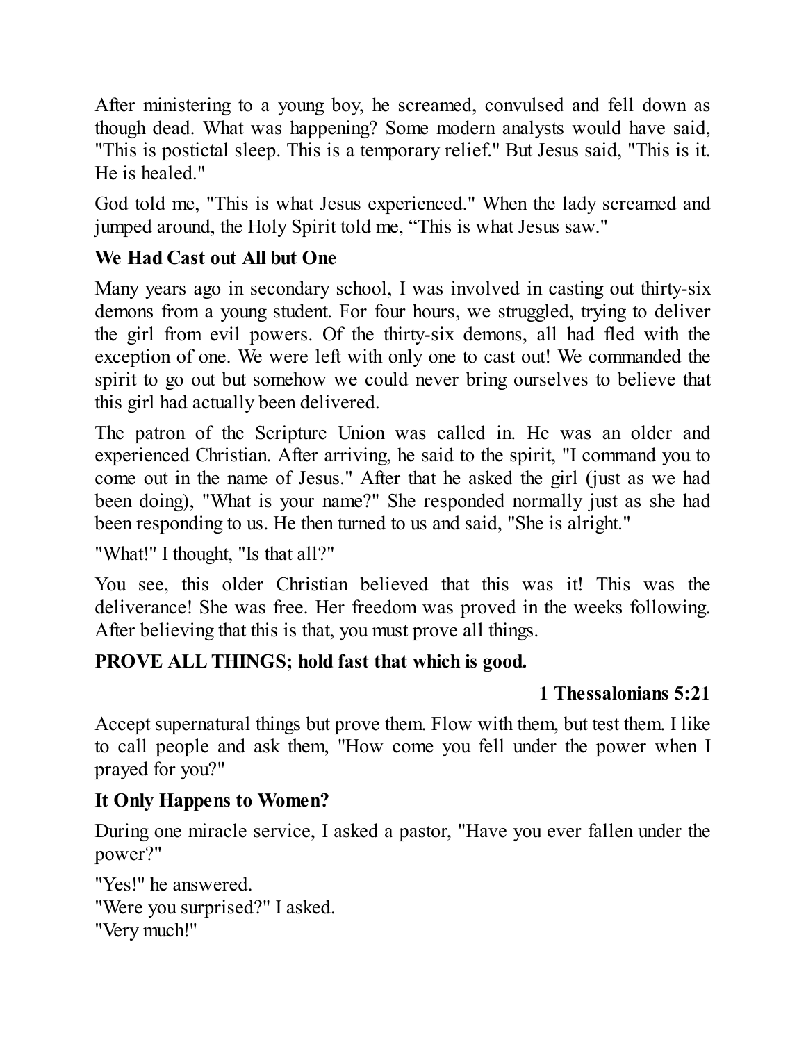After ministering to a young boy, he screamed, convulsed and fell down as though dead. What was happening? Some modern analysts would have said, "This is postictal sleep. This is a temporary relief." But Jesus said, "This is it. He is healed."

God told me, "This is what Jesus experienced." When the lady screamed and jumped around, the Holy Spirit told me, "This is what Jesus saw."

### We Had Cast out All but One

Many years ago in secondary school, I was involved in casting out thirty-six demons from a young student. For four hours, we struggled, trying to deliver the girl from evil powers. Of the thirty-six demons, all had fled with the exception of one. We were left with only one to cast out! We commanded the spirit to go out but somehow we could never bring ourselves to believe that this girl had actually been delivered.

The patron of the Scripture Union was called in. He was an older and experienced Christian. After arriving, he said to the spirit, "I command you to come out in the name of Jesus." After that he asked the girl (just as we had been doing), "What is your name?" She responded normally just as she had been responding to us. He then turned to us and said, "She is alright."

"What!" I thought, "Is that all?"

You see, this older Christian believed that this was it! This was the deliverance! She was free. Her freedom was proved in the weeks following. After believing that this is that, you must prove all things.

**PROVE ALL THINGS; hold fast that which is good.**

**1 Thessalonians 5:21**

Accept supernatural things but prove them. Flow with them, but test them. I like to call people and ask them, "How come you fell under the power when I prayed for you?"

### It Only Happens to Women?

During one miracle service, I asked a pastor, "Have you ever fallen under the power?"

"Yes!" he answered.
"Were you surprised?" I asked.
"Very much!"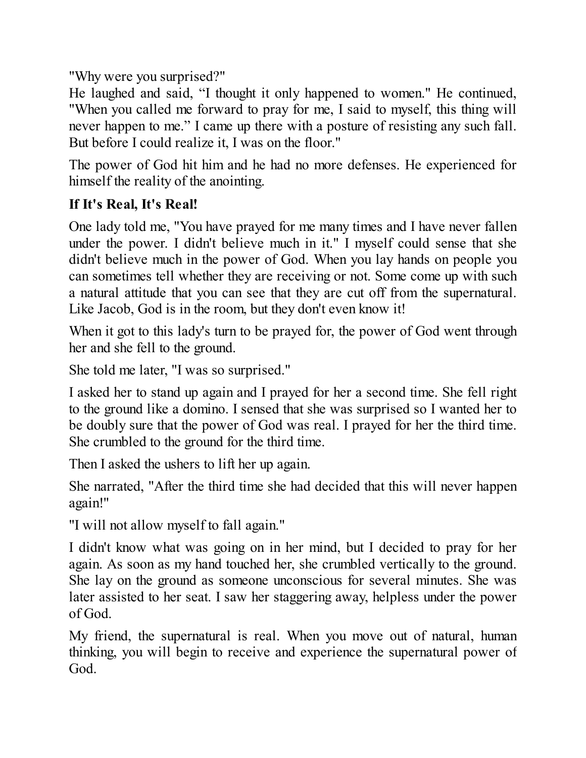"Why were you surprised?"

He laughed and said, “I thought it only happened to women." He continued, "When you called me forward to pray for me, I said to myself, this thing will never happen to me.” I came up there with a posture of resisting any such fall. But before I could realize it, I was on the floor."

The power of God hit him and he had no more defenses. He experienced for himself the reality of the anointing.

**If It's Real, It's Real!**

One lady told me, "You have prayed for me many times and I have never fallen under the power. I didn't believe much in it." I myself could sense that she didn't believe much in the power of God. When you lay hands on people you can sometimes tell whether they are receiving or not. Some come up with such a natural attitude that you can see that they are cut off from the supernatural. Like Jacob, God is in the room, but they don't even know it!

When it got to this lady's turn to be prayed for, the power of God went through her and she fell to the ground.

She told me later, "I was so surprised."

I asked her to stand up again and I prayed for her a second time. She fell right to the ground like a domino. I sensed that she was surprised so I wanted her to be doubly sure that the power of God was real. I prayed for her the third time. She crumbled to the ground for the third time.

Then I asked the ushers to lift her up again.

She narrated, "After the third time she had decided that this will never happen again!"

"I will not allow myself to fall again."

I didn't know what was going on in her mind, but I decided to pray for her again. As soon as my hand touched her, she crumbled vertically to the ground. She lay on the ground as someone unconscious for several minutes. She was later assisted to her seat. I saw her staggering away, helpless under the power of God.

My friend, the supernatural is real. When you move out of natural, human thinking, you will begin to receive and experience the supernatural power of God.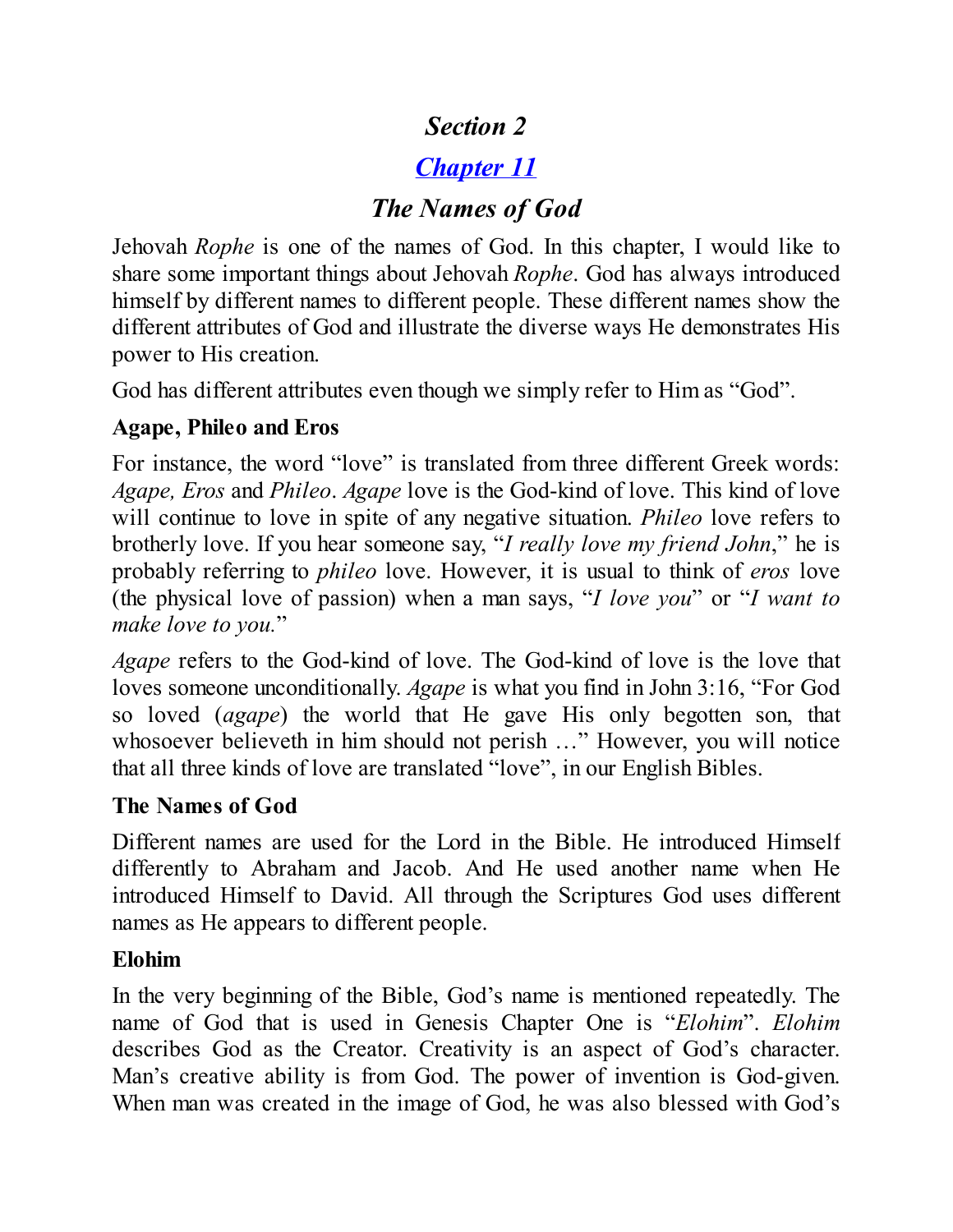# *Section 2*

## *Chapter 11*

## *The Names of God*

Jehovah *Rophe* is one of the names of God. In this chapter, I would like to share some important things about Jehovah *Rophe*. God has always introduced himself by different names to different people. These different names show the different attributes of God and illustrate the diverse ways He demonstrates His power to His creation.

God has different attributes even though we simply refer to Him as "God".

### Agape, Phileo and Eros

For instance, the word "love" is translated from three different Greek words: *Agape, Eros* and *Phileo*. *Agape* love is the God-kind of love. This kind of love will continue to love in spite of any negative situation. *Phileo* love refers to brotherly love. If you hear someone say, "*I really love my friend John*," he is probably referring to *phileo* love. However, it is usual to think of *eros* love (the physical love of passion) when a man says, "*I love you*" or "*I want to make love to you.*"

*Agape* refers to the God-kind of love. The God-kind of love is the love that loves someone unconditionally. *Agape* is what you find in John 3:16, "For God so loved (*agape*) the world that He gave His only begotten son, that whosoever believeth in him should not perish …" However, you will notice that all three kinds of love are translated "love", in our English Bibles.

### The Names of God

Different names are used for the Lord in the Bible. He introduced Himself differently to Abraham and Jacob. And He used another name when He introduced Himself to David. All through the Scriptures God uses different names as He appears to different people.

### Elohim

In the very beginning of the Bible, God's name is mentioned repeatedly. The name of God that is used in Genesis Chapter One is "*Elohim*". *Elohim* describes God as the Creator. Creativity is an aspect of God's character. Man's creative ability is from God. The power of invention is God-given. When man was created in the image of God, he was also blessed with God's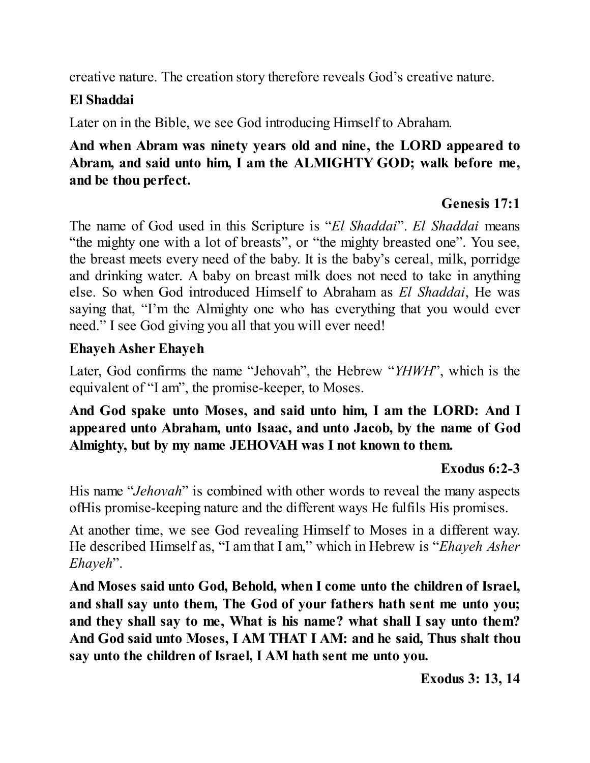creative nature. The creation story therefore reveals God's creative nature.

**El Shaddai**

Later on in the Bible, we see God introducing Himself to Abraham.

**And when Abram was ninety years old and nine, the LORD appeared to Abram, and said unto him, I am the ALMIGHTY GOD; walk before me, and be thou perfect.**

**Genesis 17:1**

The name of God used in this Scripture is "*El Shaddai*". *El Shaddai* means "the mighty one with a lot of breasts", or "the mighty breasted one". You see, the breast meets every need of the baby. It is the baby's cereal, milk, porridge and drinking water. A baby on breast milk does not need to take in anything else. So when God introduced Himself to Abraham as *El Shaddai*, He was saying that, "I'm the Almighty one who has everything that you would ever need." I see God giving you all that you will ever need!

**Ehayeh Asher Ehayeh**

Later, God confirms the name "Jehovah", the Hebrew "*YHWH*", which is the equivalent of "I am", the promise-keeper, to Moses.

**And God spake unto Moses, and said unto him, I am the LORD: And I appeared unto Abraham, unto Isaac, and unto Jacob, by the name of God Almighty, but by my name JEHOVAH was I not known to them.**

**Exodus 6:2-3**

His name "*Jehovah*" is combined with other words to reveal the many aspects ofHis promise-keeping nature and the different ways He fulfils His promises.

At another time, we see God revealing Himself to Moses in a different way. He described Himself as, "I am that I am," which in Hebrew is "*Ehayeh Asher Ehayeh*".

**And Moses said unto God, Behold, when I come unto the children of Israel, and shall say unto them, The God of your fathers hath sent me unto you; and they shall say to me, What is his name? what shall I say unto them? And God said unto Moses, I AM THAT I AM: and he said, Thus shalt thou say unto the children of Israel, I AM hath sent me unto you.**

**Exodus 3: 13, 14**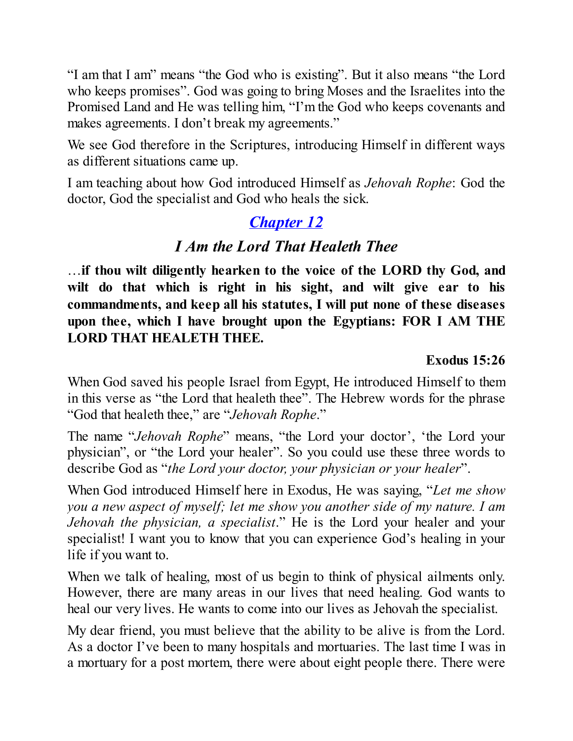"I am that I am" means "the God who is existing". But it also means "the Lord who keeps promises". God was going to bring Moses and the Israelites into the Promised Land and He was telling him, "I'm the God who keeps covenants and makes agreements. I don't break my agreements."

We see God therefore in the Scriptures, introducing Himself in different ways as different situations came up.

I am teaching about how God introduced Himself as *Jehovah Rophe*: God the doctor, God the specialist and God who heals the sick.

## *Chapter 12*

### *I Am the Lord That Healeth Thee*

…**if thou wilt diligently hearken to the voice of the LORD thy God, and wilt do that which is right in his sight, and wilt give ear to his commandments, and keep all his statutes, I will put none of these diseases upon thee, which I have brought upon the Egyptians: FOR I AM THE LORD THAT HEALETH THEE.**

**Exodus 15:26**

When God saved his people Israel from Egypt, He introduced Himself to them in this verse as "the Lord that healeth thee". The Hebrew words for the phrase "God that healeth thee," are "*Jehovah Rophe*."

The name "*Jehovah Rophe*" means, "the Lord your doctor', 'the Lord your physician", or "the Lord your healer". So you could use these three words to describe God as "*the Lord your doctor, your physician or your healer*".

When God introduced Himself here in Exodus, He was saying, "*Let me show you a new aspect of myself; let me show you another side of my nature. I am Jehovah the physician, a specialist*." He is the Lord your healer and your specialist! I want you to know that you can experience God's healing in your life if you want to.

When we talk of healing, most of us begin to think of physical ailments only. However, there are many areas in our lives that need healing. God wants to heal our very lives. He wants to come into our lives as Jehovah the specialist.

My dear friend, you must believe that the ability to be alive is from the Lord. As a doctor I've been to many hospitals and mortuaries. The last time I was in a mortuary for a post mortem, there were about eight people there. There were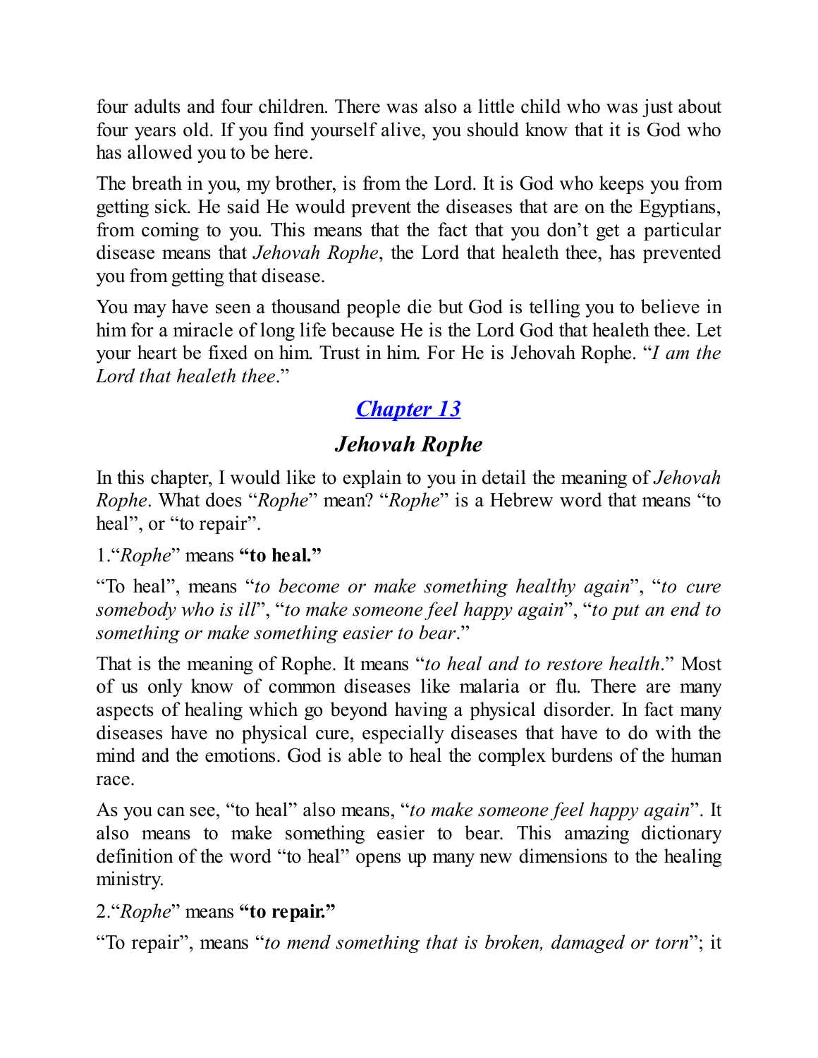four adults and four children. There was also a little child who was just about four years old. If you find yourself alive, you should know that it is God who has allowed you to be here.

The breath in you, my brother, is from the Lord. It is God who keeps you from getting sick. He said He would prevent the diseases that are on the Egyptians, from coming to you. This means that the fact that you don't get a particular disease means that *Jehovah Rophe*, the Lord that healeth thee, has prevented you from getting that disease.

You may have seen a thousand people die but God is telling you to believe in him for a miracle of long life because He is the Lord God that healeth thee. Let your heart be fixed on him. Trust in him. For He is Jehovah Rophe. "*I am the Lord that healeth thee*."

## *Chapter 13*

## *Jehovah Rophe*

In this chapter, I would like to explain to you in detail the meaning of *Jehovah Rophe*. What does "*Rophe*" mean? "*Rophe*" is a Hebrew word that means "to heal", or "to repair".

1."*Rophe*" means **"to heal."**

"To heal", means "*to become or make something healthy again*", "*to cure somebody who is ill*", "*to make someone feel happy again*", "*to put an end to something or make something easier to bear*."

That is the meaning of Rophe. It means "*to heal and to restore health*." Most of us only know of common diseases like malaria or flu. There are many aspects of healing which go beyond having a physical disorder. In fact many diseases have no physical cure, especially diseases that have to do with the mind and the emotions. God is able to heal the complex burdens of the human race.

As you can see, "to heal" also means, "*to make someone feel happy again*". It also means to make something easier to bear. This amazing dictionary definition of the word "to heal" opens up many new dimensions to the healing ministry.

2."*Rophe*" means **"to repair."**

"To repair", means "*to mend something that is broken, damaged or torn*"; it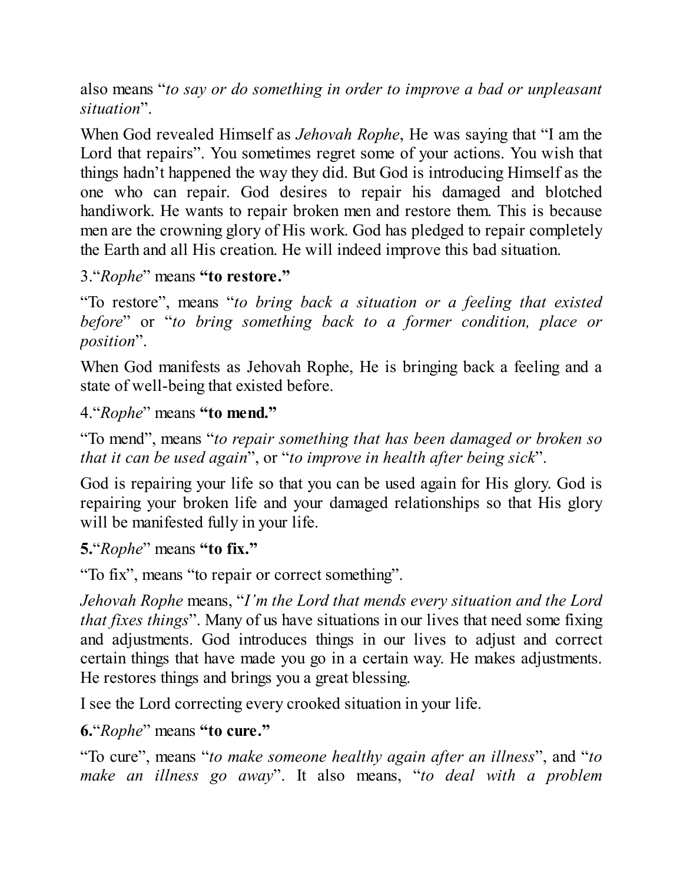also means "*to say or do something in order to improve a bad or unpleasant situation*".

When God revealed Himself as *Jehovah Rophe*, He was saying that "I am the Lord that repairs". You sometimes regret some of your actions. You wish that things hadn't happened the way they did. But God is introducing Himself as the one who can repair. God desires to repair his damaged and blotched handiwork. He wants to repair broken men and restore them. This is because men are the crowning glory of His work. God has pledged to repair completely the Earth and all His creation. He will indeed improve this bad situation.

3."*Rophe*" means **"to restore."**

"To restore", means "*to bring back a situation or a feeling that existed before*" or "*to bring something back to a former condition, place or position*".

When God manifests as Jehovah Rophe, He is bringing back a feeling and a state of well-being that existed before.

4."*Rophe*" means **"to mend."**

"To mend", means "*to repair something that has been damaged or broken so that it can be used again*", or "*to improve in health after being sick*".

God is repairing your life so that you can be used again for His glory. God is repairing your broken life and your damaged relationships so that His glory will be manifested fully in your life.

**5.**"*Rophe*" means **"to fix."**

"To fix", means "to repair or correct something".

*Jehovah Rophe* means, "*I'm the Lord that mends every situation and the Lord that fixes things*". Many of us have situations in our lives that need some fixing and adjustments. God introduces things in our lives to adjust and correct certain things that have made you go in a certain way. He makes adjustments. He restores things and brings you a great blessing.

I see the Lord correcting every crooked situation in your life.

**6.**"*Rophe*" means **"to cure."**

"To cure", means "*to make someone healthy again after an illness*", and "*to make an illness go away*". It also means, "*to deal with a problem*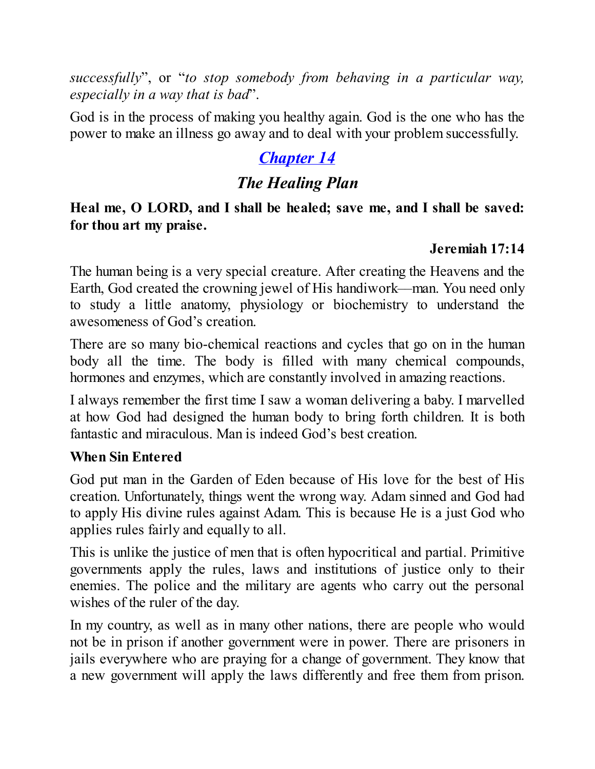*successfully*", or "*to stop somebody from behaving in a particular way, especially in a way that is bad*".

God is in the process of making you healthy again. God is the one who has the power to make an illness go away and to deal with your problem successfully.

# *Chapter 14*

## *The Healing Plan*

**Heal me, O LORD, and I shall be healed; save me, and I shall be saved: for thou art my praise.**

**Jeremiah 17:14**

The human being is a very special creature. After creating the Heavens and the Earth, God created the crowning jewel of His handiwork—man. You need only to study a little anatomy, physiology or biochemistry to understand the awesomeness of God's creation.

There are so many bio-chemical reactions and cycles that go on in the human body all the time. The body is filled with many chemical compounds, hormones and enzymes, which are constantly involved in amazing reactions.

I always remember the first time I saw a woman delivering a baby. I marvelled at how God had designed the human body to bring forth children. It is both fantastic and miraculous. Man is indeed God's best creation.

### When Sin Entered

God put man in the Garden of Eden because of His love for the best of His creation. Unfortunately, things went the wrong way. Adam sinned and God had to apply His divine rules against Adam. This is because He is a just God who applies rules fairly and equally to all.

This is unlike the justice of men that is often hypocritical and partial. Primitive governments apply the rules, laws and institutions of justice only to their enemies. The police and the military are agents who carry out the personal wishes of the ruler of the day.

In my country, as well as in many other nations, there are people who would not be in prison if another government were in power. There are prisoners in jails everywhere who are praying for a change of government. They know that a new government will apply the laws differently and free them from prison.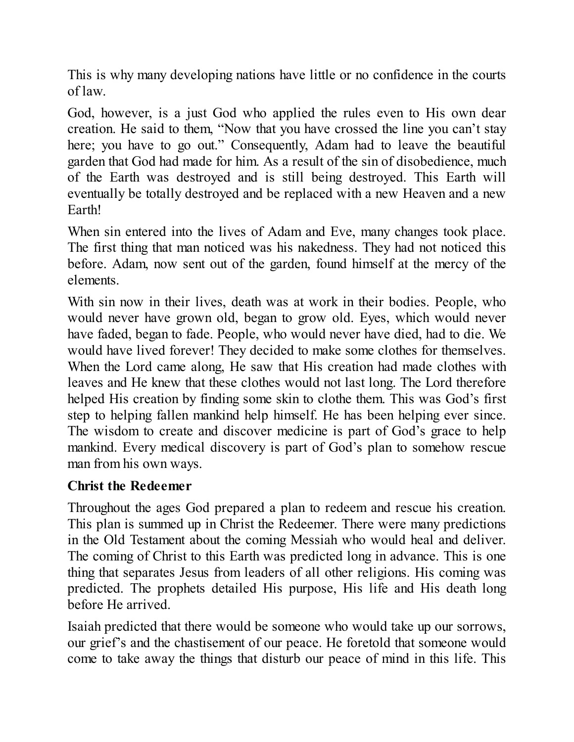This is why many developing nations have little or no confidence in the courts of law.

God, however, is a just God who applied the rules even to His own dear creation. He said to them, "Now that you have crossed the line you can't stay here; you have to go out." Consequently, Adam had to leave the beautiful garden that God had made for him. As a result of the sin of disobedience, much of the Earth was destroyed and is still being destroyed. This Earth will eventually be totally destroyed and be replaced with a new Heaven and a new Earth!

When sin entered into the lives of Adam and Eve, many changes took place. The first thing that man noticed was his nakedness. They had not noticed this before. Adam, now sent out of the garden, found himself at the mercy of the elements.

With sin now in their lives, death was at work in their bodies. People, who would never have grown old, began to grow old. Eyes, which would never have faded, began to fade. People, who would never have died, had to die. We would have lived forever! They decided to make some clothes for themselves. When the Lord came along, He saw that His creation had made clothes with leaves and He knew that these clothes would not last long. The Lord therefore helped His creation by finding some skin to clothe them. This was God's first step to helping fallen mankind help himself. He has been helping ever since. The wisdom to create and discover medicine is part of God's grace to help mankind. Every medical discovery is part of God's plan to somehow rescue man from his own ways.

**Christ the Redeemer**

Throughout the ages God prepared a plan to redeem and rescue his creation. This plan is summed up in Christ the Redeemer. There were many predictions in the Old Testament about the coming Messiah who would heal and deliver. The coming of Christ to this Earth was predicted long in advance. This is one thing that separates Jesus from leaders of all other religions. His coming was predicted. The prophets detailed His purpose, His life and His death long before He arrived.

Isaiah predicted that there would be someone who would take up our sorrows, our grief's and the chastisement of our peace. He foretold that someone would come to take away the things that disturb our peace of mind in this life. This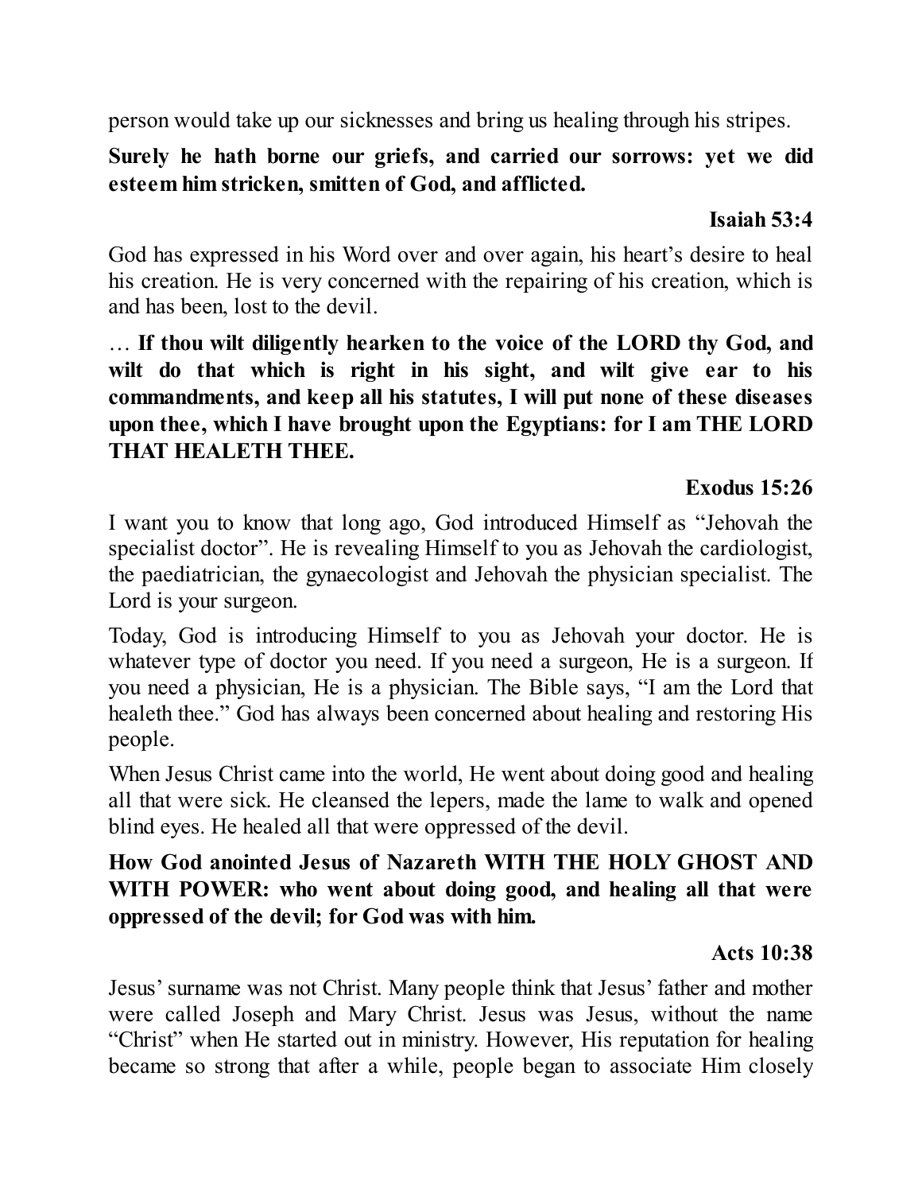person would take up our sicknesses and bring us healing through his stripes.

**Surely he hath borne our griefs, and carried our sorrows: yet we did esteem him stricken, smitten of God, and afflicted.**

**Isaiah 53:4**

God has expressed in his Word over and over again, his heart's desire to heal his creation. He is very concerned with the repairing of his creation, which is and has been, lost to the devil.

… **If thou wilt diligently hearken to the voice of the LORD thy God, and wilt do that which is right in his sight, and wilt give ear to his commandments, and keep all his statutes, I will put none of these diseases upon thee, which I have brought upon the Egyptians: for I am THE LORD THAT HEALETH THEE.**

**Exodus 15:26**

I want you to know that long ago, God introduced Himself as "Jehovah the specialist doctor". He is revealing Himself to you as Jehovah the cardiologist, the paediatrician, the gynaecologist and Jehovah the physician specialist. The Lord is your surgeon.

Today, God is introducing Himself to you as Jehovah your doctor. He is whatever type of doctor you need. If you need a surgeon, He is a surgeon. If you need a physician, He is a physician. The Bible says, "I am the Lord that healeth thee." God has always been concerned about healing and restoring His people.

When Jesus Christ came into the world, He went about doing good and healing all that were sick. He cleansed the lepers, made the lame to walk and opened blind eyes. He healed all that were oppressed of the devil.

**How God anointed Jesus of Nazareth WITH THE HOLY GHOST AND WITH POWER: who went about doing good, and healing all that were oppressed of the devil; for God was with him.**

**Acts 10:38**

Jesus' surname was not Christ. Many people think that Jesus' father and mother were called Joseph and Mary Christ. Jesus was Jesus, without the name "Christ" when He started out in ministry. However, His reputation for healing became so strong that after a while, people began to associate Him closely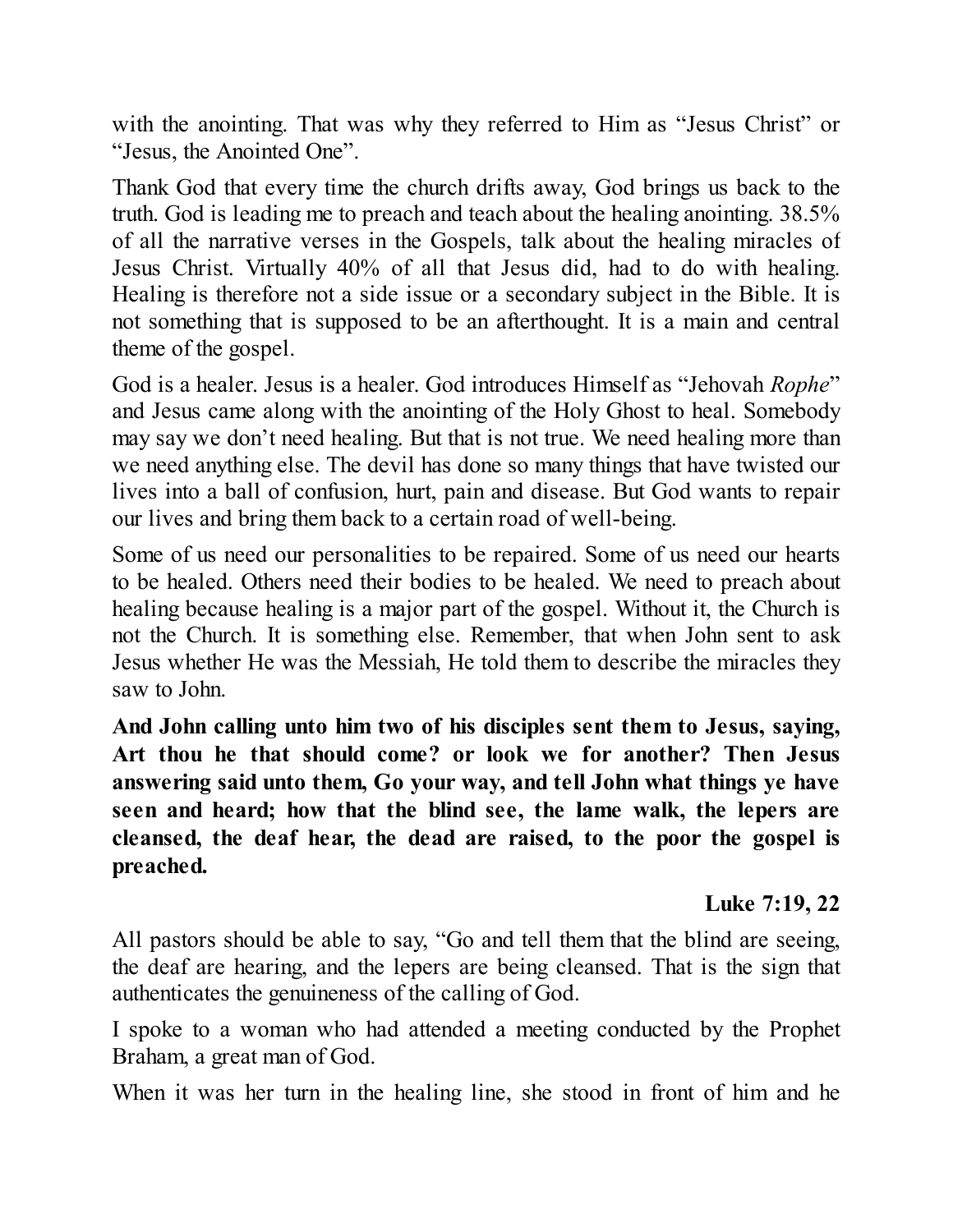with the anointing. That was why they referred to Him as "Jesus Christ" or "Jesus, the Anointed One".

Thank God that every time the church drifts away, God brings us back to the truth. God is leading me to preach and teach about the healing anointing. 38.5% of all the narrative verses in the Gospels, talk about the healing miracles of Jesus Christ. Virtually 40% of all that Jesus did, had to do with healing. Healing is therefore not a side issue or a secondary subject in the Bible. It is not something that is supposed to be an afterthought. It is a main and central theme of the gospel.

God is a healer. Jesus is a healer. God introduces Himself as "Jehovah *Rophe*" and Jesus came along with the anointing of the Holy Ghost to heal. Somebody may say we don't need healing. But that is not true. We need healing more than we need anything else. The devil has done so many things that have twisted our lives into a ball of confusion, hurt, pain and disease. But God wants to repair our lives and bring them back to a certain road of well-being.

Some of us need our personalities to be repaired. Some of us need our hearts to be healed. Others need their bodies to be healed. We need to preach about healing because healing is a major part of the gospel. Without it, the Church is not the Church. It is something else. Remember, that when John sent to ask Jesus whether He was the Messiah, He told them to describe the miracles they saw to John.

**And John calling unto him two of his disciples sent them to Jesus, saying, Art thou he that should come? or look we for another? Then Jesus answering said unto them, Go your way, and tell John what things ye have seen and heard; how that the blind see, the lame walk, the lepers are cleansed, the deaf hear, the dead are raised, to the poor the gospel is preached.**

**Luke 7:19, 22**

All pastors should be able to say, "Go and tell them that the blind are seeing, the deaf are hearing, and the lepers are being cleansed. That is the sign that authenticates the genuineness of the calling of God.

I spoke to a woman who had attended a meeting conducted by the Prophet Braham, a great man of God.

When it was her turn in the healing line, she stood in front of him and he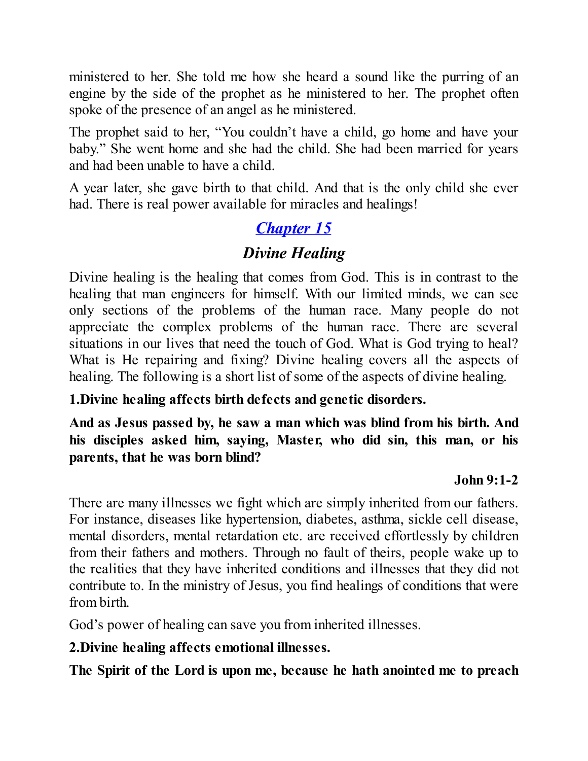ministered to her. She told me how she heard a sound like the purring of an engine by the side of the prophet as he ministered to her. The prophet often spoke of the presence of an angel as he ministered.

The prophet said to her, "You couldn't have a child, go home and have your baby." She went home and she had the child. She had been married for years and had been unable to have a child.

A year later, she gave birth to that child. And that is the only child she ever had. There is real power available for miracles and healings!

## *Chapter 15*

## *Divine Healing*

Divine healing is the healing that comes from God. This is in contrast to the healing that man engineers for himself. With our limited minds, we can see only sections of the problems of the human race. Many people do not appreciate the complex problems of the human race. There are several situations in our lives that need the touch of God. What is God trying to heal? What is He repairing and fixing? Divine healing covers all the aspects of healing. The following is a short list of some of the aspects of divine healing.

**1.Divine healing affects birth defects and genetic disorders.**

**And as Jesus passed by, he saw a man which was blind from his birth. And his disciples asked him, saying, Master, who did sin, this man, or his parents, that he was born blind?**

**John 9:1-2**

There are many illnesses we fight which are simply inherited from our fathers. For instance, diseases like hypertension, diabetes, asthma, sickle cell disease, mental disorders, mental retardation etc. are received effortlessly by children from their fathers and mothers. Through no fault of theirs, people wake up to the realities that they have inherited conditions and illnesses that they did not contribute to. In the ministry of Jesus, you find healings of conditions that were from birth.

God's power of healing can save you from inherited illnesses.

**2.Divine healing affects emotional illnesses.**

**The Spirit of the Lord is upon me, because he hath anointed me to preach**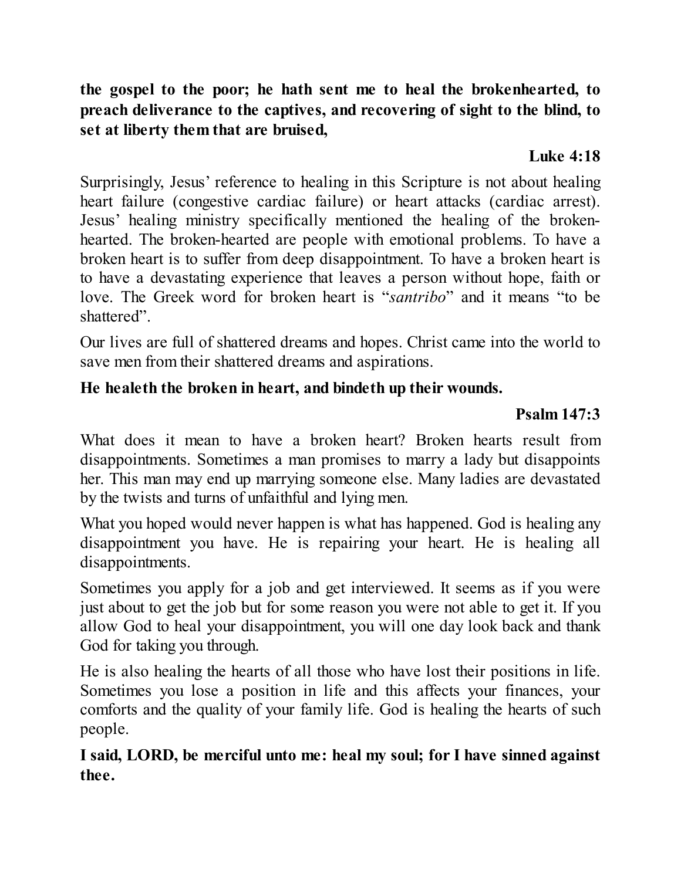**the gospel to the poor; he hath sent me to heal the brokenhearted, to preach deliverance to the captives, and recovering of sight to the blind, to set at liberty them that are bruised,**

**Luke 4:18**

Surprisingly, Jesus' reference to healing in this Scripture is not about healing heart failure (congestive cardiac failure) or heart attacks (cardiac arrest). Jesus' healing ministry specifically mentioned the healing of the broken-hearted. The broken-hearted are people with emotional problems. To have a broken heart is to suffer from deep disappointment. To have a broken heart is to have a devastating experience that leaves a person without hope, faith or love. The Greek word for broken heart is "*santribo*" and it means "to be shattered".

Our lives are full of shattered dreams and hopes. Christ came into the world to save men from their shattered dreams and aspirations.

**He healeth the broken in heart, and bindeth up their wounds.**

**Psalm 147:3**

What does it mean to have a broken heart? Broken hearts result from disappointments. Sometimes a man promises to marry a lady but disappoints her. This man may end up marrying someone else. Many ladies are devastated by the twists and turns of unfaithful and lying men.

What you hoped would never happen is what has happened. God is healing any disappointment you have. He is repairing your heart. He is healing all disappointments.

Sometimes you apply for a job and get interviewed. It seems as if you were just about to get the job but for some reason you were not able to get it. If you allow God to heal your disappointment, you will one day look back and thank God for taking you through.

He is also healing the hearts of all those who have lost their positions in life. Sometimes you lose a position in life and this affects your finances, your comforts and the quality of your family life. God is healing the hearts of such people.

**I said, LORD, be merciful unto me: heal my soul; for I have sinned against thee.**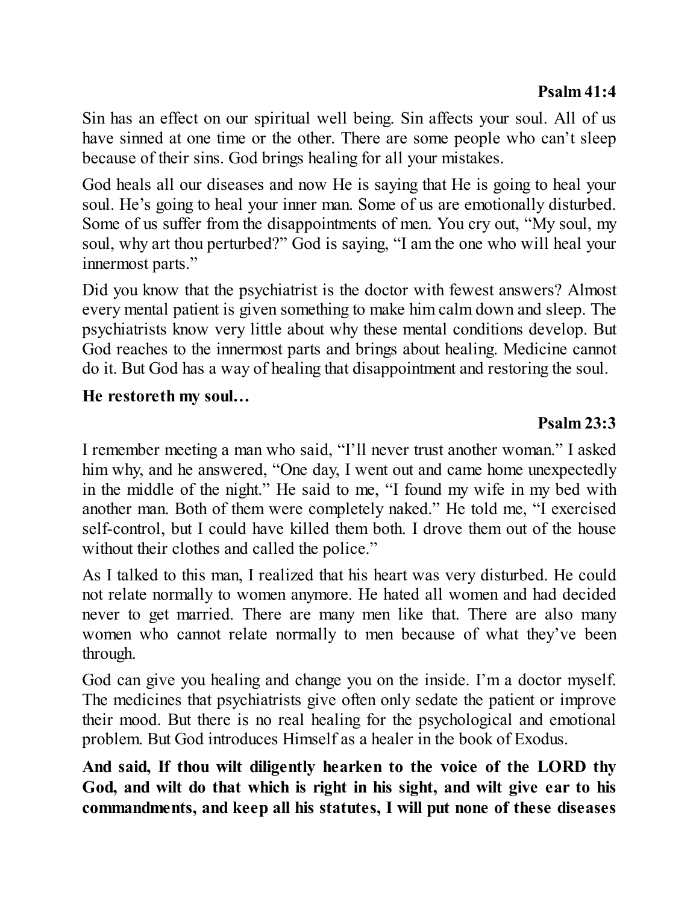**Psalm 41:4**

Sin has an effect on our spiritual well being. Sin affects your soul. All of us have sinned at one time or the other. There are some people who can't sleep because of their sins. God brings healing for all your mistakes.

God heals all our diseases and now He is saying that He is going to heal your soul. He's going to heal your inner man. Some of us are emotionally disturbed. Some of us suffer from the disappointments of men. You cry out, "My soul, my soul, why art thou perturbed?" God is saying, "I am the one who will heal your innermost parts."

Did you know that the psychiatrist is the doctor with fewest answers? Almost every mental patient is given something to make him calm down and sleep. The psychiatrists know very little about why these mental conditions develop. But God reaches to the innermost parts and brings about healing. Medicine cannot do it. But God has a way of healing that disappointment and restoring the soul.

**He restoreth my soul…**

**Psalm 23:3**

I remember meeting a man who said, "I'll never trust another woman." I asked him why, and he answered, "One day, I went out and came home unexpectedly in the middle of the night." He said to me, "I found my wife in my bed with another man. Both of them were completely naked." He told me, "I exercised self-control, but I could have killed them both. I drove them out of the house without their clothes and called the police."

As I talked to this man, I realized that his heart was very disturbed. He could not relate normally to women anymore. He hated all women and had decided never to get married. There are many men like that. There are also many women who cannot relate normally to men because of what they've been through.

God can give you healing and change you on the inside. I'm a doctor myself. The medicines that psychiatrists give often only sedate the patient or improve their mood. But there is no real healing for the psychological and emotional problem. But God introduces Himself as a healer in the book of Exodus.

**And said, If thou wilt diligently hearken to the voice of the LORD thy God, and wilt do that which is right in his sight, and wilt give ear to his commandments, and keep all his statutes, I will put none of these diseases**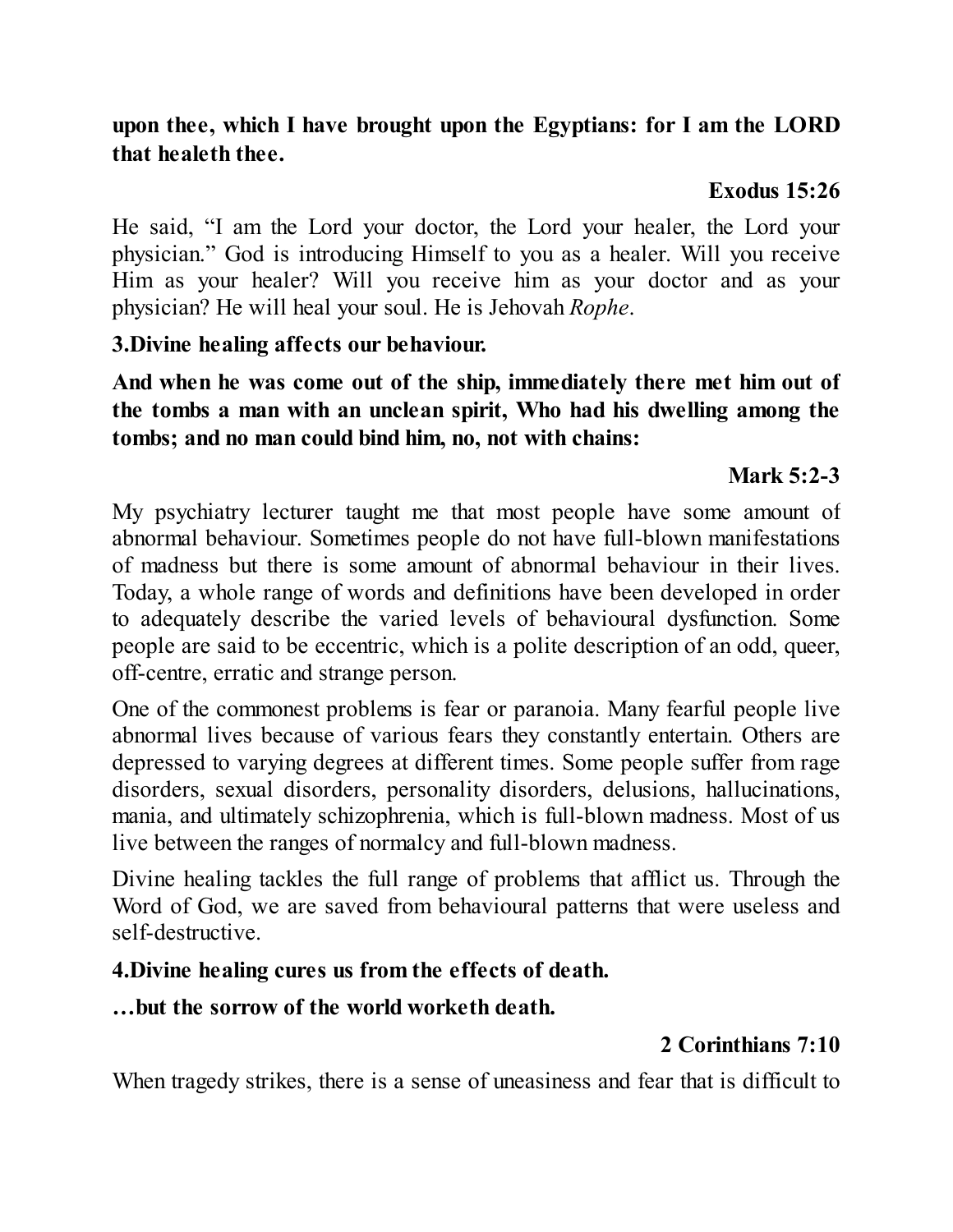**upon thee, which I have brought upon the Egyptians: for I am the LORD that healeth thee.**

**Exodus 15:26**

He said, “I am the Lord your doctor, the Lord your healer, the Lord your physician.” God is introducing Himself to you as a healer. Will you receive Him as your healer? Will you receive him as your doctor and as your physician? He will heal your soul. He is Jehovah *Rophe*.

**3.Divine healing affects our behaviour.**

**And when he was come out of the ship, immediately there met him out of the tombs a man with an unclean spirit, Who had his dwelling among the tombs; and no man could bind him, no, not with chains:**

**Mark 5:2-3**

My psychiatry lecturer taught me that most people have some amount of abnormal behaviour. Sometimes people do not have full-blown manifestations of madness but there is some amount of abnormal behaviour in their lives. Today, a whole range of words and definitions have been developed in order to adequately describe the varied levels of behavioural dysfunction. Some people are said to be eccentric, which is a polite description of an odd, queer, off-centre, erratic and strange person.

One of the commonest problems is fear or paranoia. Many fearful people live abnormal lives because of various fears they constantly entertain. Others are depressed to varying degrees at different times. Some people suffer from rage disorders, sexual disorders, personality disorders, delusions, hallucinations, mania, and ultimately schizophrenia, which is full-blown madness. Most of us live between the ranges of normalcy and full-blown madness.

Divine healing tackles the full range of problems that afflict us. Through the Word of God, we are saved from behavioural patterns that were useless and self-destructive.

**4.Divine healing cures us from the effects of death.**

**…but the sorrow of the world worketh death.**

**2 Corinthians 7:10**

When tragedy strikes, there is a sense of uneasiness and fear that is difficult to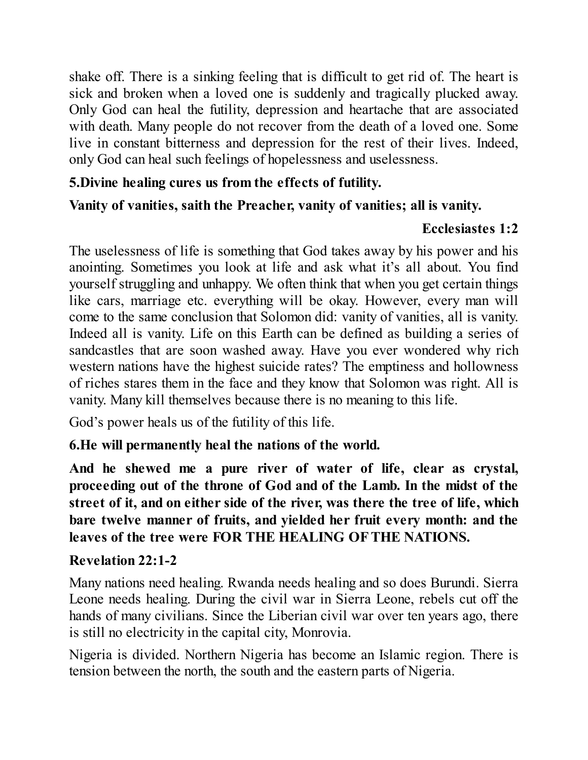shake off. There is a sinking feeling that is difficult to get rid of. The heart is sick and broken when a loved one is suddenly and tragically plucked away. Only God can heal the futility, depression and heartache that are associated with death. Many people do not recover from the death of a loved one. Some live in constant bitterness and depression for the rest of their lives. Indeed, only God can heal such feelings of hopelessness and uselessness.

**5.Divine healing cures us from the effects of futility.**

**Vanity of vanities, saith the Preacher, vanity of vanities; all is vanity.**

**Ecclesiastes 1:2**

The uselessness of life is something that God takes away by his power and his anointing. Sometimes you look at life and ask what it's all about. You find yourself struggling and unhappy. We often think that when you get certain things like cars, marriage etc. everything will be okay. However, every man will come to the same conclusion that Solomon did: vanity of vanities, all is vanity. Indeed all is vanity. Life on this Earth can be defined as building a series of sandcastles that are soon washed away. Have you ever wondered why rich western nations have the highest suicide rates? The emptiness and hollowness of riches stares them in the face and they know that Solomon was right. All is vanity. Many kill themselves because there is no meaning to this life.

God's power heals us of the futility of this life.

**6.He will permanently heal the nations of the world.**

**And he shewed me a pure river of water of life, clear as crystal, proceeding out of the throne of God and of the Lamb. In the midst of the street of it, and on either side of the river, was there the tree of life, which bare twelve manner of fruits, and yielded her fruit every month: and the leaves of the tree were FOR THE HEALING OF THE NATIONS.**

**Revelation 22:1-2**

Many nations need healing. Rwanda needs healing and so does Burundi. Sierra Leone needs healing. During the civil war in Sierra Leone, rebels cut off the hands of many civilians. Since the Liberian civil war over ten years ago, there is still no electricity in the capital city, Monrovia.

Nigeria is divided. Northern Nigeria has become an Islamic region. There is tension between the north, the south and the eastern parts of Nigeria.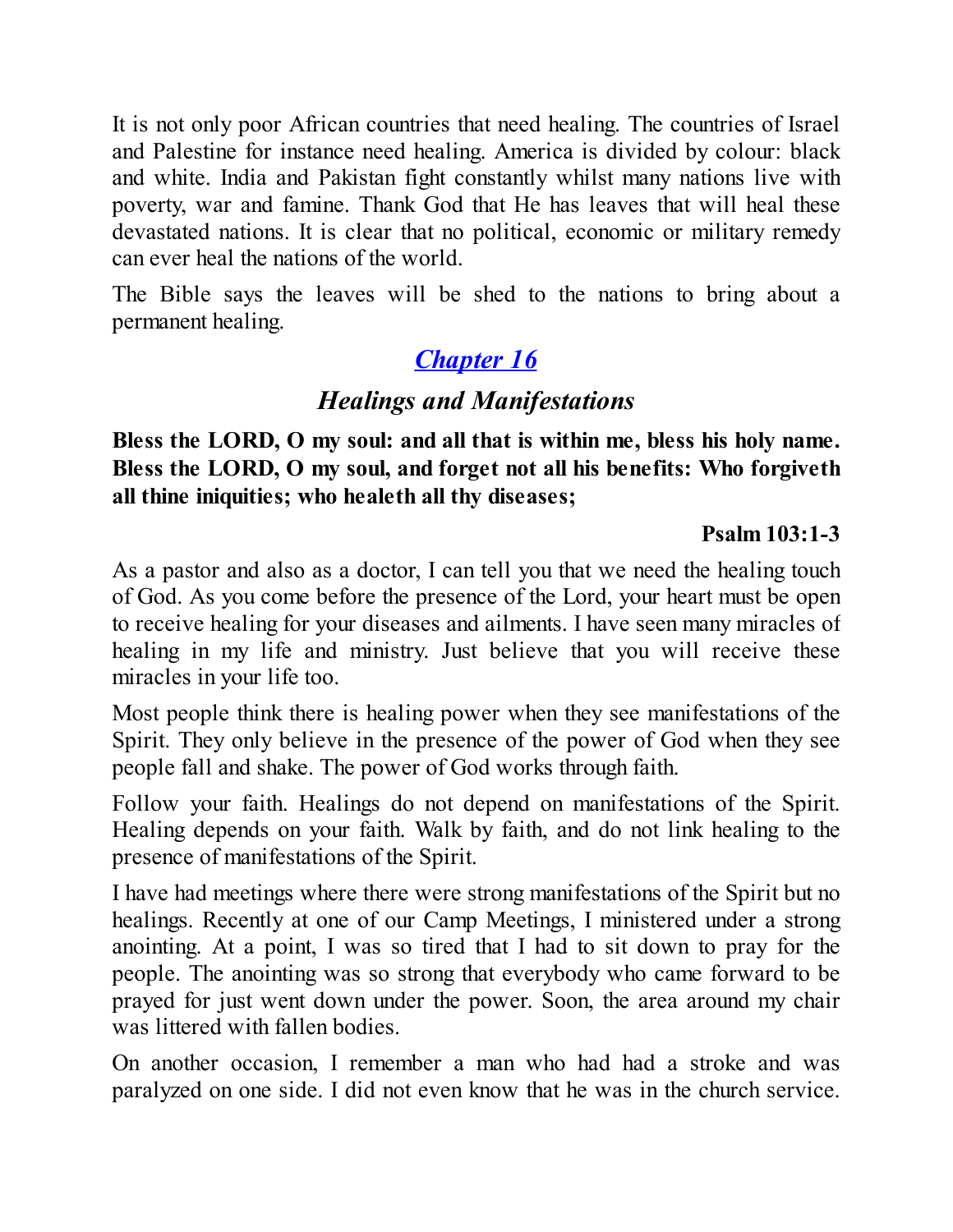It is not only poor African countries that need healing. The countries of Israel and Palestine for instance need healing. America is divided by colour: black and white. India and Pakistan fight constantly whilst many nations live with poverty, war and famine. Thank God that He has leaves that will heal these devastated nations. It is clear that no political, economic or military remedy can ever heal the nations of the world.

The Bible says the leaves will be shed to the nations to bring about a permanent healing.

## *Chapter 16*

### *Healings and Manifestations*

**Bless the LORD, O my soul: and all that is within me, bless his holy name. Bless the LORD, O my soul, and forget not all his benefits: Who forgiveth all thine iniquities; who healeth all thy diseases;**

**Psalm 103:1-3**

As a pastor and also as a doctor, I can tell you that we need the healing touch of God. As you come before the presence of the Lord, your heart must be open to receive healing for your diseases and ailments. I have seen many miracles of healing in my life and ministry. Just believe that you will receive these miracles in your life too.

Most people think there is healing power when they see manifestations of the Spirit. They only believe in the presence of the power of God when they see people fall and shake. The power of God works through faith.

Follow your faith. Healings do not depend on manifestations of the Spirit. Healing depends on your faith. Walk by faith, and do not link healing to the presence of manifestations of the Spirit.

I have had meetings where there were strong manifestations of the Spirit but no healings. Recently at one of our Camp Meetings, I ministered under a strong anointing. At a point, I was so tired that I had to sit down to pray for the people. The anointing was so strong that everybody who came forward to be prayed for just went down under the power. Soon, the area around my chair was littered with fallen bodies.

On another occasion, I remember a man who had had a stroke and was paralyzed on one side. I did not even know that he was in the church service.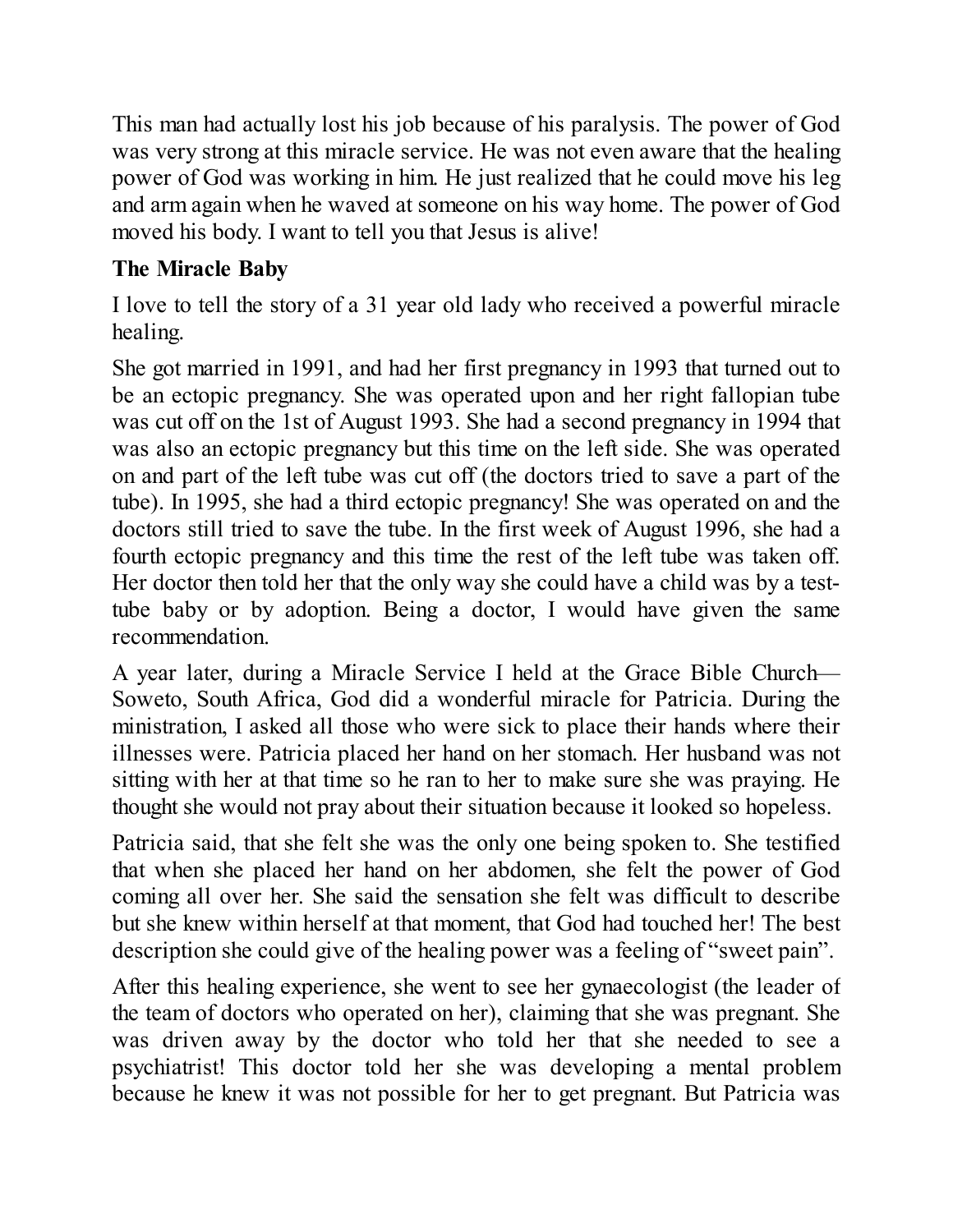This man had actually lost his job because of his paralysis. The power of God was very strong at this miracle service. He was not even aware that the healing power of God was working in him. He just realized that he could move his leg and arm again when he waved at someone on his way home. The power of God moved his body. I want to tell you that Jesus is alive!

### The Miracle Baby

I love to tell the story of a 31 year old lady who received a powerful miracle healing.

She got married in 1991, and had her first pregnancy in 1993 that turned out to be an ectopic pregnancy. She was operated upon and her right fallopian tube was cut off on the 1st of August 1993. She had a second pregnancy in 1994 that was also an ectopic pregnancy but this time on the left side. She was operated on and part of the left tube was cut off (the doctors tried to save a part of the tube). In 1995, she had a third ectopic pregnancy! She was operated on and the doctors still tried to save the tube. In the first week of August 1996, she had a fourth ectopic pregnancy and this time the rest of the left tube was taken off. Her doctor then told her that the only way she could have a child was by a test-tube baby or by adoption. Being a doctor, I would have given the same recommendation.

A year later, during a Miracle Service I held at the Grace Bible Church—Soweto, South Africa, God did a wonderful miracle for Patricia. During the ministration, I asked all those who were sick to place their hands where their illnesses were. Patricia placed her hand on her stomach. Her husband was not sitting with her at that time so he ran to her to make sure she was praying. He thought she would not pray about their situation because it looked so hopeless.

Patricia said, that she felt she was the only one being spoken to. She testified that when she placed her hand on her abdomen, she felt the power of God coming all over her. She said the sensation she felt was difficult to describe but she knew within herself at that moment, that God had touched her! The best description she could give of the healing power was a feeling of "sweet pain".

After this healing experience, she went to see her gynaecologist (the leader of the team of doctors who operated on her), claiming that she was pregnant. She was driven away by the doctor who told her that she needed to see a psychiatrist! This doctor told her she was developing a mental problem because he knew it was not possible for her to get pregnant. But Patricia was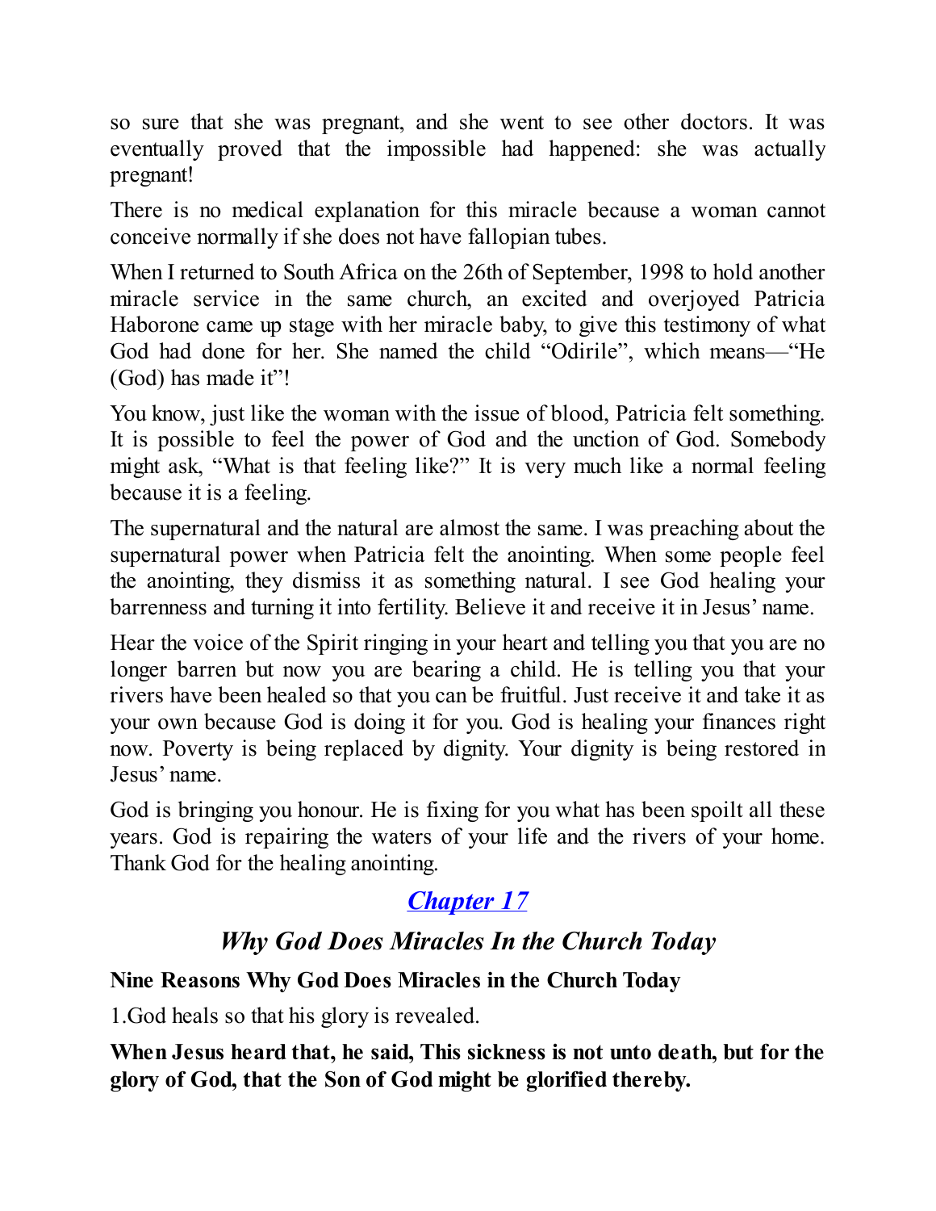so sure that she was pregnant, and she went to see other doctors. It was eventually proved that the impossible had happened: she was actually pregnant!

There is no medical explanation for this miracle because a woman cannot conceive normally if she does not have fallopian tubes.

When I returned to South Africa on the 26th of September, 1998 to hold another miracle service in the same church, an excited and overjoyed Patricia Haborone came up stage with her miracle baby, to give this testimony of what God had done for her. She named the child "Odirile", which means—"He (God) has made it"!

You know, just like the woman with the issue of blood, Patricia felt something. It is possible to feel the power of God and the unction of God. Somebody might ask, "What is that feeling like?" It is very much like a normal feeling because it is a feeling.

The supernatural and the natural are almost the same. I was preaching about the supernatural power when Patricia felt the anointing. When some people feel the anointing, they dismiss it as something natural. I see God healing your barrenness and turning it into fertility. Believe it and receive it in Jesus' name.

Hear the voice of the Spirit ringing in your heart and telling you that you are no longer barren but now you are bearing a child. He is telling you that your rivers have been healed so that you can be fruitful. Just receive it and take it as your own because God is doing it for you. God is healing your finances right now. Poverty is being replaced by dignity. Your dignity is being restored in Jesus' name.

God is bringing you honour. He is fixing for you what has been spoilt all these years. God is repairing the waters of your life and the rivers of your home. Thank God for the healing anointing.

## *Chapter 17*

## *Why God Does Miracles In the Church Today*

**Nine Reasons Why God Does Miracles in the Church Today**

1.God heals so that his glory is revealed.

**When Jesus heard that, he said, This sickness is not unto death, but for the glory of God, that the Son of God might be glorified thereby.**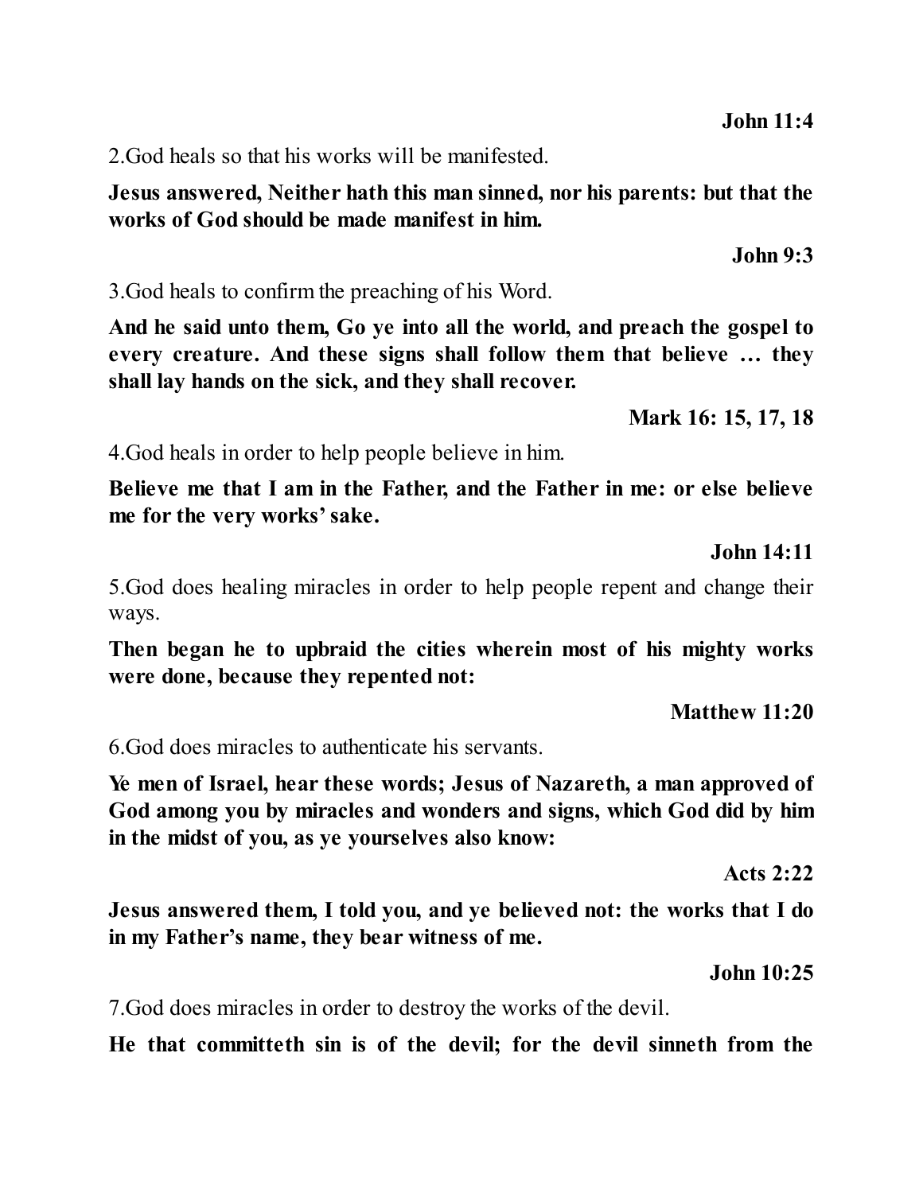**John 11:4**

2.God heals so that his works will be manifested.

**Jesus answered, Neither hath this man sinned, nor his parents: but that the works of God should be made manifest in him.**

**John 9:3**

3.God heals to confirm the preaching of his Word.

**And he said unto them, Go ye into all the world, and preach the gospel to every creature. And these signs shall follow them that believe … they shall lay hands on the sick, and they shall recover.**

**Mark 16: 15, 17, 18**

4.God heals in order to help people believe in him.

**Believe me that I am in the Father, and the Father in me: or else believe me for the very works' sake.**

**John 14:11**

5.God does healing miracles in order to help people repent and change their ways.

**Then began he to upbraid the cities wherein most of his mighty works were done, because they repented not:**

**Matthew 11:20**

6.God does miracles to authenticate his servants.

**Ye men of Israel, hear these words; Jesus of Nazareth, a man approved of God among you by miracles and wonders and signs, which God did by him in the midst of you, as ye yourselves also know:**

**Acts 2:22**

**Jesus answered them, I told you, and ye believed not: the works that I do in my Father's name, they bear witness of me.**

**John 10:25**

7.God does miracles in order to destroy the works of the devil.

**He that committeth sin is of the devil; for the devil sinneth from the**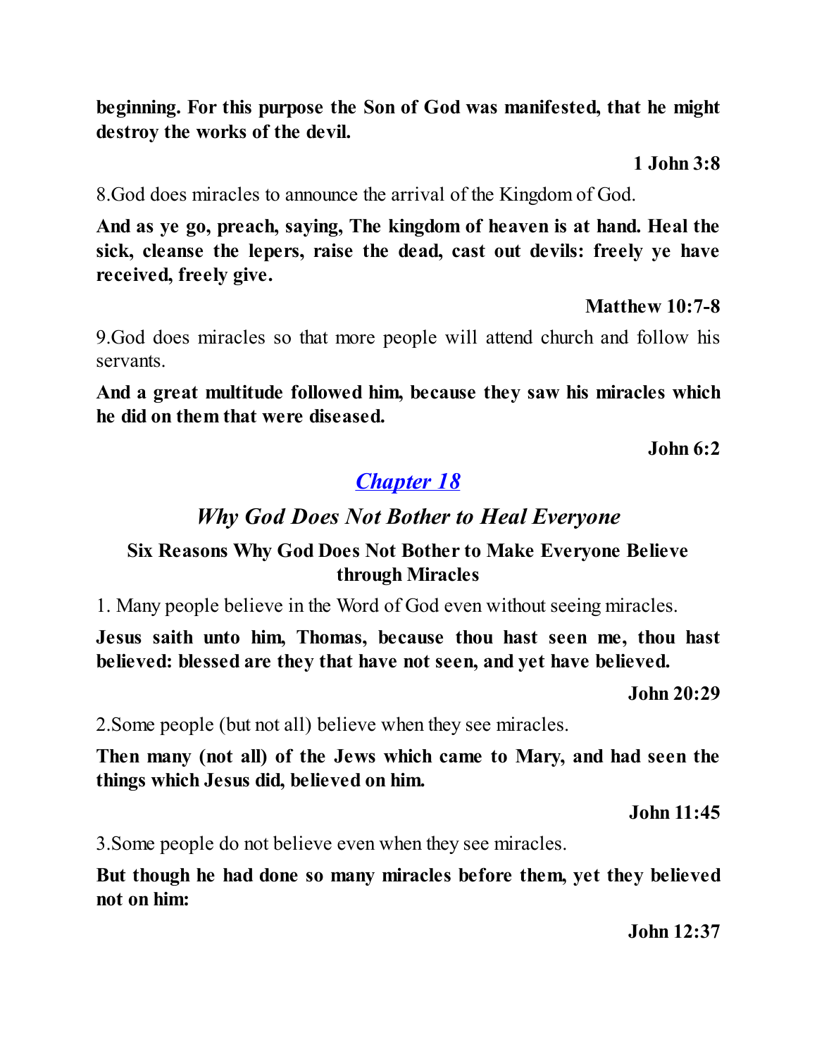**beginning. For this purpose the Son of God was manifested, that he might destroy the works of the devil.**

**1 John 3:8**

8.God does miracles to announce the arrival of the Kingdom of God.

**And as ye go, preach, saying, The kingdom of heaven is at hand. Heal the sick, cleanse the lepers, raise the dead, cast out devils: freely ye have received, freely give.**

**Matthew 10:7-8**

9.God does miracles so that more people will attend church and follow his servants.

**And a great multitude followed him, because they saw his miracles which he did on them that were diseased.**

**John 6:2**

## *Chapter 18*

## *Why God Does Not Bother to Heal Everyone*

### Six Reasons Why God Does Not Bother to Make Everyone Believe through Miracles

1. Many people believe in the Word of God even without seeing miracles.

**Jesus saith unto him, Thomas, because thou hast seen me, thou hast believed: blessed are they that have not seen, and yet have believed.**

**John 20:29**

2.Some people (but not all) believe when they see miracles.

**Then many (not all) of the Jews which came to Mary, and had seen the things which Jesus did, believed on him.**

**John 11:45**

3.Some people do not believe even when they see miracles.

**But though he had done so many miracles before them, yet they believed not on him:**

**John 12:37**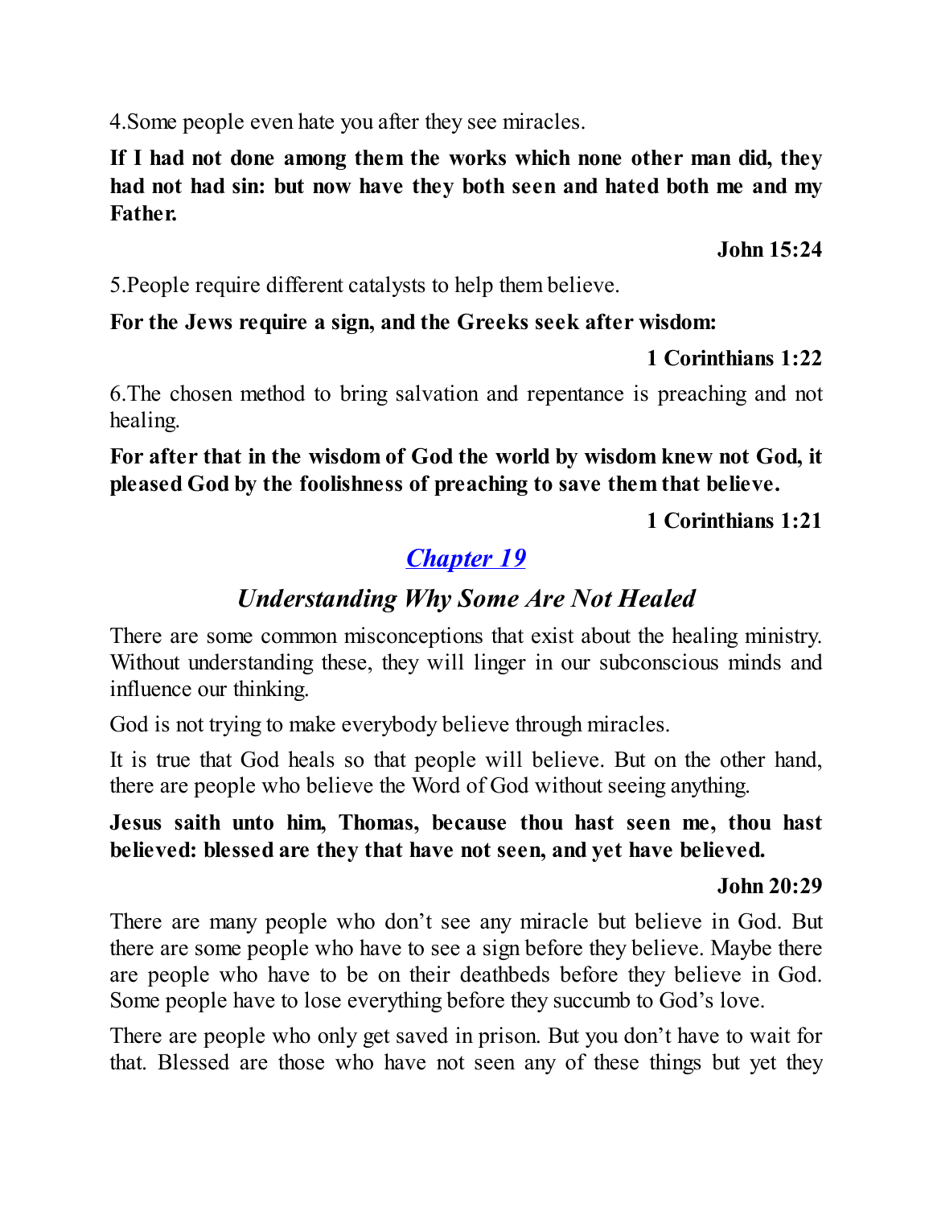4.Some people even hate you after they see miracles.

**If I had not done among them the works which none other man did, they had not had sin: but now have they both seen and hated both me and my Father.**

**John 15:24**

5.People require different catalysts to help them believe.

**For the Jews require a sign, and the Greeks seek after wisdom:**

**1 Corinthians 1:22**

6.The chosen method to bring salvation and repentance is preaching and not healing.

**For after that in the wisdom of God the world by wisdom knew not God, it pleased God by the foolishness of preaching to save them that believe.**

**1 Corinthians 1:21**

## *Chapter 19*

### *Understanding Why Some Are Not Healed*

There are some common misconceptions that exist about the healing ministry. Without understanding these, they will linger in our subconscious minds and influence our thinking.

God is not trying to make everybody believe through miracles.

It is true that God heals so that people will believe. But on the other hand, there are people who believe the Word of God without seeing anything.

**Jesus saith unto him, Thomas, because thou hast seen me, thou hast believed: blessed are they that have not seen, and yet have believed.**

**John 20:29**

There are many people who don't see any miracle but believe in God. But there are some people who have to see a sign before they believe. Maybe there are people who have to be on their deathbeds before they believe in God. Some people have to lose everything before they succumb to God's love.

There are people who only get saved in prison. But you don't have to wait for that. Blessed are those who have not seen any of these things but yet they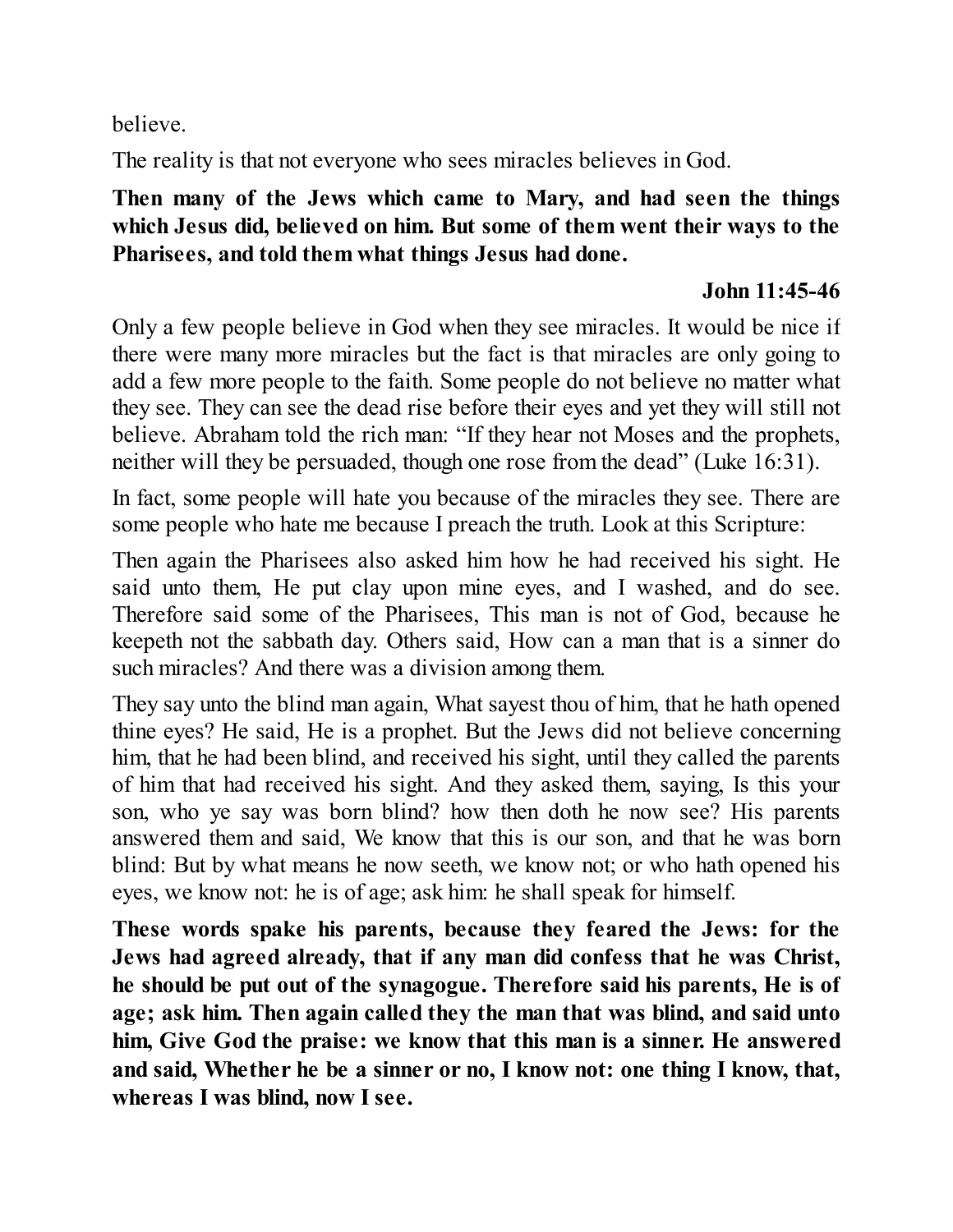believe.

The reality is that not everyone who sees miracles believes in God.

**Then many of the Jews which came to Mary, and had seen the things which Jesus did, believed on him. But some of them went their ways to the Pharisees, and told them what things Jesus had done.**

**John 11:45-46**

Only a few people believe in God when they see miracles. It would be nice if there were many more miracles but the fact is that miracles are only going to add a few more people to the faith. Some people do not believe no matter what they see. They can see the dead rise before their eyes and yet they will still not believe. Abraham told the rich man: "If they hear not Moses and the prophets, neither will they be persuaded, though one rose from the dead" (Luke 16:31).

In fact, some people will hate you because of the miracles they see. There are some people who hate me because I preach the truth. Look at this Scripture:

Then again the Pharisees also asked him how he had received his sight. He said unto them, He put clay upon mine eyes, and I washed, and do see. Therefore said some of the Pharisees, This man is not of God, because he keepeth not the sabbath day. Others said, How can a man that is a sinner do such miracles? And there was a division among them.

They say unto the blind man again, What sayest thou of him, that he hath opened thine eyes? He said, He is a prophet. But the Jews did not believe concerning him, that he had been blind, and received his sight, until they called the parents of him that had received his sight. And they asked them, saying, Is this your son, who ye say was born blind? how then doth he now see? His parents answered them and said, We know that this is our son, and that he was born blind: But by what means he now seeth, we know not; or who hath opened his eyes, we know not: he is of age; ask him: he shall speak for himself.

**These words spake his parents, because they feared the Jews: for the Jews had agreed already, that if any man did confess that he was Christ, he should be put out of the synagogue. Therefore said his parents, He is of age; ask him. Then again called they the man that was blind, and said unto him, Give God the praise: we know that this man is a sinner. He answered and said, Whether he be a sinner or no, I know not: one thing I know, that, whereas I was blind, now I see.**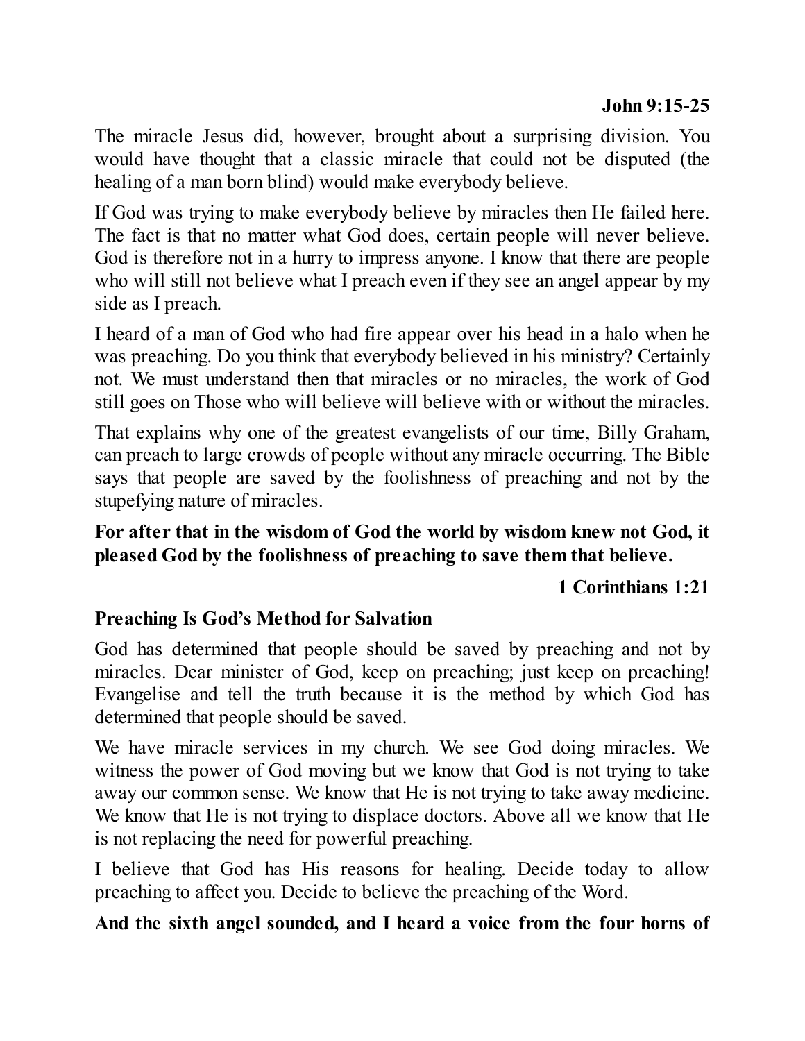**John 9:15-25**

The miracle Jesus did, however, brought about a surprising division. You would have thought that a classic miracle that could not be disputed (the healing of a man born blind) would make everybody believe.

If God was trying to make everybody believe by miracles then He failed here. The fact is that no matter what God does, certain people will never believe. God is therefore not in a hurry to impress anyone. I know that there are people who will still not believe what I preach even if they see an angel appear by my side as I preach.

I heard of a man of God who had fire appear over his head in a halo when he was preaching. Do you think that everybody believed in his ministry? Certainly not. We must understand then that miracles or no miracles, the work of God still goes on Those who will believe will believe with or without the miracles.

That explains why one of the greatest evangelists of our time, Billy Graham, can preach to large crowds of people without any miracle occurring. The Bible says that people are saved by the foolishness of preaching and not by the stupefying nature of miracles.

**For after that in the wisdom of God the world by wisdom knew not God, it pleased God by the foolishness of preaching to save them that believe.**

**1 Corinthians 1:21**

**Preaching Is God's Method for Salvation**

God has determined that people should be saved by preaching and not by miracles. Dear minister of God, keep on preaching; just keep on preaching! Evangelise and tell the truth because it is the method by which God has determined that people should be saved.

We have miracle services in my church. We see God doing miracles. We witness the power of God moving but we know that God is not trying to take away our common sense. We know that He is not trying to take away medicine. We know that He is not trying to displace doctors. Above all we know that He is not replacing the need for powerful preaching.

I believe that God has His reasons for healing. Decide today to allow preaching to affect you. Decide to believe the preaching of the Word.

**And the sixth angel sounded, and I heard a voice from the four horns of**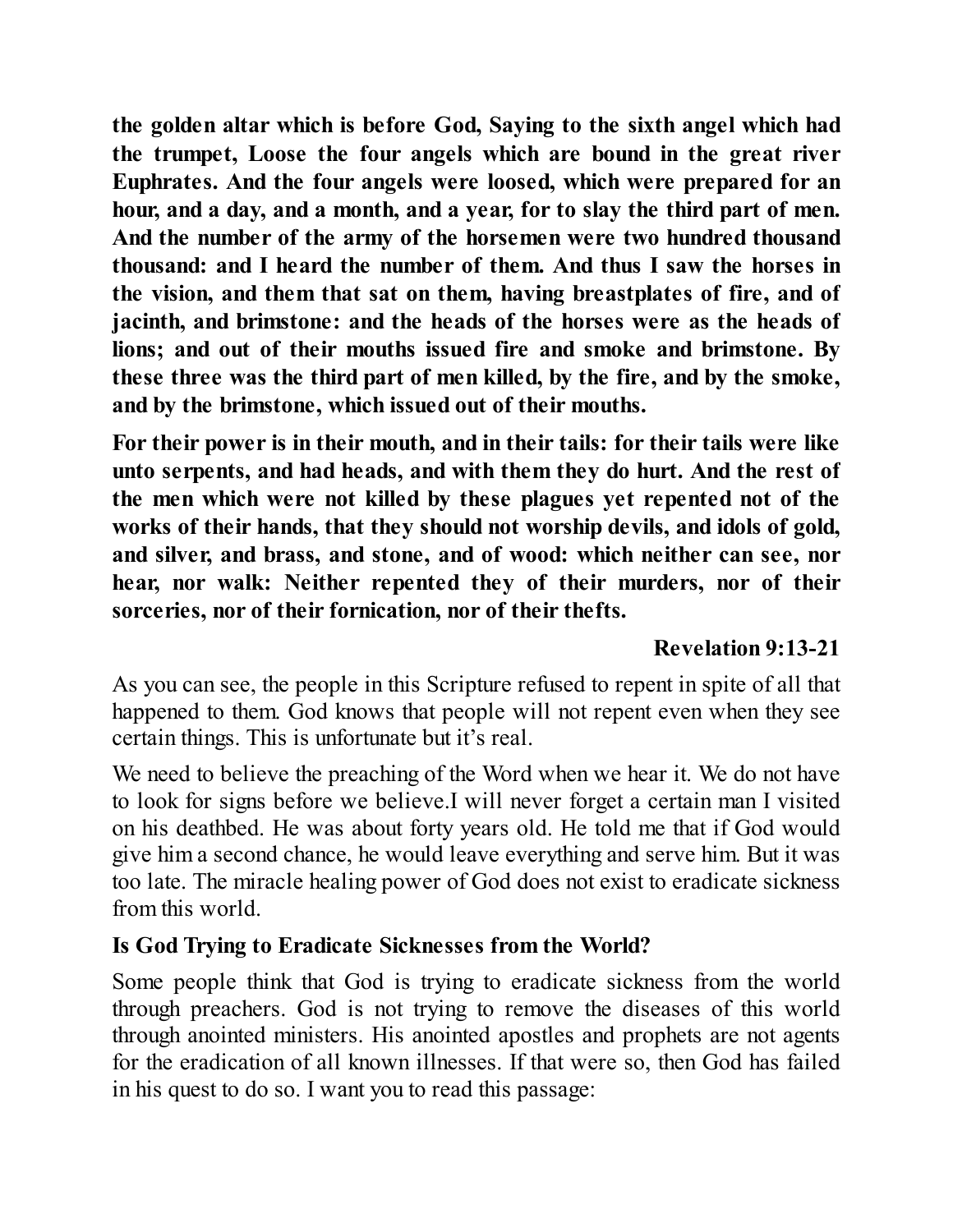**the golden altar which is before God, Saying to the sixth angel which had the trumpet, Loose the four angels which are bound in the great river Euphrates. And the four angels were loosed, which were prepared for an hour, and a day, and a month, and a year, for to slay the third part of men. And the number of the army of the horsemen were two hundred thousand thousand: and I heard the number of them. And thus I saw the horses in the vision, and them that sat on them, having breastplates of fire, and of jacinth, and brimstone: and the heads of the horses were as the heads of lions; and out of their mouths issued fire and smoke and brimstone. By these three was the third part of men killed, by the fire, and by the smoke, and by the brimstone, which issued out of their mouths.**

**For their power is in their mouth, and in their tails: for their tails were like unto serpents, and had heads, and with them they do hurt. And the rest of the men which were not killed by these plagues yet repented not of the works of their hands, that they should not worship devils, and idols of gold, and silver, and brass, and stone, and of wood: which neither can see, nor hear, nor walk: Neither repented they of their murders, nor of their sorceries, nor of their fornication, nor of their thefts.**

**Revelation 9:13-21**

As you can see, the people in this Scripture refused to repent in spite of all that happened to them. God knows that people will not repent even when they see certain things. This is unfortunate but it's real.

We need to believe the preaching of the Word when we hear it. We do not have to look for signs before we believe.I will never forget a certain man I visited on his deathbed. He was about forty years old. He told me that if God would give him a second chance, he would leave everything and serve him. But it was too late. The miracle healing power of God does not exist to eradicate sickness from this world.

### Is God Trying to Eradicate Sicknesses from the World?

Some people think that God is trying to eradicate sickness from the world through preachers. God is not trying to remove the diseases of this world through anointed ministers. His anointed apostles and prophets are not agents for the eradication of all known illnesses. If that were so, then God has failed in his quest to do so. I want you to read this passage: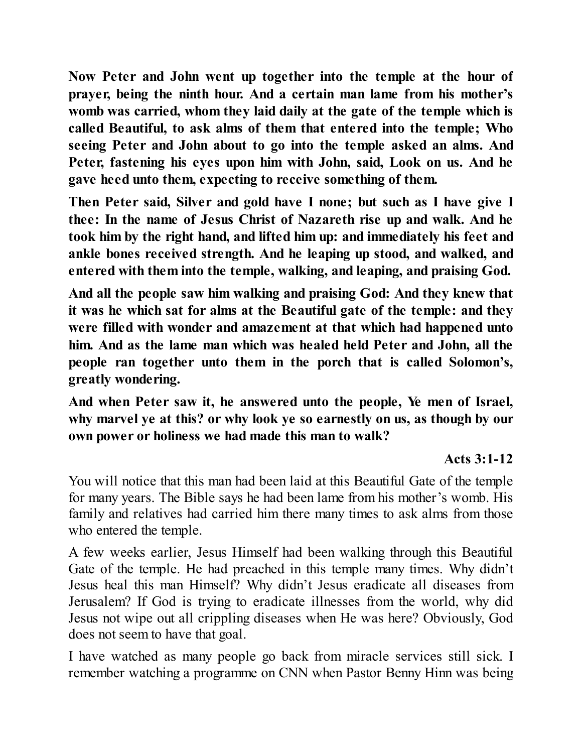**Now Peter and John went up together into the temple at the hour of prayer, being the ninth hour. And a certain man lame from his mother's womb was carried, whom they laid daily at the gate of the temple which is called Beautiful, to ask alms of them that entered into the temple; Who seeing Peter and John about to go into the temple asked an alms. And Peter, fastening his eyes upon him with John, said, Look on us. And he gave heed unto them, expecting to receive something of them.**

**Then Peter said, Silver and gold have I none; but such as I have give I thee: In the name of Jesus Christ of Nazareth rise up and walk. And he took him by the right hand, and lifted him up: and immediately his feet and ankle bones received strength. And he leaping up stood, and walked, and entered with them into the temple, walking, and leaping, and praising God.**

**And all the people saw him walking and praising God: And they knew that it was he which sat for alms at the Beautiful gate of the temple: and they were filled with wonder and amazement at that which had happened unto him. And as the lame man which was healed held Peter and John, all the people ran together unto them in the porch that is called Solomon's, greatly wondering.**

**And when Peter saw it, he answered unto the people, Ye men of Israel, why marvel ye at this? or why look ye so earnestly on us, as though by our own power or holiness we had made this man to walk?**

**Acts 3:1-12**

You will notice that this man had been laid at this Beautiful Gate of the temple for many years. The Bible says he had been lame from his mother's womb. His family and relatives had carried him there many times to ask alms from those who entered the temple.

A few weeks earlier, Jesus Himself had been walking through this Beautiful Gate of the temple. He had preached in this temple many times. Why didn't Jesus heal this man Himself? Why didn't Jesus eradicate all diseases from Jerusalem? If God is trying to eradicate illnesses from the world, why did Jesus not wipe out all crippling diseases when He was here? Obviously, God does not seem to have that goal.

I have watched as many people go back from miracle services still sick. I remember watching a programme on CNN when Pastor Benny Hinn was being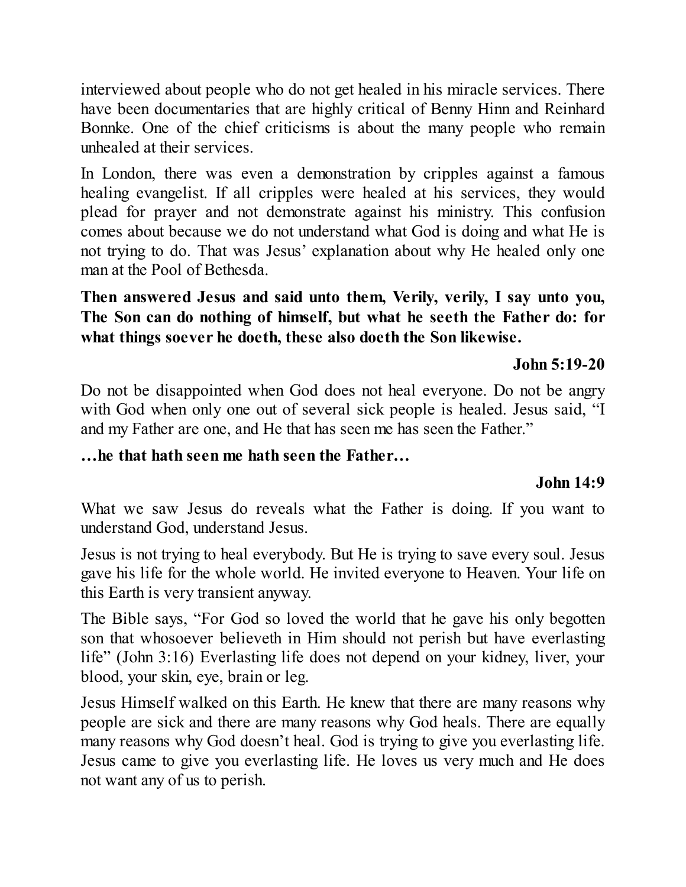interviewed about people who do not get healed in his miracle services. There have been documentaries that are highly critical of Benny Hinn and Reinhard Bonnke. One of the chief criticisms is about the many people who remain unhealed at their services.

In London, there was even a demonstration by cripples against a famous healing evangelist. If all cripples were healed at his services, they would plead for prayer and not demonstrate against his ministry. This confusion comes about because we do not understand what God is doing and what He is not trying to do. That was Jesus' explanation about why He healed only one man at the Pool of Bethesda.

**Then answered Jesus and said unto them, Verily, verily, I say unto you, The Son can do nothing of himself, but what he seeth the Father do: for what things soever he doeth, these also doeth the Son likewise.**

**John 5:19-20**

Do not be disappointed when God does not heal everyone. Do not be angry with God when only one out of several sick people is healed. Jesus said, "I and my Father are one, and He that has seen me has seen the Father."

**…he that hath seen me hath seen the Father…**

**John 14:9**

What we saw Jesus do reveals what the Father is doing. If you want to understand God, understand Jesus.

Jesus is not trying to heal everybody. But He is trying to save every soul. Jesus gave his life for the whole world. He invited everyone to Heaven. Your life on this Earth is very transient anyway.

The Bible says, "For God so loved the world that he gave his only begotten son that whosoever believeth in Him should not perish but have everlasting life" (John 3:16) Everlasting life does not depend on your kidney, liver, your blood, your skin, eye, brain or leg.

Jesus Himself walked on this Earth. He knew that there are many reasons why people are sick and there are many reasons why God heals. There are equally many reasons why God doesn't heal. God is trying to give you everlasting life. Jesus came to give you everlasting life. He loves us very much and He does not want any of us to perish.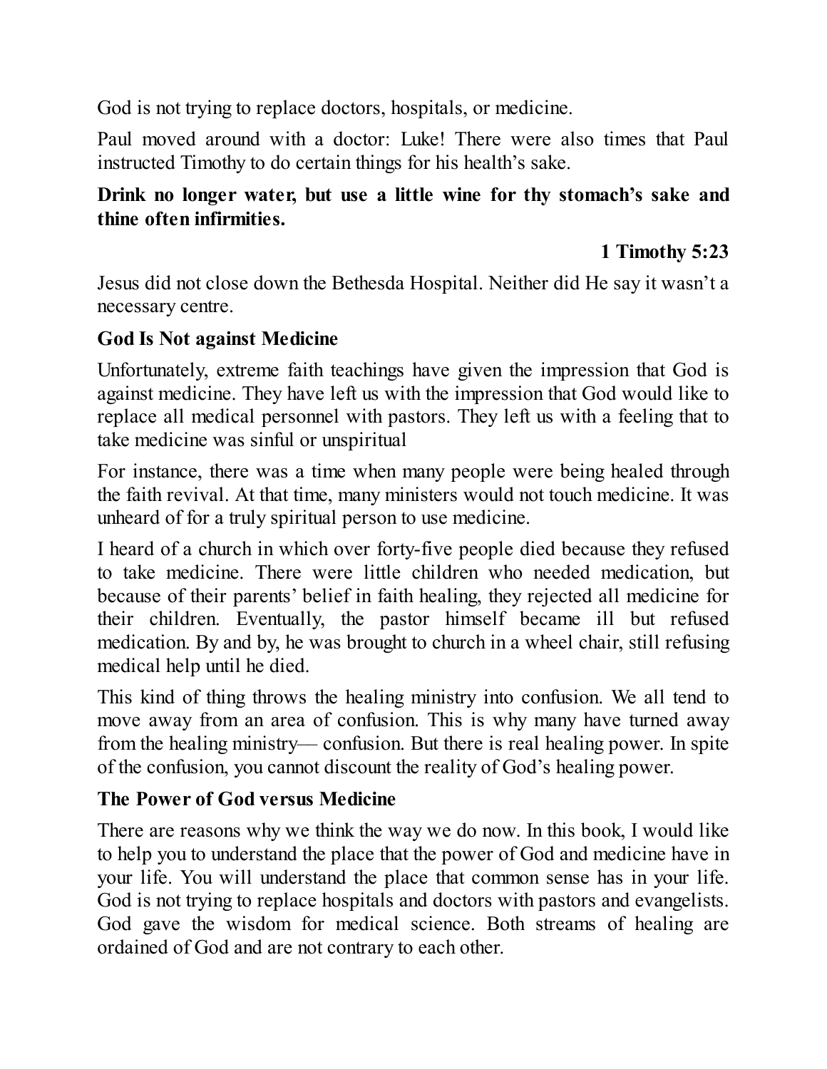God is not trying to replace doctors, hospitals, or medicine.

Paul moved around with a doctor: Luke! There were also times that Paul instructed Timothy to do certain things for his health's sake.

**Drink no longer water, but use a little wine for thy stomach's sake and thine often infirmities.**

**1 Timothy 5:23**

Jesus did not close down the Bethesda Hospital. Neither did He say it wasn't a necessary centre.

### God Is Not against Medicine

Unfortunately, extreme faith teachings have given the impression that God is against medicine. They have left us with the impression that God would like to replace all medical personnel with pastors. They left us with a feeling that to take medicine was sinful or unspiritual

For instance, there was a time when many people were being healed through the faith revival. At that time, many ministers would not touch medicine. It was unheard of for a truly spiritual person to use medicine.

I heard of a church in which over forty-five people died because they refused to take medicine. There were little children who needed medication, but because of their parents' belief in faith healing, they rejected all medicine for their children. Eventually, the pastor himself became ill but refused medication. By and by, he was brought to church in a wheel chair, still refusing medical help until he died.

This kind of thing throws the healing ministry into confusion. We all tend to move away from an area of confusion. This is why many have turned away from the healing ministry— confusion. But there is real healing power. In spite of the confusion, you cannot discount the reality of God's healing power.

### The Power of God versus Medicine

There are reasons why we think the way we do now. In this book, I would like to help you to understand the place that the power of God and medicine have in your life. You will understand the place that common sense has in your life. God is not trying to replace hospitals and doctors with pastors and evangelists. God gave the wisdom for medical science. Both streams of healing are ordained of God and are not contrary to each other.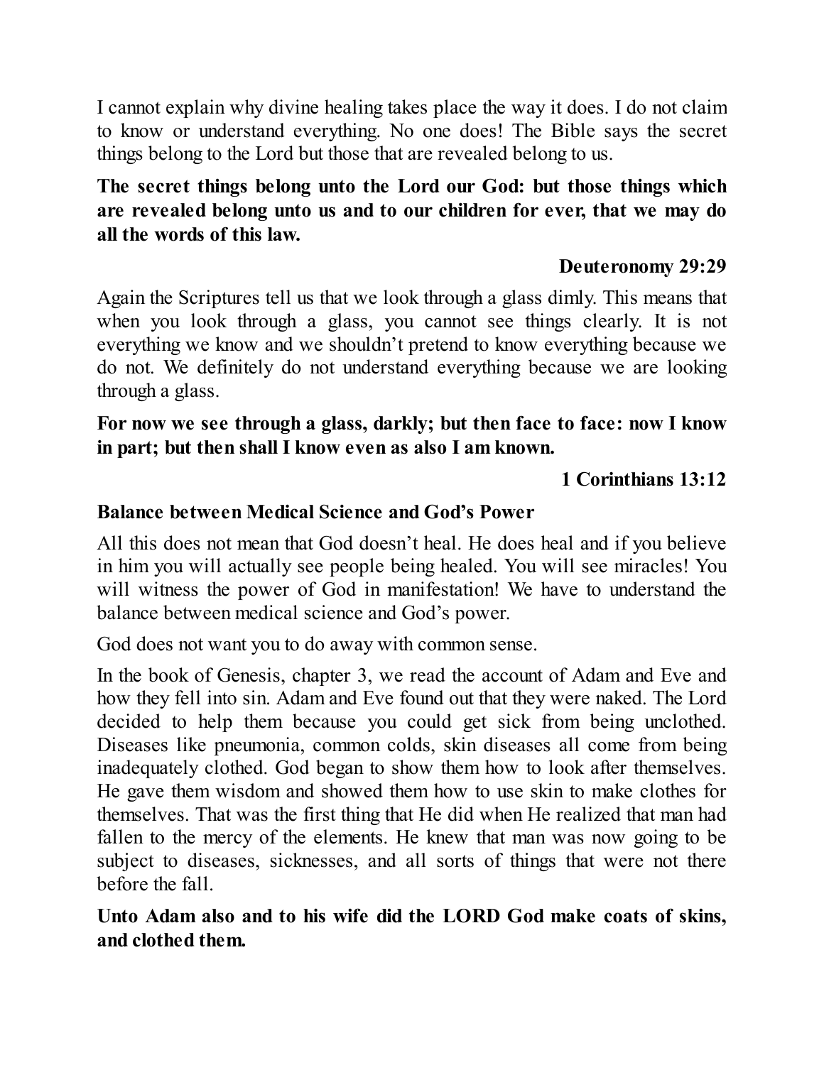I cannot explain why divine healing takes place the way it does. I do not claim to know or understand everything. No one does! The Bible says the secret things belong to the Lord but those that are revealed belong to us.

**The secret things belong unto the Lord our God: but those things which are revealed belong unto us and to our children for ever, that we may do all the words of this law.**

**Deuteronomy 29:29**

Again the Scriptures tell us that we look through a glass dimly. This means that when you look through a glass, you cannot see things clearly. It is not everything we know and we shouldn't pretend to know everything because we do not. We definitely do not understand everything because we are looking through a glass.

**For now we see through a glass, darkly; but then face to face: now I know in part; but then shall I know even as also I am known.**

**1 Corinthians 13:12**

### Balance between Medical Science and God's Power

All this does not mean that God doesn't heal. He does heal and if you believe in him you will actually see people being healed. You will see miracles! You will witness the power of God in manifestation! We have to understand the balance between medical science and God's power.

God does not want you to do away with common sense.

In the book of Genesis, chapter 3, we read the account of Adam and Eve and how they fell into sin. Adam and Eve found out that they were naked. The Lord decided to help them because you could get sick from being unclothed. Diseases like pneumonia, common colds, skin diseases all come from being inadequately clothed. God began to show them how to look after themselves. He gave them wisdom and showed them how to use skin to make clothes for themselves. That was the first thing that He did when He realized that man had fallen to the mercy of the elements. He knew that man was now going to be subject to diseases, sicknesses, and all sorts of things that were not there before the fall.

**Unto Adam also and to his wife did the LORD God make coats of skins, and clothed them.**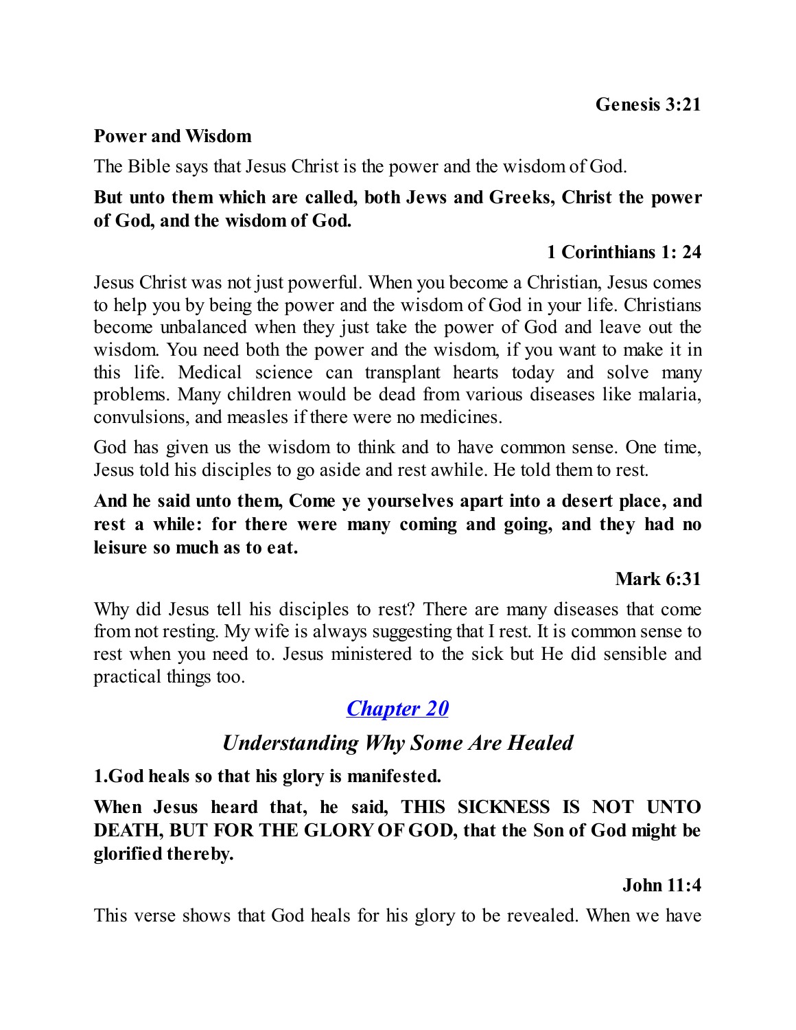**Genesis 3:21**

**Power and Wisdom**

The Bible says that Jesus Christ is the power and the wisdom of God.

**But unto them which are called, both Jews and Greeks, Christ the power of God, and the wisdom of God.**

**1 Corinthians 1: 24**

Jesus Christ was not just powerful. When you become a Christian, Jesus comes to help you by being the power and the wisdom of God in your life. Christians become unbalanced when they just take the power of God and leave out the wisdom. You need both the power and the wisdom, if you want to make it in this life. Medical science can transplant hearts today and solve many problems. Many children would be dead from various diseases like malaria, convulsions, and measles if there were no medicines.

God has given us the wisdom to think and to have common sense. One time, Jesus told his disciples to go aside and rest awhile. He told them to rest.

**And he said unto them, Come ye yourselves apart into a desert place, and rest a while: for there were many coming and going, and they had no leisure so much as to eat.**

**Mark 6:31**

Why did Jesus tell his disciples to rest? There are many diseases that come from not resting. My wife is always suggesting that I rest. It is common sense to rest when you need to. Jesus ministered to the sick but He did sensible and practical things too.

## ***Chapter 20***

### *Understanding Why Some Are Healed*

**1.God heals so that his glory is manifested.**

**When Jesus heard that, he said, THIS SICKNESS IS NOT UNTO DEATH, BUT FOR THE GLORY OF GOD, that the Son of God might be glorified thereby.**

**John 11:4**

This verse shows that God heals for his glory to be revealed. When we have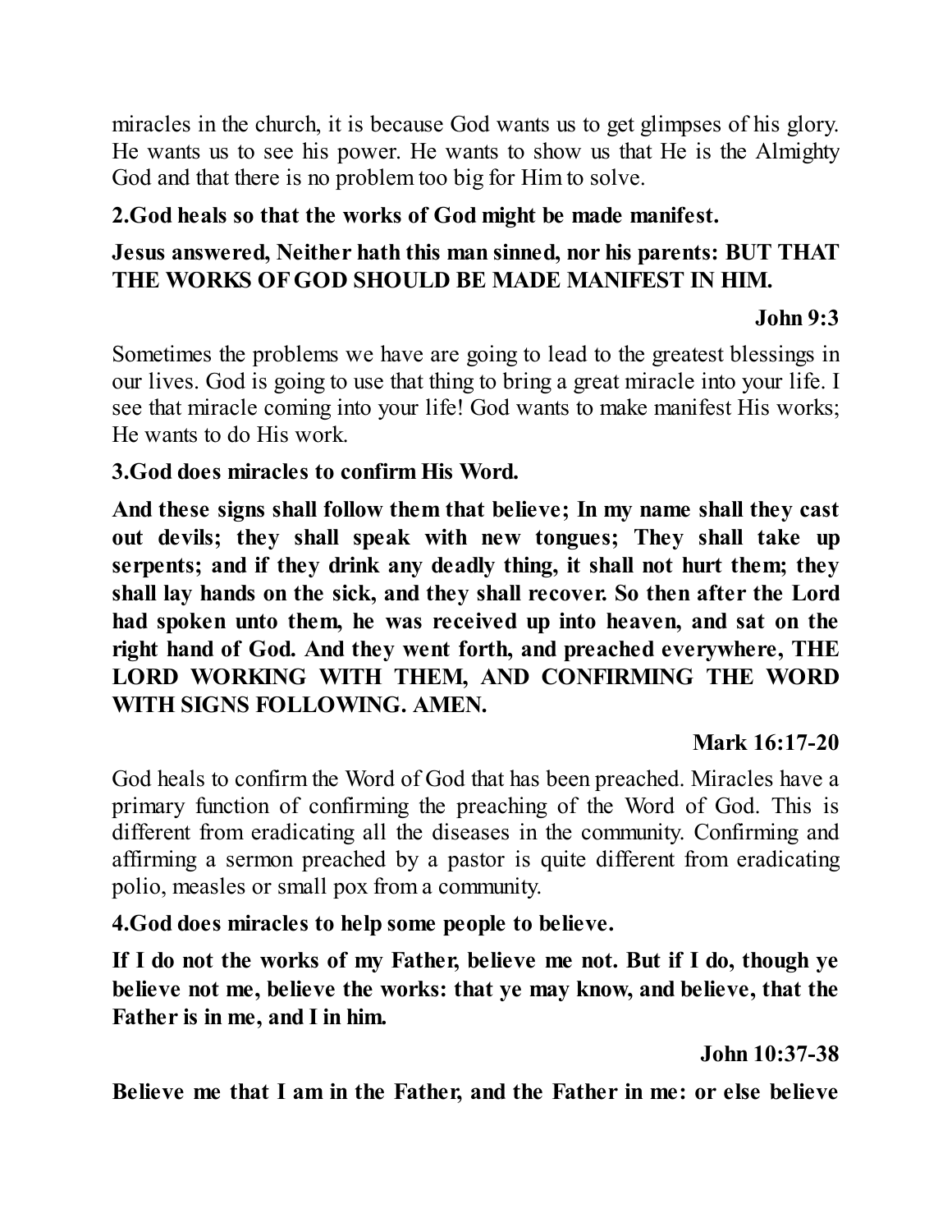miracles in the church, it is because God wants us to get glimpses of his glory. He wants us to see his power. He wants to show us that He is the Almighty God and that there is no problem too big for Him to solve.

**2.God heals so that the works of God might be made manifest.**

**Jesus answered, Neither hath this man sinned, nor his parents: BUT THAT THE WORKS OF GOD SHOULD BE MADE MANIFEST IN HIM.**

**John 9:3**

Sometimes the problems we have are going to lead to the greatest blessings in our lives. God is going to use that thing to bring a great miracle into your life. I see that miracle coming into your life! God wants to make manifest His works; He wants to do His work.

**3.God does miracles to confirm His Word.**

**And these signs shall follow them that believe; In my name shall they cast out devils; they shall speak with new tongues; They shall take up serpents; and if they drink any deadly thing, it shall not hurt them; they shall lay hands on the sick, and they shall recover. So then after the Lord had spoken unto them, he was received up into heaven, and sat on the right hand of God. And they went forth, and preached everywhere, THE LORD WORKING WITH THEM, AND CONFIRMING THE WORD WITH SIGNS FOLLOWING. AMEN.**

**Mark 16:17-20**

God heals to confirm the Word of God that has been preached. Miracles have a primary function of confirming the preaching of the Word of God. This is different from eradicating all the diseases in the community. Confirming and affirming a sermon preached by a pastor is quite different from eradicating polio, measles or small pox from a community.

**4.God does miracles to help some people to believe.**

**If I do not the works of my Father, believe me not. But if I do, though ye believe not me, believe the works: that ye may know, and believe, that the Father is in me, and I in him.**

**John 10:37-38**

**Believe me that I am in the Father, and the Father in me: or else believe**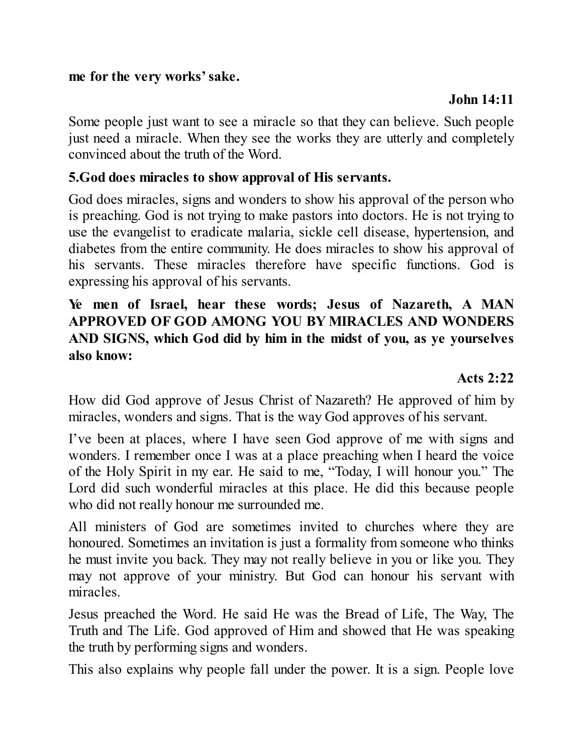**me for the very works' sake.**

**John 14:11**

Some people just want to see a miracle so that they can believe. Such people just need a miracle. When they see the works they are utterly and completely convinced about the truth of the Word.

**5.God does miracles to show approval of His servants.**

God does miracles, signs and wonders to show his approval of the person who is preaching. God is not trying to make pastors into doctors. He is not trying to use the evangelist to eradicate malaria, sickle cell disease, hypertension, and diabetes from the entire community. He does miracles to show his approval of his servants. These miracles therefore have specific functions. God is expressing his approval of his servants.

**Ye men of Israel, hear these words; Jesus of Nazareth, A MAN APPROVED OF GOD AMONG YOU BY MIRACLES AND WONDERS AND SIGNS, which God did by him in the midst of you, as ye yourselves also know:**

**Acts 2:22**

How did God approve of Jesus Christ of Nazareth? He approved of him by miracles, wonders and signs. That is the way God approves of his servant.

I've been at places, where I have seen God approve of me with signs and wonders. I remember once I was at a place preaching when I heard the voice of the Holy Spirit in my ear. He said to me, "Today, I will honour you." The Lord did such wonderful miracles at this place. He did this because people who did not really honour me surrounded me.

All ministers of God are sometimes invited to churches where they are honoured. Sometimes an invitation is just a formality from someone who thinks he must invite you back. They may not really believe in you or like you. They may not approve of your ministry. But God can honour his servant with miracles.

Jesus preached the Word. He said He was the Bread of Life, The Way, The Truth and The Life. God approved of Him and showed that He was speaking the truth by performing signs and wonders.

This also explains why people fall under the power. It is a sign. People love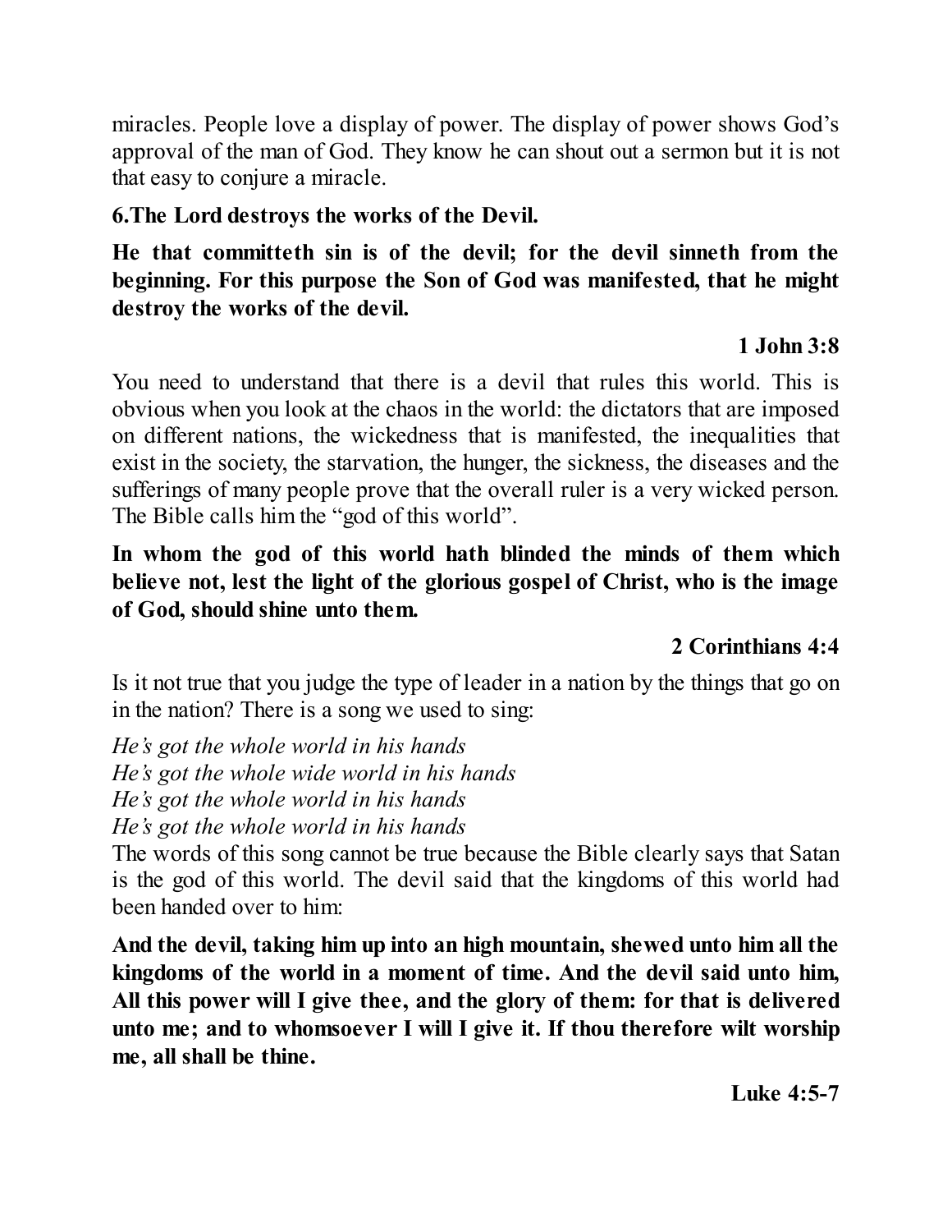miracles. People love a display of power. The display of power shows God's approval of the man of God. They know he can shout out a sermon but it is not that easy to conjure a miracle.

**6.The Lord destroys the works of the Devil.**

**He that committeth sin is of the devil; for the devil sinneth from the beginning. For this purpose the Son of God was manifested, that he might destroy the works of the devil.**

**1 John 3:8**

You need to understand that there is a devil that rules this world. This is obvious when you look at the chaos in the world: the dictators that are imposed on different nations, the wickedness that is manifested, the inequalities that exist in the society, the starvation, the hunger, the sickness, the diseases and the sufferings of many people prove that the overall ruler is a very wicked person. The Bible calls him the "god of this world".

**In whom the god of this world hath blinded the minds of them which believe not, lest the light of the glorious gospel of Christ, who is the image of God, should shine unto them.**

**2 Corinthians 4:4**

Is it not true that you judge the type of leader in a nation by the things that go on in the nation? There is a song we used to sing:

*He's got the whole world in his hands*
*He's got the whole wide world in his hands*
*He's got the whole world in his hands*
*He's got the whole world in his hands*

The words of this song cannot be true because the Bible clearly says that Satan is the god of this world. The devil said that the kingdoms of this world had been handed over to him:

**And the devil, taking him up into an high mountain, shewed unto him all the kingdoms of the world in a moment of time. And the devil said unto him, All this power will I give thee, and the glory of them: for that is delivered unto me; and to whomsoever I will I give it. If thou therefore wilt worship me, all shall be thine.**

**Luke 4:5-7**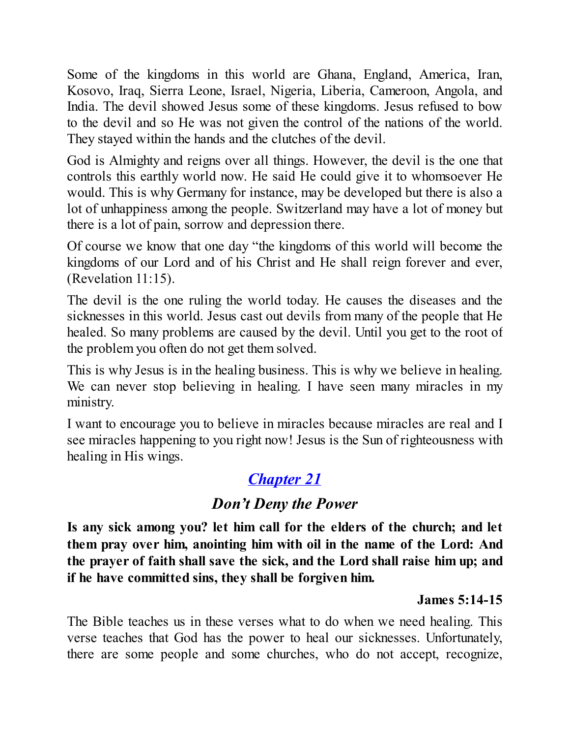Some of the kingdoms in this world are Ghana, England, America, Iran, Kosovo, Iraq, Sierra Leone, Israel, Nigeria, Liberia, Cameroon, Angola, and India. The devil showed Jesus some of these kingdoms. Jesus refused to bow to the devil and so He was not given the control of the nations of the world. They stayed within the hands and the clutches of the devil.

God is Almighty and reigns over all things. However, the devil is the one that controls this earthly world now. He said He could give it to whomsoever He would. This is why Germany for instance, may be developed but there is also a lot of unhappiness among the people. Switzerland may have a lot of money but there is a lot of pain, sorrow and depression there.

Of course we know that one day "the kingdoms of this world will become the kingdoms of our Lord and of his Christ and He shall reign forever and ever, (Revelation 11:15).

The devil is the one ruling the world today. He causes the diseases and the sicknesses in this world. Jesus cast out devils from many of the people that He healed. So many problems are caused by the devil. Until you get to the root of the problem you often do not get them solved.

This is why Jesus is in the healing business. This is why we believe in healing. We can never stop believing in healing. I have seen many miracles in my ministry.

I want to encourage you to believe in miracles because miracles are real and I see miracles happening to you right now! Jesus is the Sun of righteousness with healing in His wings.

## *Chapter 21*

### *Don't Deny the Power*

**Is any sick among you? let him call for the elders of the church; and let them pray over him, anointing him with oil in the name of the Lord: And the prayer of faith shall save the sick, and the Lord shall raise him up; and if he have committed sins, they shall be forgiven him.**

**James 5:14-15**

The Bible teaches us in these verses what to do when we need healing. This verse teaches that God has the power to heal our sicknesses. Unfortunately, there are some people and some churches, who do not accept, recognize,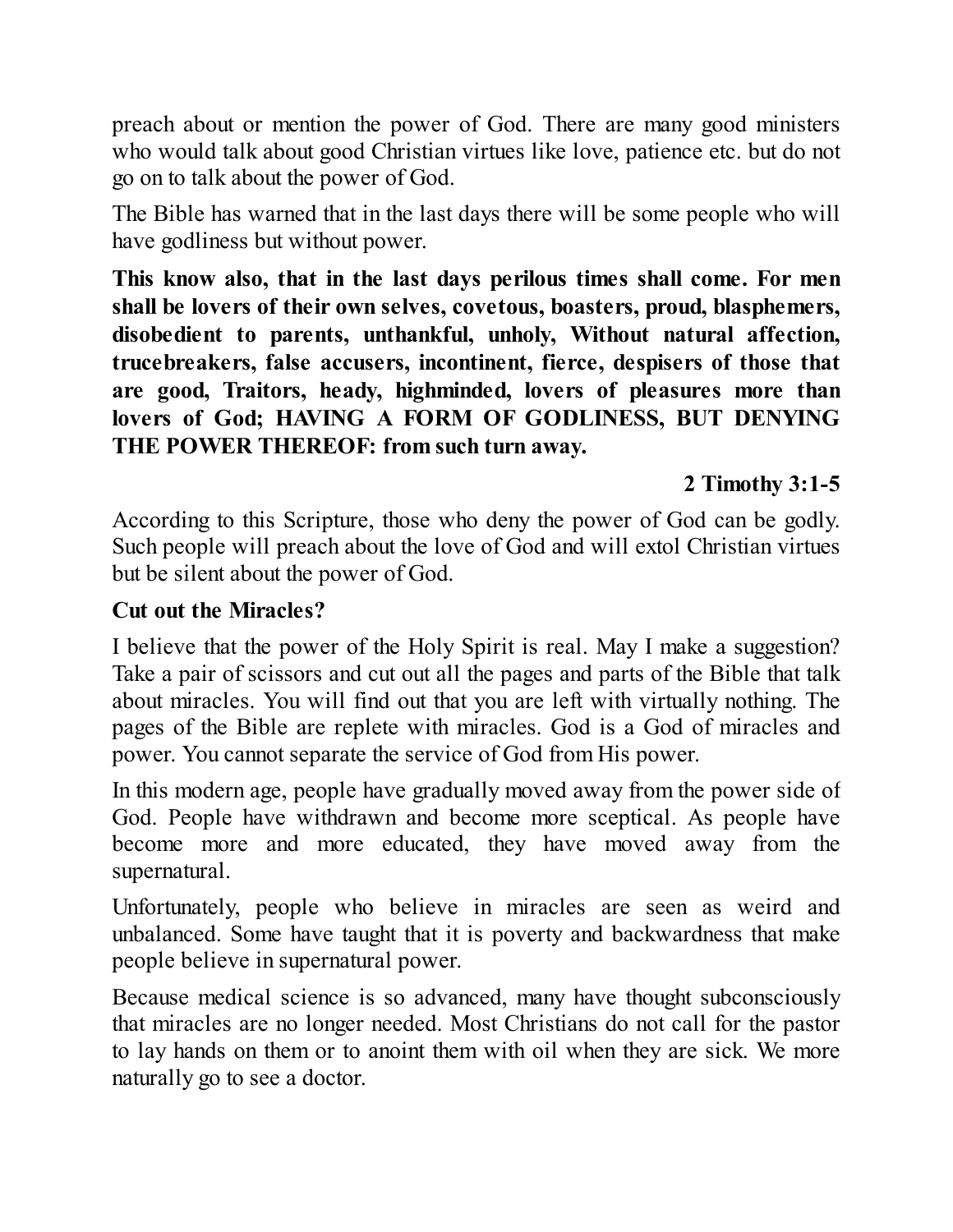preach about or mention the power of God. There are many good ministers who would talk about good Christian virtues like love, patience etc. but do not go on to talk about the power of God.

The Bible has warned that in the last days there will be some people who will have godliness but without power.

**This know also, that in the last days perilous times shall come. For men shall be lovers of their own selves, covetous, boasters, proud, blasphemers, disobedient to parents, unthankful, unholy, Without natural affection, trucebreakers, false accusers, incontinent, fierce, despisers of those that are good, Traitors, heady, highminded, lovers of pleasures more than lovers of God; HAVING A FORM OF GODLINESS, BUT DENYING THE POWER THEREOF: from such turn away.**

**2 Timothy 3:1-5**

According to this Scripture, those who deny the power of God can be godly. Such people will preach about the love of God and will extol Christian virtues but be silent about the power of God.

**Cut out the Miracles?**

I believe that the power of the Holy Spirit is real. May I make a suggestion? Take a pair of scissors and cut out all the pages and parts of the Bible that talk about miracles. You will find out that you are left with virtually nothing. The pages of the Bible are replete with miracles. God is a God of miracles and power. You cannot separate the service of God from His power.

In this modern age, people have gradually moved away from the power side of God. People have withdrawn and become more sceptical. As people have become more and more educated, they have moved away from the supernatural.

Unfortunately, people who believe in miracles are seen as weird and unbalanced. Some have taught that it is poverty and backwardness that make people believe in supernatural power.

Because medical science is so advanced, many have thought subconsciously that miracles are no longer needed. Most Christians do not call for the pastor to lay hands on them or to anoint them with oil when they are sick. We more naturally go to see a doctor.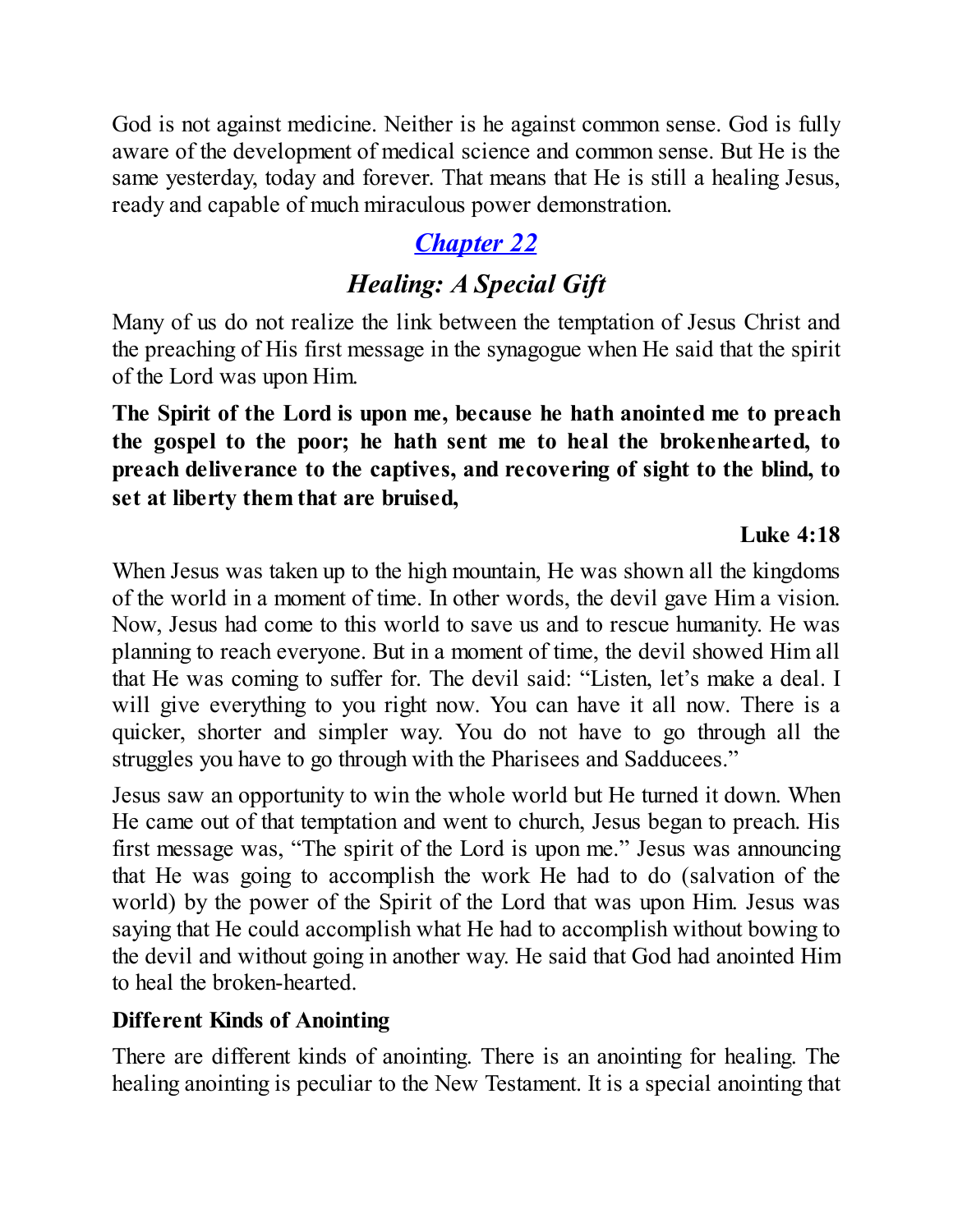God is not against medicine. Neither is he against common sense. God is fully aware of the development of medical science and common sense. But He is the same yesterday, today and forever. That means that He is still a healing Jesus, ready and capable of much miraculous power demonstration.

## *Chapter 22*

## *Healing: A Special Gift*

Many of us do not realize the link between the temptation of Jesus Christ and the preaching of His first message in the synagogue when He said that the spirit of the Lord was upon Him.

**The Spirit of the Lord is upon me, because he hath anointed me to preach the gospel to the poor; he hath sent me to heal the brokenhearted, to preach deliverance to the captives, and recovering of sight to the blind, to set at liberty them that are bruised,**

**Luke 4:18**

When Jesus was taken up to the high mountain, He was shown all the kingdoms of the world in a moment of time. In other words, the devil gave Him a vision. Now, Jesus had come to this world to save us and to rescue humanity. He was planning to reach everyone. But in a moment of time, the devil showed Him all that He was coming to suffer for. The devil said: "Listen, let's make a deal. I will give everything to you right now. You can have it all now. There is a quicker, shorter and simpler way. You do not have to go through all the struggles you have to go through with the Pharisees and Sadducees."

Jesus saw an opportunity to win the whole world but He turned it down. When He came out of that temptation and went to church, Jesus began to preach. His first message was, "The spirit of the Lord is upon me." Jesus was announcing that He was going to accomplish the work He had to do (salvation of the world) by the power of the Spirit of the Lord that was upon Him. Jesus was saying that He could accomplish what He had to accomplish without bowing to the devil and without going in another way. He said that God had anointed Him to heal the broken-hearted.

**Different Kinds of Anointing**

There are different kinds of anointing. There is an anointing for healing. The healing anointing is peculiar to the New Testament. It is a special anointing that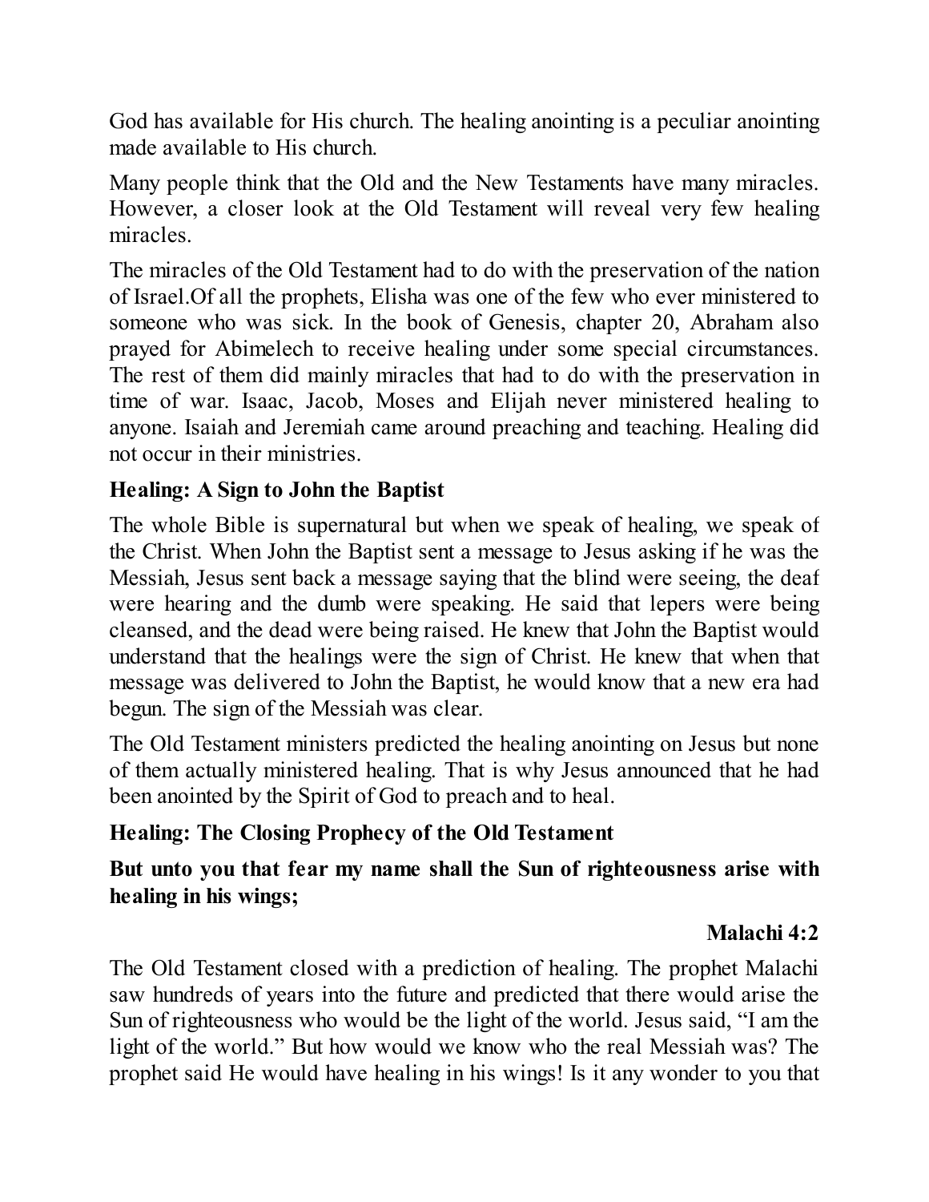God has available for His church. The healing anointing is a peculiar anointing made available to His church.

Many people think that the Old and the New Testaments have many miracles. However, a closer look at the Old Testament will reveal very few healing miracles.

The miracles of the Old Testament had to do with the preservation of the nation of Israel.Of all the prophets, Elisha was one of the few who ever ministered to someone who was sick. In the book of Genesis, chapter 20, Abraham also prayed for Abimelech to receive healing under some special circumstances. The rest of them did mainly miracles that had to do with the preservation in time of war. Isaac, Jacob, Moses and Elijah never ministered healing to anyone. Isaiah and Jeremiah came around preaching and teaching. Healing did not occur in their ministries.

### Healing: A Sign to John the Baptist

The whole Bible is supernatural but when we speak of healing, we speak of the Christ. When John the Baptist sent a message to Jesus asking if he was the Messiah, Jesus sent back a message saying that the blind were seeing, the deaf were hearing and the dumb were speaking. He said that lepers were being cleansed, and the dead were being raised. He knew that John the Baptist would understand that the healings were the sign of Christ. He knew that when that message was delivered to John the Baptist, he would know that a new era had begun. The sign of the Messiah was clear.

The Old Testament ministers predicted the healing anointing on Jesus but none of them actually ministered healing. That is why Jesus announced that he had been anointed by the Spirit of God to preach and to heal.

### Healing: The Closing Prophecy of the Old Testament

**But unto you that fear my name shall the Sun of righteousness arise with healing in his wings;**

**Malachi 4:2**

The Old Testament closed with a prediction of healing. The prophet Malachi saw hundreds of years into the future and predicted that there would arise the Sun of righteousness who would be the light of the world. Jesus said, “I am the light of the world.” But how would we know who the real Messiah was? The prophet said He would have healing in his wings! Is it any wonder to you that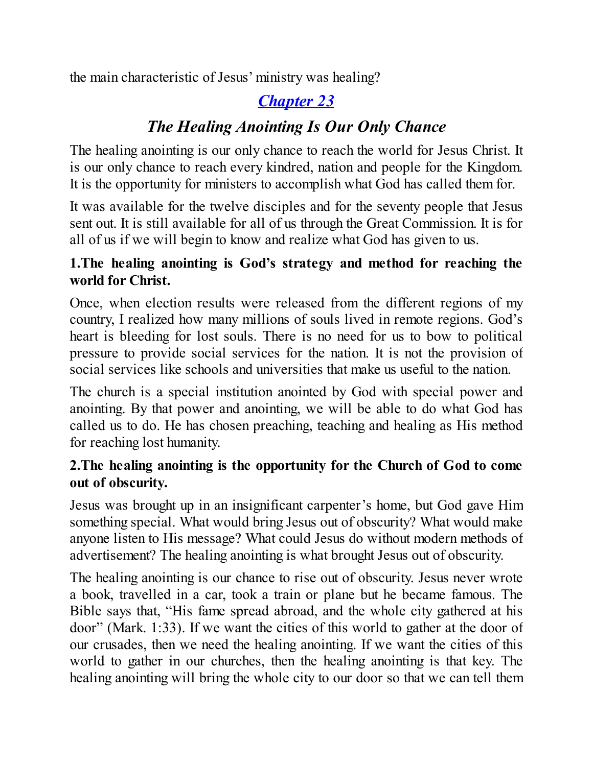the main characteristic of Jesus' ministry was healing?

## *Chapter 23*

## *The Healing Anointing Is Our Only Chance*

The healing anointing is our only chance to reach the world for Jesus Christ. It is our only chance to reach every kindred, nation and people for the Kingdom. It is the opportunity for ministers to accomplish what God has called them for.

It was available for the twelve disciples and for the seventy people that Jesus sent out. It is still available for all of us through the Great Commission. It is for all of us if we will begin to know and realize what God has given to us.

### 1.The healing anointing is God's strategy and method for reaching the world for Christ.

Once, when election results were released from the different regions of my country, I realized how many millions of souls lived in remote regions. God's heart is bleeding for lost souls. There is no need for us to bow to political pressure to provide social services for the nation. It is not the provision of social services like schools and universities that make us useful to the nation.

The church is a special institution anointed by God with special power and anointing. By that power and anointing, we will be able to do what God has called us to do. He has chosen preaching, teaching and healing as His method for reaching lost humanity.

### 2.The healing anointing is the opportunity for the Church of God to come out of obscurity.

Jesus was brought up in an insignificant carpenter's home, but God gave Him something special. What would bring Jesus out of obscurity? What would make anyone listen to His message? What could Jesus do without modern methods of advertisement? The healing anointing is what brought Jesus out of obscurity.

The healing anointing is our chance to rise out of obscurity. Jesus never wrote a book, travelled in a car, took a train or plane but he became famous. The Bible says that, "His fame spread abroad, and the whole city gathered at his door" (Mark. 1:33). If we want the cities of this world to gather at the door of our crusades, then we need the healing anointing. If we want the cities of this world to gather in our churches, then the healing anointing is that key. The healing anointing will bring the whole city to our door so that we can tell them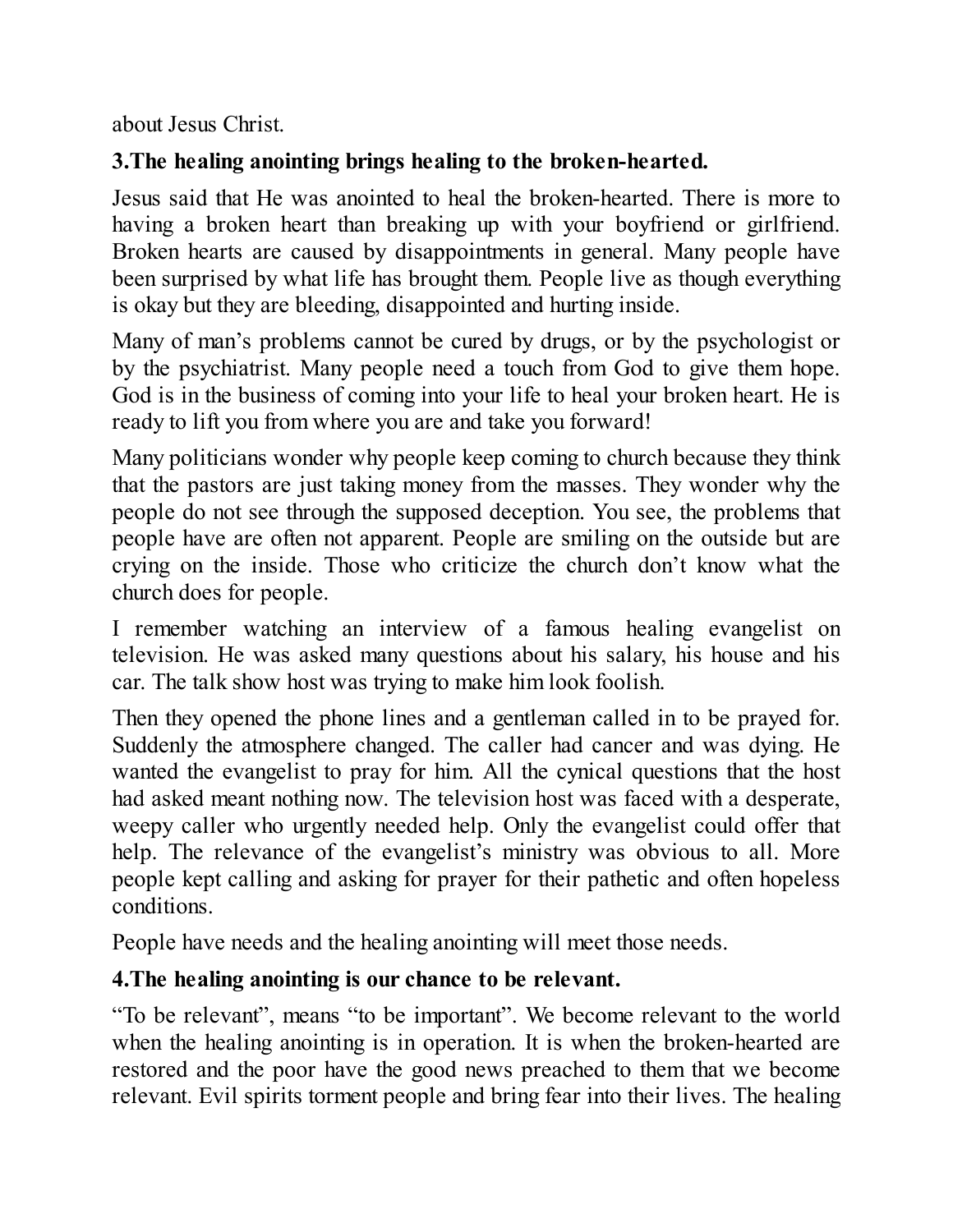about Jesus Christ.

**3.The healing anointing brings healing to the broken-hearted.**

Jesus said that He was anointed to heal the broken-hearted. There is more to having a broken heart than breaking up with your boyfriend or girlfriend. Broken hearts are caused by disappointments in general. Many people have been surprised by what life has brought them. People live as though everything is okay but they are bleeding, disappointed and hurting inside.

Many of man's problems cannot be cured by drugs, or by the psychologist or by the psychiatrist. Many people need a touch from God to give them hope. God is in the business of coming into your life to heal your broken heart. He is ready to lift you from where you are and take you forward!

Many politicians wonder why people keep coming to church because they think that the pastors are just taking money from the masses. They wonder why the people do not see through the supposed deception. You see, the problems that people have are often not apparent. People are smiling on the outside but are crying on the inside. Those who criticize the church don't know what the church does for people.

I remember watching an interview of a famous healing evangelist on television. He was asked many questions about his salary, his house and his car. The talk show host was trying to make him look foolish.

Then they opened the phone lines and a gentleman called in to be prayed for. Suddenly the atmosphere changed. The caller had cancer and was dying. He wanted the evangelist to pray for him. All the cynical questions that the host had asked meant nothing now. The television host was faced with a desperate, weepy caller who urgently needed help. Only the evangelist could offer that help. The relevance of the evangelist's ministry was obvious to all. More people kept calling and asking for prayer for their pathetic and often hopeless conditions.

People have needs and the healing anointing will meet those needs.

**4.The healing anointing is our chance to be relevant.**

"To be relevant", means "to be important". We become relevant to the world when the healing anointing is in operation. It is when the broken-hearted are restored and the poor have the good news preached to them that we become relevant. Evil spirits torment people and bring fear into their lives. The healing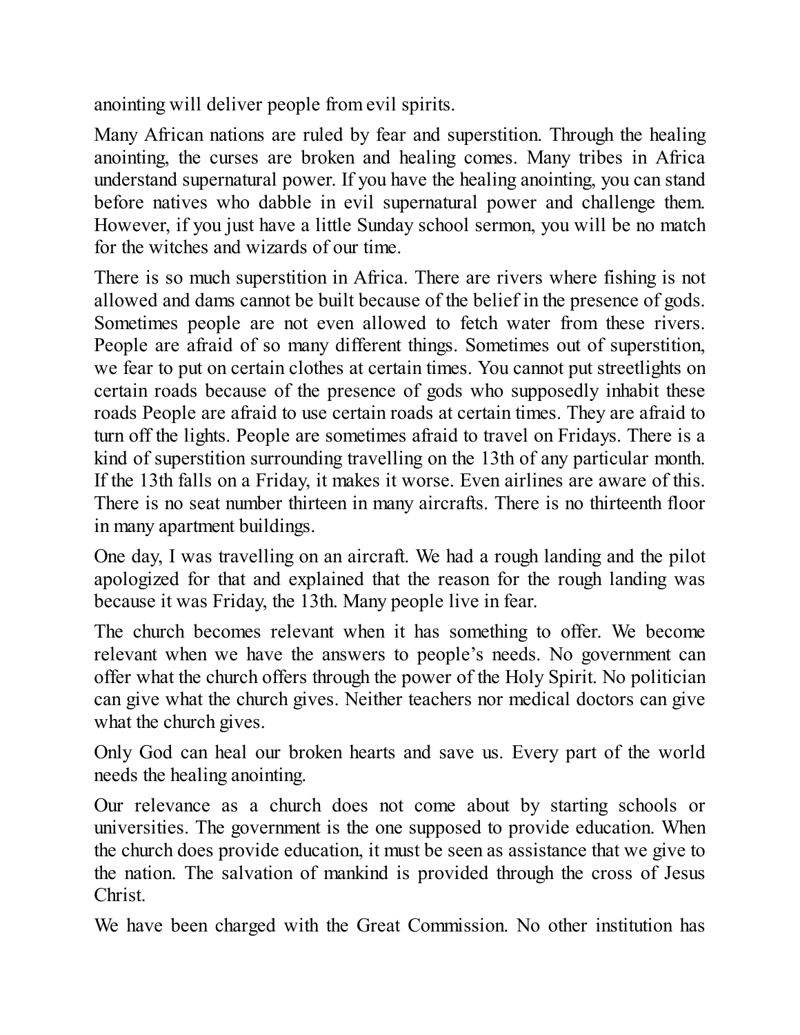anointing will deliver people from evil spirits.

Many African nations are ruled by fear and superstition. Through the healing anointing, the curses are broken and healing comes. Many tribes in Africa understand supernatural power. If you have the healing anointing, you can stand before natives who dabble in evil supernatural power and challenge them. However, if you just have a little Sunday school sermon, you will be no match for the witches and wizards of our time.

There is so much superstition in Africa. There are rivers where fishing is not allowed and dams cannot be built because of the belief in the presence of gods. Sometimes people are not even allowed to fetch water from these rivers. People are afraid of so many different things. Sometimes out of superstition, we fear to put on certain clothes at certain times. You cannot put streetlights on certain roads because of the presence of gods who supposedly inhabit these roads People are afraid to use certain roads at certain times. They are afraid to turn off the lights. People are sometimes afraid to travel on Fridays. There is a kind of superstition surrounding travelling on the 13th of any particular month. If the 13th falls on a Friday, it makes it worse. Even airlines are aware of this. There is no seat number thirteen in many aircrafts. There is no thirteenth floor in many apartment buildings.

One day, I was travelling on an aircraft. We had a rough landing and the pilot apologized for that and explained that the reason for the rough landing was because it was Friday, the 13th. Many people live in fear.

The church becomes relevant when it has something to offer. We become relevant when we have the answers to people's needs. No government can offer what the church offers through the power of the Holy Spirit. No politician can give what the church gives. Neither teachers nor medical doctors can give what the church gives.

Only God can heal our broken hearts and save us. Every part of the world needs the healing anointing.

Our relevance as a church does not come about by starting schools or universities. The government is the one supposed to provide education. When the church does provide education, it must be seen as assistance that we give to the nation. The salvation of mankind is provided through the cross of Jesus Christ.

We have been charged with the Great Commission. No other institution has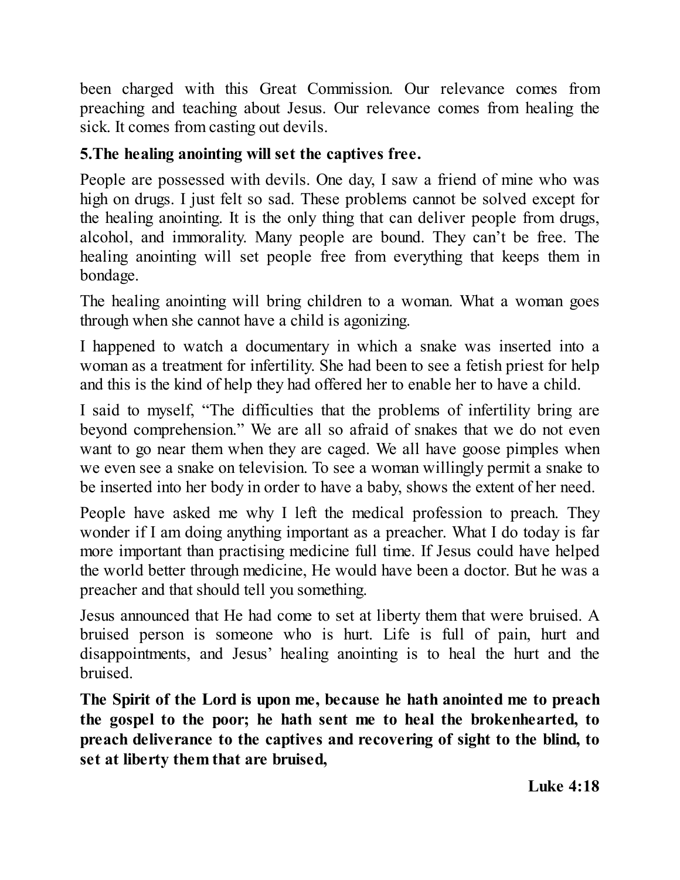been charged with this Great Commission. Our relevance comes from preaching and teaching about Jesus. Our relevance comes from healing the sick. It comes from casting out devils.

**5.The healing anointing will set the captives free.**

People are possessed with devils. One day, I saw a friend of mine who was high on drugs. I just felt so sad. These problems cannot be solved except for the healing anointing. It is the only thing that can deliver people from drugs, alcohol, and immorality. Many people are bound. They can't be free. The healing anointing will set people free from everything that keeps them in bondage.

The healing anointing will bring children to a woman. What a woman goes through when she cannot have a child is agonizing.

I happened to watch a documentary in which a snake was inserted into a woman as a treatment for infertility. She had been to see a fetish priest for help and this is the kind of help they had offered her to enable her to have a child.

I said to myself, "The difficulties that the problems of infertility bring are beyond comprehension." We are all so afraid of snakes that we do not even want to go near them when they are caged. We all have goose pimples when we even see a snake on television. To see a woman willingly permit a snake to be inserted into her body in order to have a baby, shows the extent of her need.

People have asked me why I left the medical profession to preach. They wonder if I am doing anything important as a preacher. What I do today is far more important than practising medicine full time. If Jesus could have helped the world better through medicine, He would have been a doctor. But he was a preacher and that should tell you something.

Jesus announced that He had come to set at liberty them that were bruised. A bruised person is someone who is hurt. Life is full of pain, hurt and disappointments, and Jesus' healing anointing is to heal the hurt and the bruised.

**The Spirit of the Lord is upon me, because he hath anointed me to preach the gospel to the poor; he hath sent me to heal the brokenhearted, to preach deliverance to the captives and recovering of sight to the blind, to set at liberty them that are bruised,**

**Luke 4:18**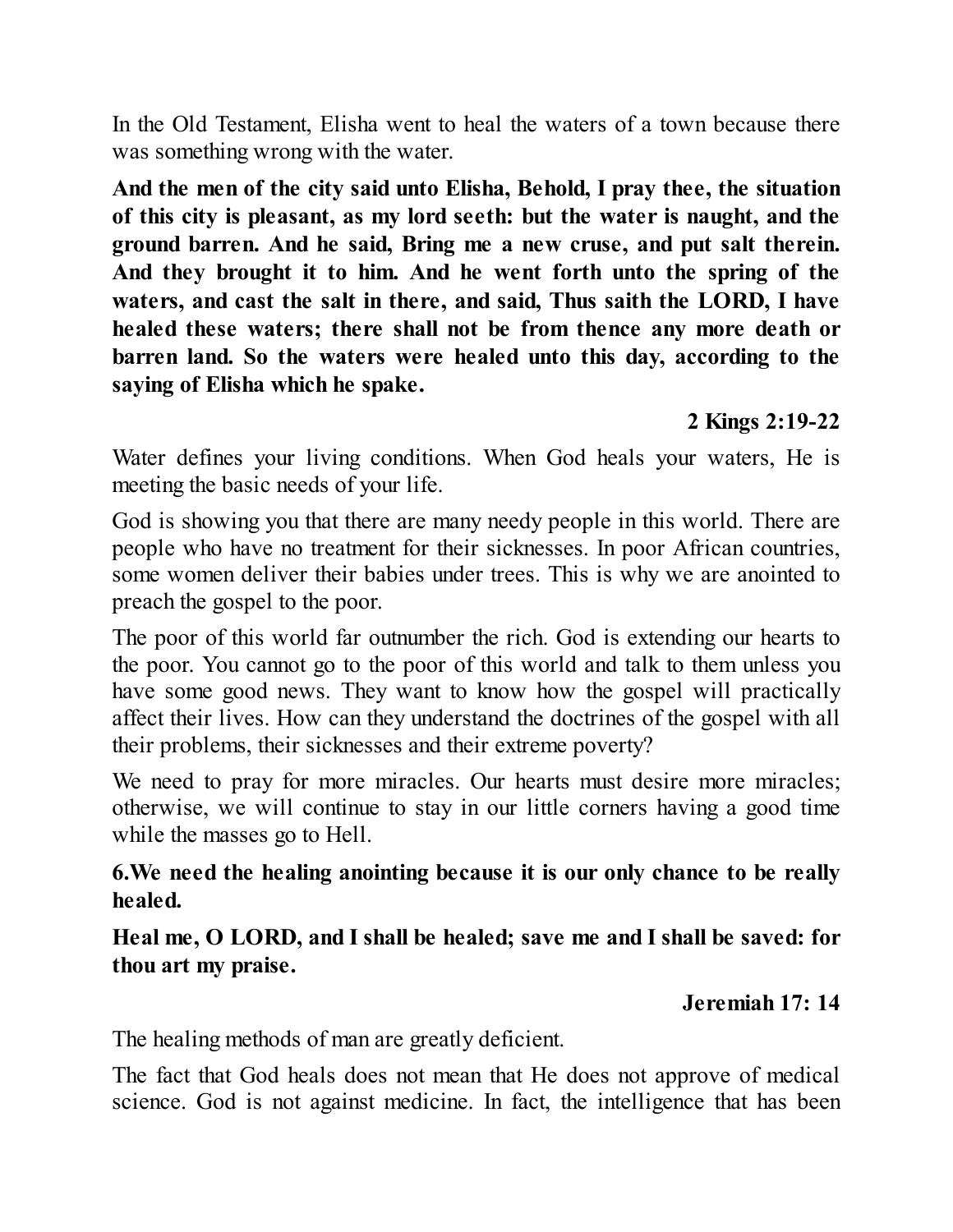In the Old Testament, Elisha went to heal the waters of a town because there was something wrong with the water.

**And the men of the city said unto Elisha, Behold, I pray thee, the situation of this city is pleasant, as my lord seeth: but the water is naught, and the ground barren. And he said, Bring me a new cruse, and put salt therein. And they brought it to him. And he went forth unto the spring of the waters, and cast the salt in there, and said, Thus saith the LORD, I have healed these waters; there shall not be from thence any more death or barren land. So the waters were healed unto this day, according to the saying of Elisha which he spake.**

**2 Kings 2:19-22**

Water defines your living conditions. When God heals your waters, He is meeting the basic needs of your life.

God is showing you that there are many needy people in this world. There are people who have no treatment for their sicknesses. In poor African countries, some women deliver their babies under trees. This is why we are anointed to preach the gospel to the poor.

The poor of this world far outnumber the rich. God is extending our hearts to the poor. You cannot go to the poor of this world and talk to them unless you have some good news. They want to know how the gospel will practically affect their lives. How can they understand the doctrines of the gospel with all their problems, their sicknesses and their extreme poverty?

We need to pray for more miracles. Our hearts must desire more miracles; otherwise, we will continue to stay in our little corners having a good time while the masses go to Hell.

**6.We need the healing anointing because it is our only chance to be really healed.**

**Heal me, O LORD, and I shall be healed; save me and I shall be saved: for thou art my praise.**

**Jeremiah 17: 14**

The healing methods of man are greatly deficient.

The fact that God heals does not mean that He does not approve of medical science. God is not against medicine. In fact, the intelligence that has been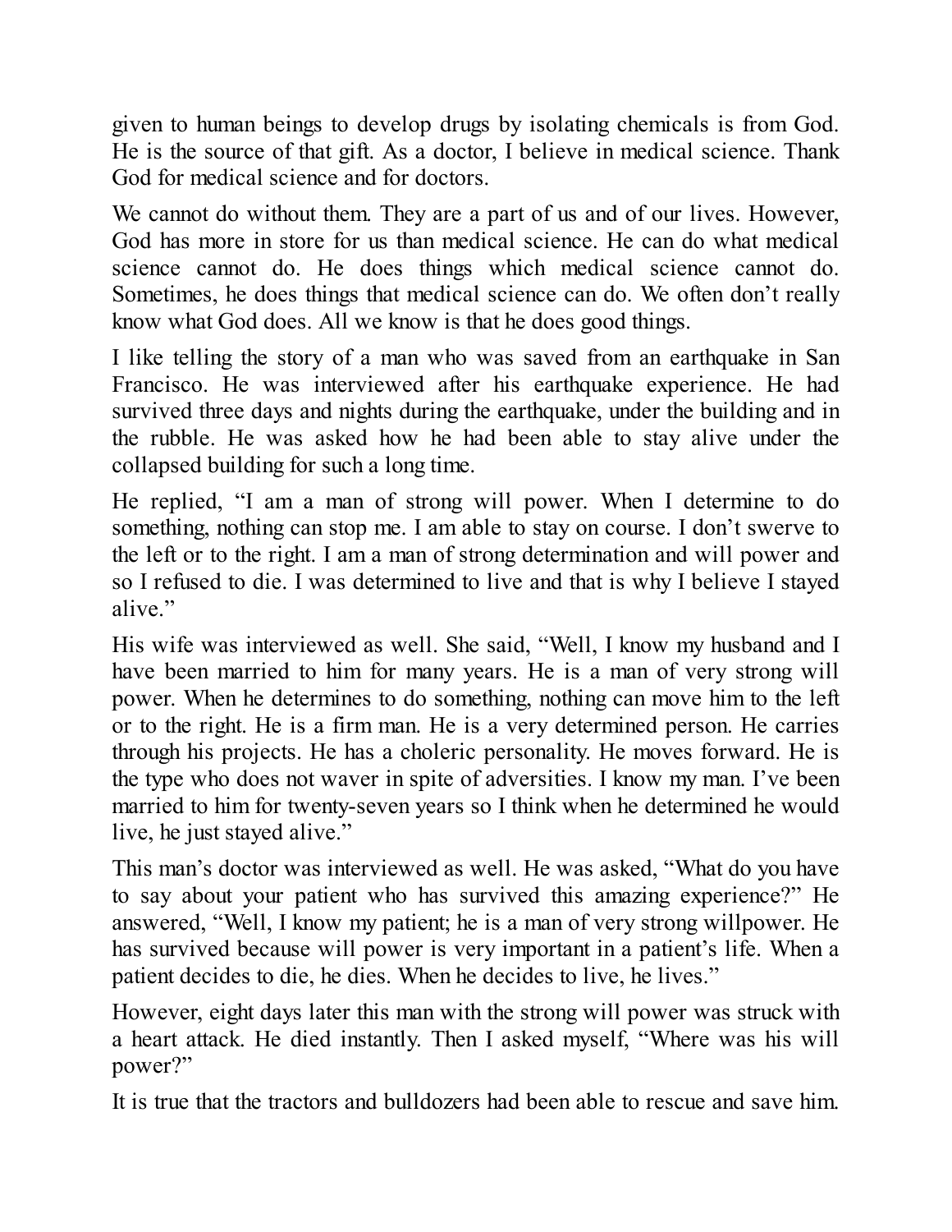given to human beings to develop drugs by isolating chemicals is from God. He is the source of that gift. As a doctor, I believe in medical science. Thank God for medical science and for doctors.

We cannot do without them. They are a part of us and of our lives. However, God has more in store for us than medical science. He can do what medical science cannot do. He does things which medical science cannot do. Sometimes, he does things that medical science can do. We often don't really know what God does. All we know is that he does good things.

I like telling the story of a man who was saved from an earthquake in San Francisco. He was interviewed after his earthquake experience. He had survived three days and nights during the earthquake, under the building and in the rubble. He was asked how he had been able to stay alive under the collapsed building for such a long time.

He replied, "I am a man of strong will power. When I determine to do something, nothing can stop me. I am able to stay on course. I don't swerve to the left or to the right. I am a man of strong determination and will power and so I refused to die. I was determined to live and that is why I believe I stayed alive."

His wife was interviewed as well. She said, "Well, I know my husband and I have been married to him for many years. He is a man of very strong will power. When he determines to do something, nothing can move him to the left or to the right. He is a firm man. He is a very determined person. He carries through his projects. He has a choleric personality. He moves forward. He is the type who does not waver in spite of adversities. I know my man. I've been married to him for twenty-seven years so I think when he determined he would live, he just stayed alive."

This man's doctor was interviewed as well. He was asked, "What do you have to say about your patient who has survived this amazing experience?" He answered, "Well, I know my patient; he is a man of very strong willpower. He has survived because will power is very important in a patient's life. When a patient decides to die, he dies. When he decides to live, he lives."

However, eight days later this man with the strong will power was struck with a heart attack. He died instantly. Then I asked myself, "Where was his will power?"

It is true that the tractors and bulldozers had been able to rescue and save him.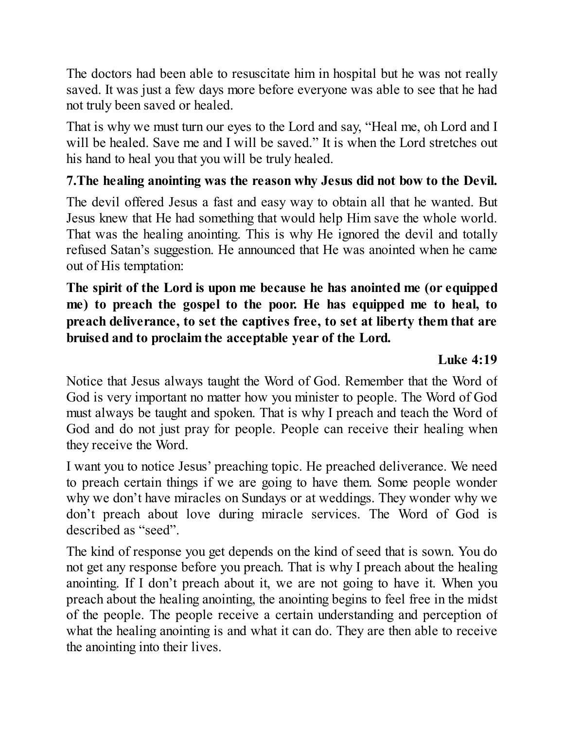The doctors had been able to resuscitate him in hospital but he was not really saved. It was just a few days more before everyone was able to see that he had not truly been saved or healed.

That is why we must turn our eyes to the Lord and say, "Heal me, oh Lord and I will be healed. Save me and I will be saved." It is when the Lord stretches out his hand to heal you that you will be truly healed.

**7.The healing anointing was the reason why Jesus did not bow to the Devil.**

The devil offered Jesus a fast and easy way to obtain all that he wanted. But Jesus knew that He had something that would help Him save the whole world. That was the healing anointing. This is why He ignored the devil and totally refused Satan's suggestion. He announced that He was anointed when he came out of His temptation:

**The spirit of the Lord is upon me because he has anointed me (or equipped me) to preach the gospel to the poor. He has equipped me to heal, to preach deliverance, to set the captives free, to set at liberty them that are bruised and to proclaim the acceptable year of the Lord.**

**Luke 4:19**

Notice that Jesus always taught the Word of God. Remember that the Word of God is very important no matter how you minister to people. The Word of God must always be taught and spoken. That is why I preach and teach the Word of God and do not just pray for people. People can receive their healing when they receive the Word.

I want you to notice Jesus' preaching topic. He preached deliverance. We need to preach certain things if we are going to have them. Some people wonder why we don't have miracles on Sundays or at weddings. They wonder why we don't preach about love during miracle services. The Word of God is described as "seed".

The kind of response you get depends on the kind of seed that is sown. You do not get any response before you preach. That is why I preach about the healing anointing. If I don't preach about it, we are not going to have it. When you preach about the healing anointing, the anointing begins to feel free in the midst of the people. The people receive a certain understanding and perception of what the healing anointing is and what it can do. They are then able to receive the anointing into their lives.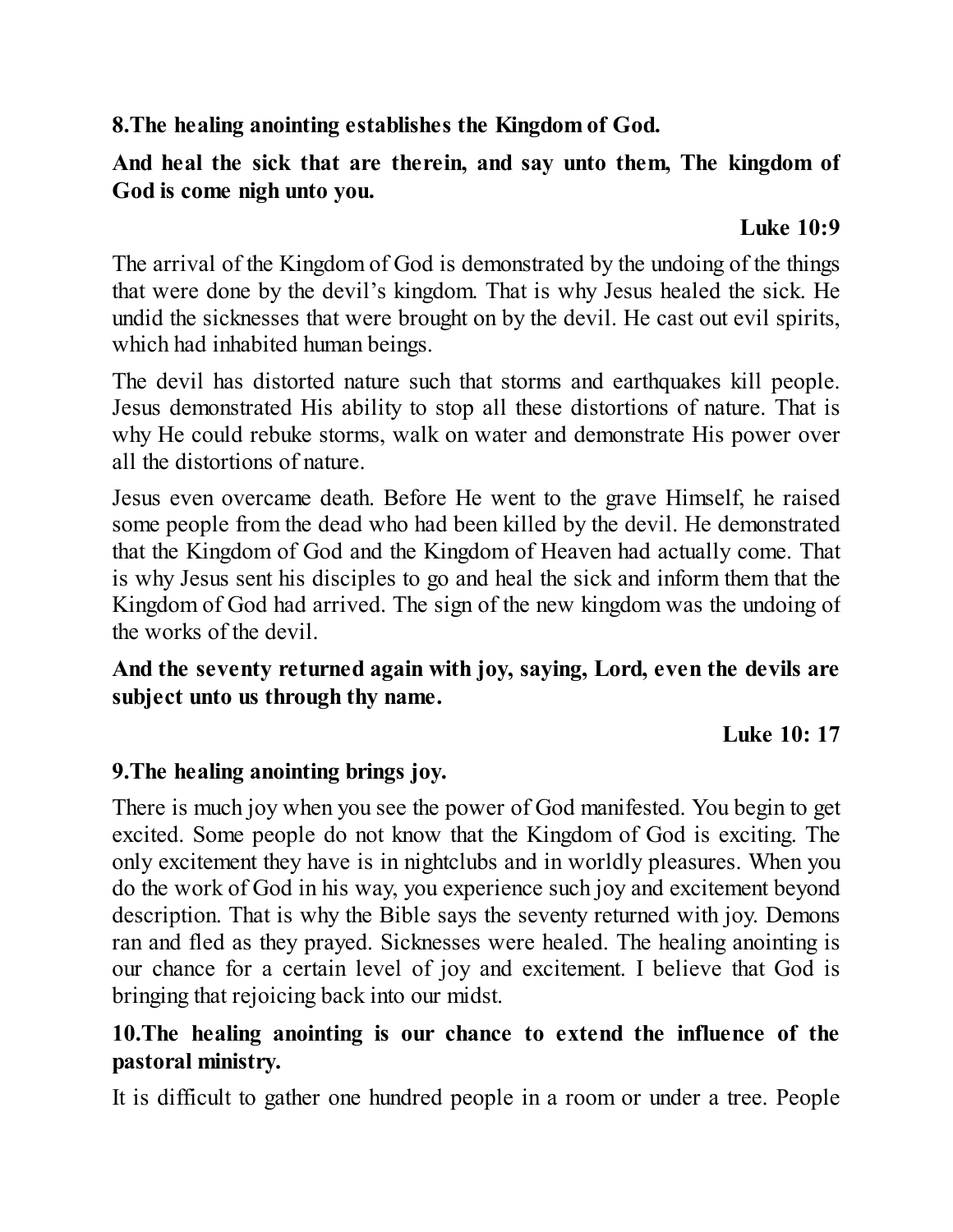**8.The healing anointing establishes the Kingdom of God.**

**And heal the sick that are therein, and say unto them, The kingdom of God is come nigh unto you.**

**Luke 10:9**

The arrival of the Kingdom of God is demonstrated by the undoing of the things that were done by the devil's kingdom. That is why Jesus healed the sick. He undid the sicknesses that were brought on by the devil. He cast out evil spirits, which had inhabited human beings.

The devil has distorted nature such that storms and earthquakes kill people. Jesus demonstrated His ability to stop all these distortions of nature. That is why He could rebuke storms, walk on water and demonstrate His power over all the distortions of nature.

Jesus even overcame death. Before He went to the grave Himself, he raised some people from the dead who had been killed by the devil. He demonstrated that the Kingdom of God and the Kingdom of Heaven had actually come. That is why Jesus sent his disciples to go and heal the sick and inform them that the Kingdom of God had arrived. The sign of the new kingdom was the undoing of the works of the devil.

**And the seventy returned again with joy, saying, Lord, even the devils are subject unto us through thy name.**

**Luke 10: 17**

**9.The healing anointing brings joy.**

There is much joy when you see the power of God manifested. You begin to get excited. Some people do not know that the Kingdom of God is exciting. The only excitement they have is in nightclubs and in worldly pleasures. When you do the work of God in his way, you experience such joy and excitement beyond description. That is why the Bible says the seventy returned with joy. Demons ran and fled as they prayed. Sicknesses were healed. The healing anointing is our chance for a certain level of joy and excitement. I believe that God is bringing that rejoicing back into our midst.

**10.The healing anointing is our chance to extend the influence of the pastoral ministry.**

It is difficult to gather one hundred people in a room or under a tree. People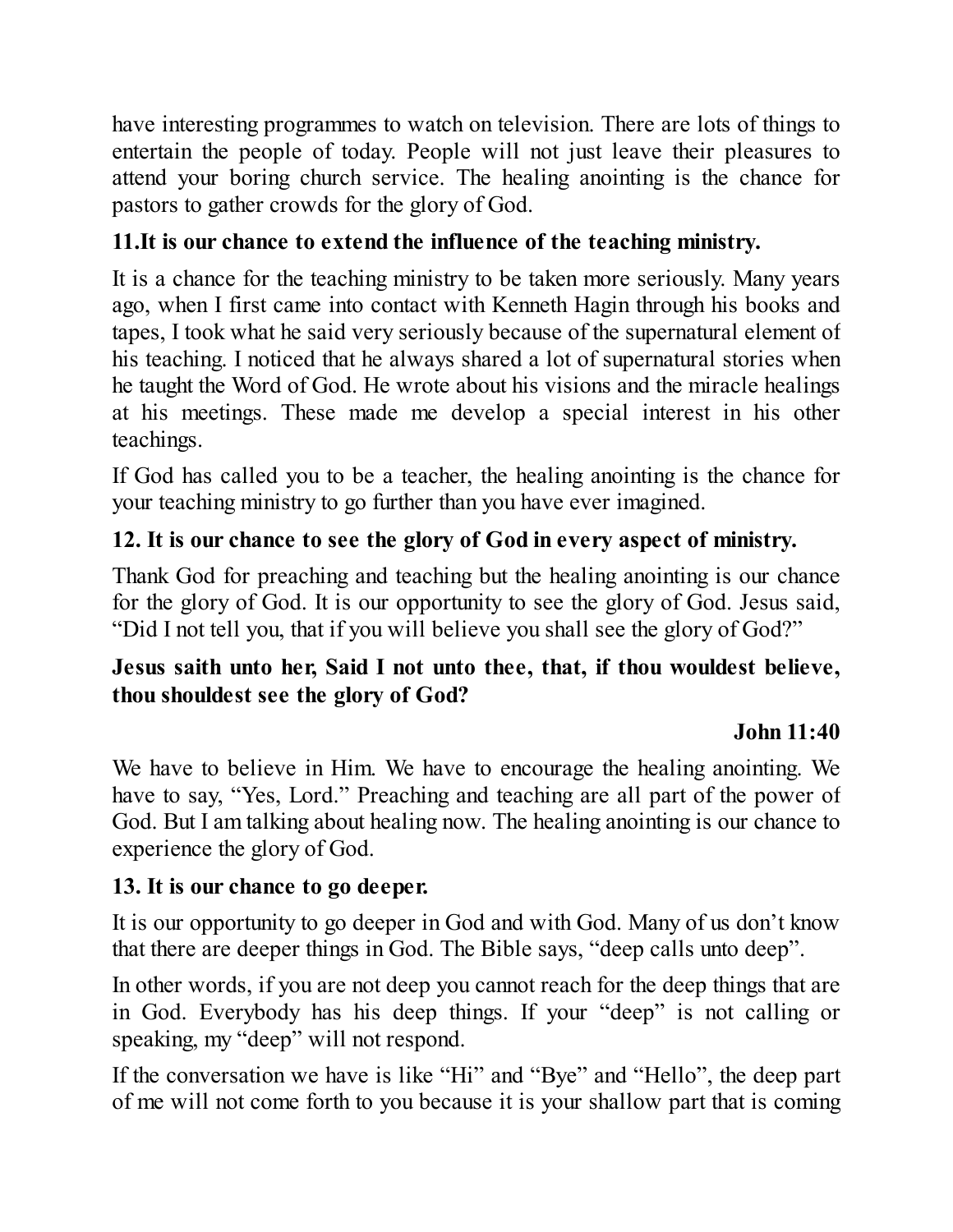have interesting programmes to watch on television. There are lots of things to entertain the people of today. People will not just leave their pleasures to attend your boring church service. The healing anointing is the chance for pastors to gather crowds for the glory of God.

**11.It is our chance to extend the influence of the teaching ministry.**

It is a chance for the teaching ministry to be taken more seriously. Many years ago, when I first came into contact with Kenneth Hagin through his books and tapes, I took what he said very seriously because of the supernatural element of his teaching. I noticed that he always shared a lot of supernatural stories when he taught the Word of God. He wrote about his visions and the miracle healings at his meetings. These made me develop a special interest in his other teachings.

If God has called you to be a teacher, the healing anointing is the chance for your teaching ministry to go further than you have ever imagined.

**12. It is our chance to see the glory of God in every aspect of ministry.**

Thank God for preaching and teaching but the healing anointing is our chance for the glory of God. It is our opportunity to see the glory of God. Jesus said, "Did I not tell you, that if you will believe you shall see the glory of God?"

**Jesus saith unto her, Said I not unto thee, that, if thou wouldest believe, thou shouldest see the glory of God?**

**John 11:40**

We have to believe in Him. We have to encourage the healing anointing. We have to say, "Yes, Lord." Preaching and teaching are all part of the power of God. But I am talking about healing now. The healing anointing is our chance to experience the glory of God.

**13. It is our chance to go deeper.**

It is our opportunity to go deeper in God and with God. Many of us don't know that there are deeper things in God. The Bible says, "deep calls unto deep".

In other words, if you are not deep you cannot reach for the deep things that are in God. Everybody has his deep things. If your "deep" is not calling or speaking, my "deep" will not respond.

If the conversation we have is like "Hi" and "Bye" and "Hello", the deep part of me will not come forth to you because it is your shallow part that is coming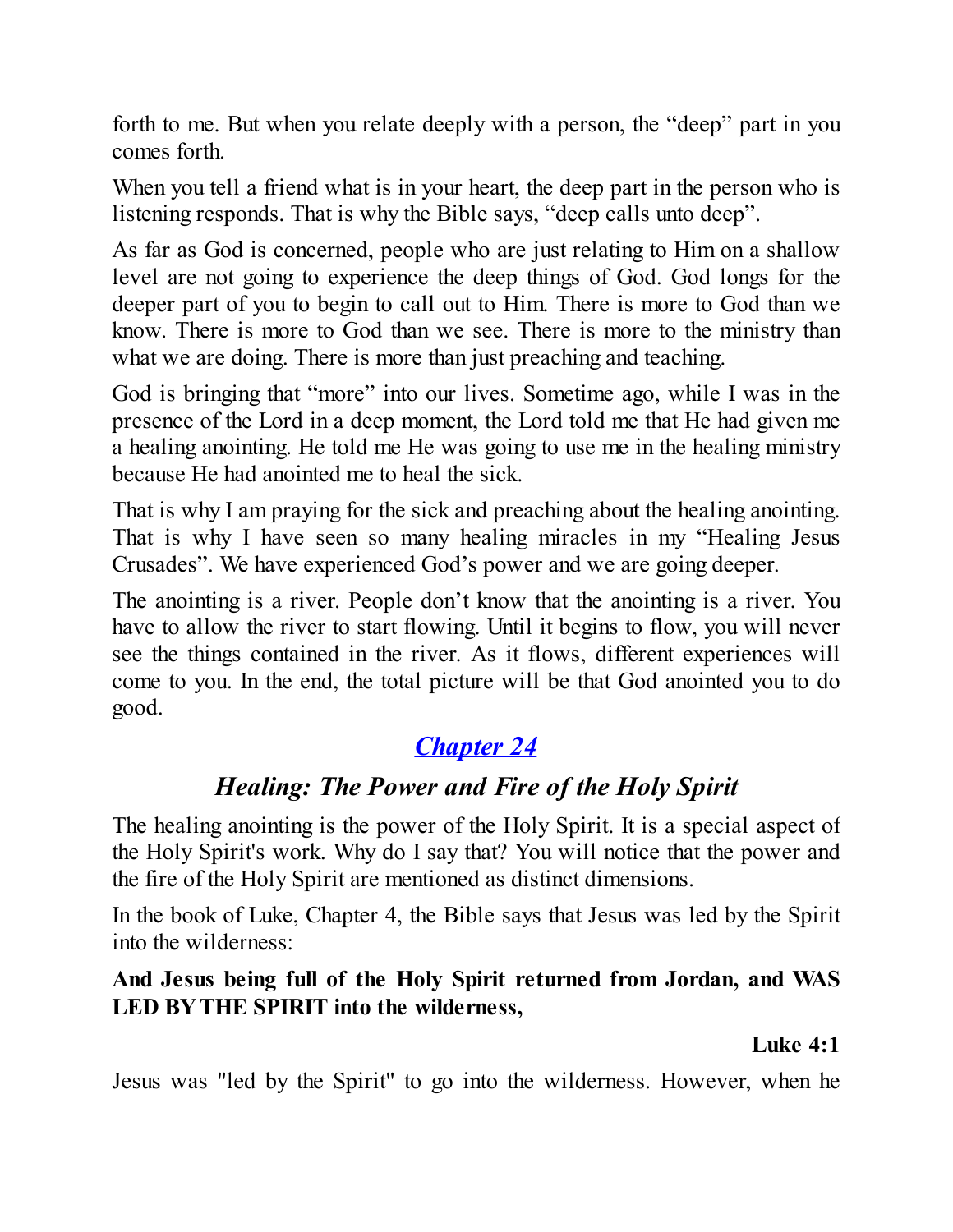forth to me. But when you relate deeply with a person, the "deep" part in you comes forth.

When you tell a friend what is in your heart, the deep part in the person who is listening responds. That is why the Bible says, "deep calls unto deep".

As far as God is concerned, people who are just relating to Him on a shallow level are not going to experience the deep things of God. God longs for the deeper part of you to begin to call out to Him. There is more to God than we know. There is more to God than we see. There is more to the ministry than what we are doing. There is more than just preaching and teaching.

God is bringing that "more" into our lives. Sometime ago, while I was in the presence of the Lord in a deep moment, the Lord told me that He had given me a healing anointing. He told me He was going to use me in the healing ministry because He had anointed me to heal the sick.

That is why I am praying for the sick and preaching about the healing anointing. That is why I have seen so many healing miracles in my "Healing Jesus Crusades". We have experienced God's power and we are going deeper.

The anointing is a river. People don't know that the anointing is a river. You have to allow the river to start flowing. Until it begins to flow, you will never see the things contained in the river. As it flows, different experiences will come to you. In the end, the total picture will be that God anointed you to do good.

## *Chapter 24*

### *Healing: The Power and Fire of the Holy Spirit*

The healing anointing is the power of the Holy Spirit. It is a special aspect of the Holy Spirit's work. Why do I say that? You will notice that the power and the fire of the Holy Spirit are mentioned as distinct dimensions.

In the book of Luke, Chapter 4, the Bible says that Jesus was led by the Spirit into the wilderness:

**And Jesus being full of the Holy Spirit returned from Jordan, and WAS LED BY THE SPIRIT into the wilderness,**

**Luke 4:1**

Jesus was "led by the Spirit" to go into the wilderness. However, when he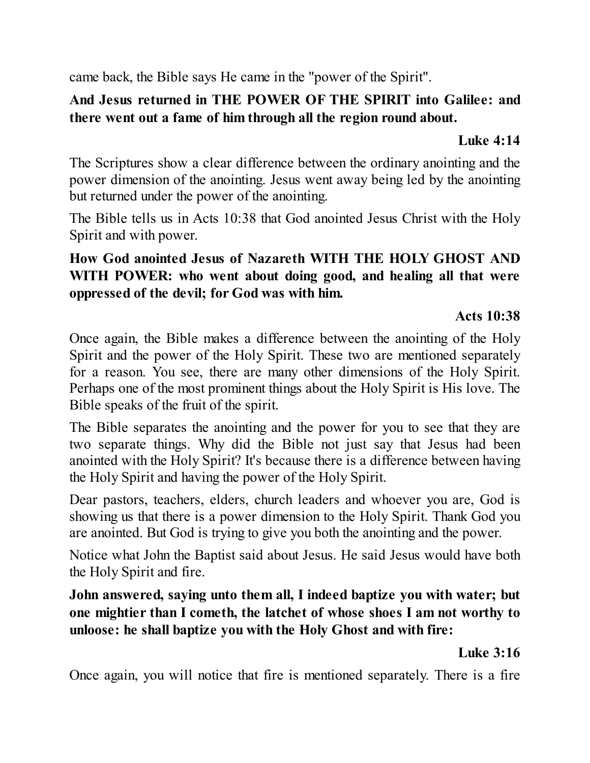came back, the Bible says He came in the "power of the Spirit".

**And Jesus returned in THE POWER OF THE SPIRIT into Galilee: and there went out a fame of him through all the region round about.**

**Luke 4:14**

The Scriptures show a clear difference between the ordinary anointing and the power dimension of the anointing. Jesus went away being led by the anointing but returned under the power of the anointing.

The Bible tells us in Acts 10:38 that God anointed Jesus Christ with the Holy Spirit and with power.

**How God anointed Jesus of Nazareth WITH THE HOLY GHOST AND WITH POWER: who went about doing good, and healing all that were oppressed of the devil; for God was with him.**

**Acts 10:38**

Once again, the Bible makes a difference between the anointing of the Holy Spirit and the power of the Holy Spirit. These two are mentioned separately for a reason. You see, there are many other dimensions of the Holy Spirit. Perhaps one of the most prominent things about the Holy Spirit is His love. The Bible speaks of the fruit of the spirit.

The Bible separates the anointing and the power for you to see that they are two separate things. Why did the Bible not just say that Jesus had been anointed with the Holy Spirit? It's because there is a difference between having the Holy Spirit and having the power of the Holy Spirit.

Dear pastors, teachers, elders, church leaders and whoever you are, God is showing us that there is a power dimension to the Holy Spirit. Thank God you are anointed. But God is trying to give you both the anointing and the power.

Notice what John the Baptist said about Jesus. He said Jesus would have both the Holy Spirit and fire.

**John answered, saying unto them all, I indeed baptize you with water; but one mightier than I cometh, the latchet of whose shoes I am not worthy to unloose: he shall baptize you with the Holy Ghost and with fire:**

**Luke 3:16**

Once again, you will notice that fire is mentioned separately. There is a fire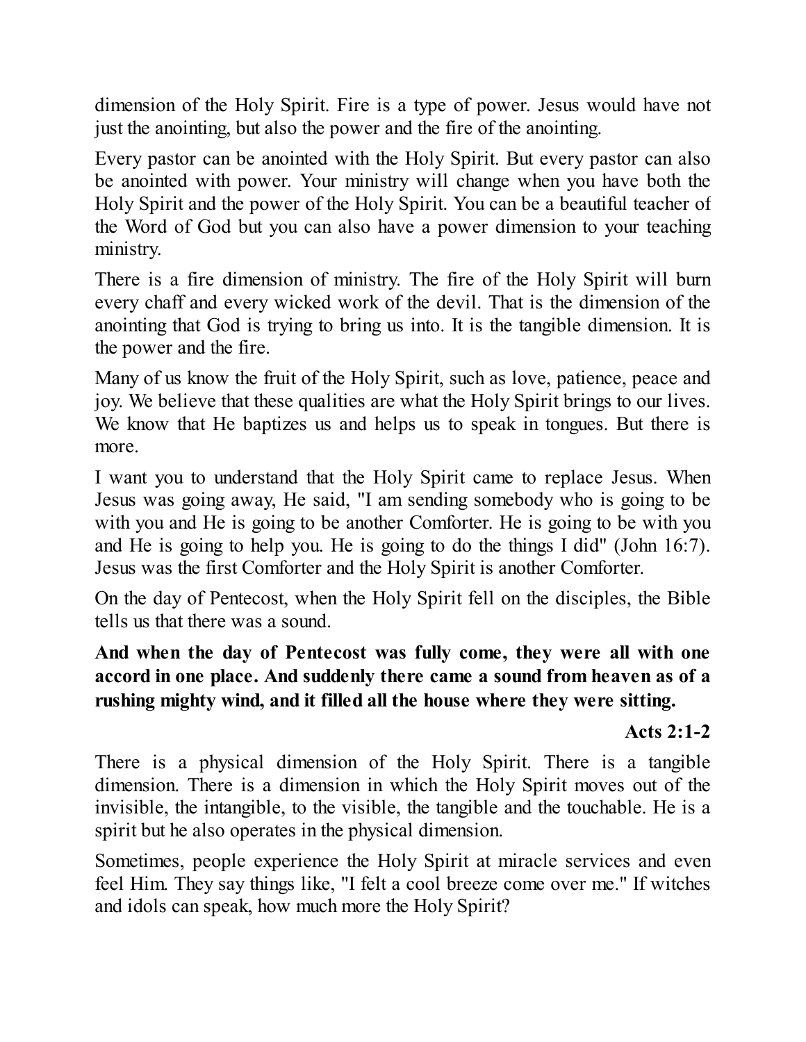dimension of the Holy Spirit. Fire is a type of power. Jesus would have not just the anointing, but also the power and the fire of the anointing.

Every pastor can be anointed with the Holy Spirit. But every pastor can also be anointed with power. Your ministry will change when you have both the Holy Spirit and the power of the Holy Spirit. You can be a beautiful teacher of the Word of God but you can also have a power dimension to your teaching ministry.

There is a fire dimension of ministry. The fire of the Holy Spirit will burn every chaff and every wicked work of the devil. That is the dimension of the anointing that God is trying to bring us into. It is the tangible dimension. It is the power and the fire.

Many of us know the fruit of the Holy Spirit, such as love, patience, peace and joy. We believe that these qualities are what the Holy Spirit brings to our lives. We know that He baptizes us and helps us to speak in tongues. But there is more.

I want you to understand that the Holy Spirit came to replace Jesus. When Jesus was going away, He said, "I am sending somebody who is going to be with you and He is going to be another Comforter. He is going to be with you and He is going to help you. He is going to do the things I did" (John 16:7). Jesus was the first Comforter and the Holy Spirit is another Comforter.

On the day of Pentecost, when the Holy Spirit fell on the disciples, the Bible tells us that there was a sound.

**And when the day of Pentecost was fully come, they were all with one accord in one place. And suddenly there came a sound from heaven as of a rushing mighty wind, and it filled all the house where they were sitting.**

**Acts 2:1-2**

There is a physical dimension of the Holy Spirit. There is a tangible dimension. There is a dimension in which the Holy Spirit moves out of the invisible, the intangible, to the visible, the tangible and the touchable. He is a spirit but he also operates in the physical dimension.

Sometimes, people experience the Holy Spirit at miracle services and even feel Him. They say things like, "I felt a cool breeze come over me." If witches and idols can speak, how much more the Holy Spirit?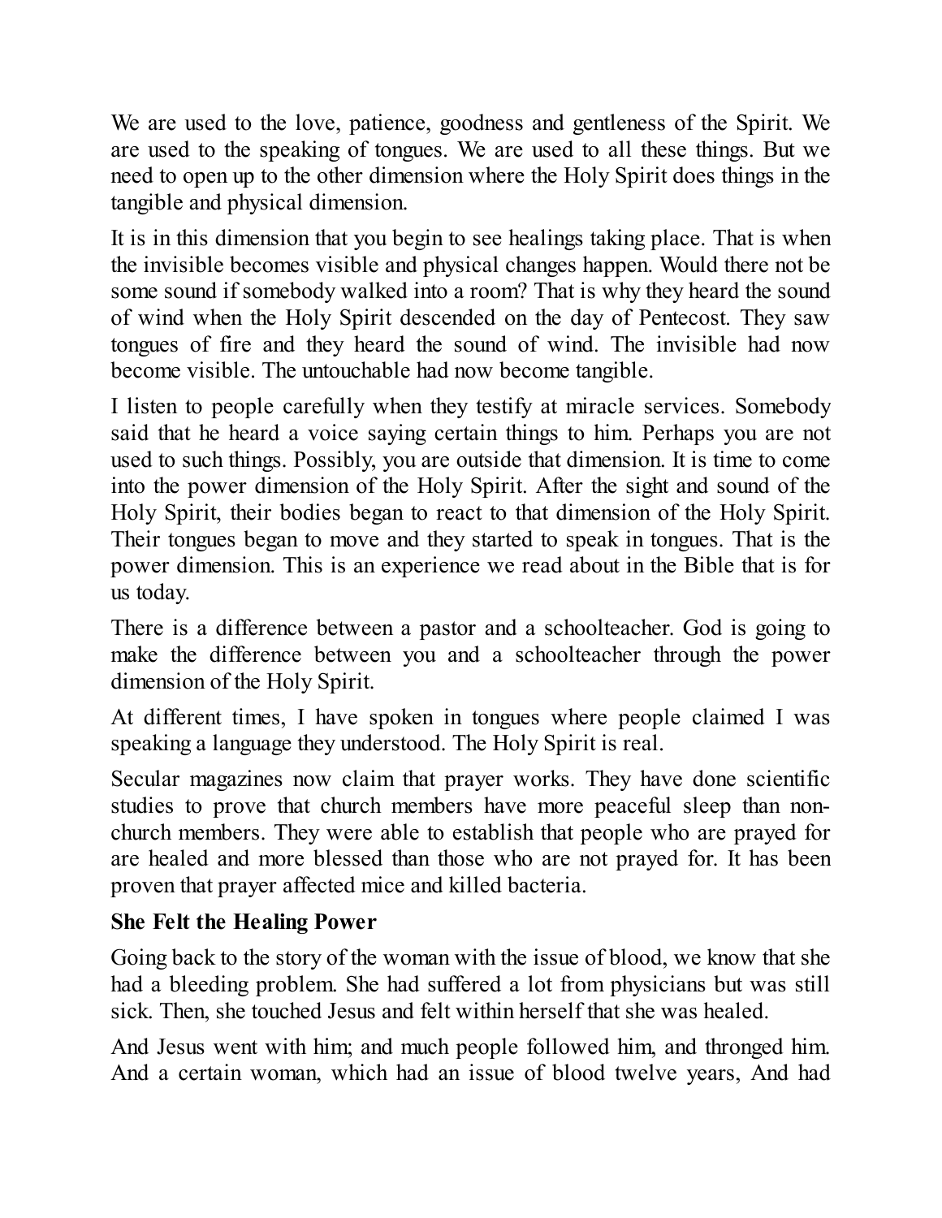We are used to the love, patience, goodness and gentleness of the Spirit. We are used to the speaking of tongues. We are used to all these things. But we need to open up to the other dimension where the Holy Spirit does things in the tangible and physical dimension.

It is in this dimension that you begin to see healings taking place. That is when the invisible becomes visible and physical changes happen. Would there not be some sound if somebody walked into a room? That is why they heard the sound of wind when the Holy Spirit descended on the day of Pentecost. They saw tongues of fire and they heard the sound of wind. The invisible had now become visible. The untouchable had now become tangible.

I listen to people carefully when they testify at miracle services. Somebody said that he heard a voice saying certain things to him. Perhaps you are not used to such things. Possibly, you are outside that dimension. It is time to come into the power dimension of the Holy Spirit. After the sight and sound of the Holy Spirit, their bodies began to react to that dimension of the Holy Spirit. Their tongues began to move and they started to speak in tongues. That is the power dimension. This is an experience we read about in the Bible that is for us today.

There is a difference between a pastor and a schoolteacher. God is going to make the difference between you and a schoolteacher through the power dimension of the Holy Spirit.

At different times, I have spoken in tongues where people claimed I was speaking a language they understood. The Holy Spirit is real.

Secular magazines now claim that prayer works. They have done scientific studies to prove that church members have more peaceful sleep than non-church members. They were able to establish that people who are prayed for are healed and more blessed than those who are not prayed for. It has been proven that prayer affected mice and killed bacteria.

**She Felt the Healing Power**

Going back to the story of the woman with the issue of blood, we know that she had a bleeding problem. She had suffered a lot from physicians but was still sick. Then, she touched Jesus and felt within herself that she was healed.

And Jesus went with him; and much people followed him, and thronged him. And a certain woman, which had an issue of blood twelve years, And had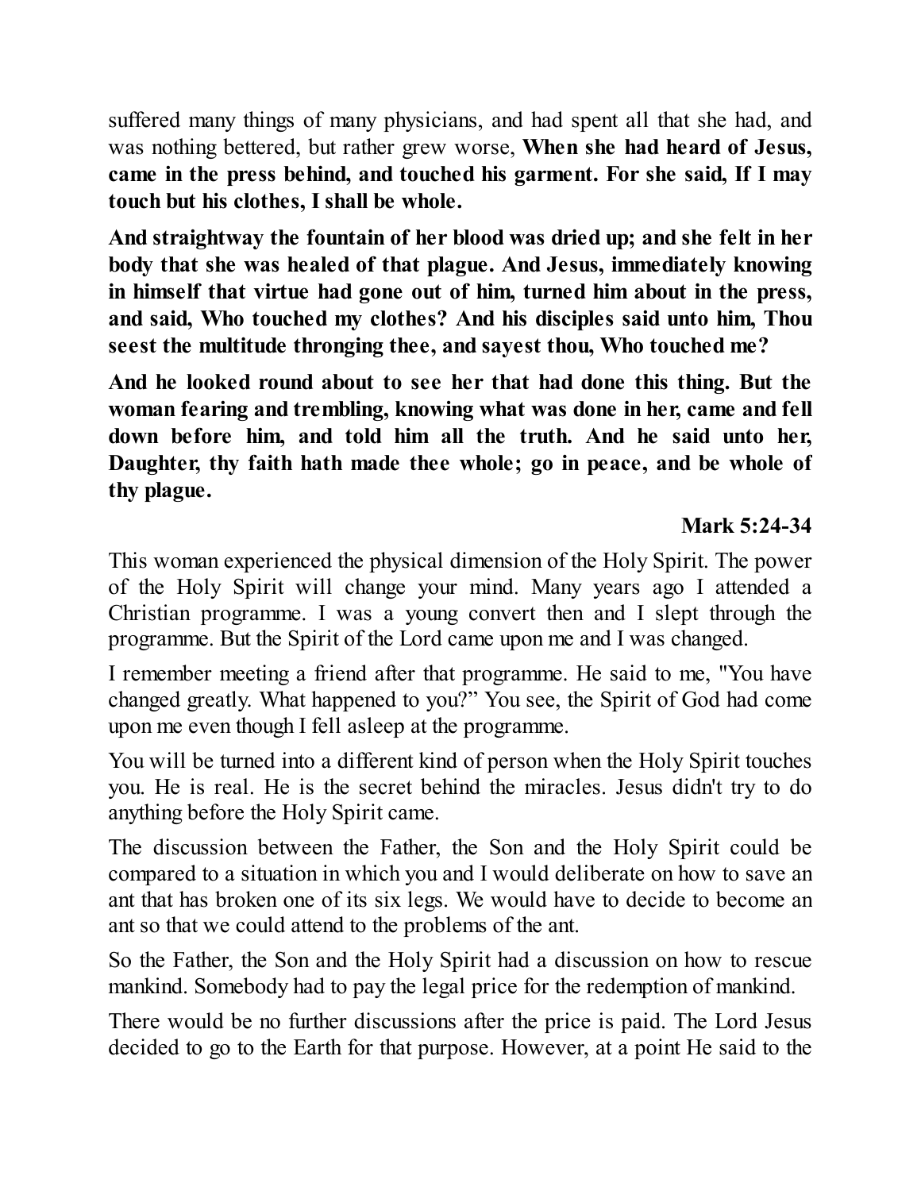suffered many things of many physicians, and had spent all that she had, and was nothing bettered, but rather grew worse, **When she had heard of Jesus, came in the press behind, and touched his garment. For she said, If I may touch but his clothes, I shall be whole.**

**And straightway the fountain of her blood was dried up; and she felt in her body that she was healed of that plague. And Jesus, immediately knowing in himself that virtue had gone out of him, turned him about in the press, and said, Who touched my clothes? And his disciples said unto him, Thou seest the multitude thronging thee, and sayest thou, Who touched me?**

**And he looked round about to see her that had done this thing. But the woman fearing and trembling, knowing what was done in her, came and fell down before him, and told him all the truth. And he said unto her, Daughter, thy faith hath made thee whole; go in peace, and be whole of thy plague.**

**Mark 5:24-34**

This woman experienced the physical dimension of the Holy Spirit. The power of the Holy Spirit will change your mind. Many years ago I attended a Christian programme. I was a young convert then and I slept through the programme. But the Spirit of the Lord came upon me and I was changed.

I remember meeting a friend after that programme. He said to me, "You have changed greatly. What happened to you?" You see, the Spirit of God had come upon me even though I fell asleep at the programme.

You will be turned into a different kind of person when the Holy Spirit touches you. He is real. He is the secret behind the miracles. Jesus didn't try to do anything before the Holy Spirit came.

The discussion between the Father, the Son and the Holy Spirit could be compared to a situation in which you and I would deliberate on how to save an ant that has broken one of its six legs. We would have to decide to become an ant so that we could attend to the problems of the ant.

So the Father, the Son and the Holy Spirit had a discussion on how to rescue mankind. Somebody had to pay the legal price for the redemption of mankind.

There would be no further discussions after the price is paid. The Lord Jesus decided to go to the Earth for that purpose. However, at a point He said to the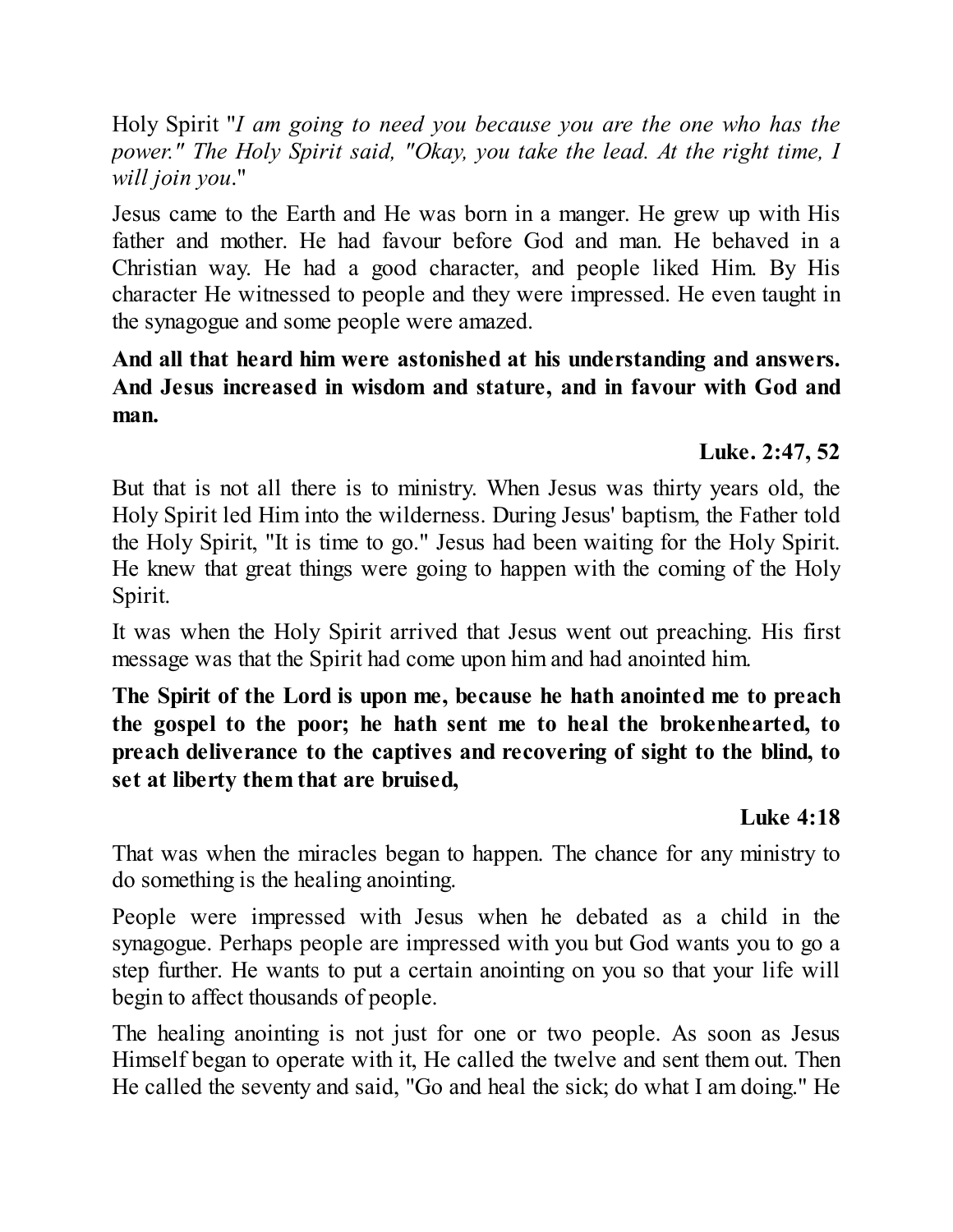Holy Spirit "*I am going to need you because you are the one who has the power." The Holy Spirit said, "Okay, you take the lead. At the right time, I will join you*."

Jesus came to the Earth and He was born in a manger. He grew up with His father and mother. He had favour before God and man. He behaved in a Christian way. He had a good character, and people liked Him. By His character He witnessed to people and they were impressed. He even taught in the synagogue and some people were amazed.

**And all that heard him were astonished at his understanding and answers. And Jesus increased in wisdom and stature, and in favour with God and man.**

**Luke. 2:47, 52**

But that is not all there is to ministry. When Jesus was thirty years old, the Holy Spirit led Him into the wilderness. During Jesus' baptism, the Father told the Holy Spirit, "It is time to go." Jesus had been waiting for the Holy Spirit. He knew that great things were going to happen with the coming of the Holy Spirit.

It was when the Holy Spirit arrived that Jesus went out preaching. His first message was that the Spirit had come upon him and had anointed him.

**The Spirit of the Lord is upon me, because he hath anointed me to preach the gospel to the poor; he hath sent me to heal the brokenhearted, to preach deliverance to the captives and recovering of sight to the blind, to set at liberty them that are bruised,**

**Luke 4:18**

That was when the miracles began to happen. The chance for any ministry to do something is the healing anointing.

People were impressed with Jesus when he debated as a child in the synagogue. Perhaps people are impressed with you but God wants you to go a step further. He wants to put a certain anointing on you so that your life will begin to affect thousands of people.

The healing anointing is not just for one or two people. As soon as Jesus Himself began to operate with it, He called the twelve and sent them out. Then He called the seventy and said, "Go and heal the sick; do what I am doing." He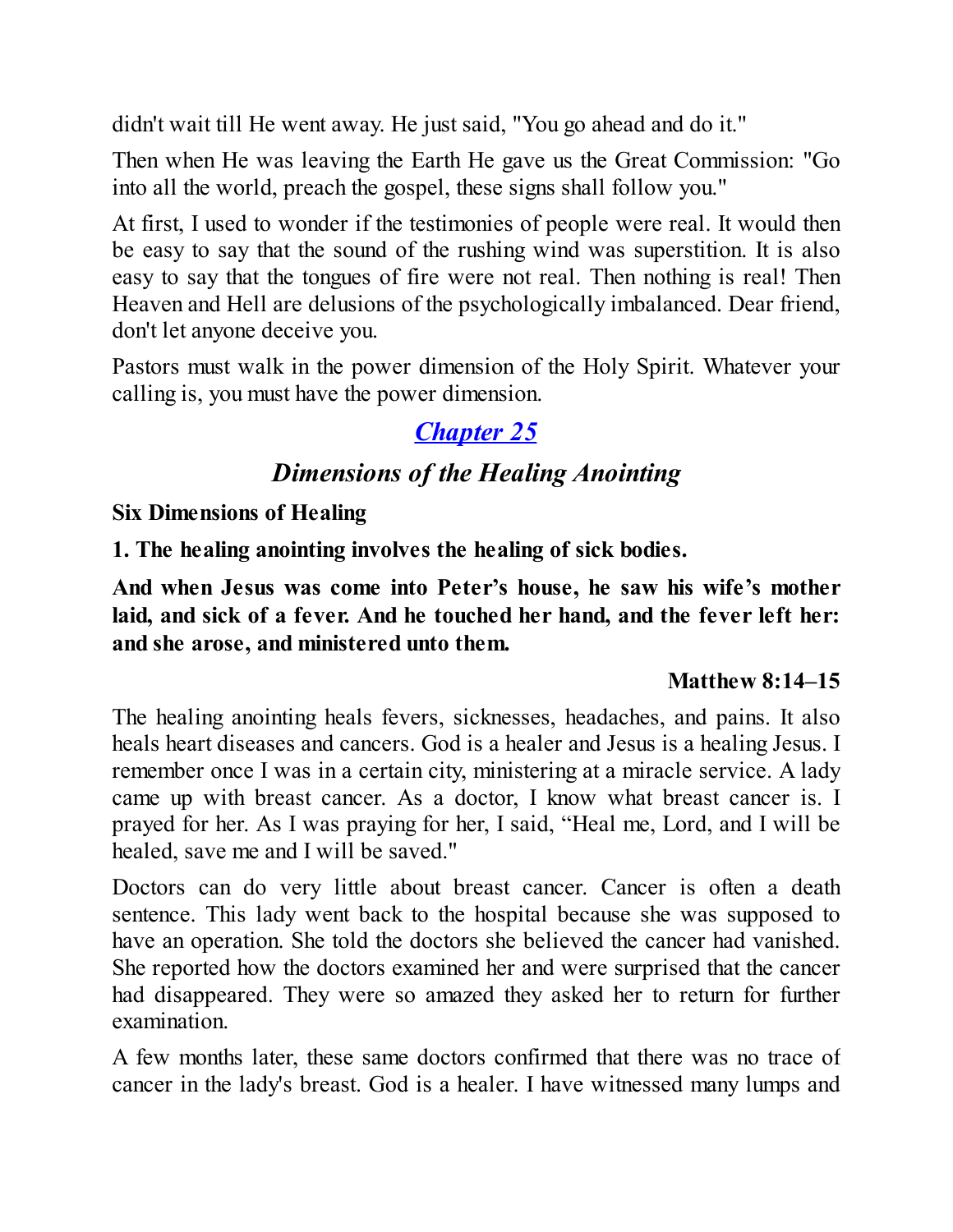didn't wait till He went away. He just said, "You go ahead and do it."

Then when He was leaving the Earth He gave us the Great Commission: "Go into all the world, preach the gospel, these signs shall follow you."

At first, I used to wonder if the testimonies of people were real. It would then be easy to say that the sound of the rushing wind was superstition. It is also easy to say that the tongues of fire were not real. Then nothing is real! Then Heaven and Hell are delusions of the psychologically imbalanced. Dear friend, don't let anyone deceive you.

Pastors must walk in the power dimension of the Holy Spirit. Whatever your calling is, you must have the power dimension.

## *Chapter 25*

## *Dimensions of the Healing Anointing*

**Six Dimensions of Healing**

**1. The healing anointing involves the healing of sick bodies.**

**And when Jesus was come into Peter's house, he saw his wife's mother laid, and sick of a fever. And he touched her hand, and the fever left her: and she arose, and ministered unto them.**

**Matthew 8:14–15**

The healing anointing heals fevers, sicknesses, headaches, and pains. It also heals heart diseases and cancers. God is a healer and Jesus is a healing Jesus. I remember once I was in a certain city, ministering at a miracle service. A lady came up with breast cancer. As a doctor, I know what breast cancer is. I prayed for her. As I was praying for her, I said, "Heal me, Lord, and I will be healed, save me and I will be saved."

Doctors can do very little about breast cancer. Cancer is often a death sentence. This lady went back to the hospital because she was supposed to have an operation. She told the doctors she believed the cancer had vanished. She reported how the doctors examined her and were surprised that the cancer had disappeared. They were so amazed they asked her to return for further examination.

A few months later, these same doctors confirmed that there was no trace of cancer in the lady's breast. God is a healer. I have witnessed many lumps and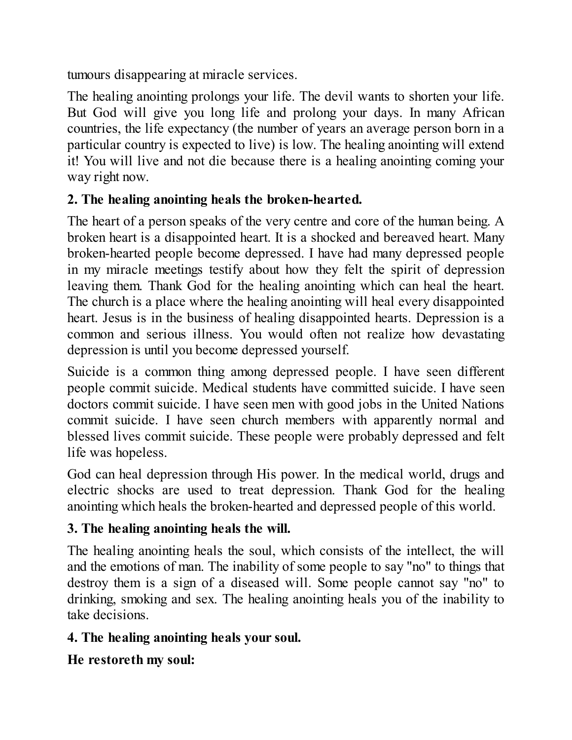tumours disappearing at miracle services.

The healing anointing prolongs your life. The devil wants to shorten your life. But God will give you long life and prolong your days. In many African countries, the life expectancy (the number of years an average person born in a particular country is expected to live) is low. The healing anointing will extend it! You will live and not die because there is a healing anointing coming your way right now.

**2. The healing anointing heals the broken-hearted.**

The heart of a person speaks of the very centre and core of the human being. A broken heart is a disappointed heart. It is a shocked and bereaved heart. Many broken-hearted people become depressed. I have had many depressed people in my miracle meetings testify about how they felt the spirit of depression leaving them. Thank God for the healing anointing which can heal the heart. The church is a place where the healing anointing will heal every disappointed heart. Jesus is in the business of healing disappointed hearts. Depression is a common and serious illness. You would often not realize how devastating depression is until you become depressed yourself.

Suicide is a common thing among depressed people. I have seen different people commit suicide. Medical students have committed suicide. I have seen doctors commit suicide. I have seen men with good jobs in the United Nations commit suicide. I have seen church members with apparently normal and blessed lives commit suicide. These people were probably depressed and felt life was hopeless.

God can heal depression through His power. In the medical world, drugs and electric shocks are used to treat depression. Thank God for the healing anointing which heals the broken-hearted and depressed people of this world.

**3. The healing anointing heals the will.**

The healing anointing heals the soul, which consists of the intellect, the will and the emotions of man. The inability of some people to say "no" to things that destroy them is a sign of a diseased will. Some people cannot say "no" to drinking, smoking and sex. The healing anointing heals you of the inability to take decisions.

**4. The healing anointing heals your soul.**

**He restoreth my soul:**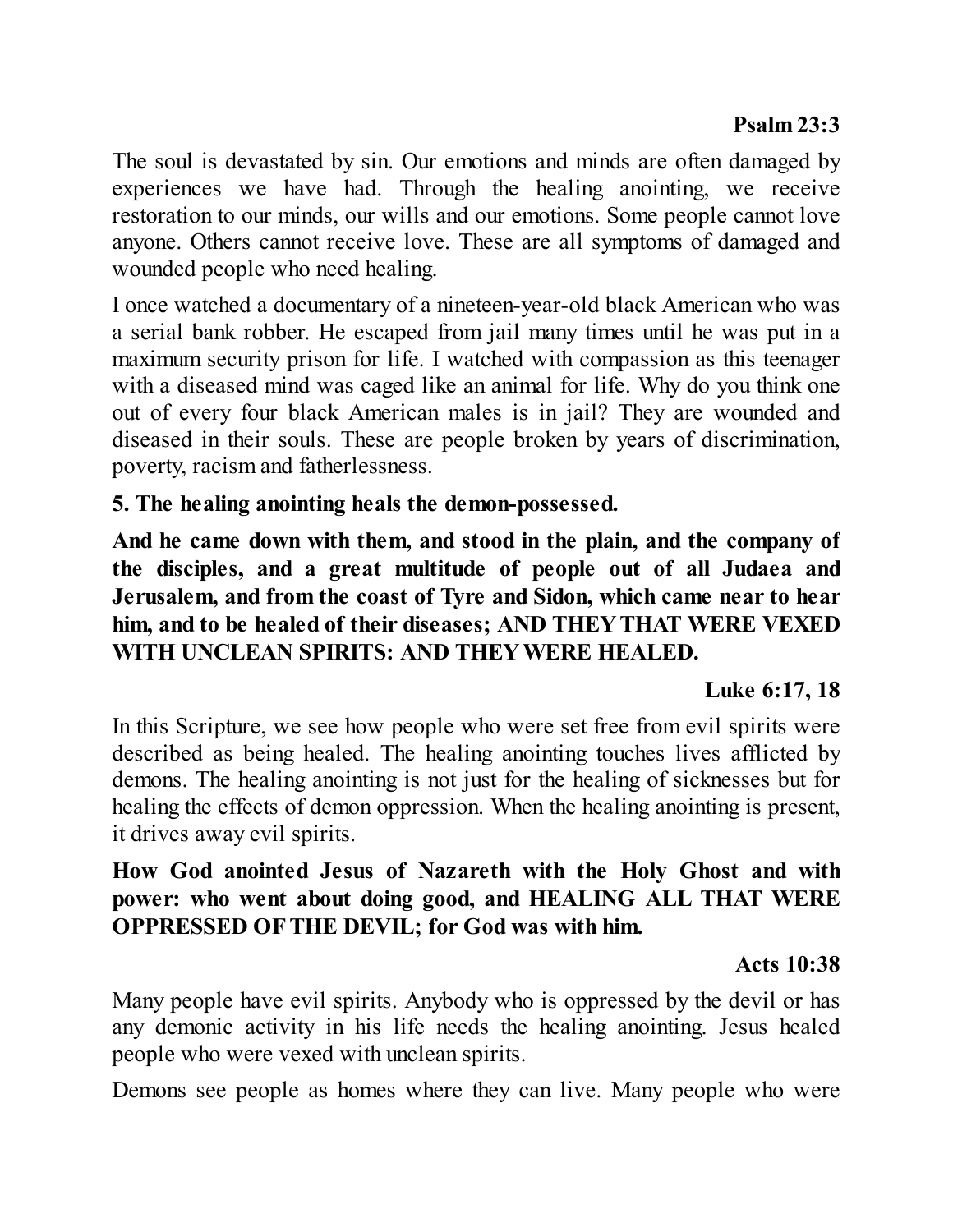**Psalm 23:3**

The soul is devastated by sin. Our emotions and minds are often damaged by experiences we have had. Through the healing anointing, we receive restoration to our minds, our wills and our emotions. Some people cannot love anyone. Others cannot receive love. These are all symptoms of damaged and wounded people who need healing.

I once watched a documentary of a nineteen-year-old black American who was a serial bank robber. He escaped from jail many times until he was put in a maximum security prison for life. I watched with compassion as this teenager with a diseased mind was caged like an animal for life. Why do you think one out of every four black American males is in jail? They are wounded and diseased in their souls. These are people broken by years of discrimination, poverty, racism and fatherlessness.

**5. The healing anointing heals the demon-possessed.**

**And he came down with them, and stood in the plain, and the company of the disciples, and a great multitude of people out of all Judaea and Jerusalem, and from the coast of Tyre and Sidon, which came near to hear him, and to be healed of their diseases; AND THEY THAT WERE VEXED WITH UNCLEAN SPIRITS: AND THEY WERE HEALED.**

**Luke 6:17, 18**

In this Scripture, we see how people who were set free from evil spirits were described as being healed. The healing anointing touches lives afflicted by demons. The healing anointing is not just for the healing of sicknesses but for healing the effects of demon oppression. When the healing anointing is present, it drives away evil spirits.

**How God anointed Jesus of Nazareth with the Holy Ghost and with power: who went about doing good, and HEALING ALL THAT WERE OPPRESSED OF THE DEVIL; for God was with him.**

**Acts 10:38**

Many people have evil spirits. Anybody who is oppressed by the devil or has any demonic activity in his life needs the healing anointing. Jesus healed people who were vexed with unclean spirits.

Demons see people as homes where they can live. Many people who were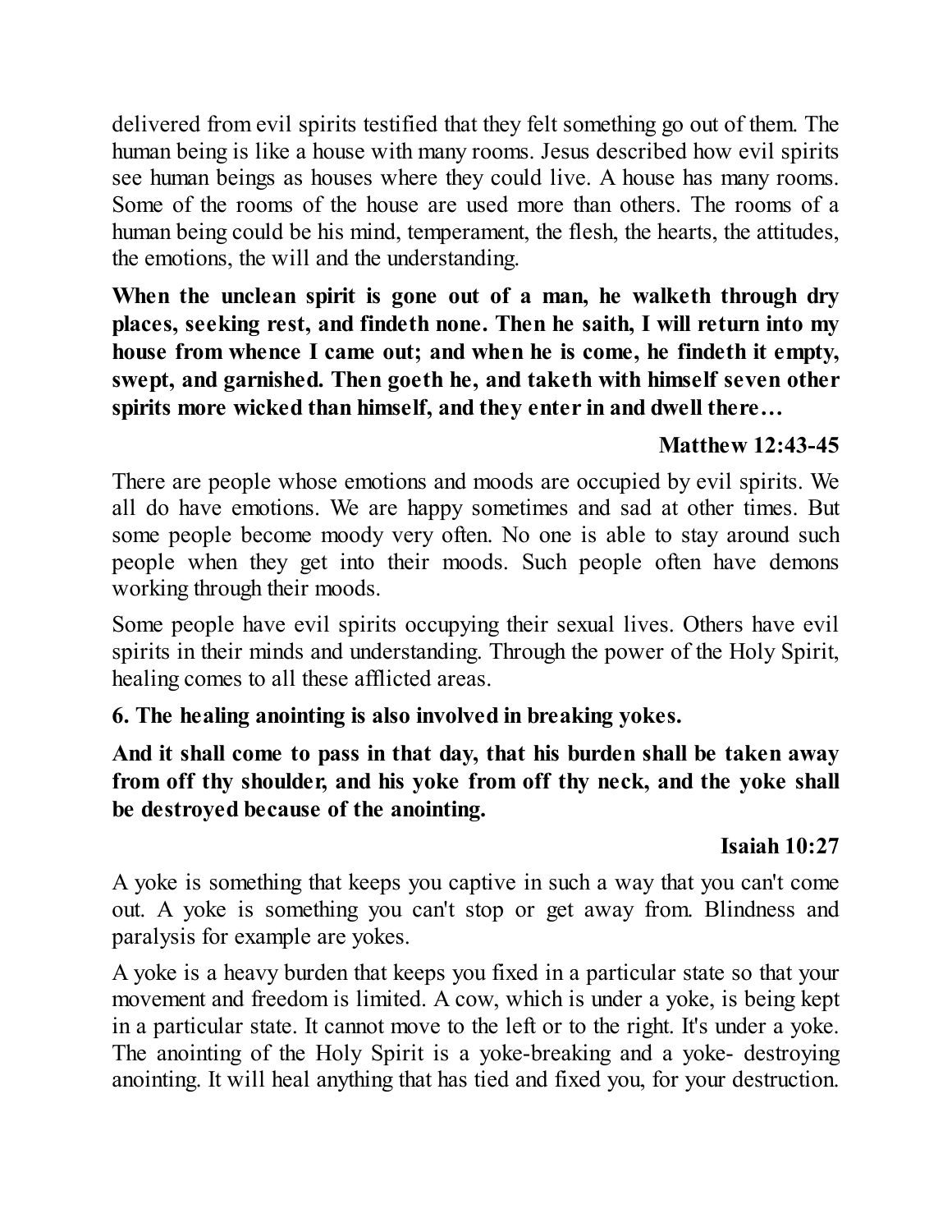delivered from evil spirits testified that they felt something go out of them. The human being is like a house with many rooms. Jesus described how evil spirits see human beings as houses where they could live. A house has many rooms. Some of the rooms of the house are used more than others. The rooms of a human being could be his mind, temperament, the flesh, the hearts, the attitudes, the emotions, the will and the understanding.

**When the unclean spirit is gone out of a man, he walketh through dry places, seeking rest, and findeth none. Then he saith, I will return into my house from whence I came out; and when he is come, he findeth it empty, swept, and garnished. Then goeth he, and taketh with himself seven other spirits more wicked than himself, and they enter in and dwell there…**

**Matthew 12:43-45**

There are people whose emotions and moods are occupied by evil spirits. We all do have emotions. We are happy sometimes and sad at other times. But some people become moody very often. No one is able to stay around such people when they get into their moods. Such people often have demons working through their moods.

Some people have evil spirits occupying their sexual lives. Others have evil spirits in their minds and understanding. Through the power of the Holy Spirit, healing comes to all these afflicted areas.

**6. The healing anointing is also involved in breaking yokes.**

**And it shall come to pass in that day, that his burden shall be taken away from off thy shoulder, and his yoke from off thy neck, and the yoke shall be destroyed because of the anointing.**

**Isaiah 10:27**

A yoke is something that keeps you captive in such a way that you can't come out. A yoke is something you can't stop or get away from. Blindness and paralysis for example are yokes.

A yoke is a heavy burden that keeps you fixed in a particular state so that your movement and freedom is limited. A cow, which is under a yoke, is being kept in a particular state. It cannot move to the left or to the right. It's under a yoke. The anointing of the Holy Spirit is a yoke-breaking and a yoke- destroying anointing. It will heal anything that has tied and fixed you, for your destruction.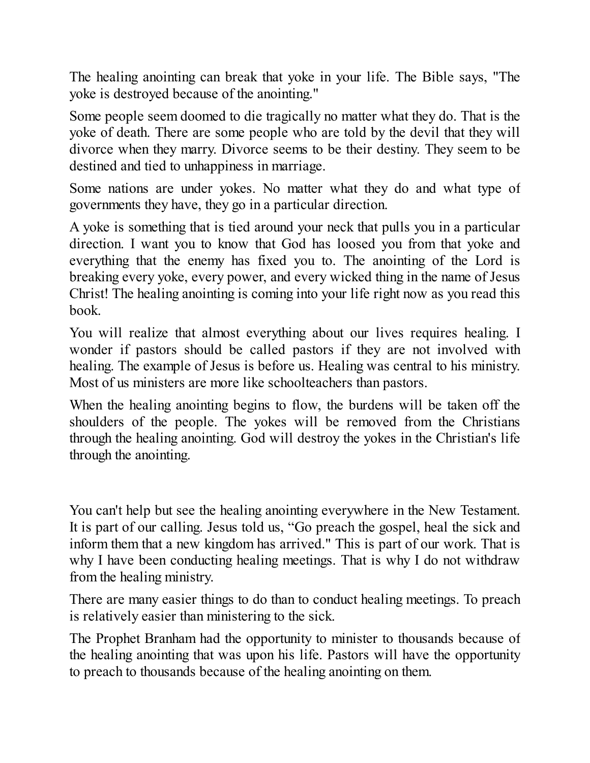The healing anointing can break that yoke in your life. The Bible says, "The yoke is destroyed because of the anointing."

Some people seem doomed to die tragically no matter what they do. That is the yoke of death. There are some people who are told by the devil that they will divorce when they marry. Divorce seems to be their destiny. They seem to be destined and tied to unhappiness in marriage.

Some nations are under yokes. No matter what they do and what type of governments they have, they go in a particular direction.

A yoke is something that is tied around your neck that pulls you in a particular direction. I want you to know that God has loosed you from that yoke and everything that the enemy has fixed you to. The anointing of the Lord is breaking every yoke, every power, and every wicked thing in the name of Jesus Christ! The healing anointing is coming into your life right now as you read this book.

You will realize that almost everything about our lives requires healing. I wonder if pastors should be called pastors if they are not involved with healing. The example of Jesus is before us. Healing was central to his ministry. Most of us ministers are more like schoolteachers than pastors.

When the healing anointing begins to flow, the burdens will be taken off the shoulders of the people. The yokes will be removed from the Christians through the healing anointing. God will destroy the yokes in the Christian's life through the anointing.

You can't help but see the healing anointing everywhere in the New Testament. It is part of our calling. Jesus told us, "Go preach the gospel, heal the sick and inform them that a new kingdom has arrived." This is part of our work. That is why I have been conducting healing meetings. That is why I do not withdraw from the healing ministry.

There are many easier things to do than to conduct healing meetings. To preach is relatively easier than ministering to the sick.

The Prophet Branham had the opportunity to minister to thousands because of the healing anointing that was upon his life. Pastors will have the opportunity to preach to thousands because of the healing anointing on them.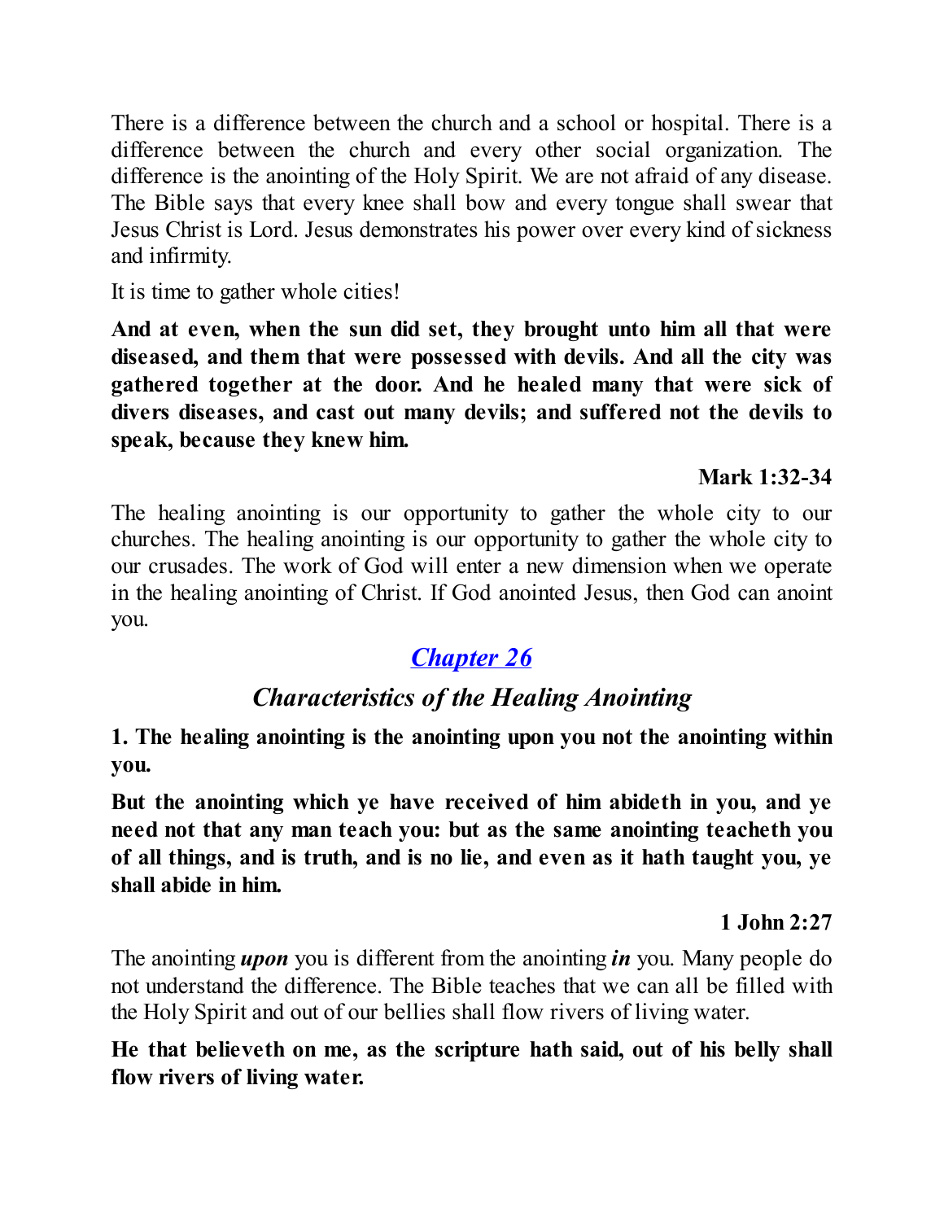There is a difference between the church and a school or hospital. There is a difference between the church and every other social organization. The difference is the anointing of the Holy Spirit. We are not afraid of any disease. The Bible says that every knee shall bow and every tongue shall swear that Jesus Christ is Lord. Jesus demonstrates his power over every kind of sickness and infirmity.

It is time to gather whole cities!

**And at even, when the sun did set, they brought unto him all that were diseased, and them that were possessed with devils. And all the city was gathered together at the door. And he healed many that were sick of divers diseases, and cast out many devils; and suffered not the devils to speak, because they knew him.**

**Mark 1:32-34**

The healing anointing is our opportunity to gather the whole city to our churches. The healing anointing is our opportunity to gather the whole city to our crusades. The work of God will enter a new dimension when we operate in the healing anointing of Christ. If God anointed Jesus, then God can anoint you.

## *Chapter 26*

### *Characteristics of the Healing Anointing*

**1. The healing anointing is the anointing upon you not the anointing within you.**

**But the anointing which ye have received of him abideth in you, and ye need not that any man teach you: but as the same anointing teacheth you of all things, and is truth, and is no lie, and even as it hath taught you, ye shall abide in him.**

**1 John 2:27**

The anointing ***upon*** you is different from the anointing ***in*** you. Many people do not understand the difference. The Bible teaches that we can all be filled with the Holy Spirit and out of our bellies shall flow rivers of living water.

**He that believeth on me, as the scripture hath said, out of his belly shall flow rivers of living water.**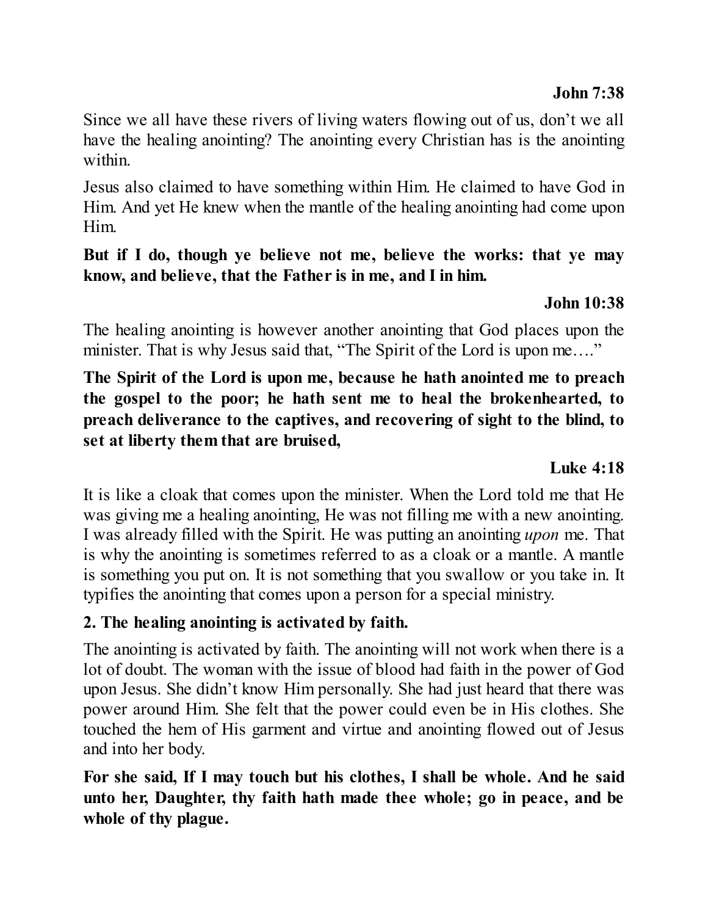**John 7:38**

Since we all have these rivers of living waters flowing out of us, don't we all have the healing anointing? The anointing every Christian has is the anointing within.

Jesus also claimed to have something within Him. He claimed to have God in Him. And yet He knew when the mantle of the healing anointing had come upon Him.

**But if I do, though ye believe not me, believe the works: that ye may know, and believe, that the Father is in me, and I in him.**

**John 10:38**

The healing anointing is however another anointing that God places upon the minister. That is why Jesus said that, "The Spirit of the Lord is upon me…."

**The Spirit of the Lord is upon me, because he hath anointed me to preach the gospel to the poor; he hath sent me to heal the brokenhearted, to preach deliverance to the captives, and recovering of sight to the blind, to set at liberty them that are bruised,**

**Luke 4:18**

It is like a cloak that comes upon the minister. When the Lord told me that He was giving me a healing anointing, He was not filling me with a new anointing. I was already filled with the Spirit. He was putting an anointing *upon* me. That is why the anointing is sometimes referred to as a cloak or a mantle. A mantle is something you put on. It is not something that you swallow or you take in. It typifies the anointing that comes upon a person for a special ministry.

**2. The healing anointing is activated by faith.**

The anointing is activated by faith. The anointing will not work when there is a lot of doubt. The woman with the issue of blood had faith in the power of God upon Jesus. She didn't know Him personally. She had just heard that there was power around Him. She felt that the power could even be in His clothes. She touched the hem of His garment and virtue and anointing flowed out of Jesus and into her body.

**For she said, If I may touch but his clothes, I shall be whole. And he said unto her, Daughter, thy faith hath made thee whole; go in peace, and be whole of thy plague.**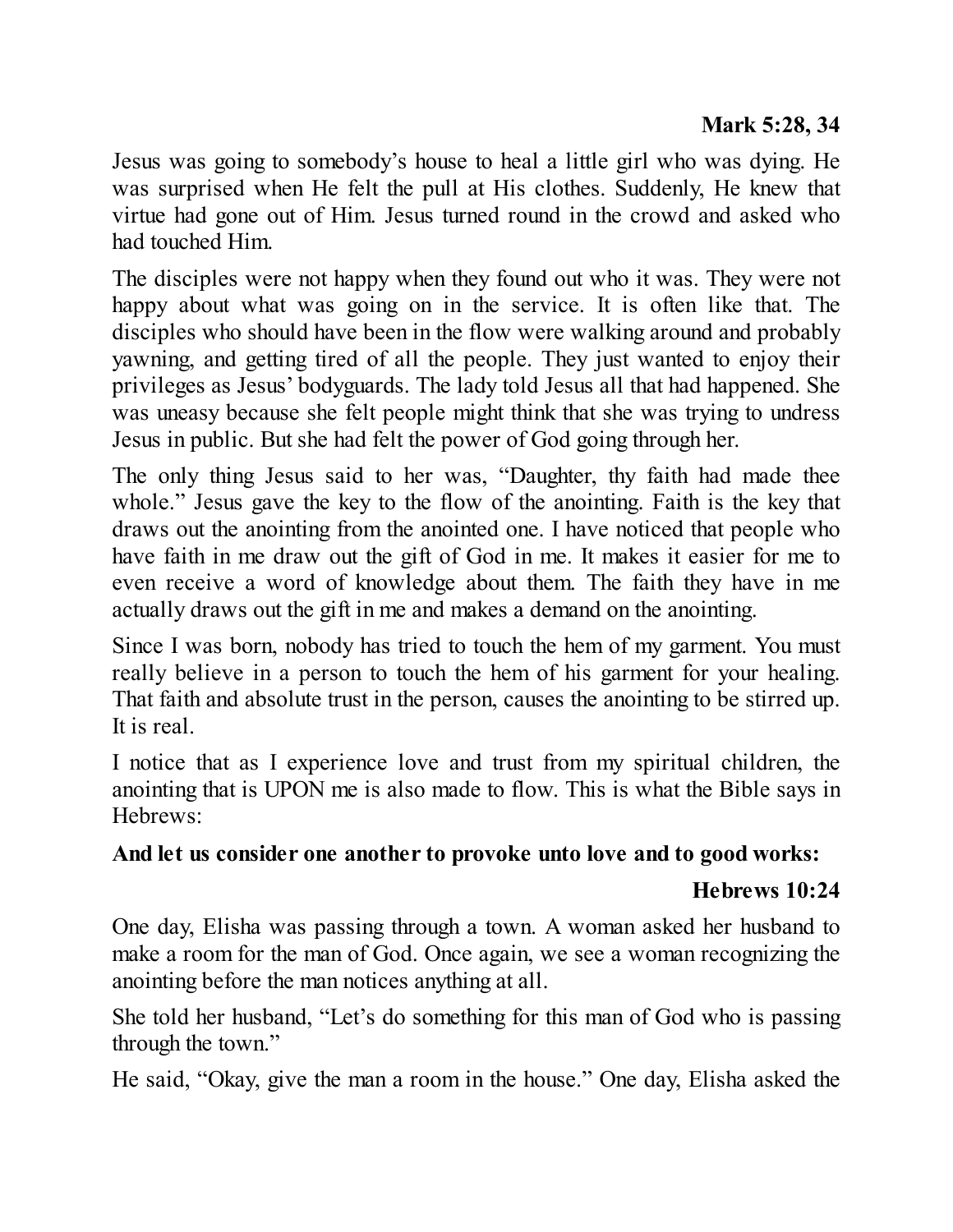**Mark 5:28, 34**

Jesus was going to somebody's house to heal a little girl who was dying. He was surprised when He felt the pull at His clothes. Suddenly, He knew that virtue had gone out of Him. Jesus turned round in the crowd and asked who had touched Him.

The disciples were not happy when they found out who it was. They were not happy about what was going on in the service. It is often like that. The disciples who should have been in the flow were walking around and probably yawning, and getting tired of all the people. They just wanted to enjoy their privileges as Jesus' bodyguards. The lady told Jesus all that had happened. She was uneasy because she felt people might think that she was trying to undress Jesus in public. But she had felt the power of God going through her.

The only thing Jesus said to her was, "Daughter, thy faith had made thee whole." Jesus gave the key to the flow of the anointing. Faith is the key that draws out the anointing from the anointed one. I have noticed that people who have faith in me draw out the gift of God in me. It makes it easier for me to even receive a word of knowledge about them. The faith they have in me actually draws out the gift in me and makes a demand on the anointing.

Since I was born, nobody has tried to touch the hem of my garment. You must really believe in a person to touch the hem of his garment for your healing. That faith and absolute trust in the person, causes the anointing to be stirred up. It is real.

I notice that as I experience love and trust from my spiritual children, the anointing that is UPON me is also made to flow. This is what the Bible says in Hebrews:

**And let us consider one another to provoke unto love and to good works:**

**Hebrews 10:24**

One day, Elisha was passing through a town. A woman asked her husband to make a room for the man of God. Once again, we see a woman recognizing the anointing before the man notices anything at all.

She told her husband, "Let's do something for this man of God who is passing through the town."

He said, "Okay, give the man a room in the house." One day, Elisha asked the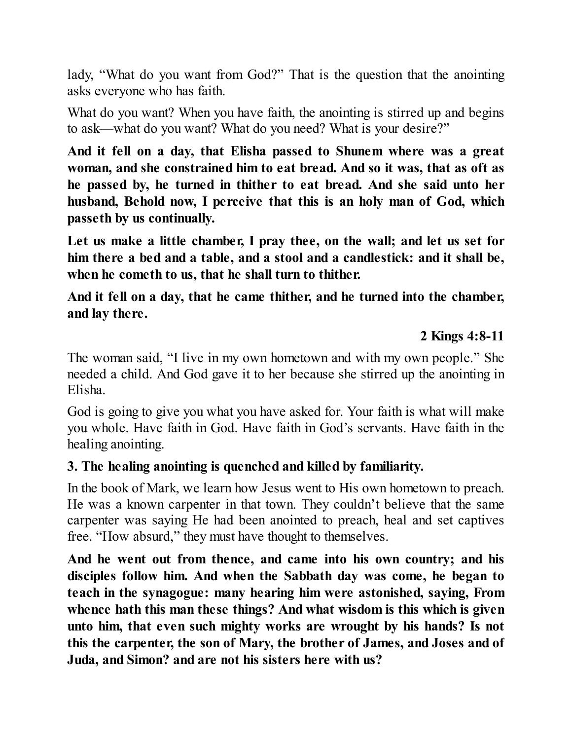lady, "What do you want from God?" That is the question that the anointing asks everyone who has faith.

What do you want? When you have faith, the anointing is stirred up and begins to ask—what do you want? What do you need? What is your desire?"

**And it fell on a day, that Elisha passed to Shunem where was a great woman, and she constrained him to eat bread. And so it was, that as oft as he passed by, he turned in thither to eat bread. And she said unto her husband, Behold now, I perceive that this is an holy man of God, which passeth by us continually.**

**Let us make a little chamber, I pray thee, on the wall; and let us set for him there a bed and a table, and a stool and a candlestick: and it shall be, when he cometh to us, that he shall turn to thither.**

**And it fell on a day, that he came thither, and he turned into the chamber, and lay there.**

**2 Kings 4:8-11**

The woman said, "I live in my own hometown and with my own people." She needed a child. And God gave it to her because she stirred up the anointing in Elisha.

God is going to give you what you have asked for. Your faith is what will make you whole. Have faith in God. Have faith in God's servants. Have faith in the healing anointing.

**3. The healing anointing is quenched and killed by familiarity.**

In the book of Mark, we learn how Jesus went to His own hometown to preach. He was a known carpenter in that town. They couldn't believe that the same carpenter was saying He had been anointed to preach, heal and set captives free. "How absurd," they must have thought to themselves.

**And he went out from thence, and came into his own country; and his disciples follow him. And when the Sabbath day was come, he began to teach in the synagogue: many hearing him were astonished, saying, From whence hath this man these things? And what wisdom is this which is given unto him, that even such mighty works are wrought by his hands? Is not this the carpenter, the son of Mary, the brother of James, and Joses and of Juda, and Simon? and are not his sisters here with us?**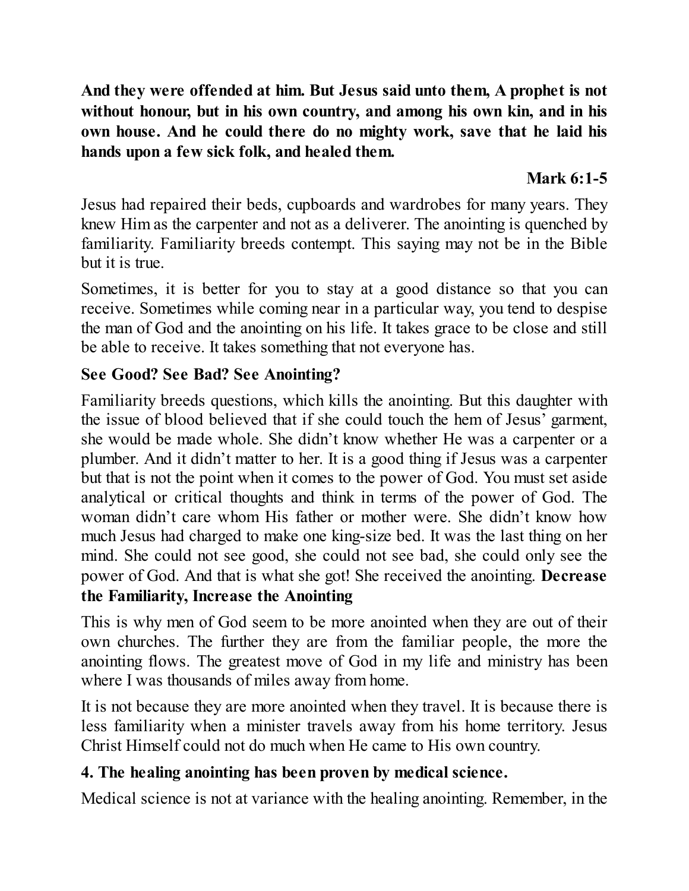**And they were offended at him. But Jesus said unto them, A prophet is not without honour, but in his own country, and among his own kin, and in his own house. And he could there do no mighty work, save that he laid his hands upon a few sick folk, and healed them.**

**Mark 6:1-5**

Jesus had repaired their beds, cupboards and wardrobes for many years. They knew Him as the carpenter and not as a deliverer. The anointing is quenched by familiarity. Familiarity breeds contempt. This saying may not be in the Bible but it is true.

Sometimes, it is better for you to stay at a good distance so that you can receive. Sometimes while coming near in a particular way, you tend to despise the man of God and the anointing on his life. It takes grace to be close and still be able to receive. It takes something that not everyone has.

**See Good? See Bad? See Anointing?**

Familiarity breeds questions, which kills the anointing. But this daughter with the issue of blood believed that if she could touch the hem of Jesus' garment, she would be made whole. She didn't know whether He was a carpenter or a plumber. And it didn't matter to her. It is a good thing if Jesus was a carpenter but that is not the point when it comes to the power of God. You must set aside analytical or critical thoughts and think in terms of the power of God. The woman didn't care whom His father or mother were. She didn't know how much Jesus had charged to make one king-size bed. It was the last thing on her mind. She could not see good, she could not see bad, she could only see the power of God. And that is what she got! She received the anointing.

**Decrease the Familiarity, Increase the Anointing**

This is why men of God seem to be more anointed when they are out of their own churches. The further they are from the familiar people, the more the anointing flows. The greatest move of God in my life and ministry has been where I was thousands of miles away from home.

It is not because they are more anointed when they travel. It is because there is less familiarity when a minister travels away from his home territory. Jesus Christ Himself could not do much when He came to His own country.

**4. The healing anointing has been proven by medical science.**

Medical science is not at variance with the healing anointing. Remember, in the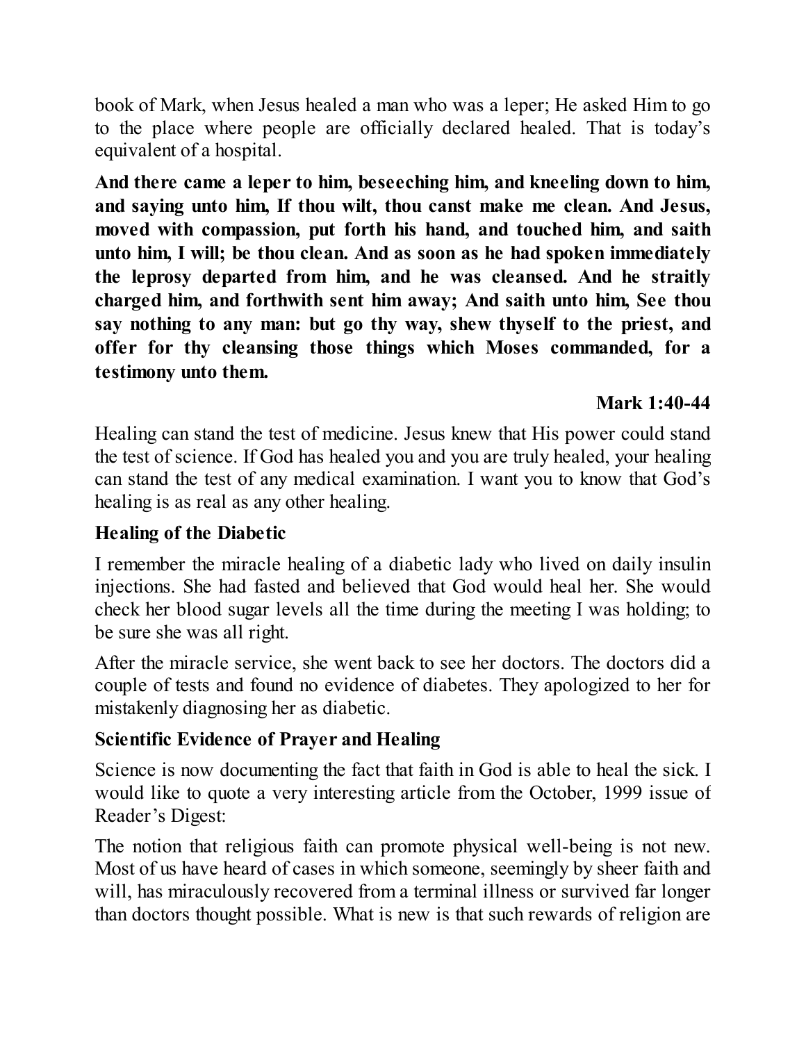book of Mark, when Jesus healed a man who was a leper; He asked Him to go to the place where people are officially declared healed. That is today's equivalent of a hospital.

**And there came a leper to him, beseeching him, and kneeling down to him, and saying unto him, If thou wilt, thou canst make me clean. And Jesus, moved with compassion, put forth his hand, and touched him, and saith unto him, I will; be thou clean. And as soon as he had spoken immediately the leprosy departed from him, and he was cleansed. And he straitly charged him, and forthwith sent him away; And saith unto him, See thou say nothing to any man: but go thy way, shew thyself to the priest, and offer for thy cleansing those things which Moses commanded, for a testimony unto them.**

**Mark 1:40-44**

Healing can stand the test of medicine. Jesus knew that His power could stand the test of science. If God has healed you and you are truly healed, your healing can stand the test of any medical examination. I want you to know that God's healing is as real as any other healing.

**Healing of the Diabetic**

I remember the miracle healing of a diabetic lady who lived on daily insulin injections. She had fasted and believed that God would heal her. She would check her blood sugar levels all the time during the meeting I was holding; to be sure she was all right.

After the miracle service, she went back to see her doctors. The doctors did a couple of tests and found no evidence of diabetes. They apologized to her for mistakenly diagnosing her as diabetic.

**Scientific Evidence of Prayer and Healing**

Science is now documenting the fact that faith in God is able to heal the sick. I would like to quote a very interesting article from the October, 1999 issue of Reader's Digest:

The notion that religious faith can promote physical well-being is not new. Most of us have heard of cases in which someone, seemingly by sheer faith and will, has miraculously recovered from a terminal illness or survived far longer than doctors thought possible. What is new is that such rewards of religion are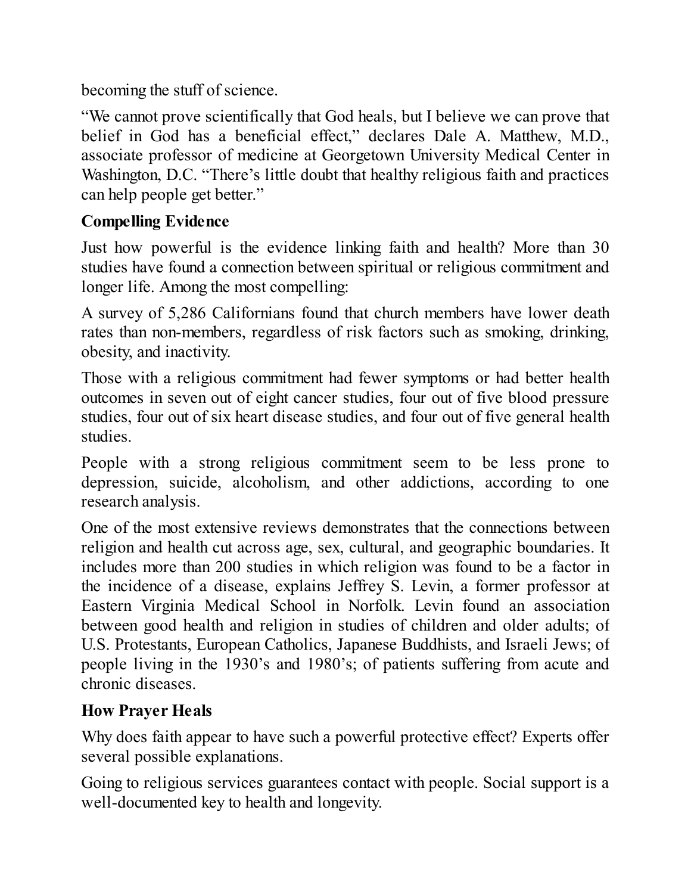becoming the stuff of science.

“We cannot prove scientifically that God heals, but I believe we can prove that belief in God has a beneficial effect,” declares Dale A. Matthew, M.D., associate professor of medicine at Georgetown University Medical Center in Washington, D.C. “There’s little doubt that healthy religious faith and practices can help people get better.”

**Compelling Evidence**

Just how powerful is the evidence linking faith and health? More than 30 studies have found a connection between spiritual or religious commitment and longer life. Among the most compelling:

A survey of 5,286 Californians found that church members have lower death rates than non-members, regardless of risk factors such as smoking, drinking, obesity, and inactivity.

Those with a religious commitment had fewer symptoms or had better health outcomes in seven out of eight cancer studies, four out of five blood pressure studies, four out of six heart disease studies, and four out of five general health studies.

People with a strong religious commitment seem to be less prone to depression, suicide, alcoholism, and other addictions, according to one research analysis.

One of the most extensive reviews demonstrates that the connections between religion and health cut across age, sex, cultural, and geographic boundaries. It includes more than 200 studies in which religion was found to be a factor in the incidence of a disease, explains Jeffrey S. Levin, a former professor at Eastern Virginia Medical School in Norfolk. Levin found an association between good health and religion in studies of children and older adults; of U.S. Protestants, European Catholics, Japanese Buddhists, and Israeli Jews; of people living in the 1930’s and 1980’s; of patients suffering from acute and chronic diseases.

**How Prayer Heals**

Why does faith appear to have such a powerful protective effect? Experts offer several possible explanations.

Going to religious services guarantees contact with people. Social support is a well-documented key to health and longevity.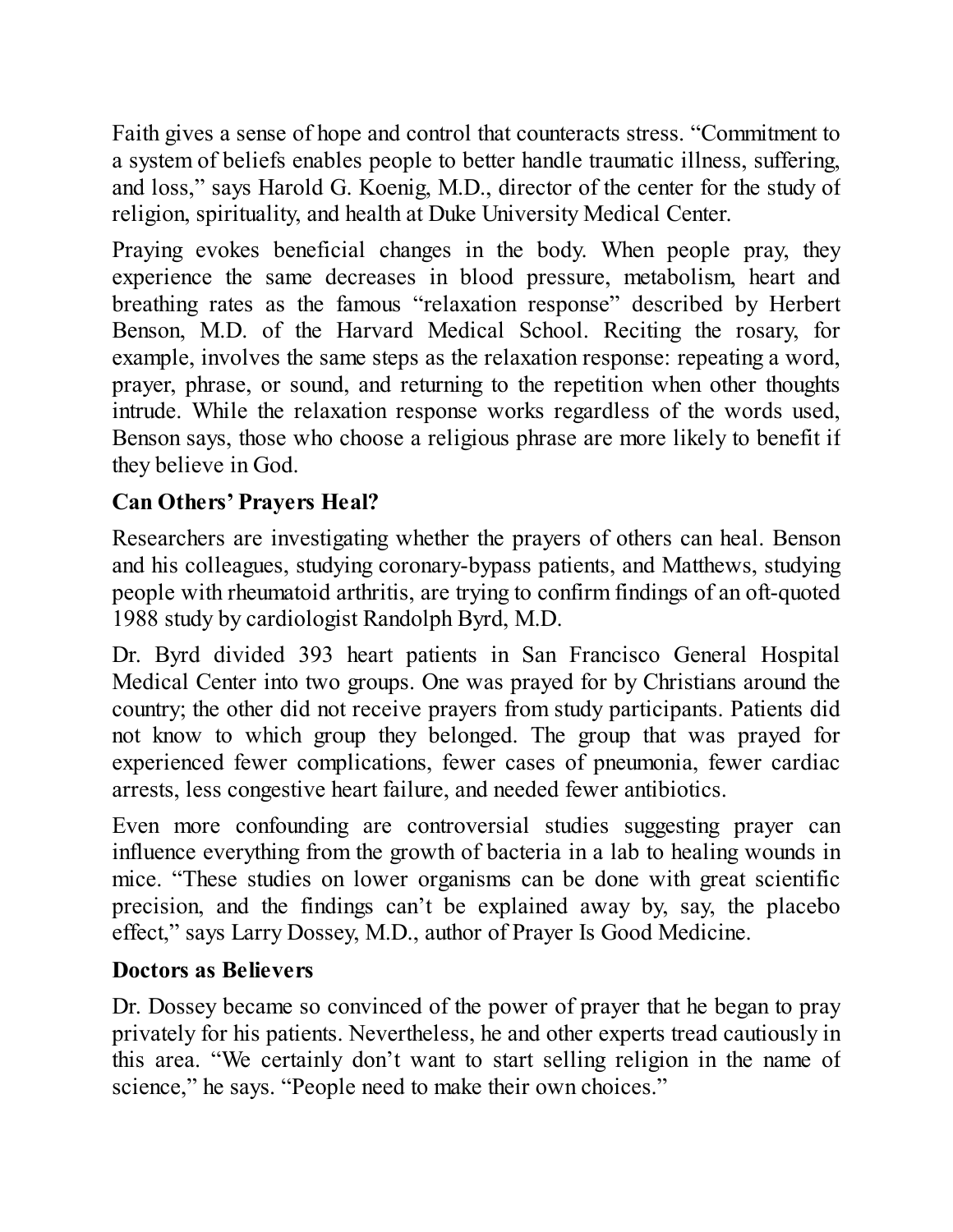Faith gives a sense of hope and control that counteracts stress. “Commitment to a system of beliefs enables people to better handle traumatic illness, suffering, and loss,” says Harold G. Koenig, M.D., director of the center for the study of religion, spirituality, and health at Duke University Medical Center.

Praying evokes beneficial changes in the body. When people pray, they experience the same decreases in blood pressure, metabolism, heart and breathing rates as the famous “relaxation response” described by Herbert Benson, M.D. of the Harvard Medical School. Reciting the rosary, for example, involves the same steps as the relaxation response: repeating a word, prayer, phrase, or sound, and returning to the repetition when other thoughts intrude. While the relaxation response works regardless of the words used, Benson says, those who choose a religious phrase are more likely to benefit if they believe in God.

**Can Others’ Prayers Heal?**

Researchers are investigating whether the prayers of others can heal. Benson and his colleagues, studying coronary-bypass patients, and Matthews, studying people with rheumatoid arthritis, are trying to confirm findings of an oft-quoted 1988 study by cardiologist Randolph Byrd, M.D.

Dr. Byrd divided 393 heart patients in San Francisco General Hospital Medical Center into two groups. One was prayed for by Christians around the country; the other did not receive prayers from study participants. Patients did not know to which group they belonged. The group that was prayed for experienced fewer complications, fewer cases of pneumonia, fewer cardiac arrests, less congestive heart failure, and needed fewer antibiotics.

Even more confounding are controversial studies suggesting prayer can influence everything from the growth of bacteria in a lab to healing wounds in mice. “These studies on lower organisms can be done with great scientific precision, and the findings can’t be explained away by, say, the placebo effect,” says Larry Dossey, M.D., author of Prayer Is Good Medicine.

**Doctors as Believers**

Dr. Dossey became so convinced of the power of prayer that he began to pray privately for his patients. Nevertheless, he and other experts tread cautiously in this area. “We certainly don’t want to start selling religion in the name of science,” he says. “People need to make their own choices.”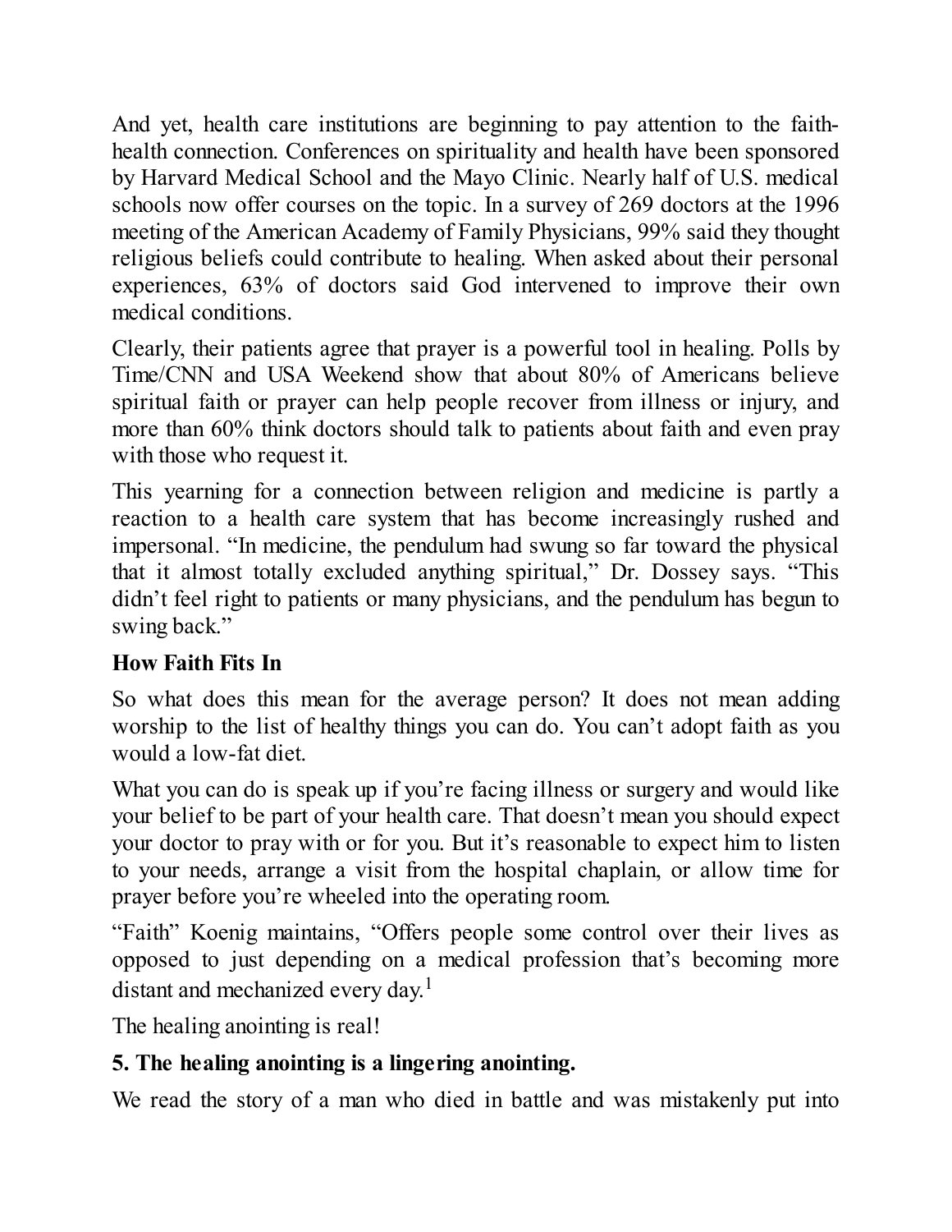And yet, health care institutions are beginning to pay attention to the faith-health connection. Conferences on spirituality and health have been sponsored by Harvard Medical School and the Mayo Clinic. Nearly half of U.S. medical schools now offer courses on the topic. In a survey of 269 doctors at the 1996 meeting of the American Academy of Family Physicians, 99% said they thought religious beliefs could contribute to healing. When asked about their personal experiences, 63% of doctors said God intervened to improve their own medical conditions.

Clearly, their patients agree that prayer is a powerful tool in healing. Polls by Time/CNN and USA Weekend show that about 80% of Americans believe spiritual faith or prayer can help people recover from illness or injury, and more than 60% think doctors should talk to patients about faith and even pray with those who request it.

This yearning for a connection between religion and medicine is partly a reaction to a health care system that has become increasingly rushed and impersonal. "In medicine, the pendulum had swung so far toward the physical that it almost totally excluded anything spiritual," Dr. Dossey says. "This didn't feel right to patients or many physicians, and the pendulum has begun to swing back."

**How Faith Fits In**

So what does this mean for the average person? It does not mean adding worship to the list of healthy things you can do. You can't adopt faith as you would a low-fat diet.

What you can do is speak up if you're facing illness or surgery and would like your belief to be part of your health care. That doesn't mean you should expect your doctor to pray with or for you. But it's reasonable to expect him to listen to your needs, arrange a visit from the hospital chaplain, or allow time for prayer before you're wheeled into the operating room.

"Faith" Koenig maintains, "Offers people some control over their lives as opposed to just depending on a medical profession that's becoming more distant and mechanized every day.[1]

The healing anointing is real!

**5. The healing anointing is a lingering anointing.**

We read the story of a man who died in battle and was mistakenly put into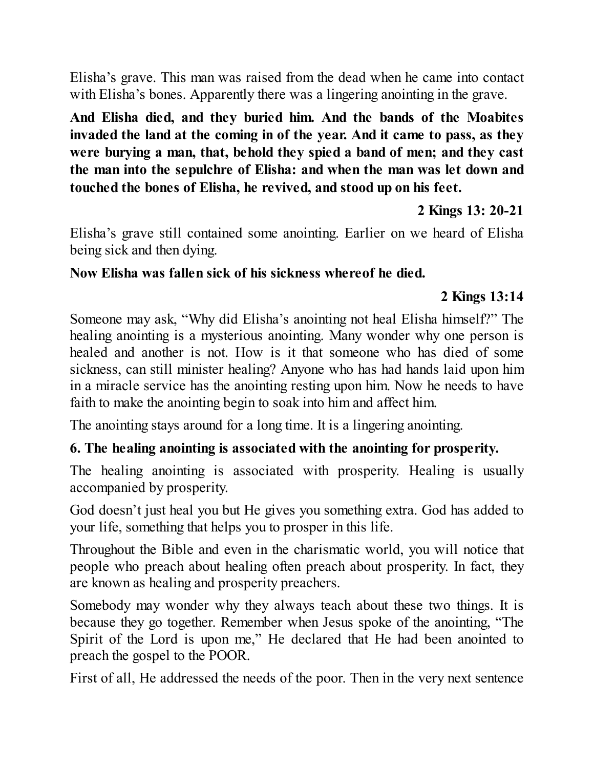Elisha's grave. This man was raised from the dead when he came into contact with Elisha's bones. Apparently there was a lingering anointing in the grave.

**And Elisha died, and they buried him. And the bands of the Moabites invaded the land at the coming in of the year. And it came to pass, as they were burying a man, that, behold they spied a band of men; and they cast the man into the sepulchre of Elisha: and when the man was let down and touched the bones of Elisha, he revived, and stood up on his feet.**

**2 Kings 13: 20-21**

Elisha's grave still contained some anointing. Earlier on we heard of Elisha being sick and then dying.

**Now Elisha was fallen sick of his sickness whereof he died.**

**2 Kings 13:14**

Someone may ask, "Why did Elisha's anointing not heal Elisha himself?" The healing anointing is a mysterious anointing. Many wonder why one person is healed and another is not. How is it that someone who has died of some sickness, can still minister healing? Anyone who has had hands laid upon him in a miracle service has the anointing resting upon him. Now he needs to have faith to make the anointing begin to soak into him and affect him.

The anointing stays around for a long time. It is a lingering anointing.

**6. The healing anointing is associated with the anointing for prosperity.**

The healing anointing is associated with prosperity. Healing is usually accompanied by prosperity.

God doesn't just heal you but He gives you something extra. God has added to your life, something that helps you to prosper in this life.

Throughout the Bible and even in the charismatic world, you will notice that people who preach about healing often preach about prosperity. In fact, they are known as healing and prosperity preachers.

Somebody may wonder why they always teach about these two things. It is because they go together. Remember when Jesus spoke of the anointing, "The Spirit of the Lord is upon me," He declared that He had been anointed to preach the gospel to the POOR.

First of all, He addressed the needs of the poor. Then in the very next sentence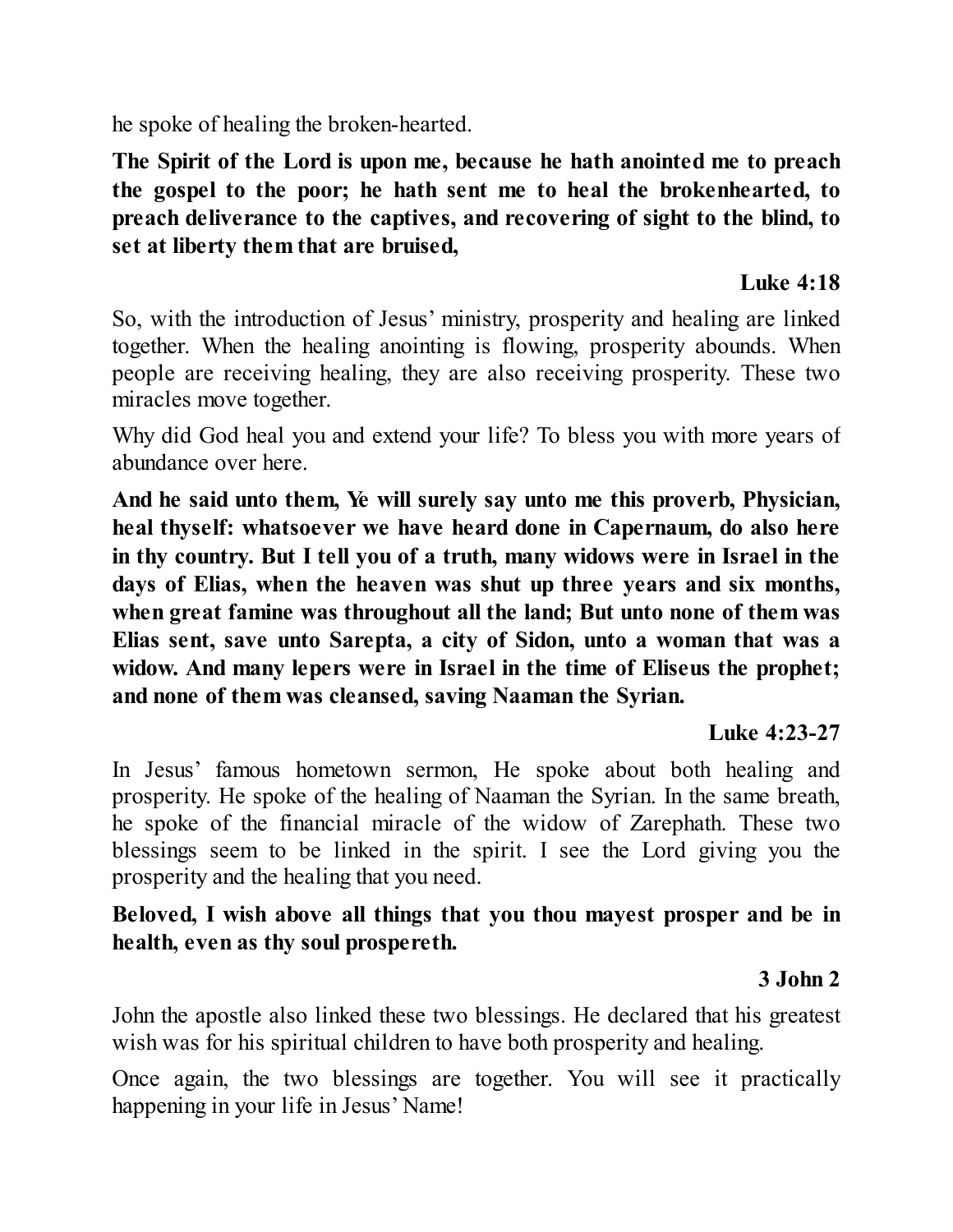he spoke of healing the broken-hearted.

**The Spirit of the Lord is upon me, because he hath anointed me to preach the gospel to the poor; he hath sent me to heal the brokenhearted, to preach deliverance to the captives, and recovering of sight to the blind, to set at liberty them that are bruised,**

**Luke 4:18**

So, with the introduction of Jesus' ministry, prosperity and healing are linked together. When the healing anointing is flowing, prosperity abounds. When people are receiving healing, they are also receiving prosperity. These two miracles move together.

Why did God heal you and extend your life? To bless you with more years of abundance over here.

**And he said unto them, Ye will surely say unto me this proverb, Physician, heal thyself: whatsoever we have heard done in Capernaum, do also here in thy country. But I tell you of a truth, many widows were in Israel in the days of Elias, when the heaven was shut up three years and six months, when great famine was throughout all the land; But unto none of them was Elias sent, save unto Sarepta, a city of Sidon, unto a woman that was a widow. And many lepers were in Israel in the time of Eliseus the prophet; and none of them was cleansed, saving Naaman the Syrian.**

**Luke 4:23-27**

In Jesus' famous hometown sermon, He spoke about both healing and prosperity. He spoke of the healing of Naaman the Syrian. In the same breath, he spoke of the financial miracle of the widow of Zarephath. These two blessings seem to be linked in the spirit. I see the Lord giving you the prosperity and the healing that you need.

**Beloved, I wish above all things that you thou mayest prosper and be in health, even as thy soul prospereth.**

**3 John 2**

John the apostle also linked these two blessings. He declared that his greatest wish was for his spiritual children to have both prosperity and healing.

Once again, the two blessings are together. You will see it practically happening in your life in Jesus' Name!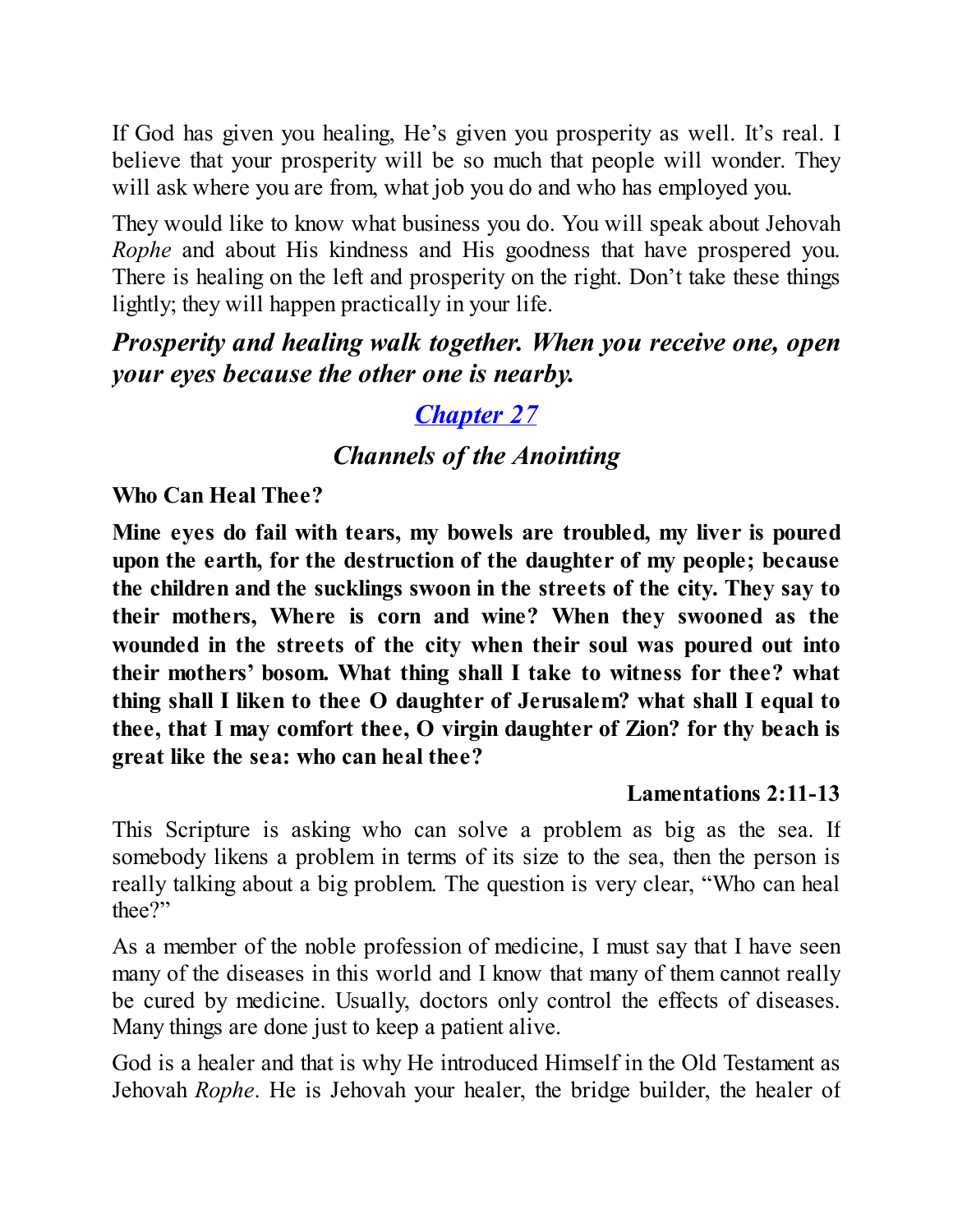If God has given you healing, He's given you prosperity as well. It's real. I believe that your prosperity will be so much that people will wonder. They will ask where you are from, what job you do and who has employed you.

They would like to know what business you do. You will speak about Jehovah *Rophe* and about His kindness and His goodness that have prospered you. There is healing on the left and prosperity on the right. Don't take these things lightly; they will happen practically in your life.

***Prosperity and healing walk together. When you receive one, open your eyes because the other one is nearby.***

## *Chapter 27*

## *Channels of the Anointing*

**Who Can Heal Thee?**

**Mine eyes do fail with tears, my bowels are troubled, my liver is poured upon the earth, for the destruction of the daughter of my people; because the children and the sucklings swoon in the streets of the city. They say to their mothers, Where is corn and wine? When they swooned as the wounded in the streets of the city when their soul was poured out into their mothers' bosom. What thing shall I take to witness for thee? what thing shall I liken to thee O daughter of Jerusalem? what shall I equal to thee, that I may comfort thee, O virgin daughter of Zion? for thy beach is great like the sea: who can heal thee?**

**Lamentations 2:11-13**

This Scripture is asking who can solve a problem as big as the sea. If somebody likens a problem in terms of its size to the sea, then the person is really talking about a big problem. The question is very clear, "Who can heal thee?"

As a member of the noble profession of medicine, I must say that I have seen many of the diseases in this world and I know that many of them cannot really be cured by medicine. Usually, doctors only control the effects of diseases. Many things are done just to keep a patient alive.

God is a healer and that is why He introduced Himself in the Old Testament as Jehovah *Rophe*. He is Jehovah your healer, the bridge builder, the healer of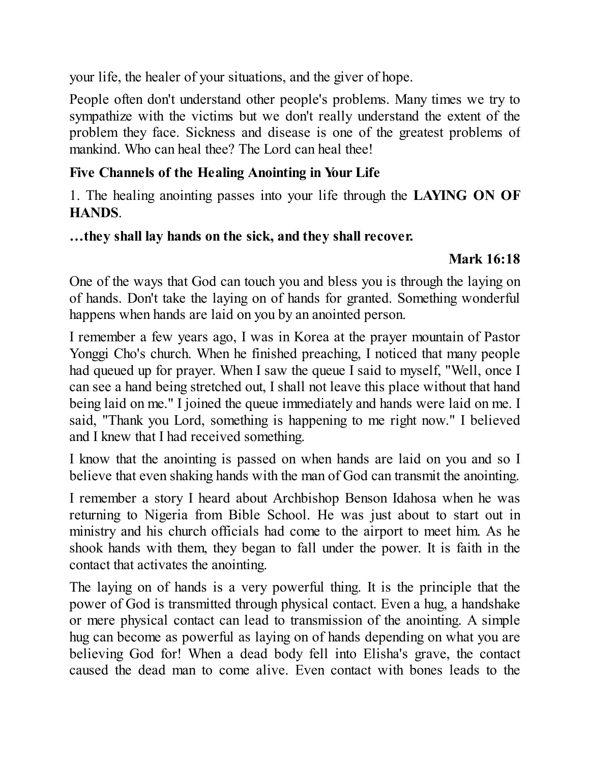your life, the healer of your situations, and the giver of hope.

People often don't understand other people's problems. Many times we try to sympathize with the victims but we don't really understand the extent of the problem they face. Sickness and disease is one of the greatest problems of mankind. Who can heal thee? The Lord can heal thee!

**Five Channels of the Healing Anointing in Your Life**

1. The healing anointing passes into your life through the **LAYING ON OF HANDS**.

**…they shall lay hands on the sick, and they shall recover.**

**Mark 16:18**

One of the ways that God can touch you and bless you is through the laying on of hands. Don't take the laying on of hands for granted. Something wonderful happens when hands are laid on you by an anointed person.

I remember a few years ago, I was in Korea at the prayer mountain of Pastor Yonggi Cho's church. When he finished preaching, I noticed that many people had queued up for prayer. When I saw the queue I said to myself, "Well, once I can see a hand being stretched out, I shall not leave this place without that hand being laid on me." I joined the queue immediately and hands were laid on me. I said, "Thank you Lord, something is happening to me right now." I believed and I knew that I had received something.

I know that the anointing is passed on when hands are laid on you and so I believe that even shaking hands with the man of God can transmit the anointing.

I remember a story I heard about Archbishop Benson Idahosa when he was returning to Nigeria from Bible School. He was just about to start out in ministry and his church officials had come to the airport to meet him. As he shook hands with them, they began to fall under the power. It is faith in the contact that activates the anointing.

The laying on of hands is a very powerful thing. It is the principle that the power of God is transmitted through physical contact. Even a hug, a handshake or mere physical contact can lead to transmission of the anointing. A simple hug can become as powerful as laying on of hands depending on what you are believing God for! When a dead body fell into Elisha's grave, the contact caused the dead man to come alive. Even contact with bones leads to the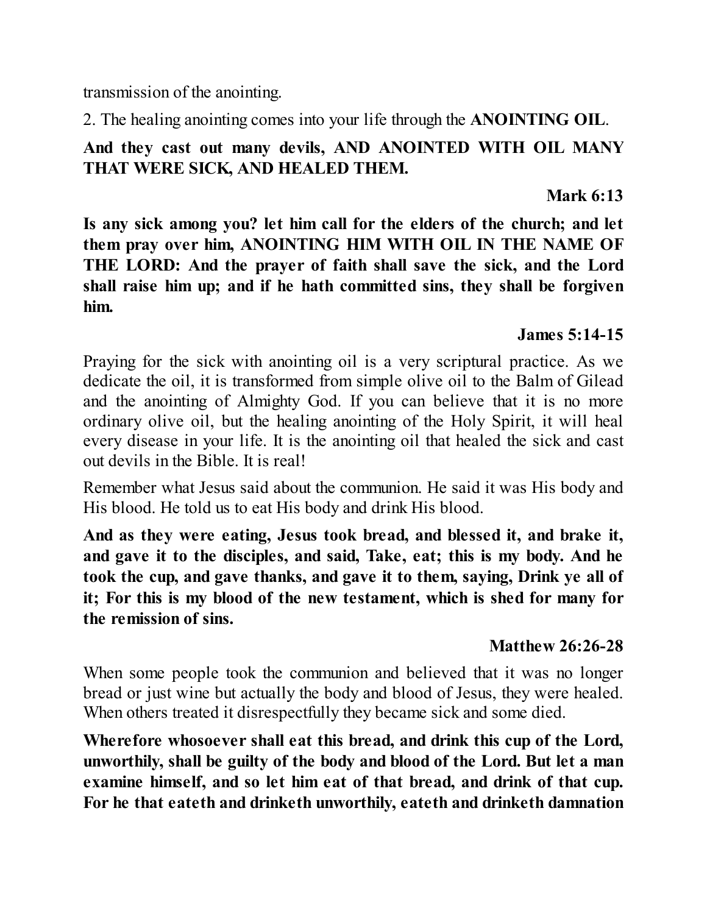transmission of the anointing.

2. The healing anointing comes into your life through the **ANOINTING OIL**.

**And they cast out many devils, AND ANOINTED WITH OIL MANY THAT WERE SICK, AND HEALED THEM.**

**Mark 6:13**

**Is any sick among you? let him call for the elders of the church; and let them pray over him, ANOINTING HIM WITH OIL IN THE NAME OF THE LORD: And the prayer of faith shall save the sick, and the Lord shall raise him up; and if he hath committed sins, they shall be forgiven him.**

**James 5:14-15**

Praying for the sick with anointing oil is a very scriptural practice. As we dedicate the oil, it is transformed from simple olive oil to the Balm of Gilead and the anointing of Almighty God. If you can believe that it is no more ordinary olive oil, but the healing anointing of the Holy Spirit, it will heal every disease in your life. It is the anointing oil that healed the sick and cast out devils in the Bible. It is real!

Remember what Jesus said about the communion. He said it was His body and His blood. He told us to eat His body and drink His blood.

**And as they were eating, Jesus took bread, and blessed it, and brake it, and gave it to the disciples, and said, Take, eat; this is my body. And he took the cup, and gave thanks, and gave it to them, saying, Drink ye all of it; For this is my blood of the new testament, which is shed for many for the remission of sins.**

**Matthew 26:26-28**

When some people took the communion and believed that it was no longer bread or just wine but actually the body and blood of Jesus, they were healed. When others treated it disrespectfully they became sick and some died.

**Wherefore whosoever shall eat this bread, and drink this cup of the Lord, unworthily, shall be guilty of the body and blood of the Lord. But let a man examine himself, and so let him eat of that bread, and drink of that cup. For he that eateth and drinketh unworthily, eateth and drinketh damnation**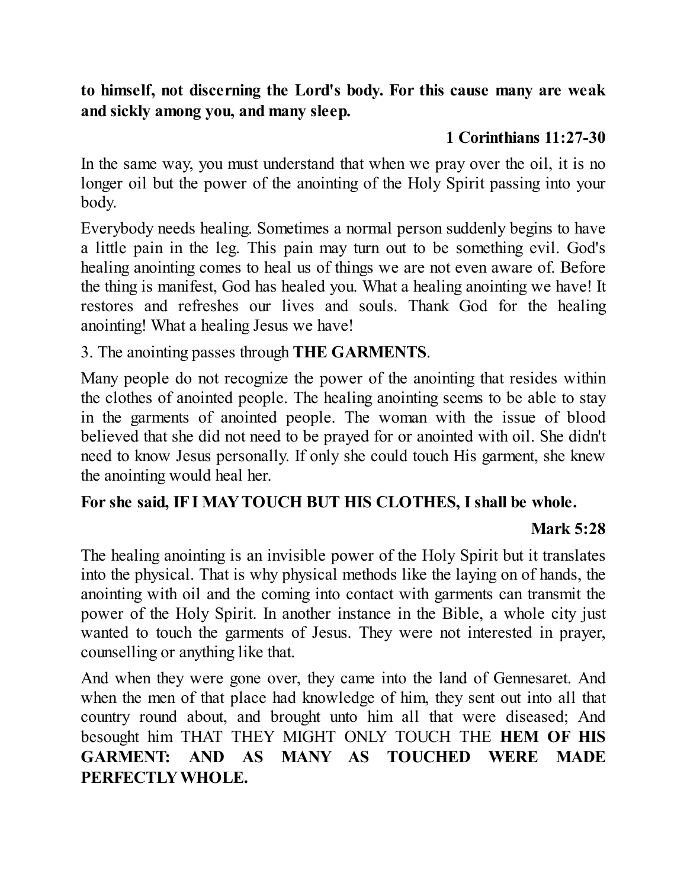**to himself, not discerning the Lord's body. For this cause many are weak and sickly among you, and many sleep.**

**1 Corinthians 11:27-30**

In the same way, you must understand that when we pray over the oil, it is no longer oil but the power of the anointing of the Holy Spirit passing into your body.

Everybody needs healing. Sometimes a normal person suddenly begins to have a little pain in the leg. This pain may turn out to be something evil. God's healing anointing comes to heal us of things we are not even aware of. Before the thing is manifest, God has healed you. What a healing anointing we have! It restores and refreshes our lives and souls. Thank God for the healing anointing! What a healing Jesus we have!

3. The anointing passes through **THE GARMENTS**.

Many people do not recognize the power of the anointing that resides within the clothes of anointed people. The healing anointing seems to be able to stay in the garments of anointed people. The woman with the issue of blood believed that she did not need to be prayed for or anointed with oil. She didn't need to know Jesus personally. If only she could touch His garment, she knew the anointing would heal her.

**For she said, IF I MAY TOUCH BUT HIS CLOTHES, I shall be whole.**

**Mark 5:28**

The healing anointing is an invisible power of the Holy Spirit but it translates into the physical. That is why physical methods like the laying on of hands, the anointing with oil and the coming into contact with garments can transmit the power of the Holy Spirit. In another instance in the Bible, a whole city just wanted to touch the garments of Jesus. They were not interested in prayer, counselling or anything like that.

And when they were gone over, they came into the land of Gennesaret. And when the men of that place had knowledge of him, they sent out into all that country round about, and brought unto him all that were diseased; And besought him THAT THEY MIGHT ONLY TOUCH THE **HEM OF HIS GARMENT: AND AS MANY AS TOUCHED WERE MADE PERFECTLY WHOLE.**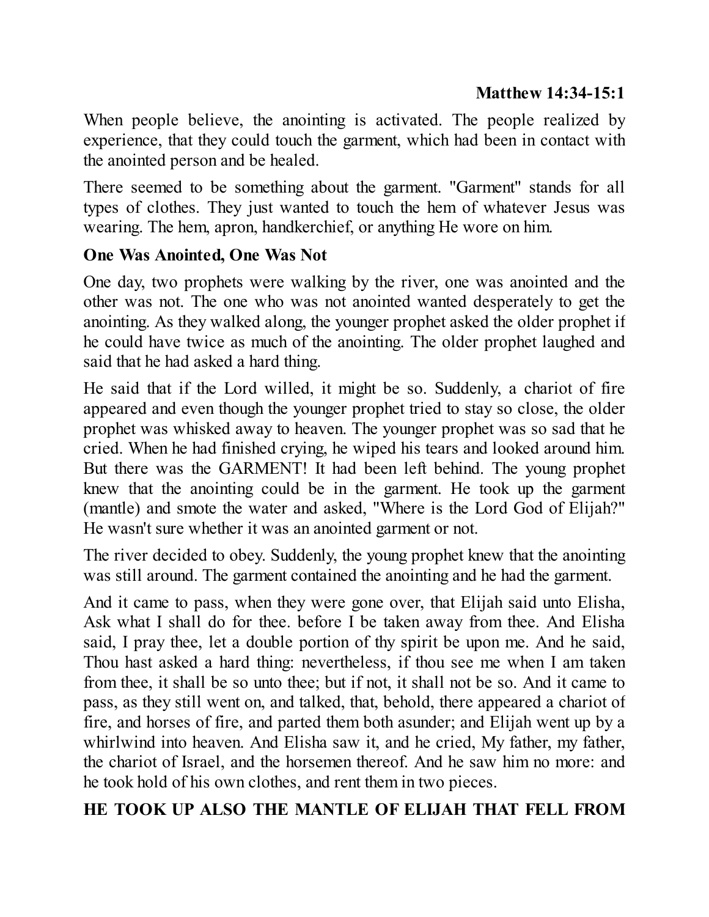**Matthew 14:34-15:1**

When people believe, the anointing is activated. The people realized by experience, that they could touch the garment, which had been in contact with the anointed person and be healed.

There seemed to be something about the garment. "Garment" stands for all types of clothes. They just wanted to touch the hem of whatever Jesus was wearing. The hem, apron, handkerchief, or anything He wore on him.

**One Was Anointed, One Was Not**

One day, two prophets were walking by the river, one was anointed and the other was not. The one who was not anointed wanted desperately to get the anointing. As they walked along, the younger prophet asked the older prophet if he could have twice as much of the anointing. The older prophet laughed and said that he had asked a hard thing.

He said that if the Lord willed, it might be so. Suddenly, a chariot of fire appeared and even though the younger prophet tried to stay so close, the older prophet was whisked away to heaven. The younger prophet was so sad that he cried. When he had finished crying, he wiped his tears and looked around him. But there was the GARMENT! It had been left behind. The young prophet knew that the anointing could be in the garment. He took up the garment (mantle) and smote the water and asked, "Where is the Lord God of Elijah?" He wasn't sure whether it was an anointed garment or not.

The river decided to obey. Suddenly, the young prophet knew that the anointing was still around. The garment contained the anointing and he had the garment.

And it came to pass, when they were gone over, that Elijah said unto Elisha, Ask what I shall do for thee. before I be taken away from thee. And Elisha said, I pray thee, let a double portion of thy spirit be upon me. And he said, Thou hast asked a hard thing: nevertheless, if thou see me when I am taken from thee, it shall be so unto thee; but if not, it shall not be so. And it came to pass, as they still went on, and talked, that, behold, there appeared a chariot of fire, and horses of fire, and parted them both asunder; and Elijah went up by a whirlwind into heaven. And Elisha saw it, and he cried, My father, my father, the chariot of Israel, and the horsemen thereof. And he saw him no more: and he took hold of his own clothes, and rent them in two pieces.

**HE TOOK UP ALSO THE MANTLE OF ELIJAH THAT FELL FROM**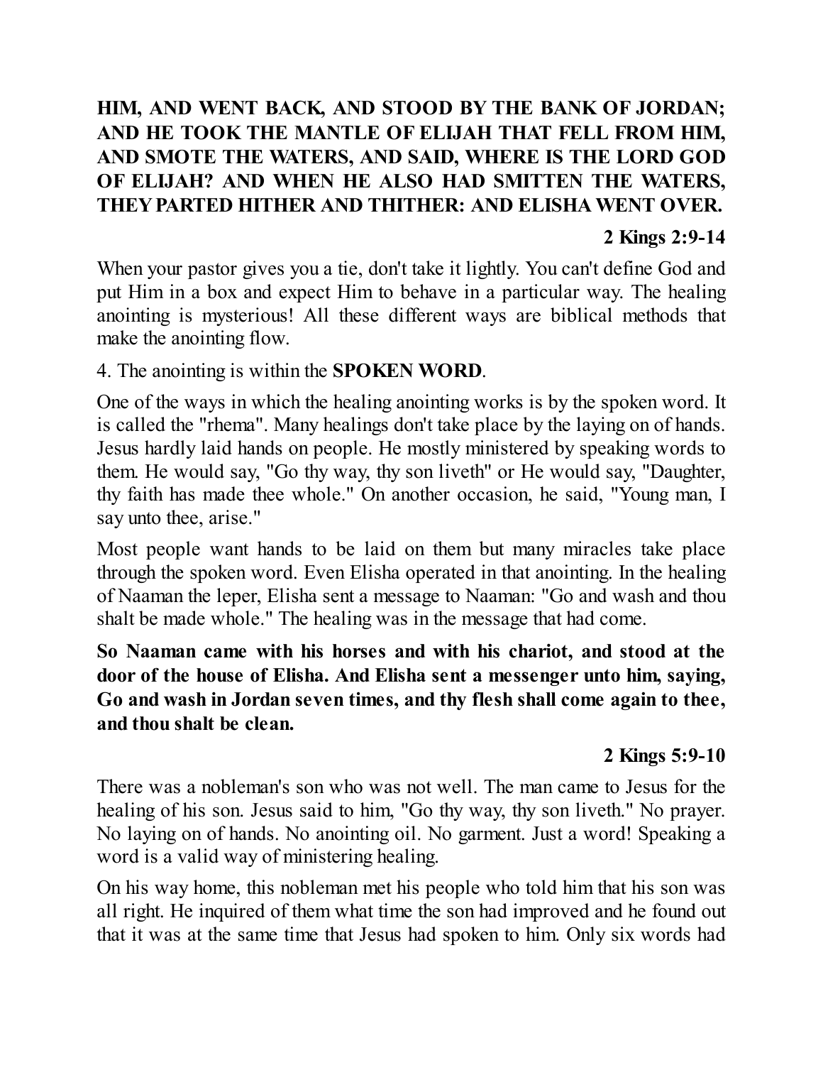**HIM, AND WENT BACK, AND STOOD BY THE BANK OF JORDAN; AND HE TOOK THE MANTLE OF ELIJAH THAT FELL FROM HIM, AND SMOTE THE WATERS, AND SAID, WHERE IS THE LORD GOD OF ELIJAH? AND WHEN HE ALSO HAD SMITTEN THE WATERS, THEY PARTED HITHER AND THITHER: AND ELISHA WENT OVER.**

**2 Kings 2:9-14**

When your pastor gives you a tie, don't take it lightly. You can't define God and put Him in a box and expect Him to behave in a particular way. The healing anointing is mysterious! All these different ways are biblical methods that make the anointing flow.

4. The anointing is within the **SPOKEN WORD**.

One of the ways in which the healing anointing works is by the spoken word. It is called the "rhema". Many healings don't take place by the laying on of hands. Jesus hardly laid hands on people. He mostly ministered by speaking words to them. He would say, "Go thy way, thy son liveth" or He would say, "Daughter, thy faith has made thee whole." On another occasion, he said, "Young man, I say unto thee, arise."

Most people want hands to be laid on them but many miracles take place through the spoken word. Even Elisha operated in that anointing. In the healing of Naaman the leper, Elisha sent a message to Naaman: "Go and wash and thou shalt be made whole." The healing was in the message that had come.

**So Naaman came with his horses and with his chariot, and stood at the door of the house of Elisha. And Elisha sent a messenger unto him, saying, Go and wash in Jordan seven times, and thy flesh shall come again to thee, and thou shalt be clean.**

**2 Kings 5:9-10**

There was a nobleman's son who was not well. The man came to Jesus for the healing of his son. Jesus said to him, "Go thy way, thy son liveth." No prayer. No laying on of hands. No anointing oil. No garment. Just a word! Speaking a word is a valid way of ministering healing.

On his way home, this nobleman met his people who told him that his son was all right. He inquired of them what time the son had improved and he found out that it was at the same time that Jesus had spoken to him. Only six words had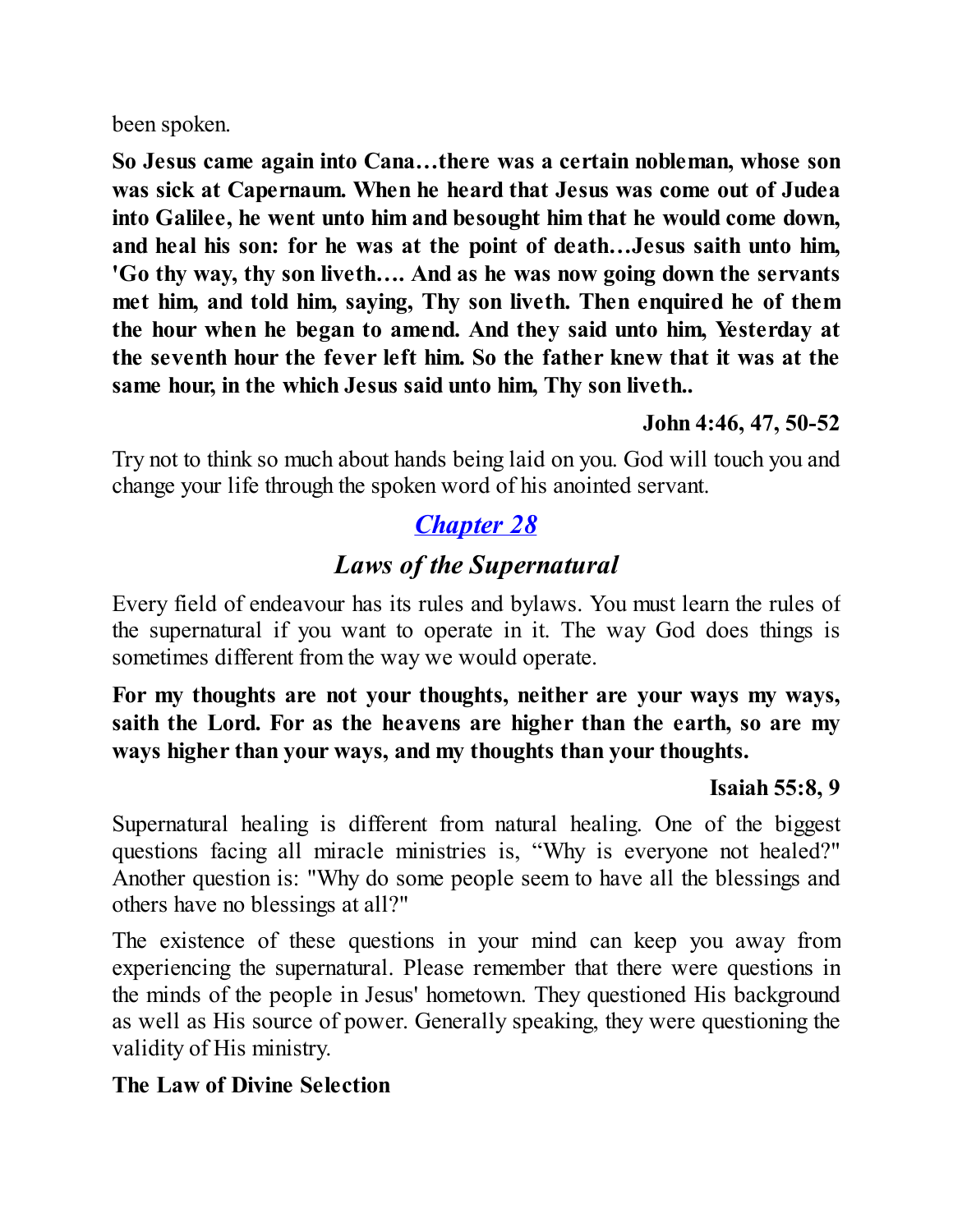been spoken.

**So Jesus came again into Cana…there was a certain nobleman, whose son was sick at Capernaum. When he heard that Jesus was come out of Judea into Galilee, he went unto him and besought him that he would come down, and heal his son: for he was at the point of death…Jesus saith unto him, 'Go thy way, thy son liveth…. And as he was now going down the servants met him, and told him, saying, Thy son liveth. Then enquired he of them the hour when he began to amend. And they said unto him, Yesterday at the seventh hour the fever left him. So the father knew that it was at the same hour, in the which Jesus said unto him, Thy son liveth..**

**John 4:46, 47, 50-52**

Try not to think so much about hands being laid on you. God will touch you and change your life through the spoken word of his anointed servant.

## *Chapter 28*

## *Laws of the Supernatural*

Every field of endeavour has its rules and bylaws. You must learn the rules of the supernatural if you want to operate in it. The way God does things is sometimes different from the way we would operate.

**For my thoughts are not your thoughts, neither are your ways my ways, saith the Lord. For as the heavens are higher than the earth, so are my ways higher than your ways, and my thoughts than your thoughts.**

**Isaiah 55:8, 9**

Supernatural healing is different from natural healing. One of the biggest questions facing all miracle ministries is, "Why is everyone not healed?" Another question is: "Why do some people seem to have all the blessings and others have no blessings at all?"

The existence of these questions in your mind can keep you away from experiencing the supernatural. Please remember that there were questions in the minds of the people in Jesus' hometown. They questioned His background as well as His source of power. Generally speaking, they were questioning the validity of His ministry.

**The Law of Divine Selection**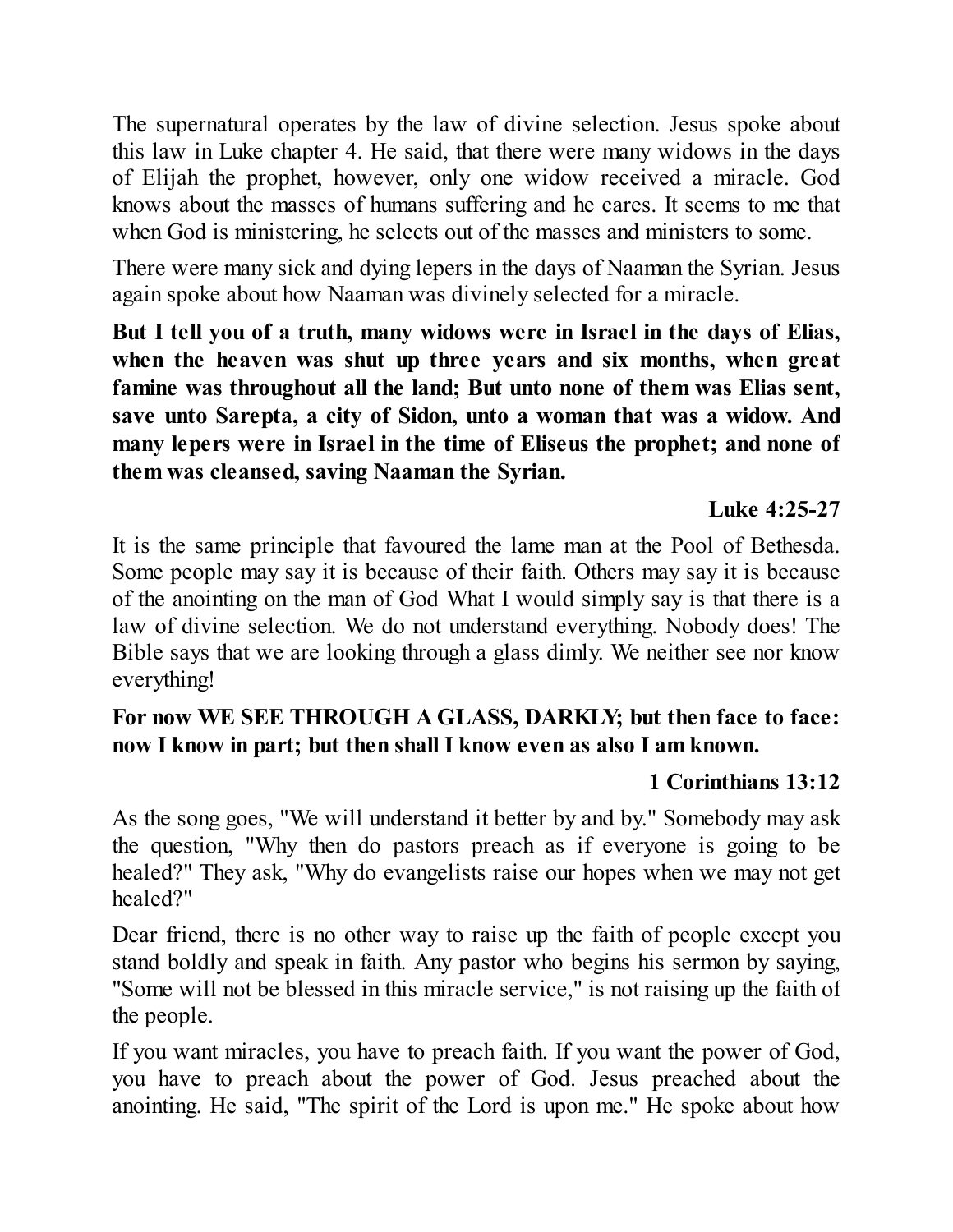The supernatural operates by the law of divine selection. Jesus spoke about this law in Luke chapter 4. He said, that there were many widows in the days of Elijah the prophet, however, only one widow received a miracle. God knows about the masses of humans suffering and he cares. It seems to me that when God is ministering, he selects out of the masses and ministers to some.

There were many sick and dying lepers in the days of Naaman the Syrian. Jesus again spoke about how Naaman was divinely selected for a miracle.

**But I tell you of a truth, many widows were in Israel in the days of Elias, when the heaven was shut up three years and six months, when great famine was throughout all the land; But unto none of them was Elias sent, save unto Sarepta, a city of Sidon, unto a woman that was a widow. And many lepers were in Israel in the time of Eliseus the prophet; and none of them was cleansed, saving Naaman the Syrian.**

**Luke 4:25-27**

It is the same principle that favoured the lame man at the Pool of Bethesda. Some people may say it is because of their faith. Others may say it is because of the anointing on the man of God What I would simply say is that there is a law of divine selection. We do not understand everything. Nobody does! The Bible says that we are looking through a glass dimly. We neither see nor know everything!

**For now WE SEE THROUGH A GLASS, DARKLY; but then face to face: now I know in part; but then shall I know even as also I am known.**

**1 Corinthians 13:12**

As the song goes, "We will understand it better by and by." Somebody may ask the question, "Why then do pastors preach as if everyone is going to be healed?" They ask, "Why do evangelists raise our hopes when we may not get healed?"

Dear friend, there is no other way to raise up the faith of people except you stand boldly and speak in faith. Any pastor who begins his sermon by saying, "Some will not be blessed in this miracle service," is not raising up the faith of the people.

If you want miracles, you have to preach faith. If you want the power of God, you have to preach about the power of God. Jesus preached about the anointing. He said, "The spirit of the Lord is upon me." He spoke about how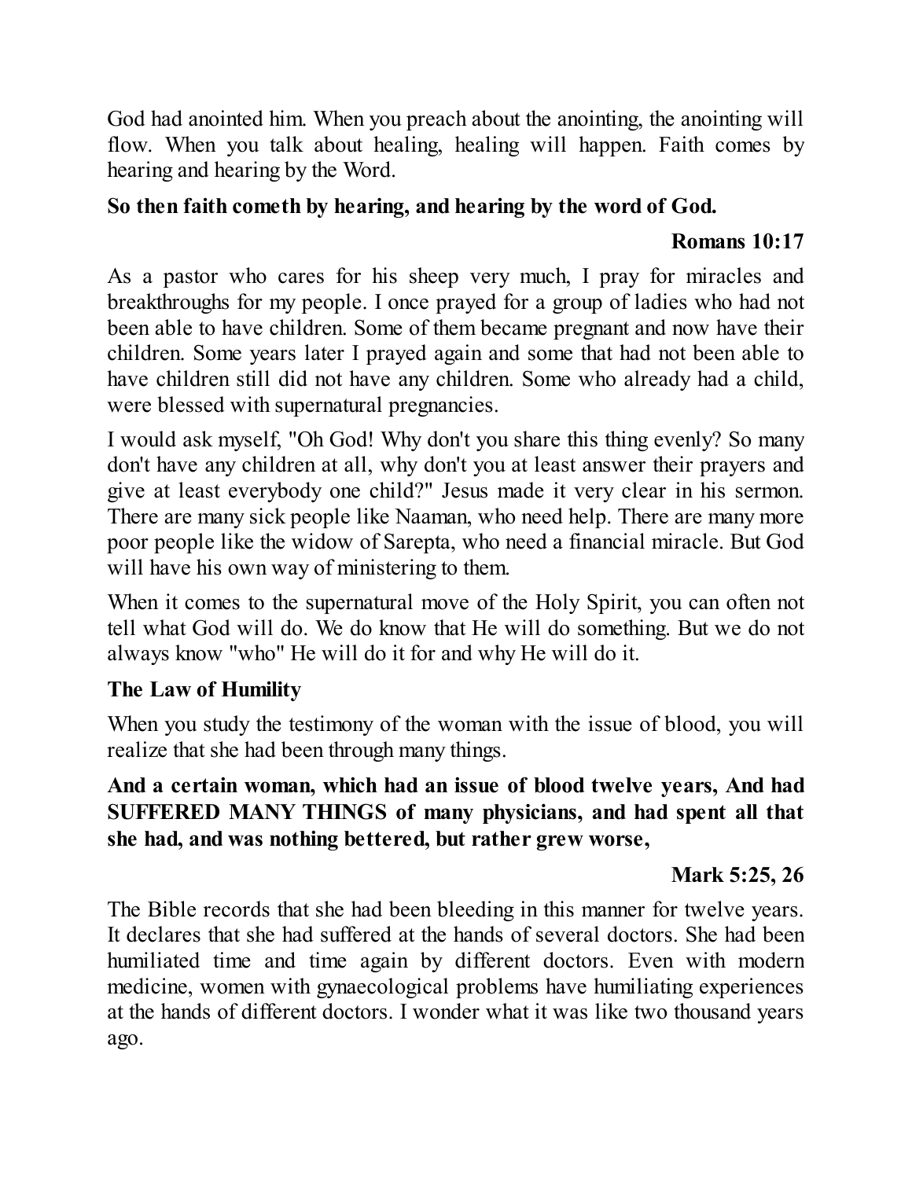God had anointed him. When you preach about the anointing, the anointing will flow. When you talk about healing, healing will happen. Faith comes by hearing and hearing by the Word.

**So then faith cometh by hearing, and hearing by the word of God.**

**Romans 10:17**

As a pastor who cares for his sheep very much, I pray for miracles and breakthroughs for my people. I once prayed for a group of ladies who had not been able to have children. Some of them became pregnant and now have their children. Some years later I prayed again and some that had not been able to have children still did not have any children. Some who already had a child, were blessed with supernatural pregnancies.

I would ask myself, "Oh God! Why don't you share this thing evenly? So many don't have any children at all, why don't you at least answer their prayers and give at least everybody one child?" Jesus made it very clear in his sermon. There are many sick people like Naaman, who need help. There are many more poor people like the widow of Sarepta, who need a financial miracle. But God will have his own way of ministering to them.

When it comes to the supernatural move of the Holy Spirit, you can often not tell what God will do. We do know that He will do something. But we do not always know "who" He will do it for and why He will do it.

**The Law of Humility**

When you study the testimony of the woman with the issue of blood, you will realize that she had been through many things.

**And a certain woman, which had an issue of blood twelve years, And had SUFFERED MANY THINGS of many physicians, and had spent all that she had, and was nothing bettered, but rather grew worse,**

**Mark 5:25, 26**

The Bible records that she had been bleeding in this manner for twelve years. It declares that she had suffered at the hands of several doctors. She had been humiliated time and time again by different doctors. Even with modern medicine, women with gynaecological problems have humiliating experiences at the hands of different doctors. I wonder what it was like two thousand years ago.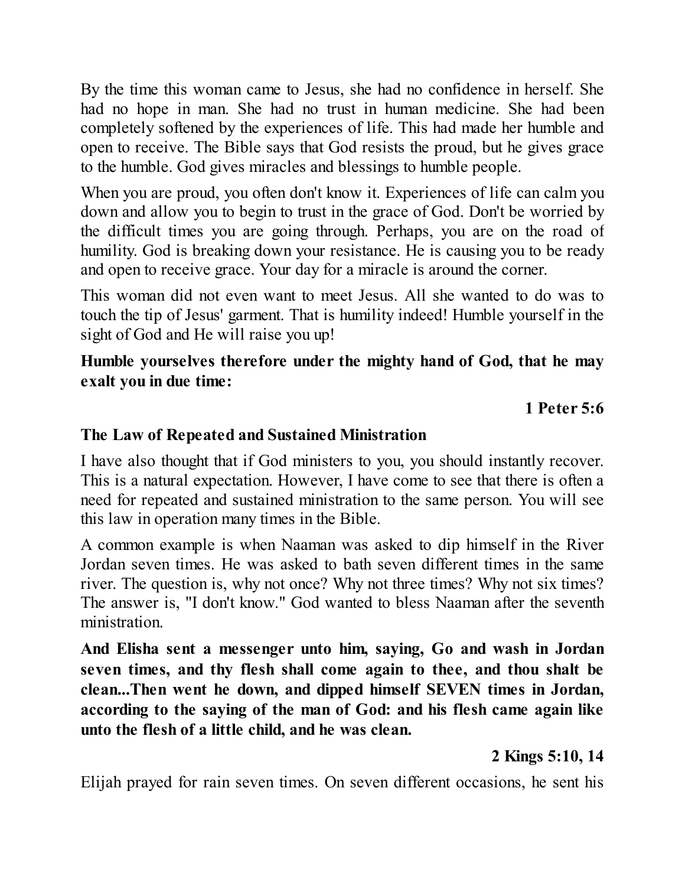By the time this woman came to Jesus, she had no confidence in herself. She had no hope in man. She had no trust in human medicine. She had been completely softened by the experiences of life. This had made her humble and open to receive. The Bible says that God resists the proud, but he gives grace to the humble. God gives miracles and blessings to humble people.

When you are proud, you often don't know it. Experiences of life can calm you down and allow you to begin to trust in the grace of God. Don't be worried by the difficult times you are going through. Perhaps, you are on the road of humility. God is breaking down your resistance. He is causing you to be ready and open to receive grace. Your day for a miracle is around the corner.

This woman did not even want to meet Jesus. All she wanted to do was to touch the tip of Jesus' garment. That is humility indeed! Humble yourself in the sight of God and He will raise you up!

**Humble yourselves therefore under the mighty hand of God, that he may exalt you in due time:**

**1 Peter 5:6**

### The Law of Repeated and Sustained Ministration

I have also thought that if God ministers to you, you should instantly recover. This is a natural expectation. However, I have come to see that there is often a need for repeated and sustained ministration to the same person. You will see this law in operation many times in the Bible.

A common example is when Naaman was asked to dip himself in the River Jordan seven times. He was asked to bath seven different times in the same river. The question is, why not once? Why not three times? Why not six times? The answer is, "I don't know." God wanted to bless Naaman after the seventh ministration.

**And Elisha sent a messenger unto him, saying, Go and wash in Jordan seven times, and thy flesh shall come again to thee, and thou shalt be clean...Then went he down, and dipped himself SEVEN times in Jordan, according to the saying of the man of God: and his flesh came again like unto the flesh of a little child, and he was clean.**

**2 Kings 5:10, 14**

Elijah prayed for rain seven times. On seven different occasions, he sent his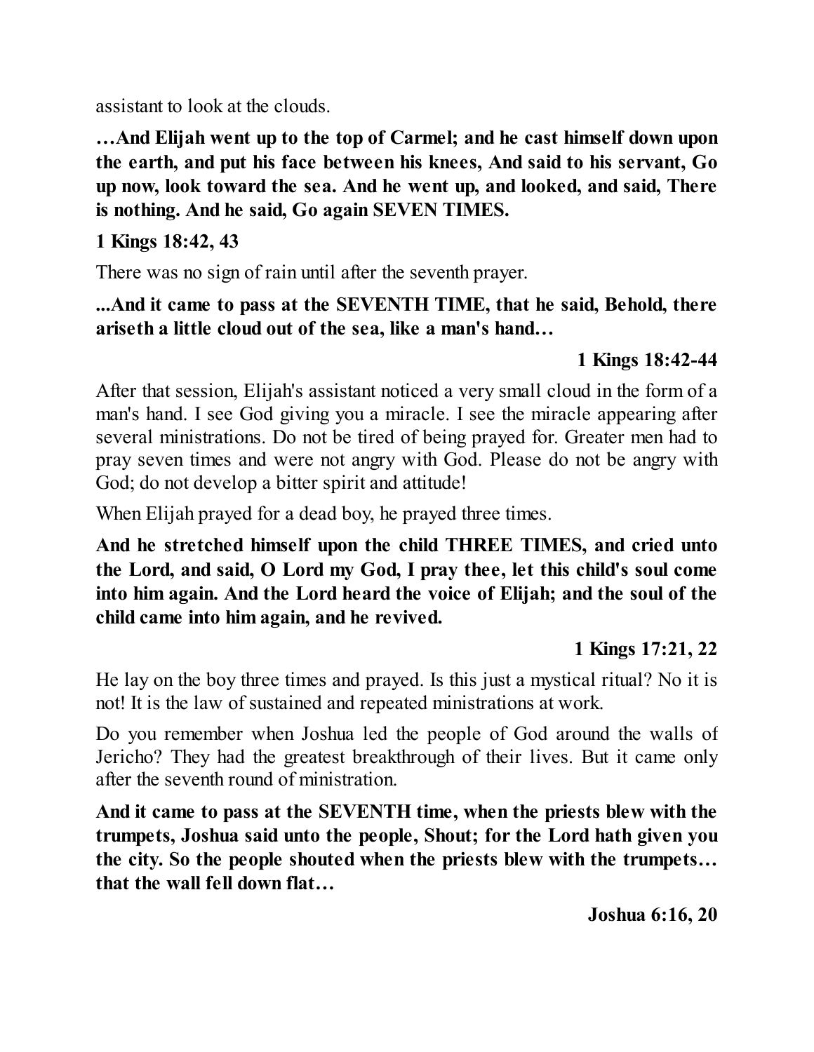assistant to look at the clouds.

**…And Elijah went up to the top of Carmel; and he cast himself down upon the earth, and put his face between his knees, And said to his servant, Go up now, look toward the sea. And he went up, and looked, and said, There is nothing. And he said, Go again SEVEN TIMES.**

**1 Kings 18:42, 43**

There was no sign of rain until after the seventh prayer.

**...And it came to pass at the SEVENTH TIME, that he said, Behold, there ariseth a little cloud out of the sea, like a man's hand…**

**1 Kings 18:42-44**

After that session, Elijah's assistant noticed a very small cloud in the form of a man's hand. I see God giving you a miracle. I see the miracle appearing after several ministrations. Do not be tired of being prayed for. Greater men had to pray seven times and were not angry with God. Please do not be angry with God; do not develop a bitter spirit and attitude!

When Elijah prayed for a dead boy, he prayed three times.

**And he stretched himself upon the child THREE TIMES, and cried unto the Lord, and said, O Lord my God, I pray thee, let this child's soul come into him again. And the Lord heard the voice of Elijah; and the soul of the child came into him again, and he revived.**

**1 Kings 17:21, 22**

He lay on the boy three times and prayed. Is this just a mystical ritual? No it is not! It is the law of sustained and repeated ministrations at work.

Do you remember when Joshua led the people of God around the walls of Jericho? They had the greatest breakthrough of their lives. But it came only after the seventh round of ministration.

**And it came to pass at the SEVENTH time, when the priests blew with the trumpets, Joshua said unto the people, Shout; for the Lord hath given you the city. So the people shouted when the priests blew with the trumpets… that the wall fell down flat…**

**Joshua 6:16, 20**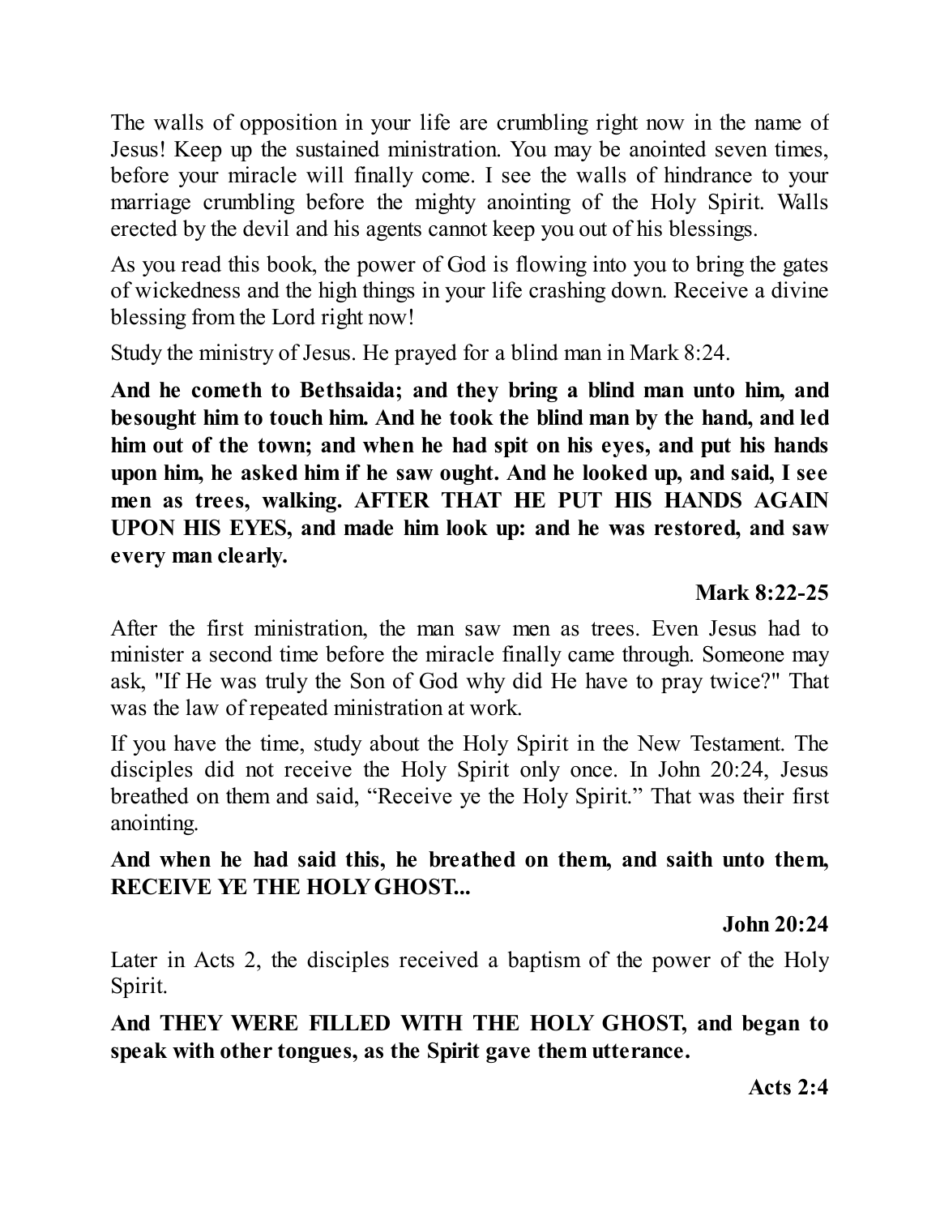The walls of opposition in your life are crumbling right now in the name of Jesus! Keep up the sustained ministration. You may be anointed seven times, before your miracle will finally come. I see the walls of hindrance to your marriage crumbling before the mighty anointing of the Holy Spirit. Walls erected by the devil and his agents cannot keep you out of his blessings.

As you read this book, the power of God is flowing into you to bring the gates of wickedness and the high things in your life crashing down. Receive a divine blessing from the Lord right now!

Study the ministry of Jesus. He prayed for a blind man in Mark 8:24.

**And he cometh to Bethsaida; and they bring a blind man unto him, and besought him to touch him. And he took the blind man by the hand, and led him out of the town; and when he had spit on his eyes, and put his hands upon him, he asked him if he saw ought. And he looked up, and said, I see men as trees, walking. AFTER THAT HE PUT HIS HANDS AGAIN UPON HIS EYES, and made him look up: and he was restored, and saw every man clearly.**

**Mark 8:22-25**

After the first ministration, the man saw men as trees. Even Jesus had to minister a second time before the miracle finally came through. Someone may ask, "If He was truly the Son of God why did He have to pray twice?" That was the law of repeated ministration at work.

If you have the time, study about the Holy Spirit in the New Testament. The disciples did not receive the Holy Spirit only once. In John 20:24, Jesus breathed on them and said, “Receive ye the Holy Spirit.” That was their first anointing.

**And when he had said this, he breathed on them, and saith unto them, RECEIVE YE THE HOLY GHOST...**

**John 20:24**

Later in Acts 2, the disciples received a baptism of the power of the Holy Spirit.

**And THEY WERE FILLED WITH THE HOLY GHOST, and began to speak with other tongues, as the Spirit gave them utterance.**

**Acts 2:4**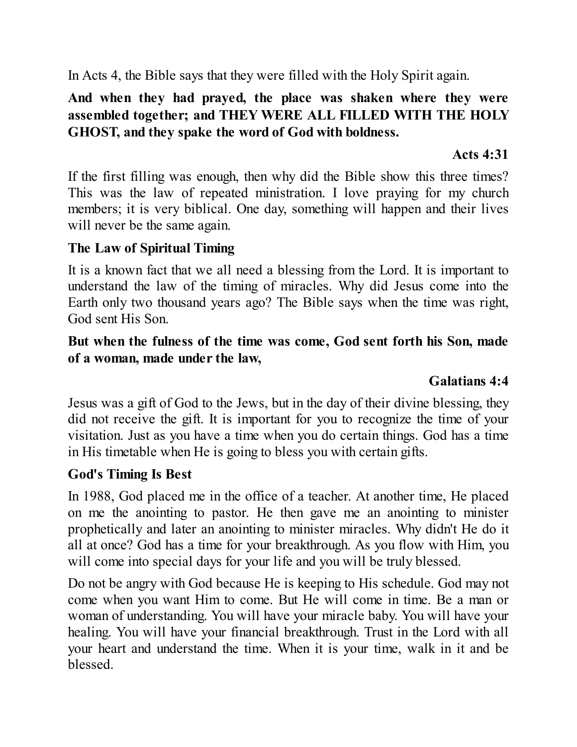In Acts 4, the Bible says that they were filled with the Holy Spirit again.

**And when they had prayed, the place was shaken where they were assembled together; and THEY WERE ALL FILLED WITH THE HOLY GHOST, and they spake the word of God with boldness.**

**Acts 4:31**

If the first filling was enough, then why did the Bible show this three times? This was the law of repeated ministration. I love praying for my church members; it is very biblical. One day, something will happen and their lives will never be the same again.

### The Law of Spiritual Timing

It is a known fact that we all need a blessing from the Lord. It is important to understand the law of the timing of miracles. Why did Jesus come into the Earth only two thousand years ago? The Bible says when the time was right, God sent His Son.

**But when the fulness of the time was come, God sent forth his Son, made of a woman, made under the law,**

**Galatians 4:4**

Jesus was a gift of God to the Jews, but in the day of their divine blessing, they did not receive the gift. It is important for you to recognize the time of your visitation. Just as you have a time when you do certain things. God has a time in His timetable when He is going to bless you with certain gifts.

### God's Timing Is Best

In 1988, God placed me in the office of a teacher. At another time, He placed on me the anointing to pastor. He then gave me an anointing to minister prophetically and later an anointing to minister miracles. Why didn't He do it all at once? God has a time for your breakthrough. As you flow with Him, you will come into special days for your life and you will be truly blessed.

Do not be angry with God because He is keeping to His schedule. God may not come when you want Him to come. But He will come in time. Be a man or woman of understanding. You will have your miracle baby. You will have your healing. You will have your financial breakthrough. Trust in the Lord with all your heart and understand the time. When it is your time, walk in it and be blessed.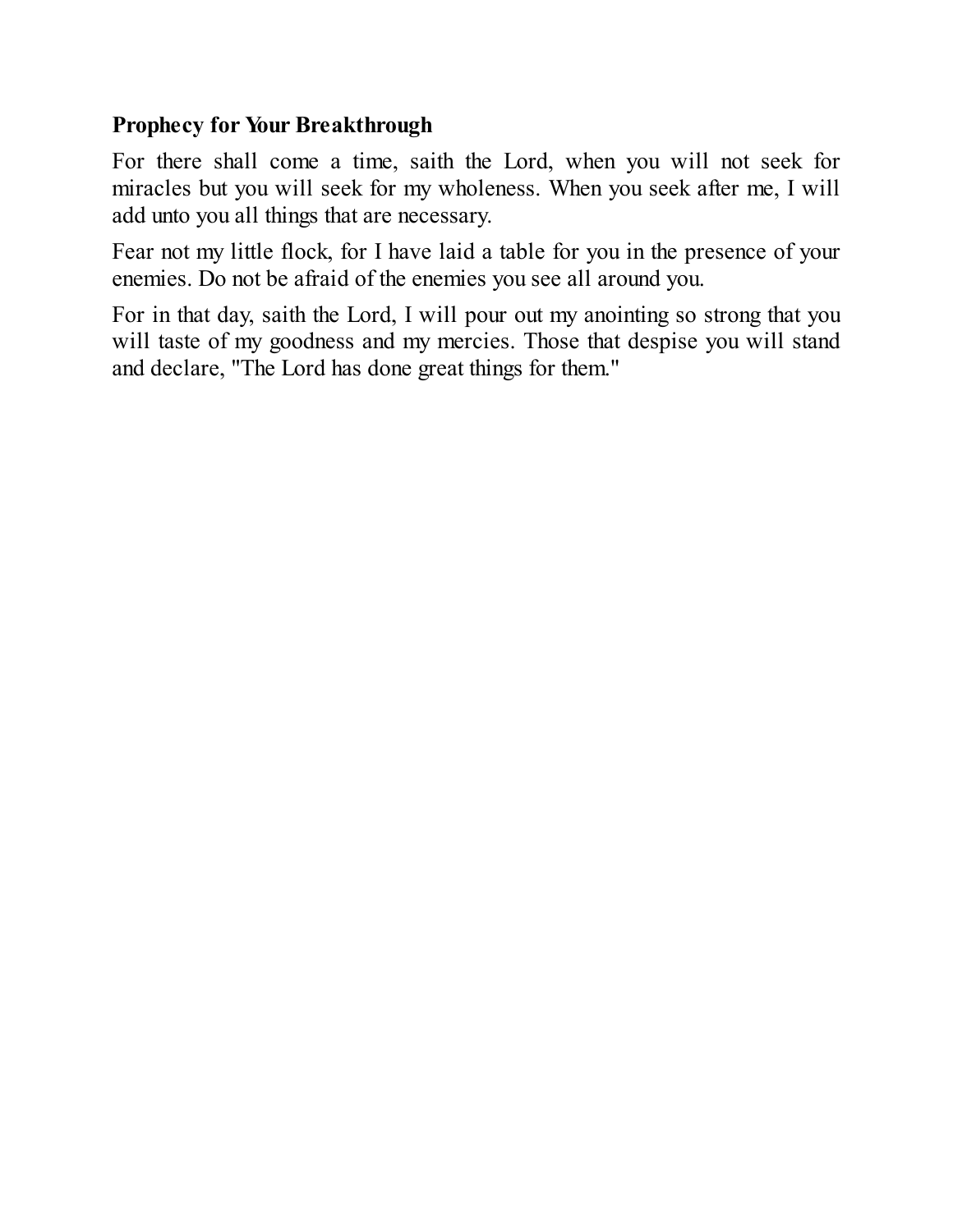**Prophecy for Your Breakthrough**

For there shall come a time, saith the Lord, when you will not seek for miracles but you will seek for my wholeness. When you seek after me, I will add unto you all things that are necessary.

Fear not my little flock, for I have laid a table for you in the presence of your enemies. Do not be afraid of the enemies you see all around you.

For in that day, saith the Lord, I will pour out my anointing so strong that you will taste of my goodness and my mercies. Those that despise you will stand and declare, "The Lord has done great things for them."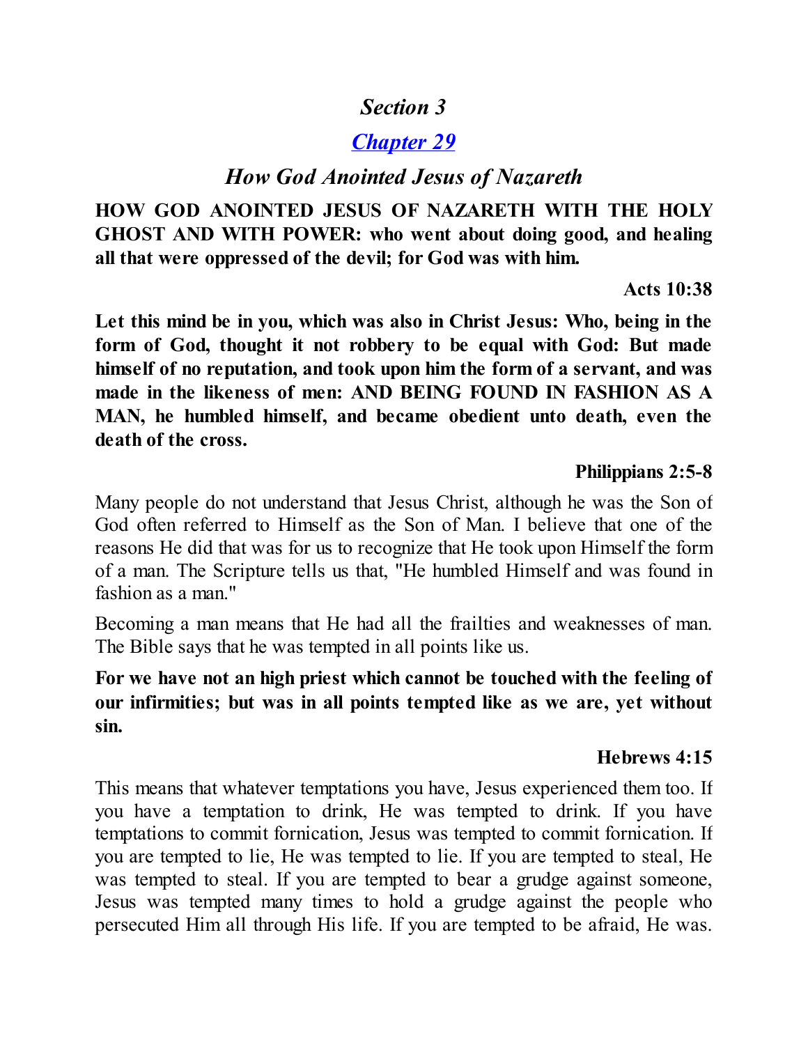## *Section 3*

## *[Chapter 29](#)*

### *How God Anointed Jesus of Nazareth*

**HOW GOD ANOINTED JESUS OF NAZARETH WITH THE HOLY GHOST AND WITH POWER: who went about doing good, and healing all that were oppressed of the devil; for God was with him.**

**Acts 10:38**

**Let this mind be in you, which was also in Christ Jesus: Who, being in the form of God, thought it not robbery to be equal with God: But made himself of no reputation, and took upon him the form of a servant, and was made in the likeness of men: AND BEING FOUND IN FASHION AS A MAN, he humbled himself, and became obedient unto death, even the death of the cross.**

**Philippians 2:5-8**

Many people do not understand that Jesus Christ, although he was the Son of God often referred to Himself as the Son of Man. I believe that one of the reasons He did that was for us to recognize that He took upon Himself the form of a man. The Scripture tells us that, "He humbled Himself and was found in fashion as a man."

Becoming a man means that He had all the frailties and weaknesses of man. The Bible says that he was tempted in all points like us.

**For we have not an high priest which cannot be touched with the feeling of our infirmities; but was in all points tempted like as we are, yet without sin.**

**Hebrews 4:15**

This means that whatever temptations you have, Jesus experienced them too. If you have a temptation to drink, He was tempted to drink. If you have temptations to commit fornication, Jesus was tempted to commit fornication. If you are tempted to lie, He was tempted to lie. If you are tempted to steal, He was tempted to steal. If you are tempted to bear a grudge against someone, Jesus was tempted many times to hold a grudge against the people who persecuted Him all through His life. If you are tempted to be afraid, He was.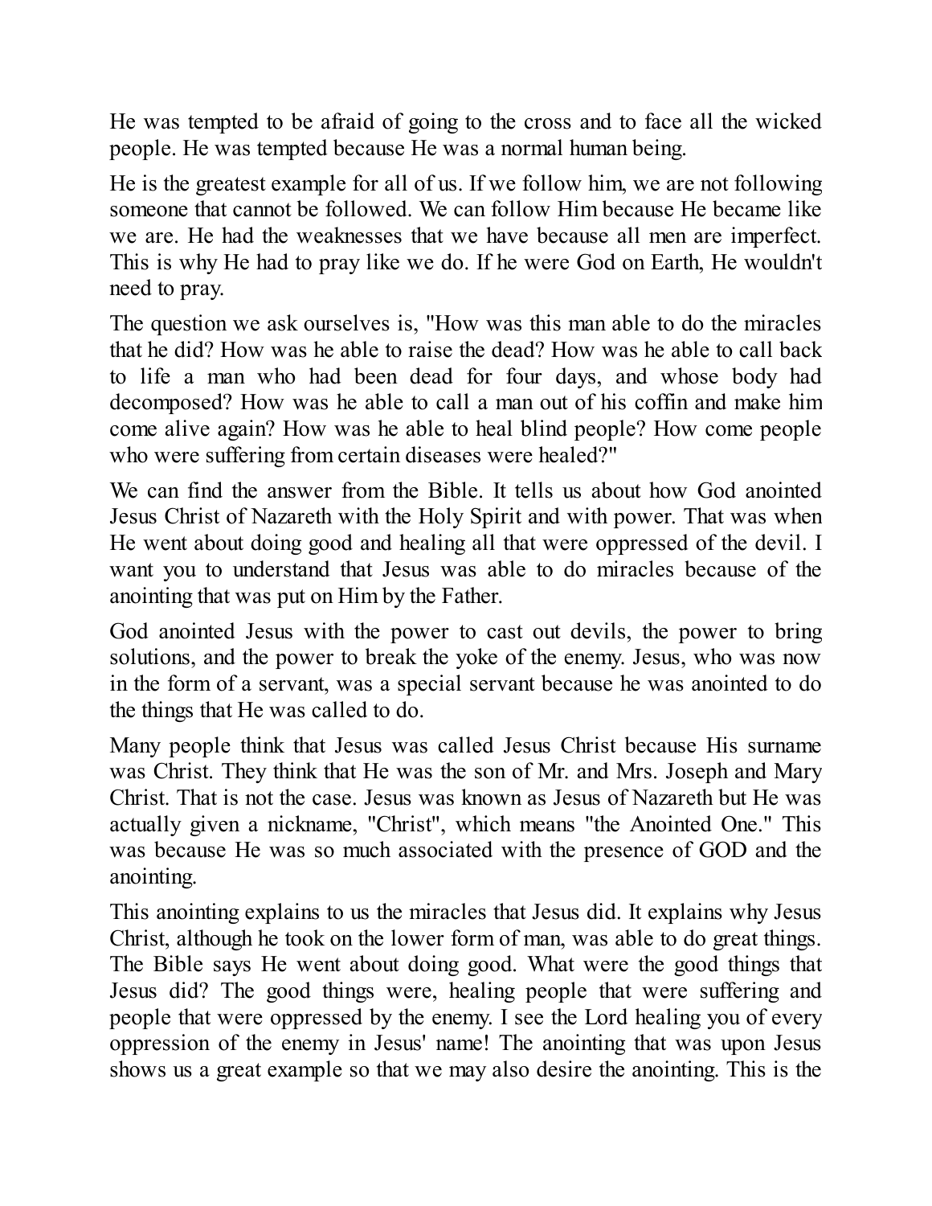He was tempted to be afraid of going to the cross and to face all the wicked people. He was tempted because He was a normal human being.

He is the greatest example for all of us. If we follow him, we are not following someone that cannot be followed. We can follow Him because He became like we are. He had the weaknesses that we have because all men are imperfect. This is why He had to pray like we do. If he were God on Earth, He wouldn't need to pray.

The question we ask ourselves is, "How was this man able to do the miracles that he did? How was he able to raise the dead? How was he able to call back to life a man who had been dead for four days, and whose body had decomposed? How was he able to call a man out of his coffin and make him come alive again? How was he able to heal blind people? How come people who were suffering from certain diseases were healed?"

We can find the answer from the Bible. It tells us about how God anointed Jesus Christ of Nazareth with the Holy Spirit and with power. That was when He went about doing good and healing all that were oppressed of the devil. I want you to understand that Jesus was able to do miracles because of the anointing that was put on Him by the Father.

God anointed Jesus with the power to cast out devils, the power to bring solutions, and the power to break the yoke of the enemy. Jesus, who was now in the form of a servant, was a special servant because he was anointed to do the things that He was called to do.

Many people think that Jesus was called Jesus Christ because His surname was Christ. They think that He was the son of Mr. and Mrs. Joseph and Mary Christ. That is not the case. Jesus was known as Jesus of Nazareth but He was actually given a nickname, "Christ", which means "the Anointed One." This was because He was so much associated with the presence of GOD and the anointing.

This anointing explains to us the miracles that Jesus did. It explains why Jesus Christ, although he took on the lower form of man, was able to do great things. The Bible says He went about doing good. What were the good things that Jesus did? The good things were, healing people that were suffering and people that were oppressed by the enemy. I see the Lord healing you of every oppression of the enemy in Jesus' name! The anointing that was upon Jesus shows us a great example so that we may also desire the anointing. This is the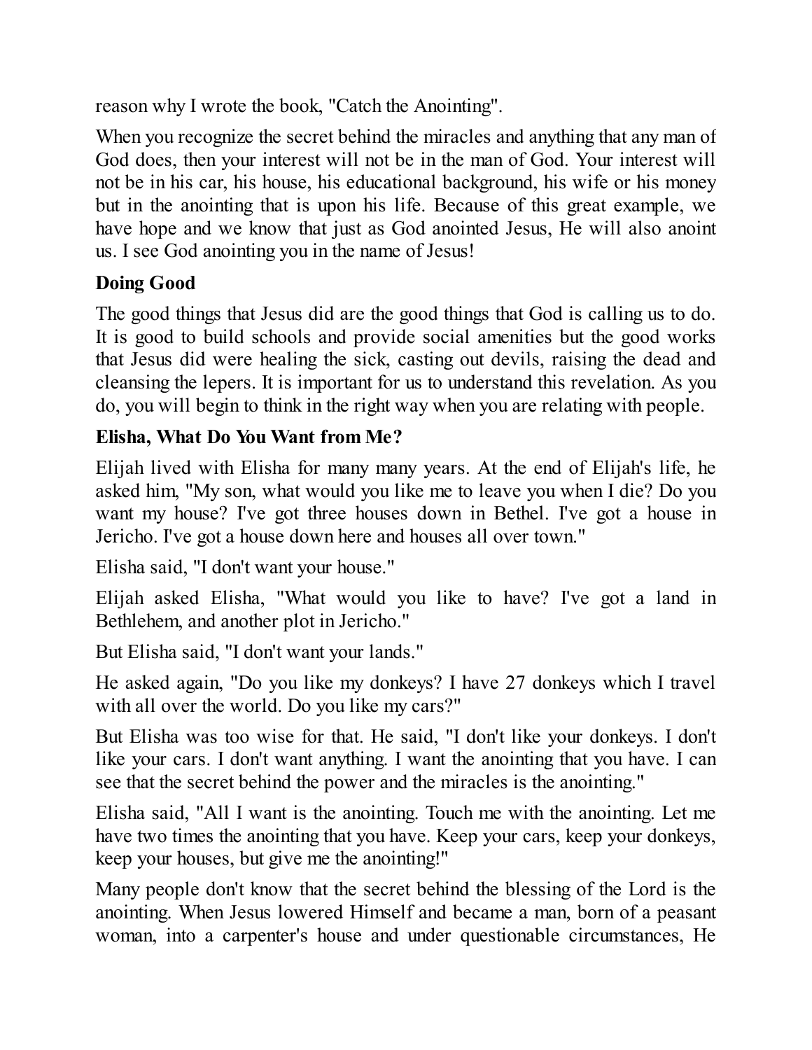reason why I wrote the book, "Catch the Anointing".

When you recognize the secret behind the miracles and anything that any man of God does, then your interest will not be in the man of God. Your interest will not be in his car, his house, his educational background, his wife or his money but in the anointing that is upon his life. Because of this great example, we have hope and we know that just as God anointed Jesus, He will also anoint us. I see God anointing you in the name of Jesus!

**Doing Good**

The good things that Jesus did are the good things that God is calling us to do. It is good to build schools and provide social amenities but the good works that Jesus did were healing the sick, casting out devils, raising the dead and cleansing the lepers. It is important for us to understand this revelation. As you do, you will begin to think in the right way when you are relating with people.

**Elisha, What Do You Want from Me?**

Elijah lived with Elisha for many many years. At the end of Elijah's life, he asked him, "My son, what would you like me to leave you when I die? Do you want my house? I've got three houses down in Bethel. I've got a house in Jericho. I've got a house down here and houses all over town."

Elisha said, "I don't want your house."

Elijah asked Elisha, "What would you like to have? I've got a land in Bethlehem, and another plot in Jericho."

But Elisha said, "I don't want your lands."

He asked again, "Do you like my donkeys? I have 27 donkeys which I travel with all over the world. Do you like my cars?"

But Elisha was too wise for that. He said, "I don't like your donkeys. I don't like your cars. I don't want anything. I want the anointing that you have. I can see that the secret behind the power and the miracles is the anointing."

Elisha said, "All I want is the anointing. Touch me with the anointing. Let me have two times the anointing that you have. Keep your cars, keep your donkeys, keep your houses, but give me the anointing!"

Many people don't know that the secret behind the blessing of the Lord is the anointing. When Jesus lowered Himself and became a man, born of a peasant woman, into a carpenter's house and under questionable circumstances, He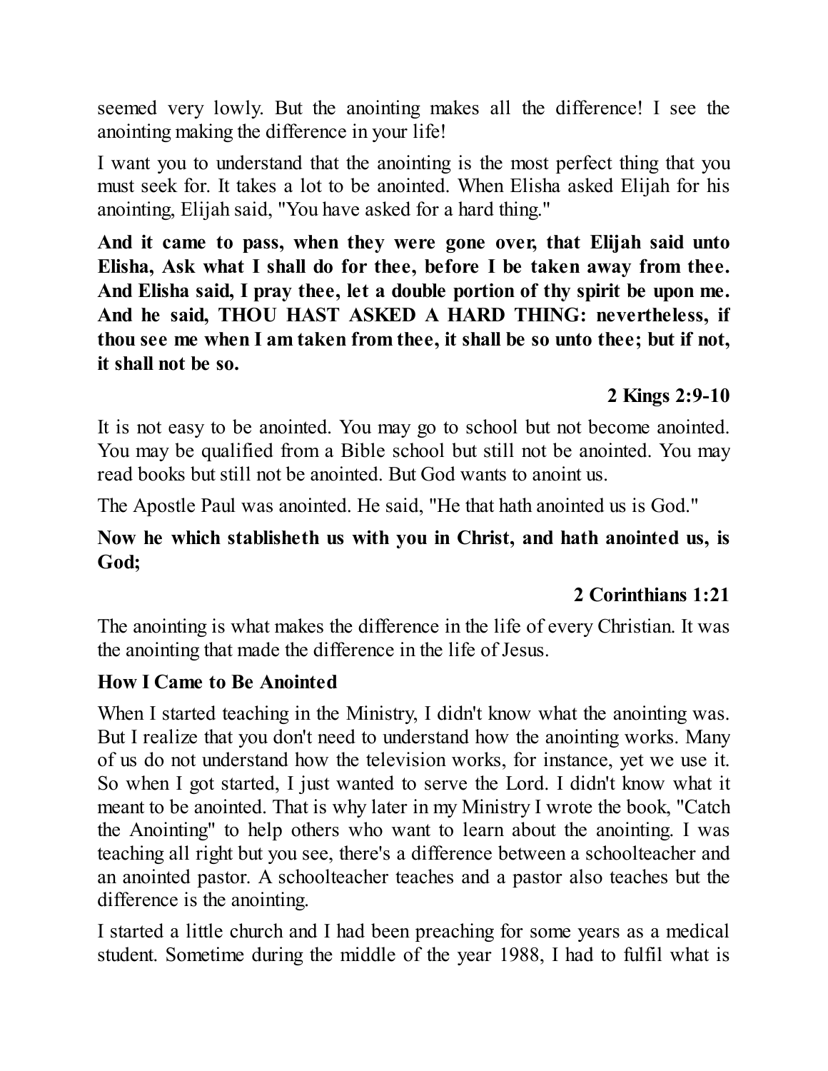seemed very lowly. But the anointing makes all the difference! I see the anointing making the difference in your life!

I want you to understand that the anointing is the most perfect thing that you must seek for. It takes a lot to be anointed. When Elisha asked Elijah for his anointing, Elijah said, "You have asked for a hard thing."

**And it came to pass, when they were gone over, that Elijah said unto Elisha, Ask what I shall do for thee, before I be taken away from thee. And Elisha said, I pray thee, let a double portion of thy spirit be upon me. And he said, THOU HAST ASKED A HARD THING: nevertheless, if thou see me when I am taken from thee, it shall be so unto thee; but if not, it shall not be so.**

**2 Kings 2:9-10**

It is not easy to be anointed. You may go to school but not become anointed. You may be qualified from a Bible school but still not be anointed. You may read books but still not be anointed. But God wants to anoint us.

The Apostle Paul was anointed. He said, "He that hath anointed us is God."

**Now he which stablisheth us with you in Christ, and hath anointed us, is God;**

**2 Corinthians 1:21**

The anointing is what makes the difference in the life of every Christian. It was the anointing that made the difference in the life of Jesus.

### How I Came to Be Anointed

When I started teaching in the Ministry, I didn't know what the anointing was. But I realize that you don't need to understand how the anointing works. Many of us do not understand how the television works, for instance, yet we use it. So when I got started, I just wanted to serve the Lord. I didn't know what it meant to be anointed. That is why later in my Ministry I wrote the book, "Catch the Anointing" to help others who want to learn about the anointing. I was teaching all right but you see, there's a difference between a schoolteacher and an anointed pastor. A schoolteacher teaches and a pastor also teaches but the difference is the anointing.

I started a little church and I had been preaching for some years as a medical student. Sometime during the middle of the year 1988, I had to fulfil what is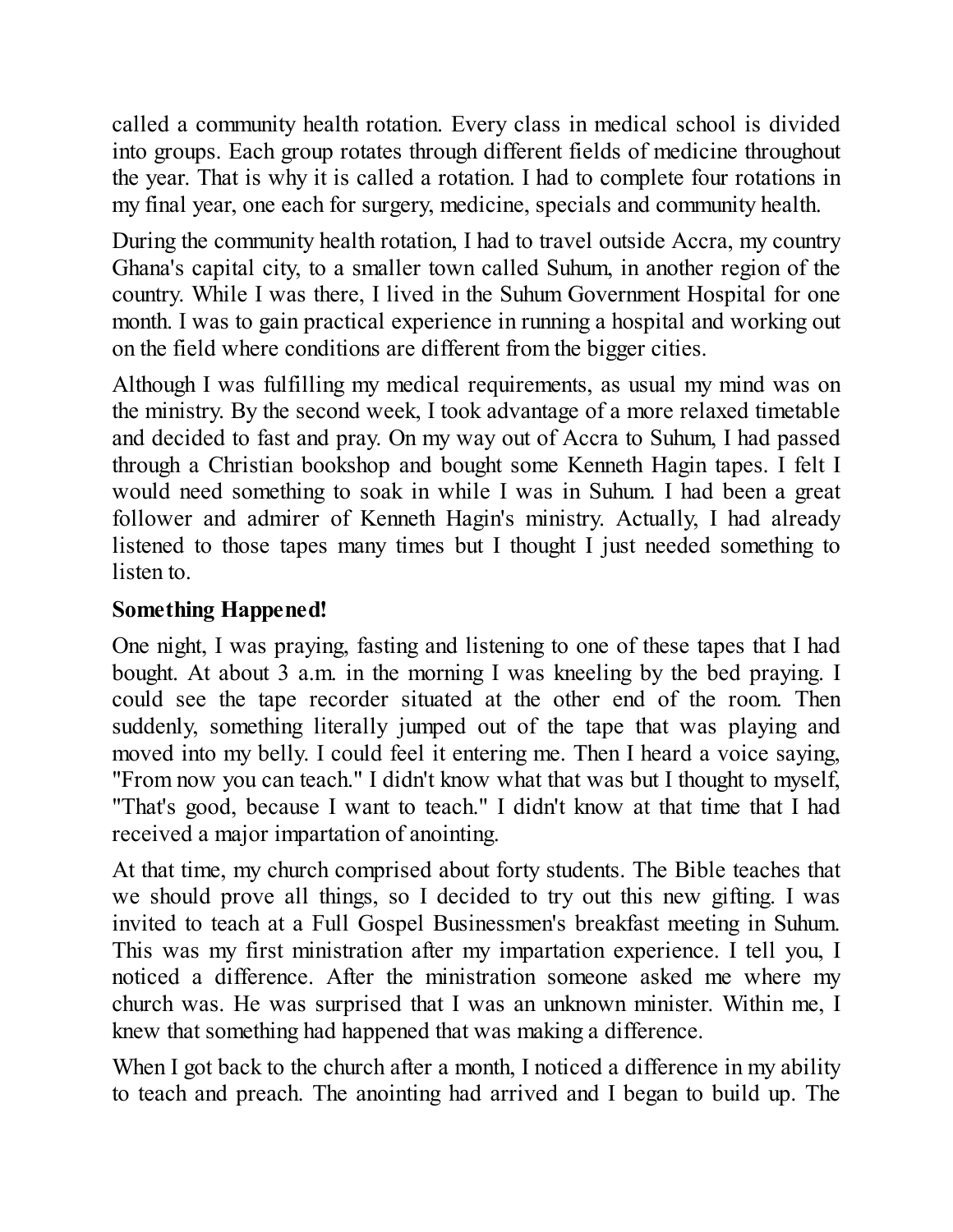called a community health rotation. Every class in medical school is divided into groups. Each group rotates through different fields of medicine throughout the year. That is why it is called a rotation. I had to complete four rotations in my final year, one each for surgery, medicine, specials and community health.

During the community health rotation, I had to travel outside Accra, my country Ghana's capital city, to a smaller town called Suhum, in another region of the country. While I was there, I lived in the Suhum Government Hospital for one month. I was to gain practical experience in running a hospital and working out on the field where conditions are different from the bigger cities.

Although I was fulfilling my medical requirements, as usual my mind was on the ministry. By the second week, I took advantage of a more relaxed timetable and decided to fast and pray. On my way out of Accra to Suhum, I had passed through a Christian bookshop and bought some Kenneth Hagin tapes. I felt I would need something to soak in while I was in Suhum. I had been a great follower and admirer of Kenneth Hagin's ministry. Actually, I had already listened to those tapes many times but I thought I just needed something to listen to.

**Something Happened!**

One night, I was praying, fasting and listening to one of these tapes that I had bought. At about 3 a.m. in the morning I was kneeling by the bed praying. I could see the tape recorder situated at the other end of the room. Then suddenly, something literally jumped out of the tape that was playing and moved into my belly. I could feel it entering me. Then I heard a voice saying, "From now you can teach." I didn't know what that was but I thought to myself, "That's good, because I want to teach." I didn't know at that time that I had received a major impartation of anointing.

At that time, my church comprised about forty students. The Bible teaches that we should prove all things, so I decided to try out this new gifting. I was invited to teach at a Full Gospel Businessmen's breakfast meeting in Suhum. This was my first ministration after my impartation experience. I tell you, I noticed a difference. After the ministration someone asked me where my church was. He was surprised that I was an unknown minister. Within me, I knew that something had happened that was making a difference.

When I got back to the church after a month, I noticed a difference in my ability to teach and preach. The anointing had arrived and I began to build up. The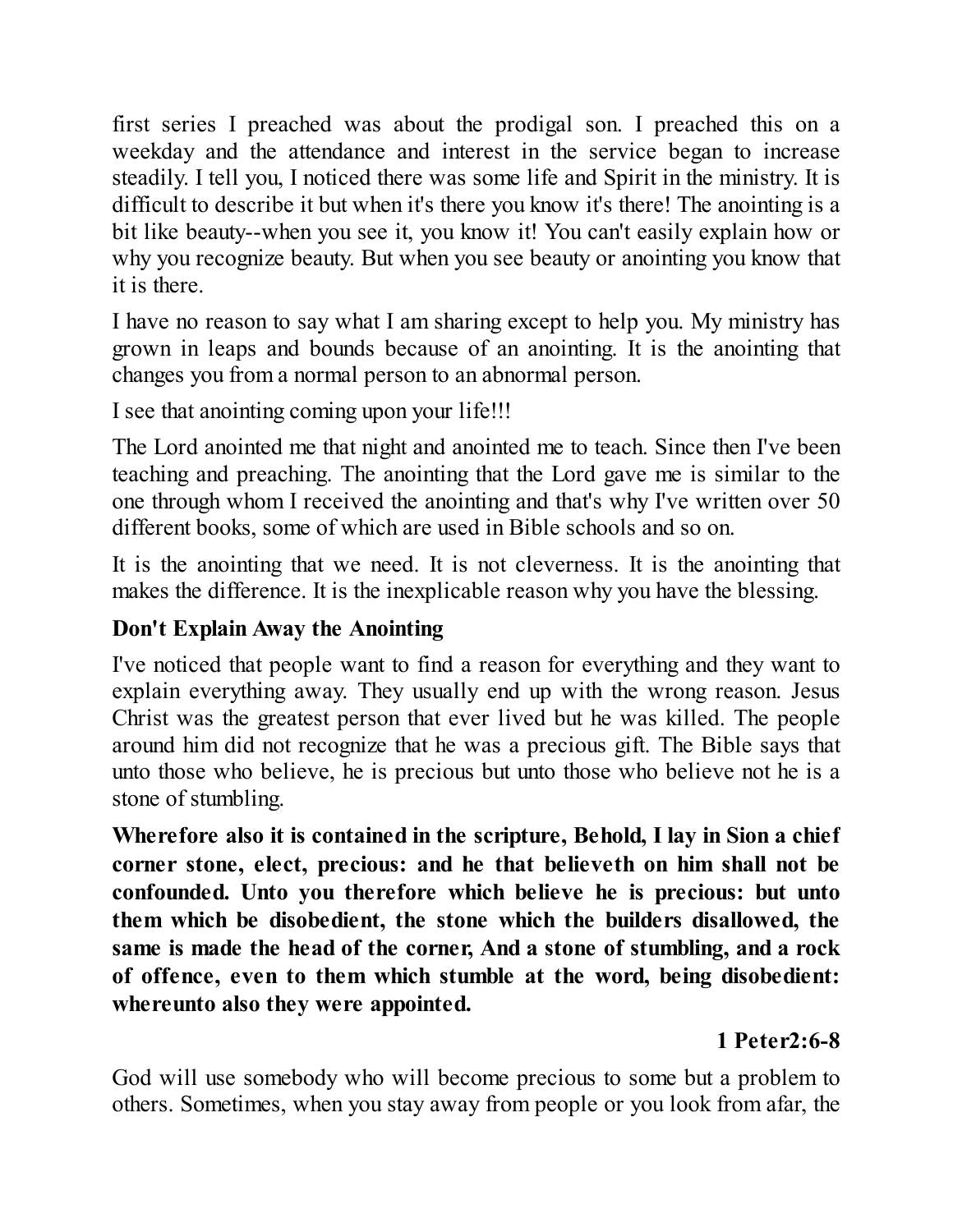first series I preached was about the prodigal son. I preached this on a weekday and the attendance and interest in the service began to increase steadily. I tell you, I noticed there was some life and Spirit in the ministry. It is difficult to describe it but when it's there you know it's there! The anointing is a bit like beauty--when you see it, you know it! You can't easily explain how or why you recognize beauty. But when you see beauty or anointing you know that it is there.

I have no reason to say what I am sharing except to help you. My ministry has grown in leaps and bounds because of an anointing. It is the anointing that changes you from a normal person to an abnormal person.

I see that anointing coming upon your life!!!

The Lord anointed me that night and anointed me to teach. Since then I've been teaching and preaching. The anointing that the Lord gave me is similar to the one through whom I received the anointing and that's why I've written over 50 different books, some of which are used in Bible schools and so on.

It is the anointing that we need. It is not cleverness. It is the anointing that makes the difference. It is the inexplicable reason why you have the blessing.

### Don't Explain Away the Anointing

I've noticed that people want to find a reason for everything and they want to explain everything away. They usually end up with the wrong reason. Jesus Christ was the greatest person that ever lived but he was killed. The people around him did not recognize that he was a precious gift. The Bible says that unto those who believe, he is precious but unto those who believe not he is a stone of stumbling.

**Wherefore also it is contained in the scripture, Behold, I lay in Sion a chief corner stone, elect, precious: and he that believeth on him shall not be confounded. Unto you therefore which believe he is precious: but unto them which be disobedient, the stone which the builders disallowed, the same is made the head of the corner, And a stone of stumbling, and a rock of offence, even to them which stumble at the word, being disobedient: whereunto also they were appointed.**

**1 Peter2:6-8**

God will use somebody who will become precious to some but a problem to others. Sometimes, when you stay away from people or you look from afar, the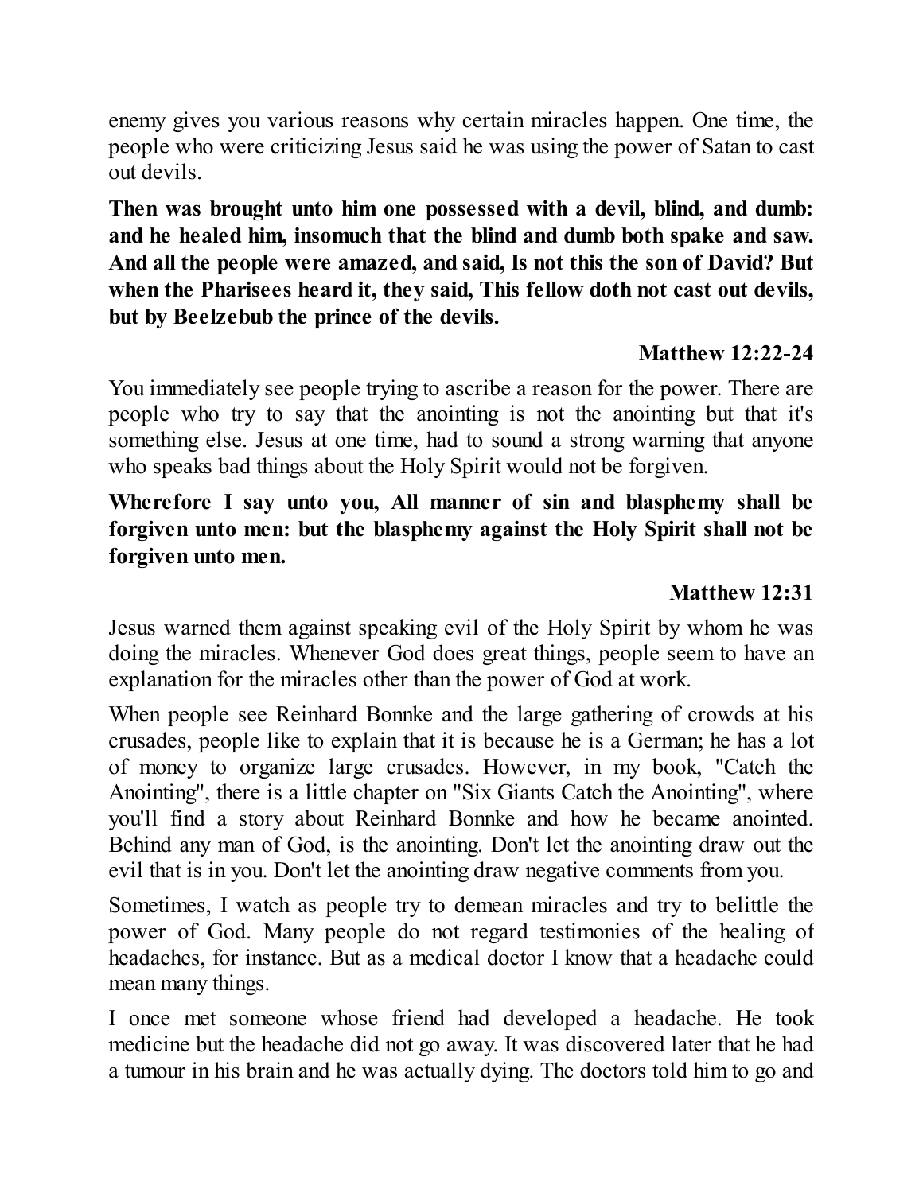enemy gives you various reasons why certain miracles happen. One time, the people who were criticizing Jesus said he was using the power of Satan to cast out devils.

**Then was brought unto him one possessed with a devil, blind, and dumb: and he healed him, insomuch that the blind and dumb both spake and saw. And all the people were amazed, and said, Is not this the son of David? But when the Pharisees heard it, they said, This fellow doth not cast out devils, but by Beelzebub the prince of the devils.**

**Matthew 12:22-24**

You immediately see people trying to ascribe a reason for the power. There are people who try to say that the anointing is not the anointing but that it's something else. Jesus at one time, had to sound a strong warning that anyone who speaks bad things about the Holy Spirit would not be forgiven.

**Wherefore I say unto you, All manner of sin and blasphemy shall be forgiven unto men: but the blasphemy against the Holy Spirit shall not be forgiven unto men.**

**Matthew 12:31**

Jesus warned them against speaking evil of the Holy Spirit by whom he was doing the miracles. Whenever God does great things, people seem to have an explanation for the miracles other than the power of God at work.

When people see Reinhard Bonnke and the large gathering of crowds at his crusades, people like to explain that it is because he is a German; he has a lot of money to organize large crusades. However, in my book, "Catch the Anointing", there is a little chapter on "Six Giants Catch the Anointing", where you'll find a story about Reinhard Bonnke and how he became anointed. Behind any man of God, is the anointing. Don't let the anointing draw out the evil that is in you. Don't let the anointing draw negative comments from you.

Sometimes, I watch as people try to demean miracles and try to belittle the power of God. Many people do not regard testimonies of the healing of headaches, for instance. But as a medical doctor I know that a headache could mean many things.

I once met someone whose friend had developed a headache. He took medicine but the headache did not go away. It was discovered later that he had a tumour in his brain and he was actually dying. The doctors told him to go and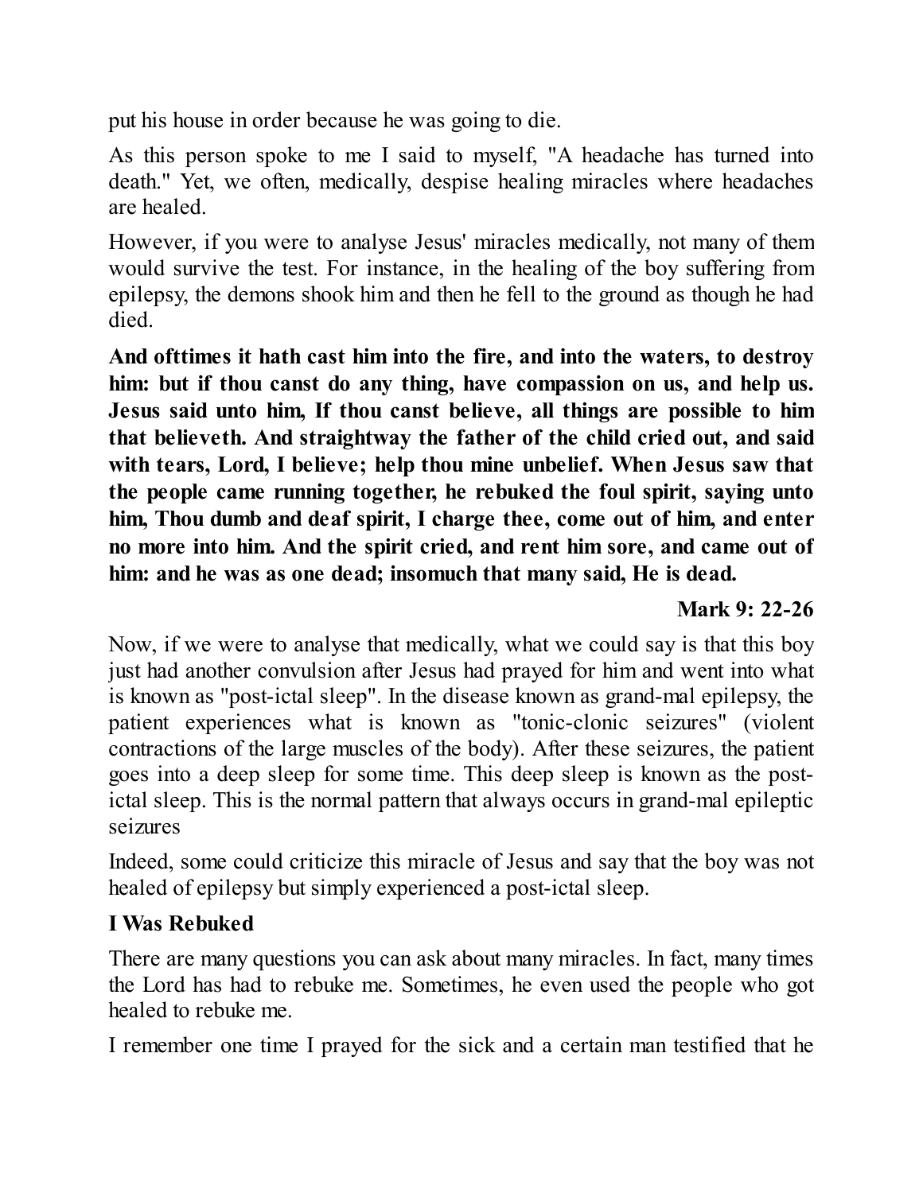put his house in order because he was going to die.

As this person spoke to me I said to myself, "A headache has turned into death." Yet, we often, medically, despise healing miracles where headaches are healed.

However, if you were to analyse Jesus' miracles medically, not many of them would survive the test. For instance, in the healing of the boy suffering from epilepsy, the demons shook him and then he fell to the ground as though he had died.

**And ofttimes it hath cast him into the fire, and into the waters, to destroy him: but if thou canst do any thing, have compassion on us, and help us. Jesus said unto him, If thou canst believe, all things are possible to him that believeth. And straightway the father of the child cried out, and said with tears, Lord, I believe; help thou mine unbelief. When Jesus saw that the people came running together, he rebuked the foul spirit, saying unto him, Thou dumb and deaf spirit, I charge thee, come out of him, and enter no more into him. And the spirit cried, and rent him sore, and came out of him: and he was as one dead; insomuch that many said, He is dead.**

**Mark 9: 22-26**

Now, if we were to analyse that medically, what we could say is that this boy just had another convulsion after Jesus had prayed for him and went into what is known as "post-ictal sleep". In the disease known as grand-mal epilepsy, the patient experiences what is known as "tonic-clonic seizures" (violent contractions of the large muscles of the body). After these seizures, the patient goes into a deep sleep for some time. This deep sleep is known as the post-ictal sleep. This is the normal pattern that always occurs in grand-mal epileptic seizures

Indeed, some could criticize this miracle of Jesus and say that the boy was not healed of epilepsy but simply experienced a post-ictal sleep.

### I Was Rebuked

There are many questions you can ask about many miracles. In fact, many times the Lord has had to rebuke me. Sometimes, he even used the people who got healed to rebuke me.

I remember one time I prayed for the sick and a certain man testified that he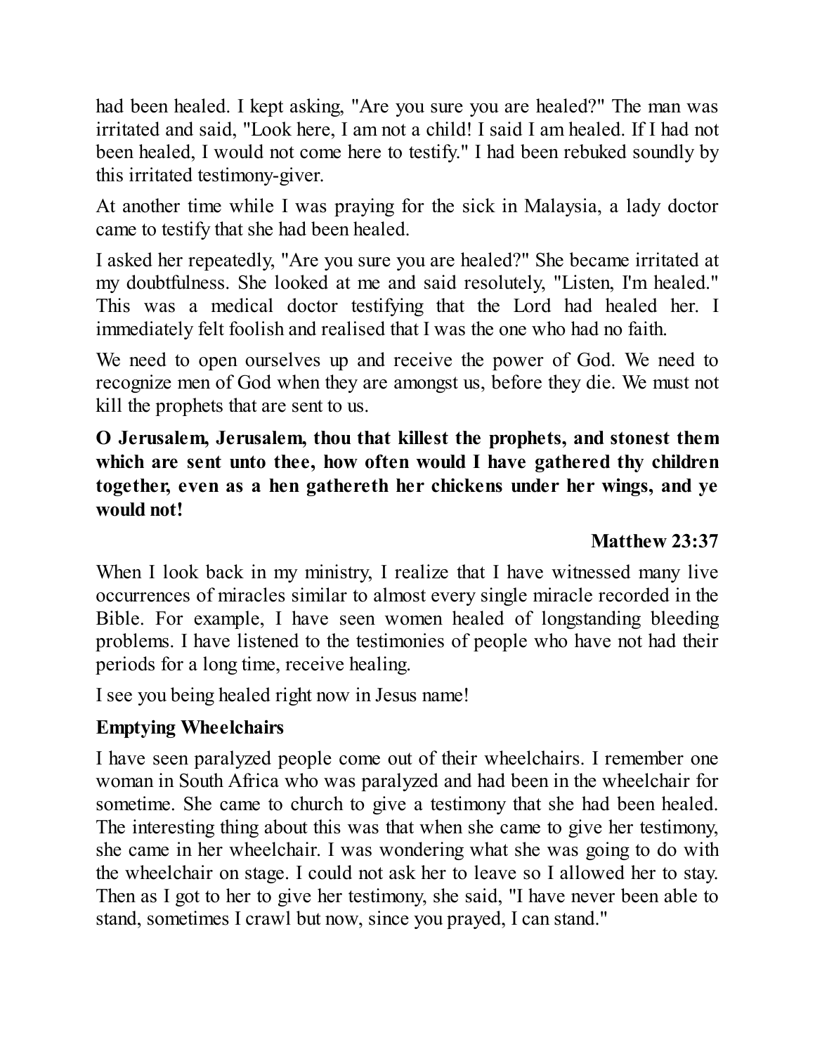had been healed. I kept asking, "Are you sure you are healed?" The man was irritated and said, "Look here, I am not a child! I said I am healed. If I had not been healed, I would not come here to testify." I had been rebuked soundly by this irritated testimony-giver.

At another time while I was praying for the sick in Malaysia, a lady doctor came to testify that she had been healed.

I asked her repeatedly, "Are you sure you are healed?" She became irritated at my doubtfulness. She looked at me and said resolutely, "Listen, I'm healed." This was a medical doctor testifying that the Lord had healed her. I immediately felt foolish and realised that I was the one who had no faith.

We need to open ourselves up and receive the power of God. We need to recognize men of God when they are amongst us, before they die. We must not kill the prophets that are sent to us.

**O Jerusalem, Jerusalem, thou that killest the prophets, and stonest them which are sent unto thee, how often would I have gathered thy children together, even as a hen gathereth her chickens under her wings, and ye would not!**

**Matthew 23:37**

When I look back in my ministry, I realize that I have witnessed many live occurrences of miracles similar to almost every single miracle recorded in the Bible. For example, I have seen women healed of longstanding bleeding problems. I have listened to the testimonies of people who have not had their periods for a long time, receive healing.

I see you being healed right now in Jesus name!

**Emptying Wheelchairs**

I have seen paralyzed people come out of their wheelchairs. I remember one woman in South Africa who was paralyzed and had been in the wheelchair for sometime. She came to church to give a testimony that she had been healed. The interesting thing about this was that when she came to give her testimony, she came in her wheelchair. I was wondering what she was going to do with the wheelchair on stage. I could not ask her to leave so I allowed her to stay. Then as I got to her to give her testimony, she said, "I have never been able to stand, sometimes I crawl but now, since you prayed, I can stand."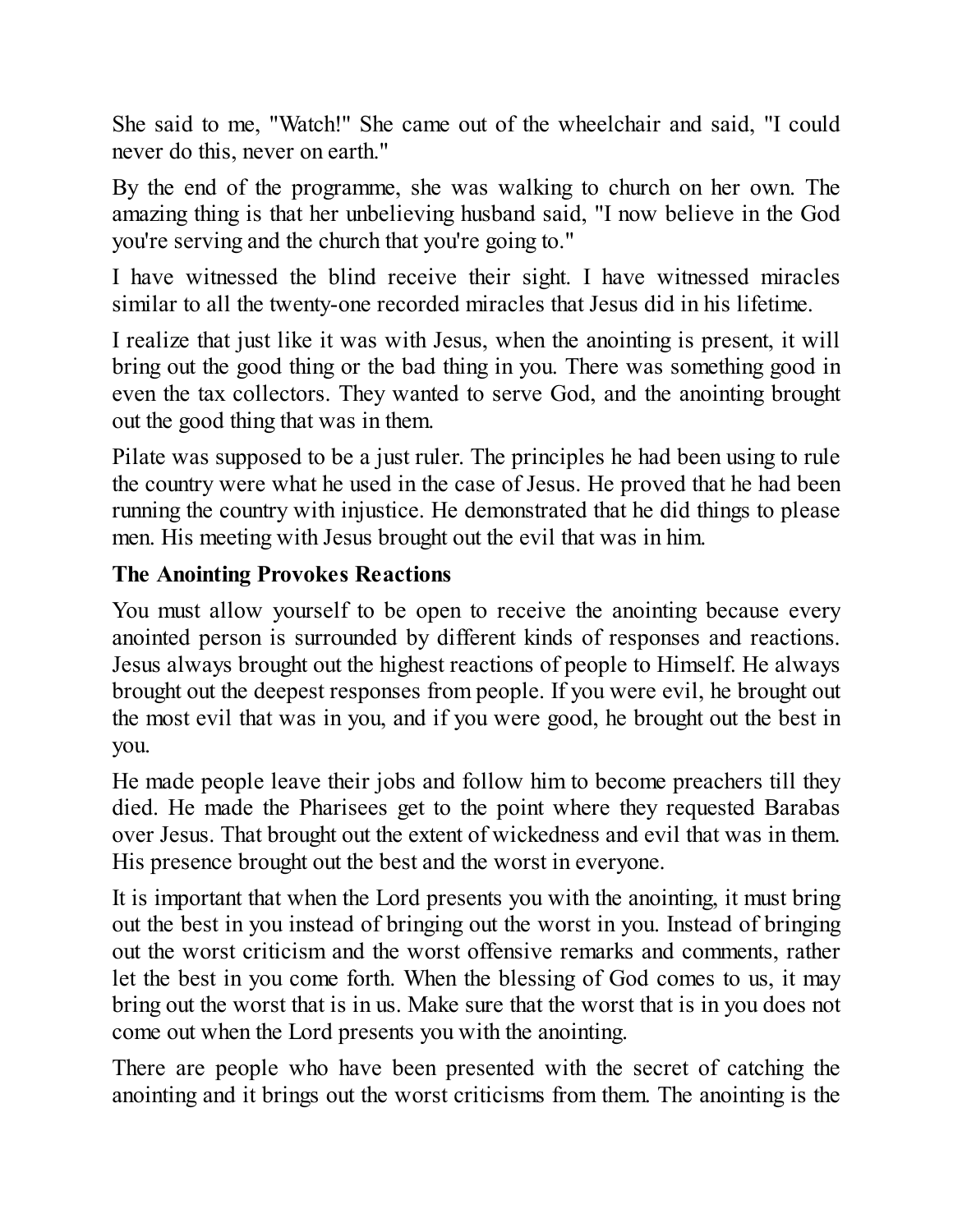She said to me, "Watch!" She came out of the wheelchair and said, "I could never do this, never on earth."

By the end of the programme, she was walking to church on her own. The amazing thing is that her unbelieving husband said, "I now believe in the God you're serving and the church that you're going to."

I have witnessed the blind receive their sight. I have witnessed miracles similar to all the twenty-one recorded miracles that Jesus did in his lifetime.

I realize that just like it was with Jesus, when the anointing is present, it will bring out the good thing or the bad thing in you. There was something good in even the tax collectors. They wanted to serve God, and the anointing brought out the good thing that was in them.

Pilate was supposed to be a just ruler. The principles he had been using to rule the country were what he used in the case of Jesus. He proved that he had been running the country with injustice. He demonstrated that he did things to please men. His meeting with Jesus brought out the evil that was in him.

**The Anointing Provokes Reactions**

You must allow yourself to be open to receive the anointing because every anointed person is surrounded by different kinds of responses and reactions. Jesus always brought out the highest reactions of people to Himself. He always brought out the deepest responses from people. If you were evil, he brought out the most evil that was in you, and if you were good, he brought out the best in you.

He made people leave their jobs and follow him to become preachers till they died. He made the Pharisees get to the point where they requested Barabas over Jesus. That brought out the extent of wickedness and evil that was in them. His presence brought out the best and the worst in everyone.

It is important that when the Lord presents you with the anointing, it must bring out the best in you instead of bringing out the worst in you. Instead of bringing out the worst criticism and the worst offensive remarks and comments, rather let the best in you come forth. When the blessing of God comes to us, it may bring out the worst that is in us. Make sure that the worst that is in you does not come out when the Lord presents you with the anointing.

There are people who have been presented with the secret of catching the anointing and it brings out the worst criticisms from them. The anointing is the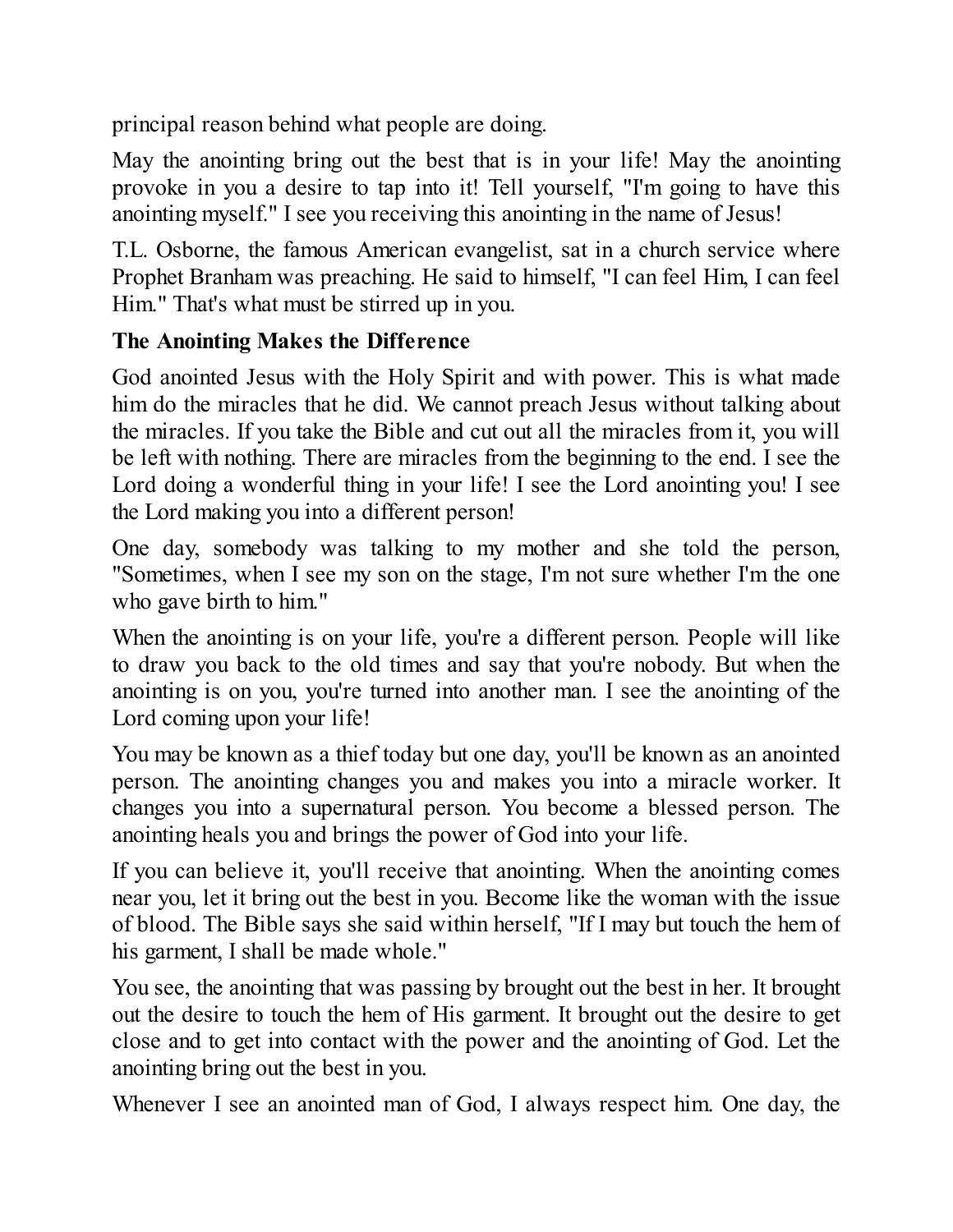principal reason behind what people are doing.

May the anointing bring out the best that is in your life! May the anointing provoke in you a desire to tap into it! Tell yourself, "I'm going to have this anointing myself." I see you receiving this anointing in the name of Jesus!

T.L. Osborne, the famous American evangelist, sat in a church service where Prophet Branham was preaching. He said to himself, "I can feel Him, I can feel Him." That's what must be stirred up in you.

**The Anointing Makes the Difference**

God anointed Jesus with the Holy Spirit and with power. This is what made him do the miracles that he did. We cannot preach Jesus without talking about the miracles. If you take the Bible and cut out all the miracles from it, you will be left with nothing. There are miracles from the beginning to the end. I see the Lord doing a wonderful thing in your life! I see the Lord anointing you! I see the Lord making you into a different person!

One day, somebody was talking to my mother and she told the person, "Sometimes, when I see my son on the stage, I'm not sure whether I'm the one who gave birth to him."

When the anointing is on your life, you're a different person. People will like to draw you back to the old times and say that you're nobody. But when the anointing is on you, you're turned into another man. I see the anointing of the Lord coming upon your life!

You may be known as a thief today but one day, you'll be known as an anointed person. The anointing changes you and makes you into a miracle worker. It changes you into a supernatural person. You become a blessed person. The anointing heals you and brings the power of God into your life.

If you can believe it, you'll receive that anointing. When the anointing comes near you, let it bring out the best in you. Become like the woman with the issue of blood. The Bible says she said within herself, "If I may but touch the hem of his garment, I shall be made whole."

You see, the anointing that was passing by brought out the best in her. It brought out the desire to touch the hem of His garment. It brought out the desire to get close and to get into contact with the power and the anointing of God. Let the anointing bring out the best in you.

Whenever I see an anointed man of God, I always respect him. One day, the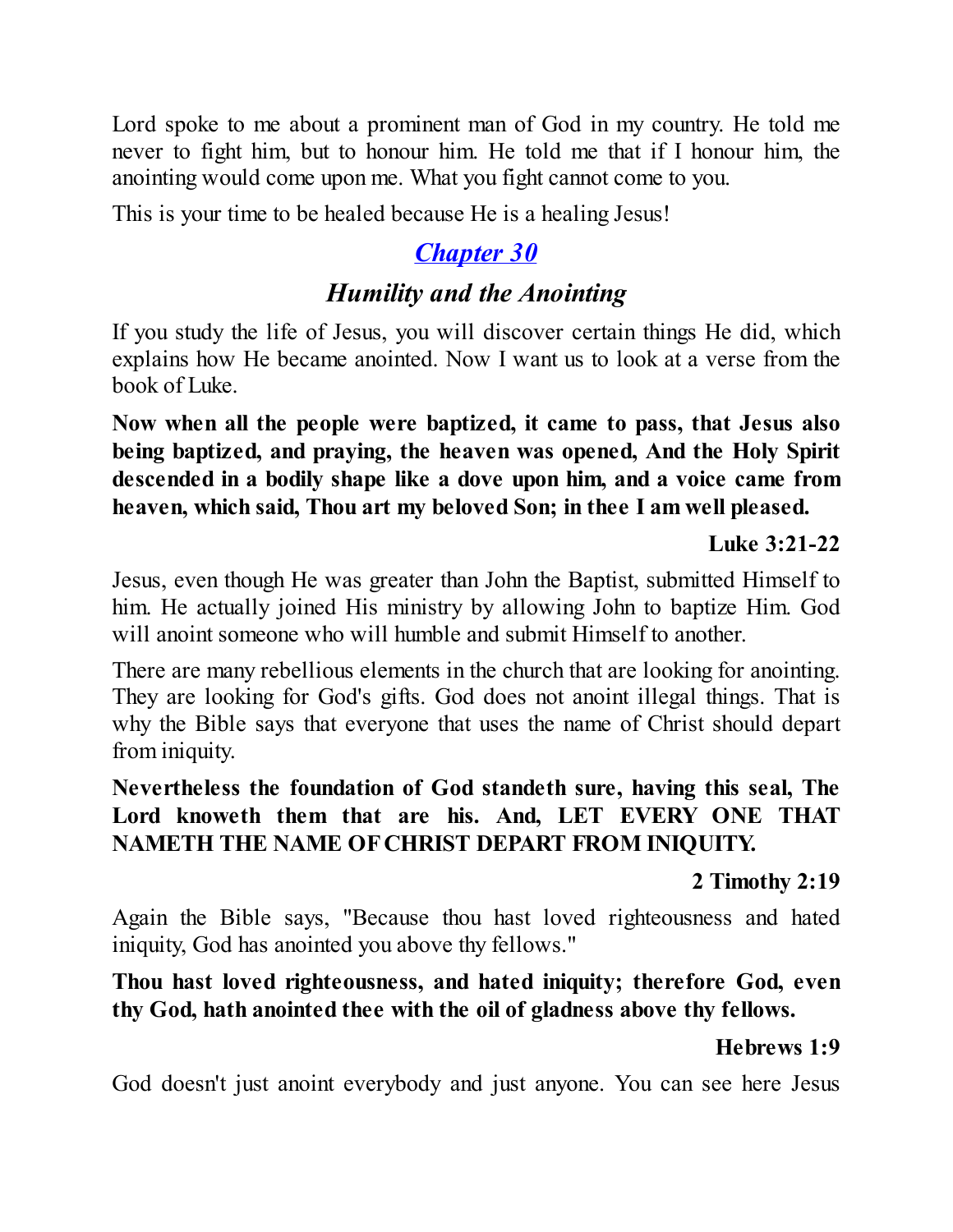Lord spoke to me about a prominent man of God in my country. He told me never to fight him, but to honour him. He told me that if I honour him, the anointing would come upon me. What you fight cannot come to you.

This is your time to be healed because He is a healing Jesus!

## *Chapter 30*

## *Humility and the Anointing*

If you study the life of Jesus, you will discover certain things He did, which explains how He became anointed. Now I want us to look at a verse from the book of Luke.

**Now when all the people were baptized, it came to pass, that Jesus also being baptized, and praying, the heaven was opened, And the Holy Spirit descended in a bodily shape like a dove upon him, and a voice came from heaven, which said, Thou art my beloved Son; in thee I am well pleased.**

**Luke 3:21-22**

Jesus, even though He was greater than John the Baptist, submitted Himself to him. He actually joined His ministry by allowing John to baptize Him. God will anoint someone who will humble and submit Himself to another.

There are many rebellious elements in the church that are looking for anointing. They are looking for God's gifts. God does not anoint illegal things. That is why the Bible says that everyone that uses the name of Christ should depart from iniquity.

**Nevertheless the foundation of God standeth sure, having this seal, The Lord knoweth them that are his. And, LET EVERY ONE THAT NAMETH THE NAME OF CHRIST DEPART FROM INIQUITY.**

**2 Timothy 2:19**

Again the Bible says, "Because thou hast loved righteousness and hated iniquity, God has anointed you above thy fellows."

**Thou hast loved righteousness, and hated iniquity; therefore God, even thy God, hath anointed thee with the oil of gladness above thy fellows.**

**Hebrews 1:9**

God doesn't just anoint everybody and just anyone. You can see here Jesus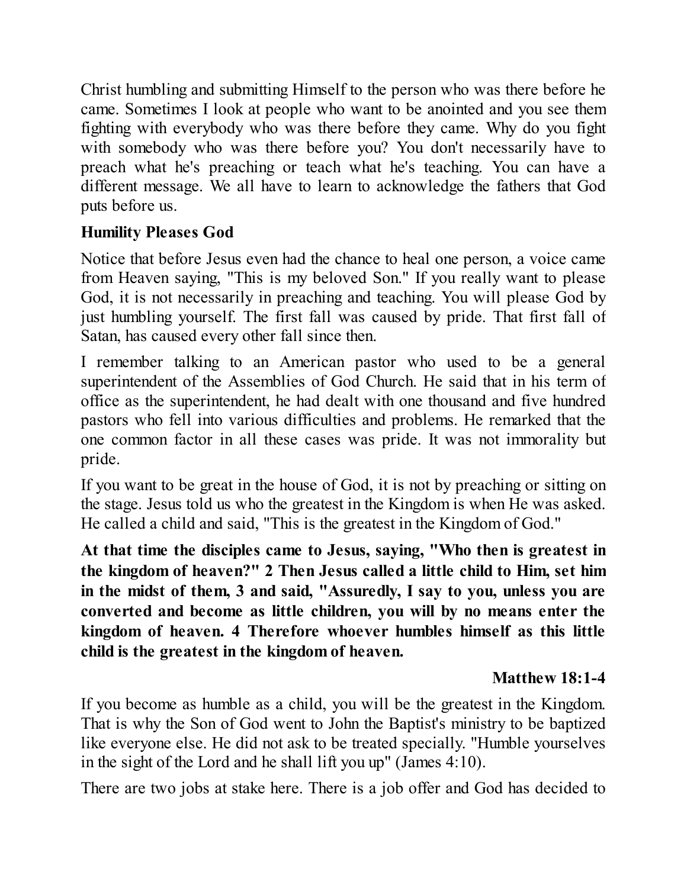Christ humbling and submitting Himself to the person who was there before he came. Sometimes I look at people who want to be anointed and you see them fighting with everybody who was there before they came. Why do you fight with somebody who was there before you? You don't necessarily have to preach what he's preaching or teach what he's teaching. You can have a different message. We all have to learn to acknowledge the fathers that God puts before us.

### Humility Pleases God

Notice that before Jesus even had the chance to heal one person, a voice came from Heaven saying, "This is my beloved Son." If you really want to please God, it is not necessarily in preaching and teaching. You will please God by just humbling yourself. The first fall was caused by pride. That first fall of Satan, has caused every other fall since then.

I remember talking to an American pastor who used to be a general superintendent of the Assemblies of God Church. He said that in his term of office as the superintendent, he had dealt with one thousand and five hundred pastors who fell into various difficulties and problems. He remarked that the one common factor in all these cases was pride. It was not immorality but pride.

If you want to be great in the house of God, it is not by preaching or sitting on the stage. Jesus told us who the greatest in the Kingdom is when He was asked. He called a child and said, "This is the greatest in the Kingdom of God."

**At that time the disciples came to Jesus, saying, "Who then is greatest in the kingdom of heaven?" 2 Then Jesus called a little child to Him, set him in the midst of them, 3 and said, "Assuredly, I say to you, unless you are converted and become as little children, you will by no means enter the kingdom of heaven. 4 Therefore whoever humbles himself as this little child is the greatest in the kingdom of heaven.**

**Matthew 18:1-4**

If you become as humble as a child, you will be the greatest in the Kingdom. That is why the Son of God went to John the Baptist's ministry to be baptized like everyone else. He did not ask to be treated specially. "Humble yourselves in the sight of the Lord and he shall lift you up" (James 4:10).

There are two jobs at stake here. There is a job offer and God has decided to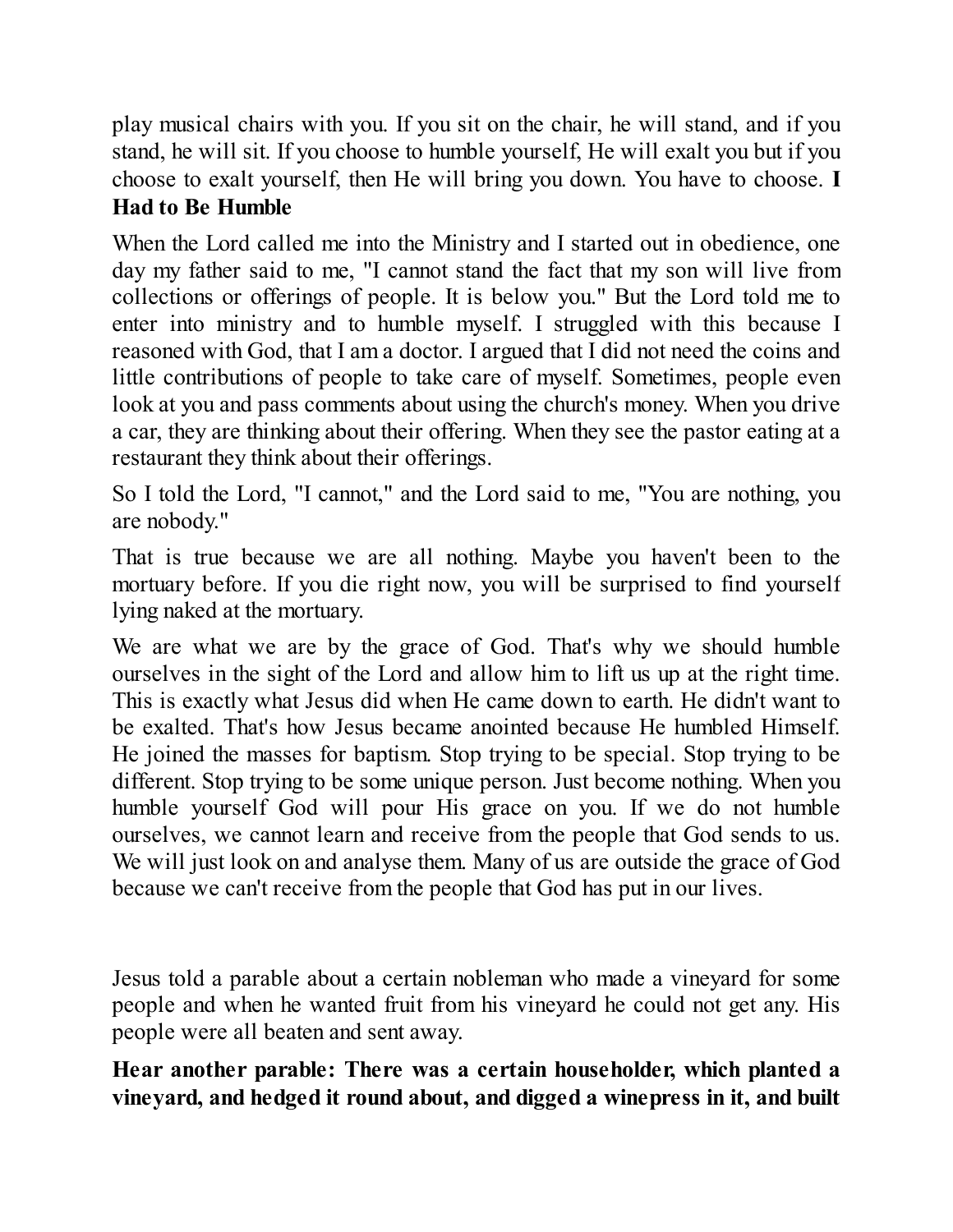play musical chairs with you. If you sit on the chair, he will stand, and if you stand, he will sit. If you choose to humble yourself, He will exalt you but if you choose to exalt yourself, then He will bring you down. You have to choose.

**I Had to Be Humble**

When the Lord called me into the Ministry and I started out in obedience, one day my father said to me, "I cannot stand the fact that my son will live from collections or offerings of people. It is below you." But the Lord told me to enter into ministry and to humble myself. I struggled with this because I reasoned with God, that I am a doctor. I argued that I did not need the coins and little contributions of people to take care of myself. Sometimes, people even look at you and pass comments about using the church's money. When you drive a car, they are thinking about their offering. When they see the pastor eating at a restaurant they think about their offerings.

So I told the Lord, "I cannot," and the Lord said to me, "You are nothing, you are nobody."

That is true because we are all nothing. Maybe you haven't been to the mortuary before. If you die right now, you will be surprised to find yourself lying naked at the mortuary.

We are what we are by the grace of God. That's why we should humble ourselves in the sight of the Lord and allow him to lift us up at the right time. This is exactly what Jesus did when He came down to earth. He didn't want to be exalted. That's how Jesus became anointed because He humbled Himself. He joined the masses for baptism. Stop trying to be special. Stop trying to be different. Stop trying to be some unique person. Just become nothing. When you humble yourself God will pour His grace on you. If we do not humble ourselves, we cannot learn and receive from the people that God sends to us. We will just look on and analyse them. Many of us are outside the grace of God because we can't receive from the people that God has put in our lives.

Jesus told a parable about a certain nobleman who made a vineyard for some people and when he wanted fruit from his vineyard he could not get any. His people were all beaten and sent away.

**Hear another parable: There was a certain householder, which planted a vineyard, and hedged it round about, and digged a winepress in it, and built**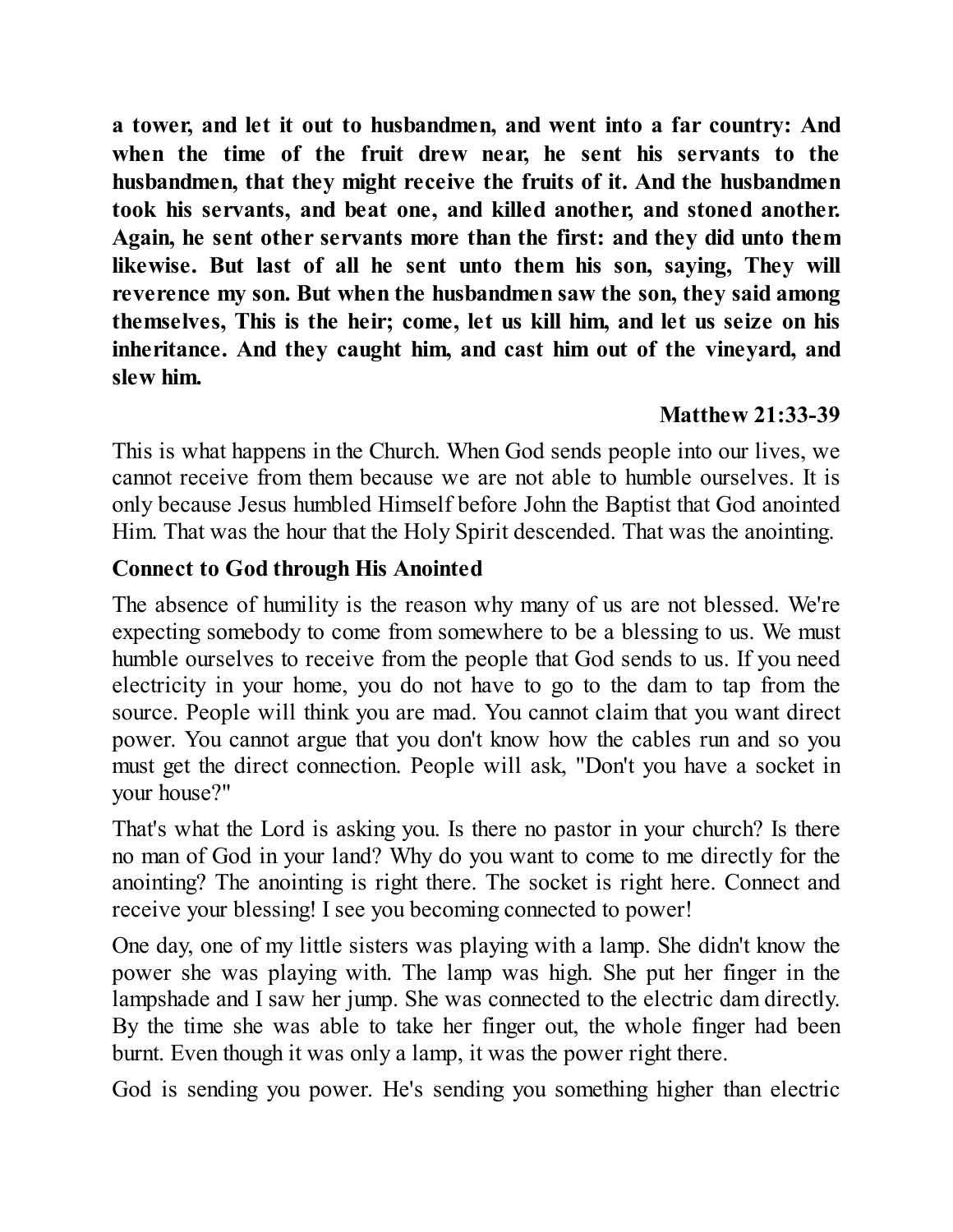**a tower, and let it out to husbandmen, and went into a far country: And when the time of the fruit drew near, he sent his servants to the husbandmen, that they might receive the fruits of it. And the husbandmen took his servants, and beat one, and killed another, and stoned another. Again, he sent other servants more than the first: and they did unto them likewise. But last of all he sent unto them his son, saying, They will reverence my son. But when the husbandmen saw the son, they said among themselves, This is the heir; come, let us kill him, and let us seize on his inheritance. And they caught him, and cast him out of the vineyard, and slew him.**

**Matthew 21:33-39**

This is what happens in the Church. When God sends people into our lives, we cannot receive from them because we are not able to humble ourselves. It is only because Jesus humbled Himself before John the Baptist that God anointed Him. That was the hour that the Holy Spirit descended. That was the anointing.

**Connect to God through His Anointed**

The absence of humility is the reason why many of us are not blessed. We're expecting somebody to come from somewhere to be a blessing to us. We must humble ourselves to receive from the people that God sends to us. If you need electricity in your home, you do not have to go to the dam to tap from the source. People will think you are mad. You cannot claim that you want direct power. You cannot argue that you don't know how the cables run and so you must get the direct connection. People will ask, "Don't you have a socket in your house?"

That's what the Lord is asking you. Is there no pastor in your church? Is there no man of God in your land? Why do you want to come to me directly for the anointing? The anointing is right there. The socket is right here. Connect and receive your blessing! I see you becoming connected to power!

One day, one of my little sisters was playing with a lamp. She didn't know the power she was playing with. The lamp was high. She put her finger in the lampshade and I saw her jump. She was connected to the electric dam directly. By the time she was able to take her finger out, the whole finger had been burnt. Even though it was only a lamp, it was the power right there.

God is sending you power. He's sending you something higher than electric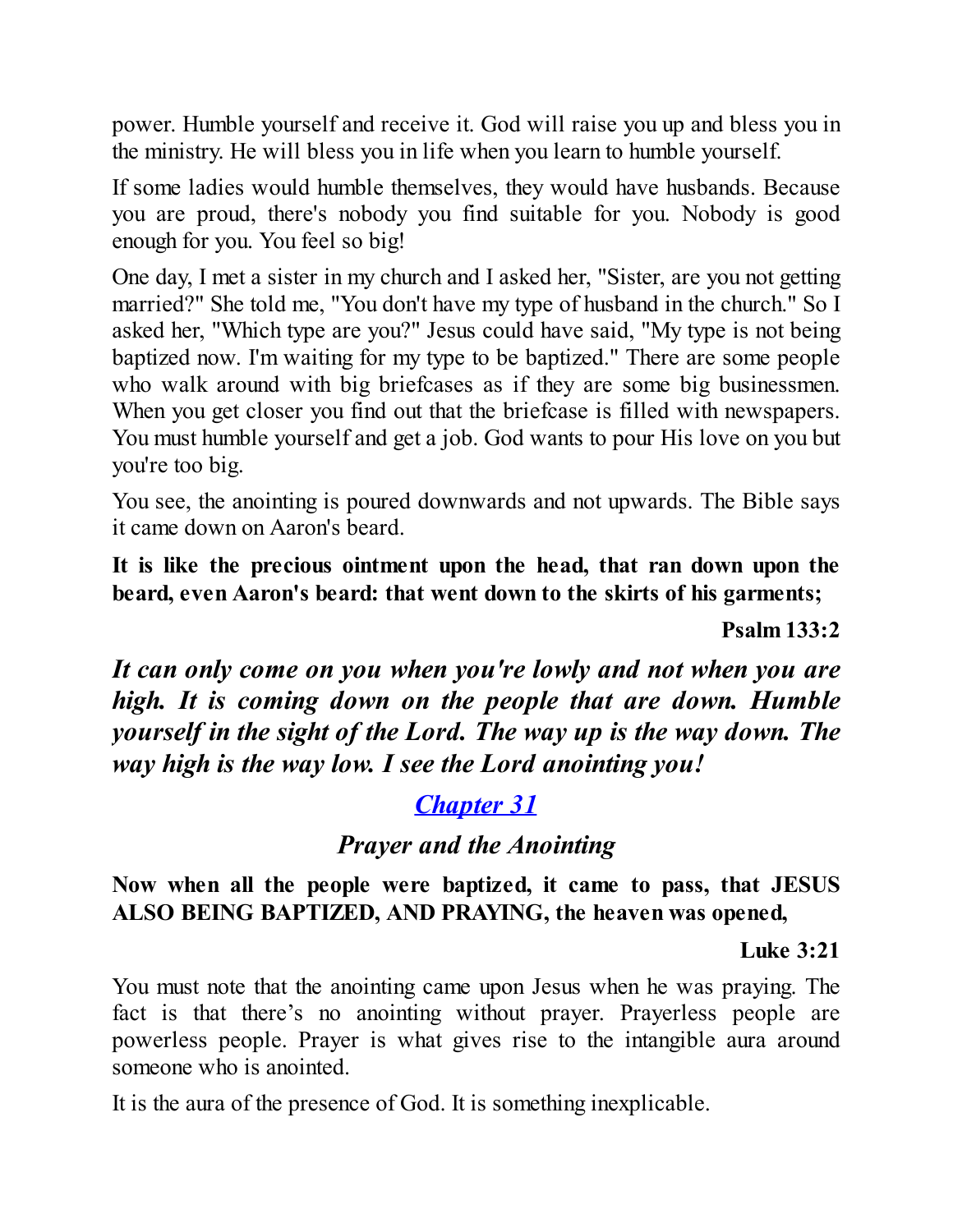power. Humble yourself and receive it. God will raise you up and bless you in the ministry. He will bless you in life when you learn to humble yourself.

If some ladies would humble themselves, they would have husbands. Because you are proud, there's nobody you find suitable for you. Nobody is good enough for you. You feel so big!

One day, I met a sister in my church and I asked her, "Sister, are you not getting married?" She told me, "You don't have my type of husband in the church." So I asked her, "Which type are you?" Jesus could have said, "My type is not being baptized now. I'm waiting for my type to be baptized." There are some people who walk around with big briefcases as if they are some big businessmen. When you get closer you find out that the briefcase is filled with newspapers. You must humble yourself and get a job. God wants to pour His love on you but you're too big.

You see, the anointing is poured downwards and not upwards. The Bible says it came down on Aaron's beard.

**It is like the precious ointment upon the head, that ran down upon the beard, even Aaron's beard: that went down to the skirts of his garments;**

**Psalm 133:2**

***It can only come on you when you're lowly and not when you are high. It is coming down on the people that are down. Humble yourself in the sight of the Lord. The way up is the way down. The way high is the way low. I see the Lord anointing you!***

## *Chapter 31*

### *Prayer and the Anointing*

**Now when all the people were baptized, it came to pass, that JESUS ALSO BEING BAPTIZED, AND PRAYING, the heaven was opened,**

**Luke 3:21**

You must note that the anointing came upon Jesus when he was praying. The fact is that there's no anointing without prayer. Prayerless people are powerless people. Prayer is what gives rise to the intangible aura around someone who is anointed.

It is the aura of the presence of God. It is something inexplicable.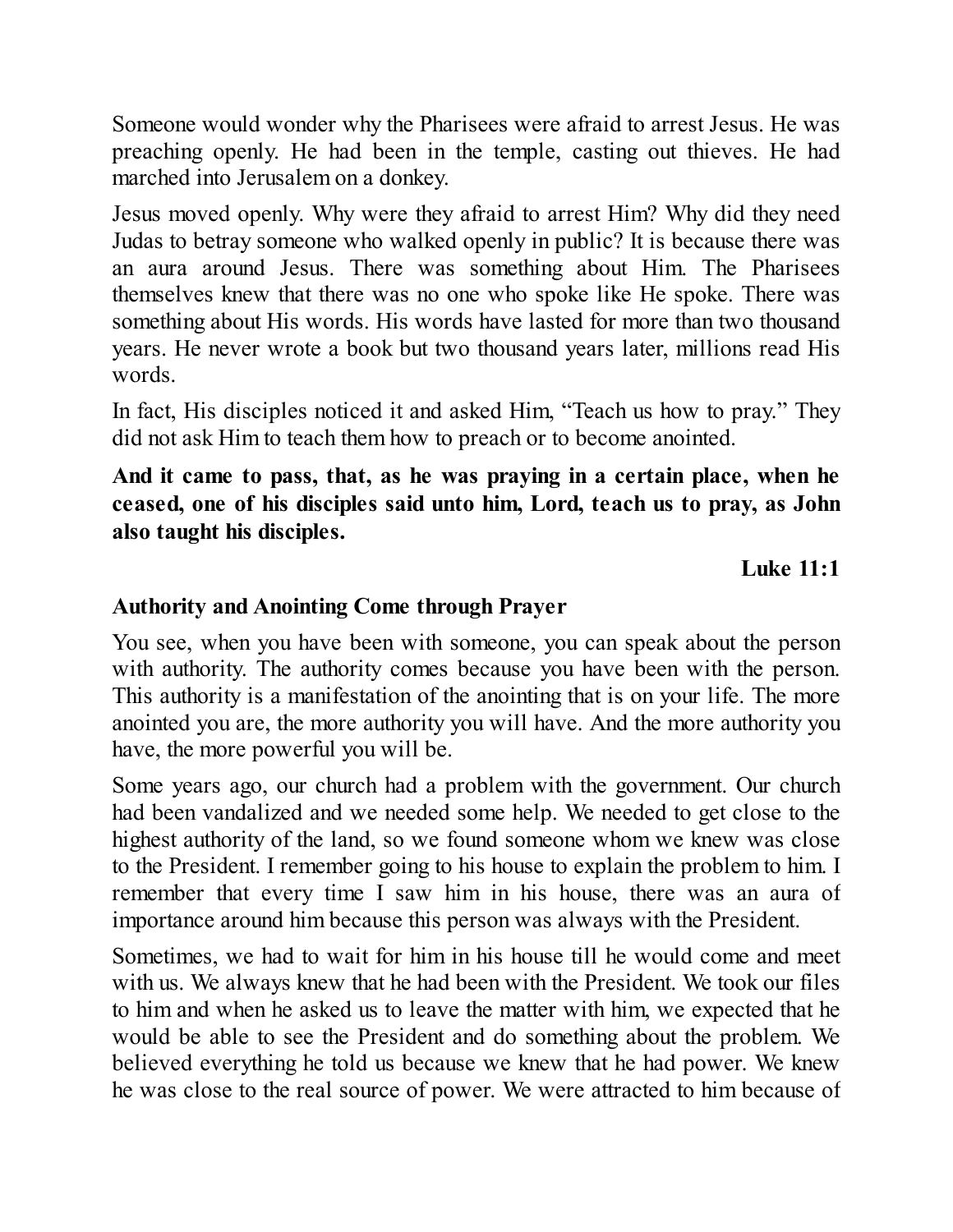Someone would wonder why the Pharisees were afraid to arrest Jesus. He was preaching openly. He had been in the temple, casting out thieves. He had marched into Jerusalem on a donkey.

Jesus moved openly. Why were they afraid to arrest Him? Why did they need Judas to betray someone who walked openly in public? It is because there was an aura around Jesus. There was something about Him. The Pharisees themselves knew that there was no one who spoke like He spoke. There was something about His words. His words have lasted for more than two thousand years. He never wrote a book but two thousand years later, millions read His words.

In fact, His disciples noticed it and asked Him, "Teach us how to pray." They did not ask Him to teach them how to preach or to become anointed.

**And it came to pass, that, as he was praying in a certain place, when he ceased, one of his disciples said unto him, Lord, teach us to pray, as John also taught his disciples.**

**Luke 11:1**

### Authority and Anointing Come through Prayer

You see, when you have been with someone, you can speak about the person with authority. The authority comes because you have been with the person. This authority is a manifestation of the anointing that is on your life. The more anointed you are, the more authority you will have. And the more authority you have, the more powerful you will be.

Some years ago, our church had a problem with the government. Our church had been vandalized and we needed some help. We needed to get close to the highest authority of the land, so we found someone whom we knew was close to the President. I remember going to his house to explain the problem to him. I remember that every time I saw him in his house, there was an aura of importance around him because this person was always with the President.

Sometimes, we had to wait for him in his house till he would come and meet with us. We always knew that he had been with the President. We took our files to him and when he asked us to leave the matter with him, we expected that he would be able to see the President and do something about the problem. We believed everything he told us because we knew that he had power. We knew he was close to the real source of power. We were attracted to him because of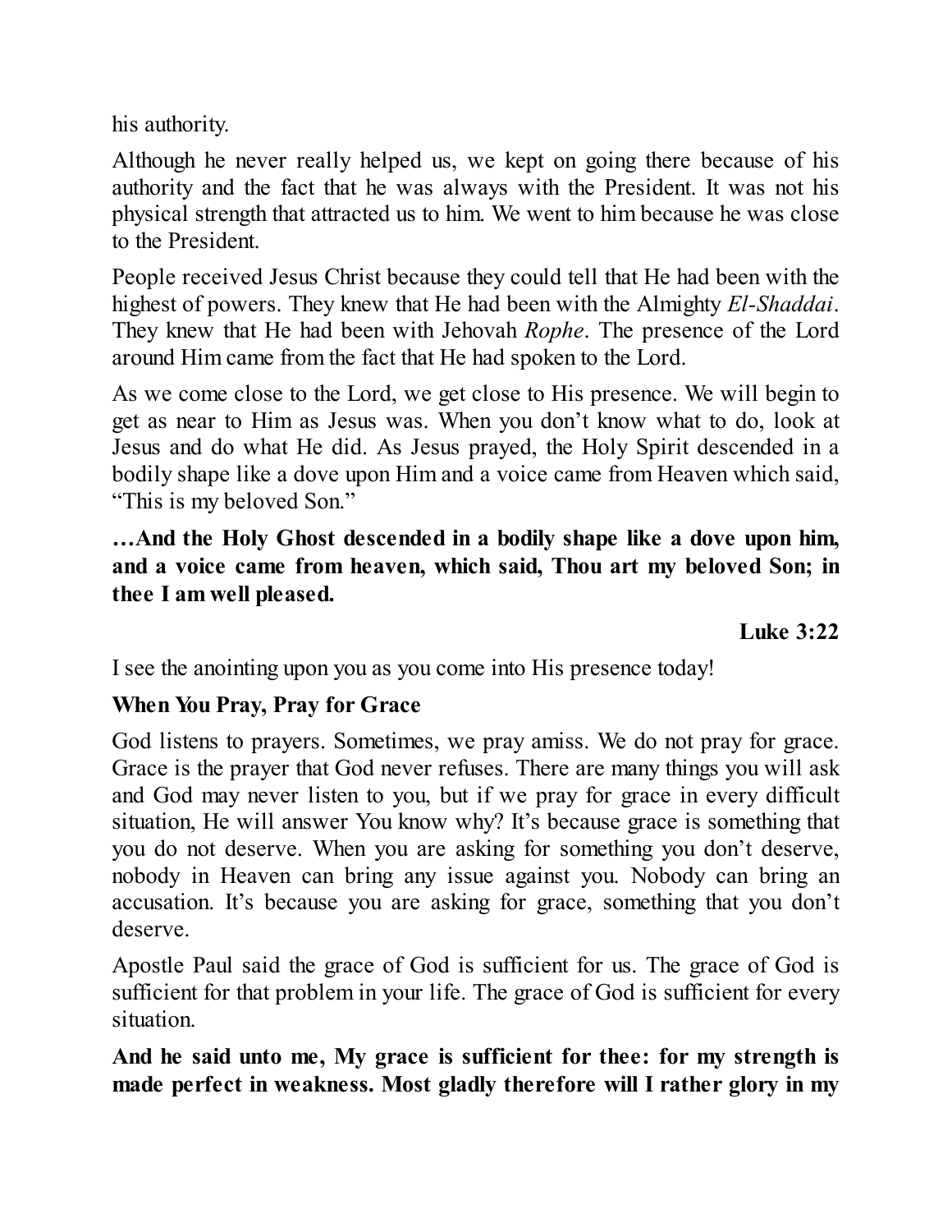his authority.

Although he never really helped us, we kept on going there because of his authority and the fact that he was always with the President. It was not his physical strength that attracted us to him. We went to him because he was close to the President.

People received Jesus Christ because they could tell that He had been with the highest of powers. They knew that He had been with the Almighty *El-Shaddai*. They knew that He had been with Jehovah *Rophe*. The presence of the Lord around Him came from the fact that He had spoken to the Lord.

As we come close to the Lord, we get close to His presence. We will begin to get as near to Him as Jesus was. When you don't know what to do, look at Jesus and do what He did. As Jesus prayed, the Holy Spirit descended in a bodily shape like a dove upon Him and a voice came from Heaven which said, "This is my beloved Son."

**…And the Holy Ghost descended in a bodily shape like a dove upon him, and a voice came from heaven, which said, Thou art my beloved Son; in thee I am well pleased.**

**Luke 3:22**

I see the anointing upon you as you come into His presence today!

### When You Pray, Pray for Grace

God listens to prayers. Sometimes, we pray amiss. We do not pray for grace. Grace is the prayer that God never refuses. There are many things you will ask and God may never listen to you, but if we pray for grace in every difficult situation, He will answer You know why? It's because grace is something that you do not deserve. When you are asking for something you don't deserve, nobody in Heaven can bring any issue against you. Nobody can bring an accusation. It's because you are asking for grace, something that you don't deserve.

Apostle Paul said the grace of God is sufficient for us. The grace of God is sufficient for that problem in your life. The grace of God is sufficient for every situation.

**And he said unto me, My grace is sufficient for thee: for my strength is made perfect in weakness. Most gladly therefore will I rather glory in my**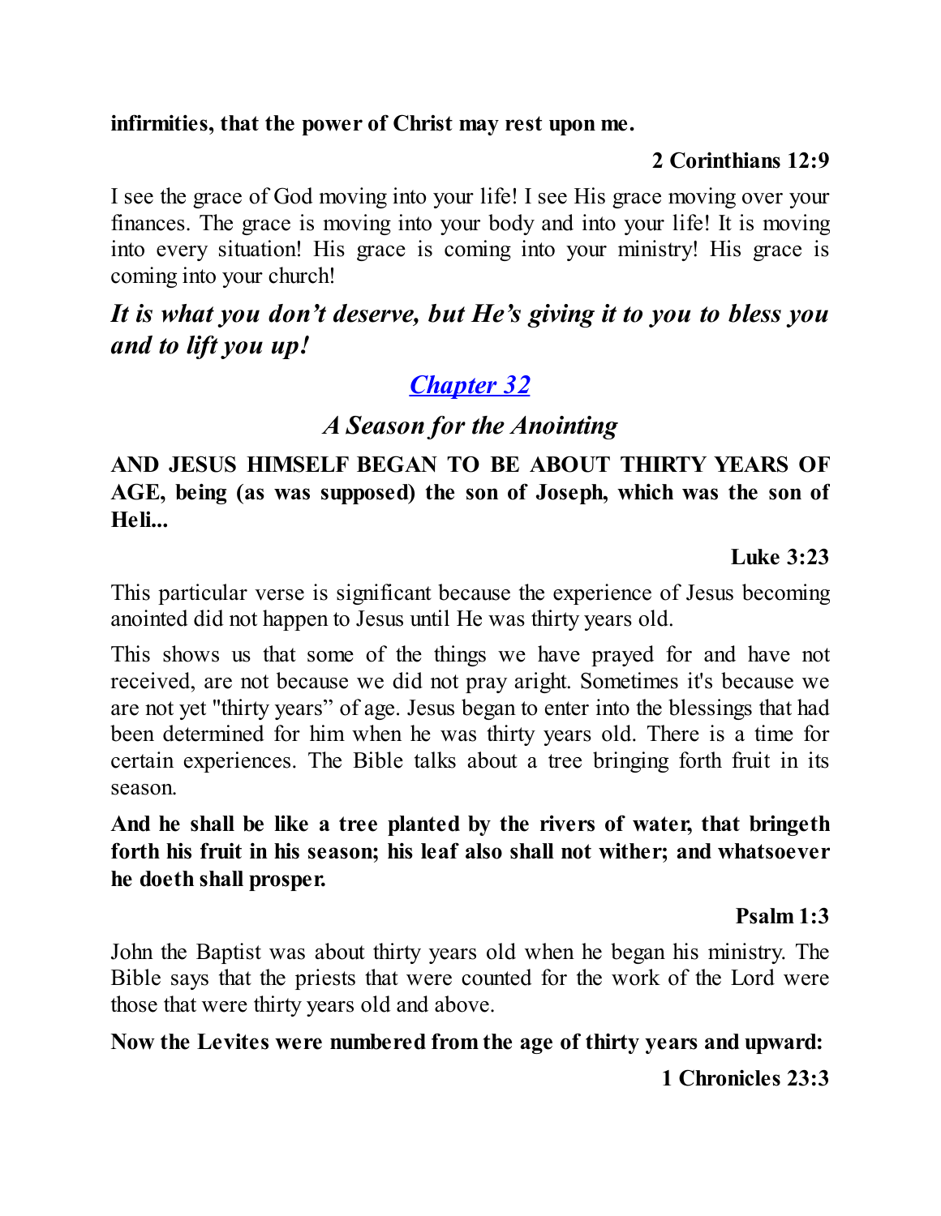**infirmities, that the power of Christ may rest upon me.**

**2 Corinthians 12:9**

I see the grace of God moving into your life! I see His grace moving over your finances. The grace is moving into your body and into your life! It is moving into every situation! His grace is coming into your ministry! His grace is coming into your church!

***It is what you don't deserve, but He's giving it to you to bless you and to lift you up!***

## *Chapter 32*

### *A Season for the Anointing*

**AND JESUS HIMSELF BEGAN TO BE ABOUT THIRTY YEARS OF AGE, being (as was supposed) the son of Joseph, which was the son of Heli...**

**Luke 3:23**

This particular verse is significant because the experience of Jesus becoming anointed did not happen to Jesus until He was thirty years old.

This shows us that some of the things we have prayed for and have not received, are not because we did not pray aright. Sometimes it's because we are not yet "thirty years" of age. Jesus began to enter into the blessings that had been determined for him when he was thirty years old. There is a time for certain experiences. The Bible talks about a tree bringing forth fruit in its season.

**And he shall be like a tree planted by the rivers of water, that bringeth forth his fruit in his season; his leaf also shall not wither; and whatsoever he doeth shall prosper.**

**Psalm 1:3**

John the Baptist was about thirty years old when he began his ministry. The Bible says that the priests that were counted for the work of the Lord were those that were thirty years old and above.

**Now the Levites were numbered from the age of thirty years and upward:**

**1 Chronicles 23:3**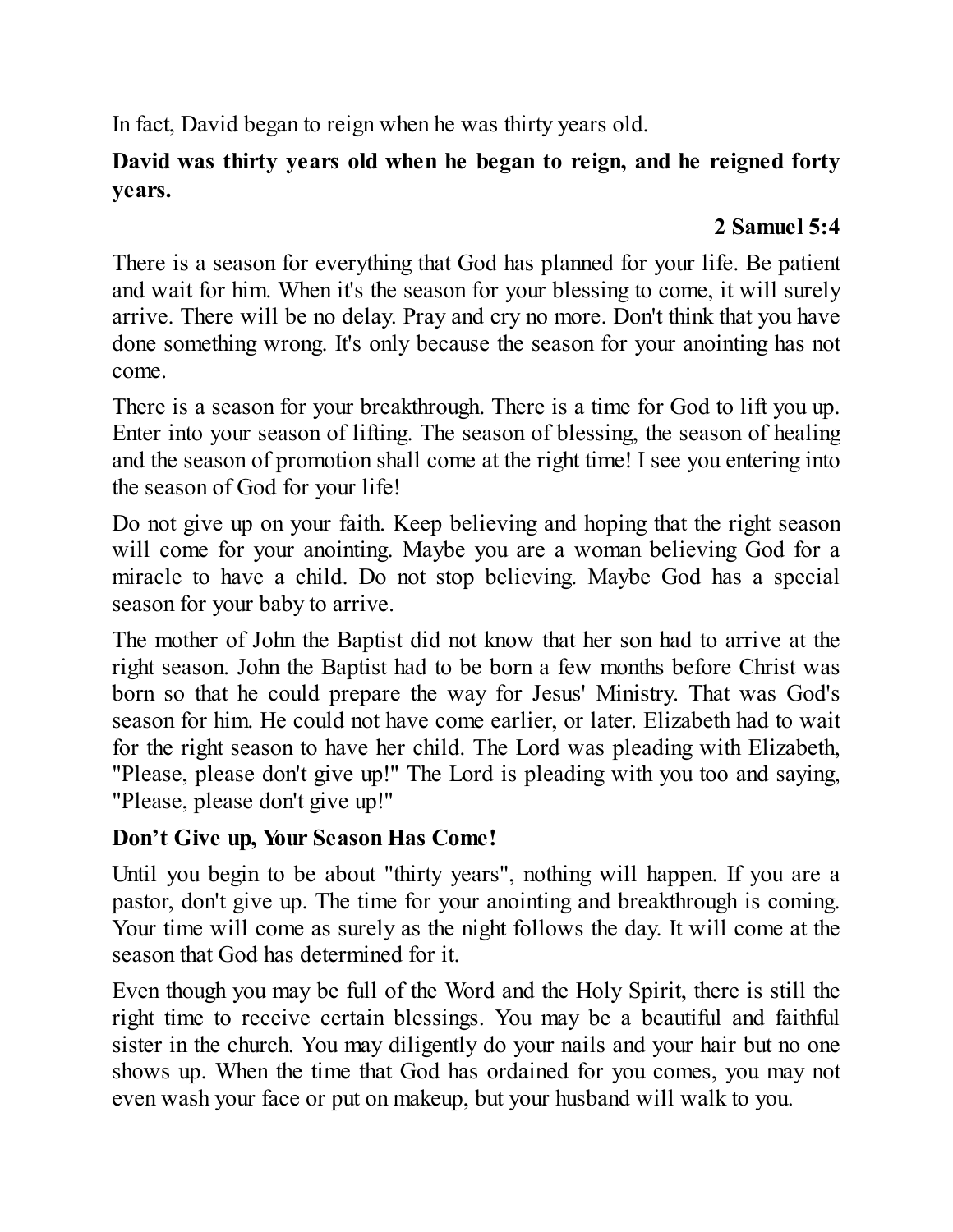In fact, David began to reign when he was thirty years old.

**David was thirty years old when he began to reign, and he reigned forty years.**

**2 Samuel 5:4**

There is a season for everything that God has planned for your life. Be patient and wait for him. When it's the season for your blessing to come, it will surely arrive. There will be no delay. Pray and cry no more. Don't think that you have done something wrong. It's only because the season for your anointing has not come.

There is a season for your breakthrough. There is a time for God to lift you up. Enter into your season of lifting. The season of blessing, the season of healing and the season of promotion shall come at the right time! I see you entering into the season of God for your life!

Do not give up on your faith. Keep believing and hoping that the right season will come for your anointing. Maybe you are a woman believing God for a miracle to have a child. Do not stop believing. Maybe God has a special season for your baby to arrive.

The mother of John the Baptist did not know that her son had to arrive at the right season. John the Baptist had to be born a few months before Christ was born so that he could prepare the way for Jesus' Ministry. That was God's season for him. He could not have come earlier, or later. Elizabeth had to wait for the right season to have her child. The Lord was pleading with Elizabeth, "Please, please don't give up!" The Lord is pleading with you too and saying, "Please, please don't give up!"

**Don't Give up, Your Season Has Come!**

Until you begin to be about "thirty years", nothing will happen. If you are a pastor, don't give up. The time for your anointing and breakthrough is coming. Your time will come as surely as the night follows the day. It will come at the season that God has determined for it.

Even though you may be full of the Word and the Holy Spirit, there is still the right time to receive certain blessings. You may be a beautiful and faithful sister in the church. You may diligently do your nails and your hair but no one shows up. When the time that God has ordained for you comes, you may not even wash your face or put on makeup, but your husband will walk to you.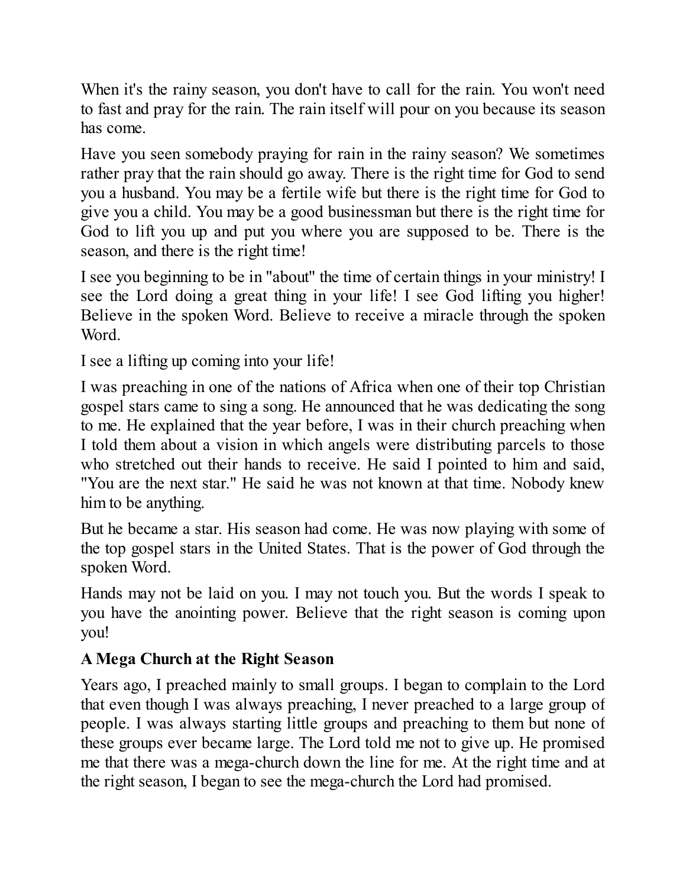When it's the rainy season, you don't have to call for the rain. You won't need to fast and pray for the rain. The rain itself will pour on you because its season has come.

Have you seen somebody praying for rain in the rainy season? We sometimes rather pray that the rain should go away. There is the right time for God to send you a husband. You may be a fertile wife but there is the right time for God to give you a child. You may be a good businessman but there is the right time for God to lift you up and put you where you are supposed to be. There is the season, and there is the right time!

I see you beginning to be in "about" the time of certain things in your ministry! I see the Lord doing a great thing in your life! I see God lifting you higher! Believe in the spoken Word. Believe to receive a miracle through the spoken Word.

I see a lifting up coming into your life!

I was preaching in one of the nations of Africa when one of their top Christian gospel stars came to sing a song. He announced that he was dedicating the song to me. He explained that the year before, I was in their church preaching when I told them about a vision in which angels were distributing parcels to those who stretched out their hands to receive. He said I pointed to him and said, "You are the next star." He said he was not known at that time. Nobody knew him to be anything.

But he became a star. His season had come. He was now playing with some of the top gospel stars in the United States. That is the power of God through the spoken Word.

Hands may not be laid on you. I may not touch you. But the words I speak to you have the anointing power. Believe that the right season is coming upon you!

**A Mega Church at the Right Season**

Years ago, I preached mainly to small groups. I began to complain to the Lord that even though I was always preaching, I never preached to a large group of people. I was always starting little groups and preaching to them but none of these groups ever became large. The Lord told me not to give up. He promised me that there was a mega-church down the line for me. At the right time and at the right season, I began to see the mega-church the Lord had promised.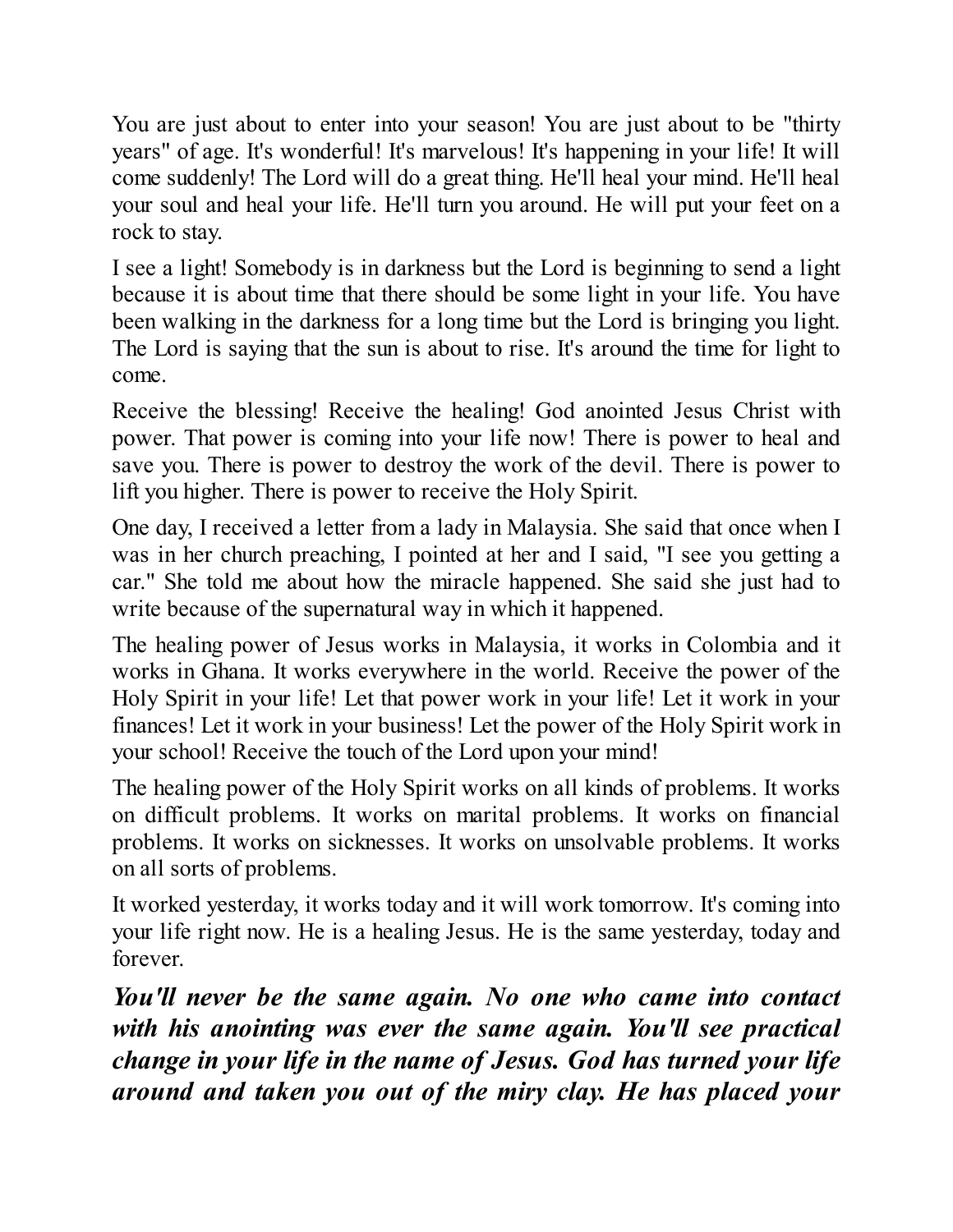You are just about to enter into your season! You are just about to be "thirty years" of age. It's wonderful! It's marvelous! It's happening in your life! It will come suddenly! The Lord will do a great thing. He'll heal your mind. He'll heal your soul and heal your life. He'll turn you around. He will put your feet on a rock to stay.

I see a light! Somebody is in darkness but the Lord is beginning to send a light because it is about time that there should be some light in your life. You have been walking in the darkness for a long time but the Lord is bringing you light. The Lord is saying that the sun is about to rise. It's around the time for light to come.

Receive the blessing! Receive the healing! God anointed Jesus Christ with power. That power is coming into your life now! There is power to heal and save you. There is power to destroy the work of the devil. There is power to lift you higher. There is power to receive the Holy Spirit.

One day, I received a letter from a lady in Malaysia. She said that once when I was in her church preaching, I pointed at her and I said, "I see you getting a car." She told me about how the miracle happened. She said she just had to write because of the supernatural way in which it happened.

The healing power of Jesus works in Malaysia, it works in Colombia and it works in Ghana. It works everywhere in the world. Receive the power of the Holy Spirit in your life! Let that power work in your life! Let it work in your finances! Let it work in your business! Let the power of the Holy Spirit work in your school! Receive the touch of the Lord upon your mind!

The healing power of the Holy Spirit works on all kinds of problems. It works on difficult problems. It works on marital problems. It works on financial problems. It works on sicknesses. It works on unsolvable problems. It works on all sorts of problems.

It worked yesterday, it works today and it will work tomorrow. It's coming into your life right now. He is a healing Jesus. He is the same yesterday, today and forever.

***You'll never be the same again. No one who came into contact with his anointing was ever the same again. You'll see practical change in your life in the name of Jesus. God has turned your life around and taken you out of the miry clay. He has placed your***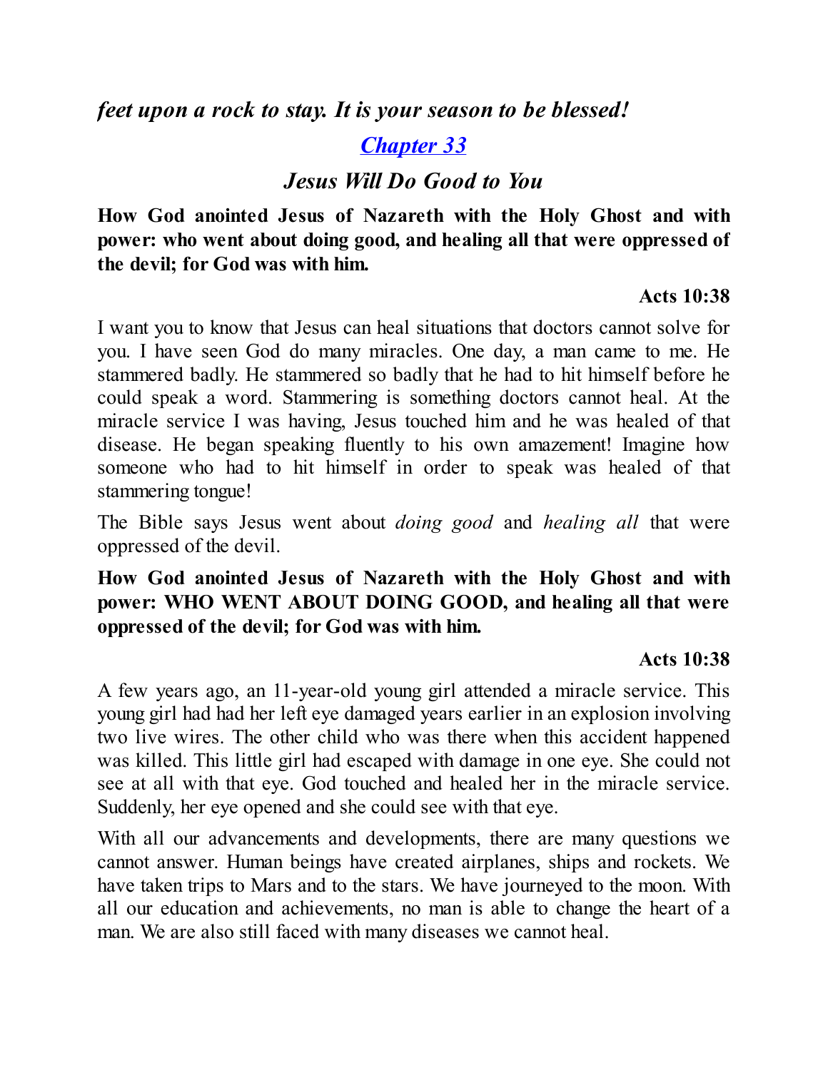*feet upon a rock to stay. It is your season to be blessed!*

## *Chapter 33*

### *Jesus Will Do Good to You*

**How God anointed Jesus of Nazareth with the Holy Ghost and with power: who went about doing good, and healing all that were oppressed of the devil; for God was with him.**

**Acts 10:38**

I want you to know that Jesus can heal situations that doctors cannot solve for you. I have seen God do many miracles. One day, a man came to me. He stammered badly. He stammered so badly that he had to hit himself before he could speak a word. Stammering is something doctors cannot heal. At the miracle service I was having, Jesus touched him and he was healed of that disease. He began speaking fluently to his own amazement! Imagine how someone who had to hit himself in order to speak was healed of that stammering tongue!

The Bible says Jesus went about *doing good* and *healing all* that were oppressed of the devil.

**How God anointed Jesus of Nazareth with the Holy Ghost and with power: WHO WENT ABOUT DOING GOOD, and healing all that were oppressed of the devil; for God was with him.**

**Acts 10:38**

A few years ago, an 11-year-old young girl attended a miracle service. This young girl had had her left eye damaged years earlier in an explosion involving two live wires. The other child who was there when this accident happened was killed. This little girl had escaped with damage in one eye. She could not see at all with that eye. God touched and healed her in the miracle service. Suddenly, her eye opened and she could see with that eye.

With all our advancements and developments, there are many questions we cannot answer. Human beings have created airplanes, ships and rockets. We have taken trips to Mars and to the stars. We have journeyed to the moon. With all our education and achievements, no man is able to change the heart of a man. We are also still faced with many diseases we cannot heal.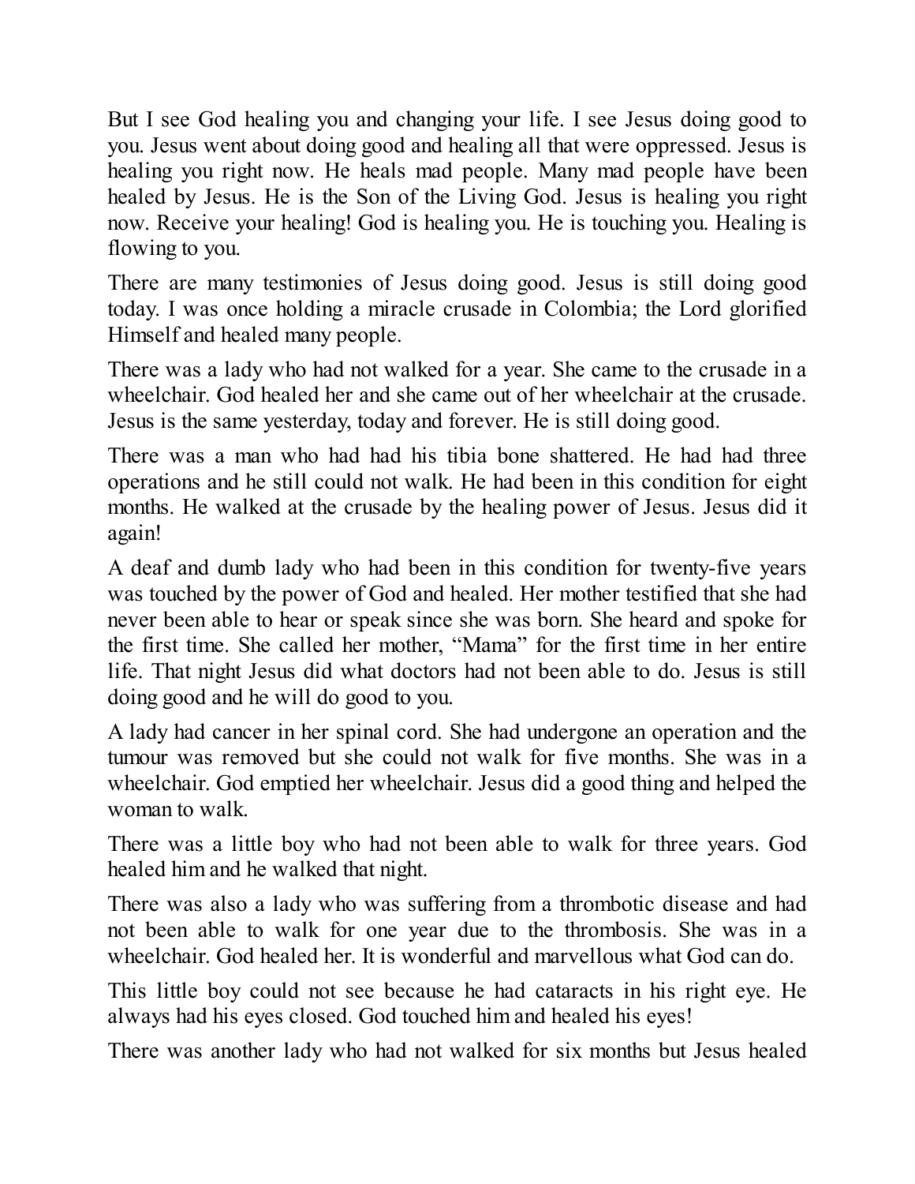But I see God healing you and changing your life. I see Jesus doing good to you. Jesus went about doing good and healing all that were oppressed. Jesus is healing you right now. He heals mad people. Many mad people have been healed by Jesus. He is the Son of the Living God. Jesus is healing you right now. Receive your healing! God is healing you. He is touching you. Healing is flowing to you.

There are many testimonies of Jesus doing good. Jesus is still doing good today. I was once holding a miracle crusade in Colombia; the Lord glorified Himself and healed many people.

There was a lady who had not walked for a year. She came to the crusade in a wheelchair. God healed her and she came out of her wheelchair at the crusade. Jesus is the same yesterday, today and forever. He is still doing good.

There was a man who had had his tibia bone shattered. He had had three operations and he still could not walk. He had been in this condition for eight months. He walked at the crusade by the healing power of Jesus. Jesus did it again!

A deaf and dumb lady who had been in this condition for twenty-five years was touched by the power of God and healed. Her mother testified that she had never been able to hear or speak since she was born. She heard and spoke for the first time. She called her mother, "Mama" for the first time in her entire life. That night Jesus did what doctors had not been able to do. Jesus is still doing good and he will do good to you.

A lady had cancer in her spinal cord. She had undergone an operation and the tumour was removed but she could not walk for five months. She was in a wheelchair. God emptied her wheelchair. Jesus did a good thing and helped the woman to walk.

There was a little boy who had not been able to walk for three years. God healed him and he walked that night.

There was also a lady who was suffering from a thrombotic disease and had not been able to walk for one year due to the thrombosis. She was in a wheelchair. God healed her. It is wonderful and marvellous what God can do.

This little boy could not see because he had cataracts in his right eye. He always had his eyes closed. God touched him and healed his eyes!

There was another lady who had not walked for six months but Jesus healed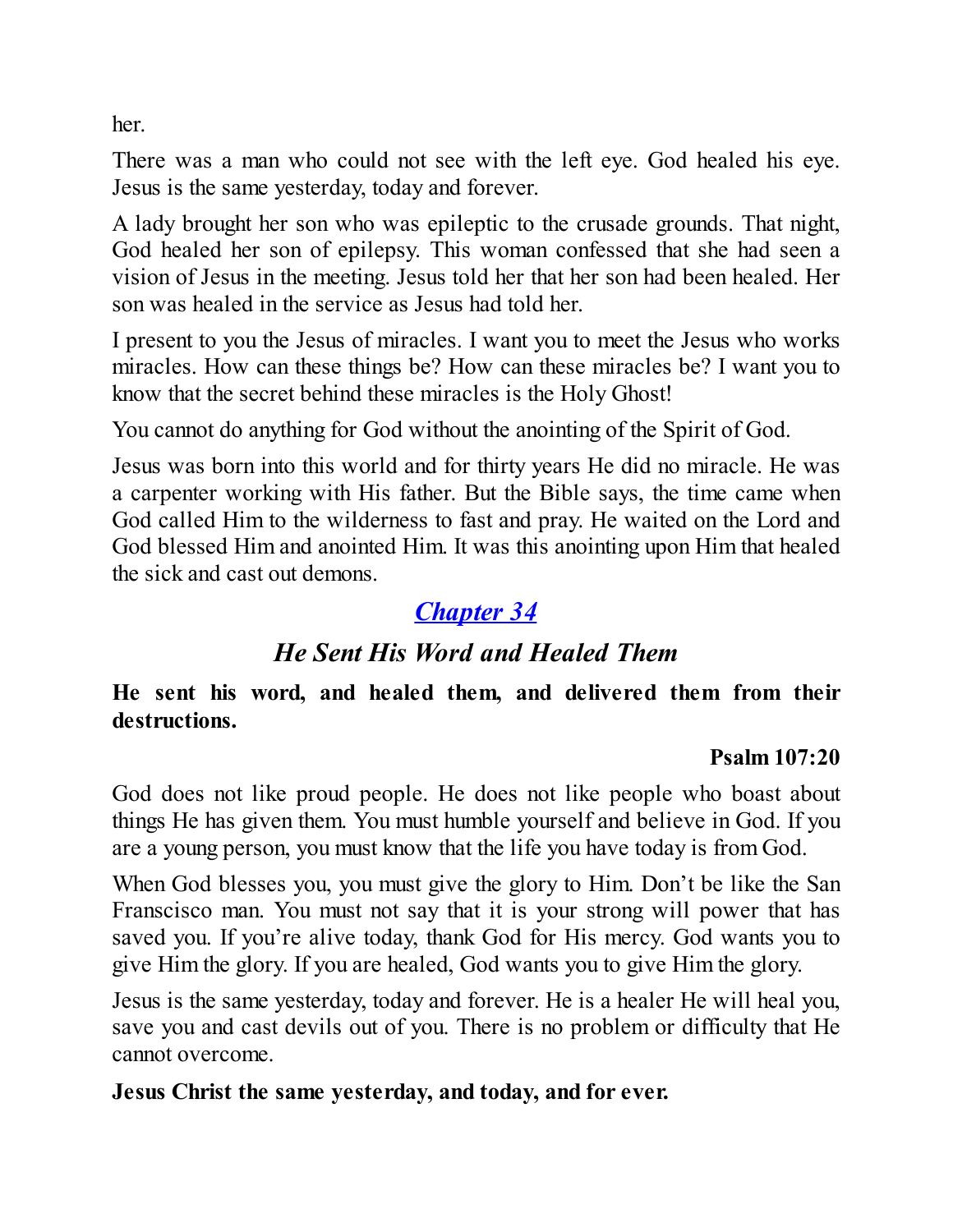her.

There was a man who could not see with the left eye. God healed his eye. Jesus is the same yesterday, today and forever.

A lady brought her son who was epileptic to the crusade grounds. That night, God healed her son of epilepsy. This woman confessed that she had seen a vision of Jesus in the meeting. Jesus told her that her son had been healed. Her son was healed in the service as Jesus had told her.

I present to you the Jesus of miracles. I want you to meet the Jesus who works miracles. How can these things be? How can these miracles be? I want you to know that the secret behind these miracles is the Holy Ghost!

You cannot do anything for God without the anointing of the Spirit of God.

Jesus was born into this world and for thirty years He did no miracle. He was a carpenter working with His father. But the Bible says, the time came when God called Him to the wilderness to fast and pray. He waited on the Lord and God blessed Him and anointed Him. It was this anointing upon Him that healed the sick and cast out demons.

## *Chapter 34*

### *He Sent His Word and Healed Them*

**He sent his word, and healed them, and delivered them from their destructions.**

**Psalm 107:20**

God does not like proud people. He does not like people who boast about things He has given them. You must humble yourself and believe in God. If you are a young person, you must know that the life you have today is from God.

When God blesses you, you must give the glory to Him. Don't be like the San Franscisco man. You must not say that it is your strong will power that has saved you. If you're alive today, thank God for His mercy. God wants you to give Him the glory. If you are healed, God wants you to give Him the glory.

Jesus is the same yesterday, today and forever. He is a healer He will heal you, save you and cast devils out of you. There is no problem or difficulty that He cannot overcome.

**Jesus Christ the same yesterday, and today, and for ever.**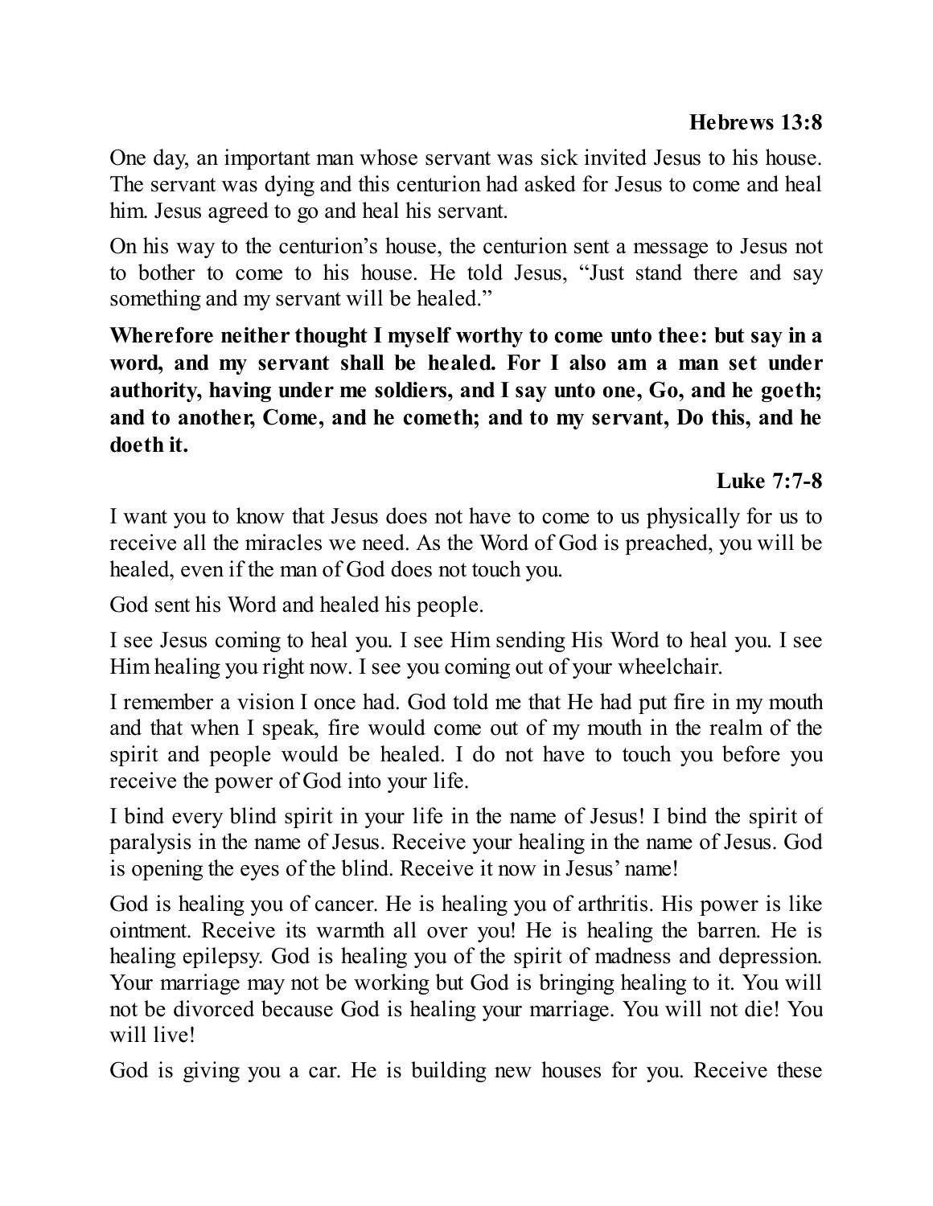**Hebrews 13:8**

One day, an important man whose servant was sick invited Jesus to his house. The servant was dying and this centurion had asked for Jesus to come and heal him. Jesus agreed to go and heal his servant.

On his way to the centurion's house, the centurion sent a message to Jesus not to bother to come to his house. He told Jesus, "Just stand there and say something and my servant will be healed."

**Wherefore neither thought I myself worthy to come unto thee: but say in a word, and my servant shall be healed. For I also am a man set under authority, having under me soldiers, and I say unto one, Go, and he goeth; and to another, Come, and he cometh; and to my servant, Do this, and he doeth it.**

**Luke 7:7-8**

I want you to know that Jesus does not have to come to us physically for us to receive all the miracles we need. As the Word of God is preached, you will be healed, even if the man of God does not touch you.

God sent his Word and healed his people.

I see Jesus coming to heal you. I see Him sending His Word to heal you. I see Him healing you right now. I see you coming out of your wheelchair.

I remember a vision I once had. God told me that He had put fire in my mouth and that when I speak, fire would come out of my mouth in the realm of the spirit and people would be healed. I do not have to touch you before you receive the power of God into your life.

I bind every blind spirit in your life in the name of Jesus! I bind the spirit of paralysis in the name of Jesus. Receive your healing in the name of Jesus. God is opening the eyes of the blind. Receive it now in Jesus' name!

God is healing you of cancer. He is healing you of arthritis. His power is like ointment. Receive its warmth all over you! He is healing the barren. He is healing epilepsy. God is healing you of the spirit of madness and depression. Your marriage may not be working but God is bringing healing to it. You will not be divorced because God is healing your marriage. You will not die! You will live!

God is giving you a car. He is building new houses for you. Receive these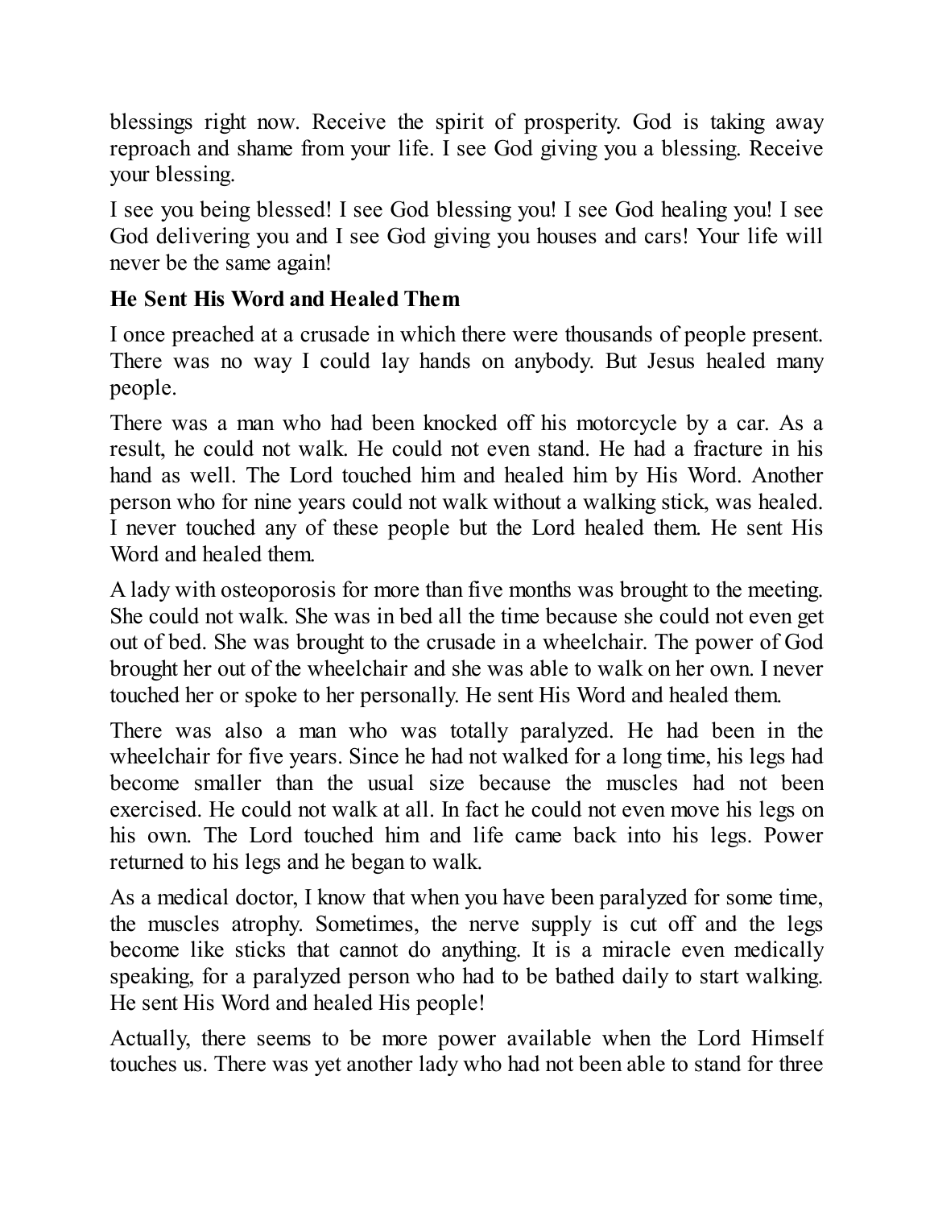blessings right now. Receive the spirit of prosperity. God is taking away reproach and shame from your life. I see God giving you a blessing. Receive your blessing.

I see you being blessed! I see God blessing you! I see God healing you! I see God delivering you and I see God giving you houses and cars! Your life will never be the same again!

### He Sent His Word and Healed Them

I once preached at a crusade in which there were thousands of people present. There was no way I could lay hands on anybody. But Jesus healed many people.

There was a man who had been knocked off his motorcycle by a car. As a result, he could not walk. He could not even stand. He had a fracture in his hand as well. The Lord touched him and healed him by His Word. Another person who for nine years could not walk without a walking stick, was healed. I never touched any of these people but the Lord healed them. He sent His Word and healed them.

A lady with osteoporosis for more than five months was brought to the meeting. She could not walk. She was in bed all the time because she could not even get out of bed. She was brought to the crusade in a wheelchair. The power of God brought her out of the wheelchair and she was able to walk on her own. I never touched her or spoke to her personally. He sent His Word and healed them.

There was also a man who was totally paralyzed. He had been in the wheelchair for five years. Since he had not walked for a long time, his legs had become smaller than the usual size because the muscles had not been exercised. He could not walk at all. In fact he could not even move his legs on his own. The Lord touched him and life came back into his legs. Power returned to his legs and he began to walk.

As a medical doctor, I know that when you have been paralyzed for some time, the muscles atrophy. Sometimes, the nerve supply is cut off and the legs become like sticks that cannot do anything. It is a miracle even medically speaking, for a paralyzed person who had to be bathed daily to start walking. He sent His Word and healed His people!

Actually, there seems to be more power available when the Lord Himself touches us. There was yet another lady who had not been able to stand for three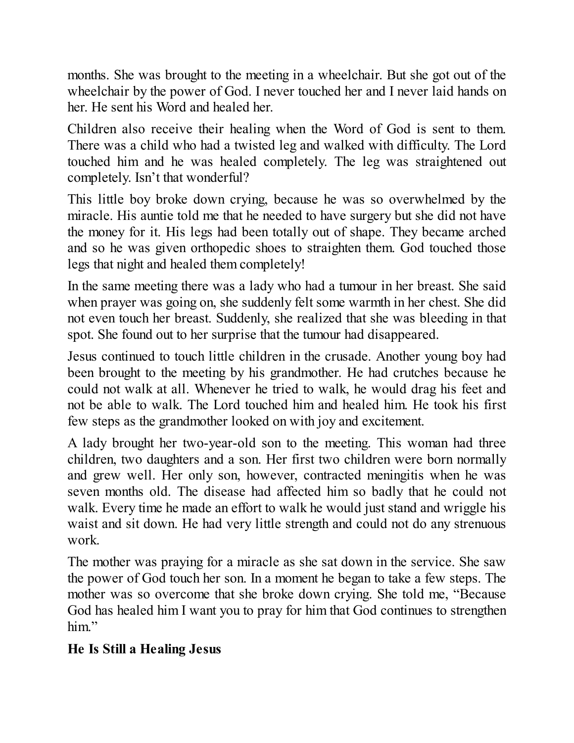months. She was brought to the meeting in a wheelchair. But she got out of the wheelchair by the power of God. I never touched her and I never laid hands on her. He sent his Word and healed her.

Children also receive their healing when the Word of God is sent to them. There was a child who had a twisted leg and walked with difficulty. The Lord touched him and he was healed completely. The leg was straightened out completely. Isn't that wonderful?

This little boy broke down crying, because he was so overwhelmed by the miracle. His auntie told me that he needed to have surgery but she did not have the money for it. His legs had been totally out of shape. They became arched and so he was given orthopedic shoes to straighten them. God touched those legs that night and healed them completely!

In the same meeting there was a lady who had a tumour in her breast. She said when prayer was going on, she suddenly felt some warmth in her chest. She did not even touch her breast. Suddenly, she realized that she was bleeding in that spot. She found out to her surprise that the tumour had disappeared.

Jesus continued to touch little children in the crusade. Another young boy had been brought to the meeting by his grandmother. He had crutches because he could not walk at all. Whenever he tried to walk, he would drag his feet and not be able to walk. The Lord touched him and healed him. He took his first few steps as the grandmother looked on with joy and excitement.

A lady brought her two-year-old son to the meeting. This woman had three children, two daughters and a son. Her first two children were born normally and grew well. Her only son, however, contracted meningitis when he was seven months old. The disease had affected him so badly that he could not walk. Every time he made an effort to walk he would just stand and wriggle his waist and sit down. He had very little strength and could not do any strenuous work.

The mother was praying for a miracle as she sat down in the service. She saw the power of God touch her son. In a moment he began to take a few steps. The mother was so overcome that she broke down crying. She told me, "Because God has healed him I want you to pray for him that God continues to strengthen him."

## He Is Still a Healing Jesus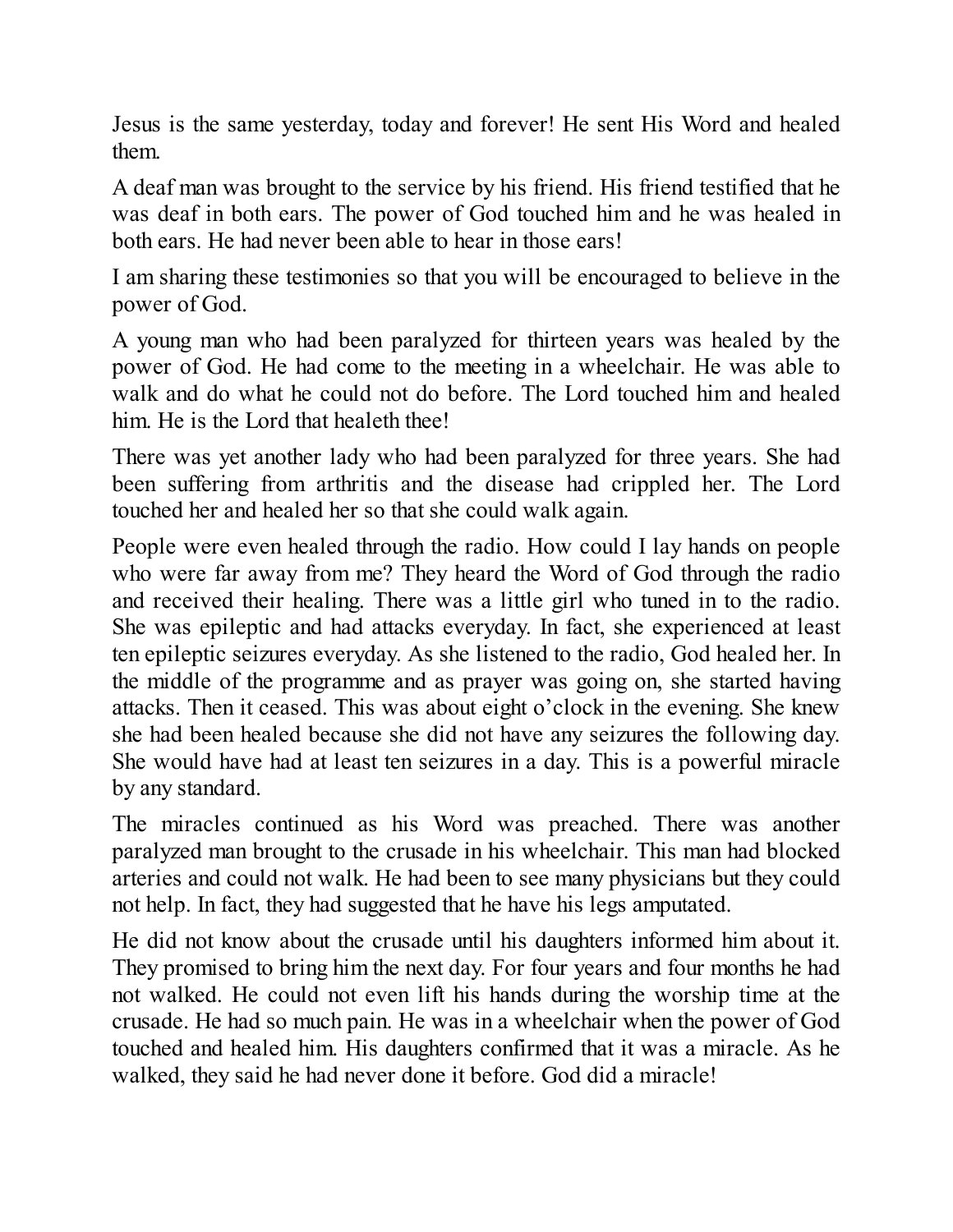Jesus is the same yesterday, today and forever! He sent His Word and healed them.

A deaf man was brought to the service by his friend. His friend testified that he was deaf in both ears. The power of God touched him and he was healed in both ears. He had never been able to hear in those ears!

I am sharing these testimonies so that you will be encouraged to believe in the power of God.

A young man who had been paralyzed for thirteen years was healed by the power of God. He had come to the meeting in a wheelchair. He was able to walk and do what he could not do before. The Lord touched him and healed him. He is the Lord that healeth thee!

There was yet another lady who had been paralyzed for three years. She had been suffering from arthritis and the disease had crippled her. The Lord touched her and healed her so that she could walk again.

People were even healed through the radio. How could I lay hands on people who were far away from me? They heard the Word of God through the radio and received their healing. There was a little girl who tuned in to the radio. She was epileptic and had attacks everyday. In fact, she experienced at least ten epileptic seizures everyday. As she listened to the radio, God healed her. In the middle of the programme and as prayer was going on, she started having attacks. Then it ceased. This was about eight o'clock in the evening. She knew she had been healed because she did not have any seizures the following day. She would have had at least ten seizures in a day. This is a powerful miracle by any standard.

The miracles continued as his Word was preached. There was another paralyzed man brought to the crusade in his wheelchair. This man had blocked arteries and could not walk. He had been to see many physicians but they could not help. In fact, they had suggested that he have his legs amputated.

He did not know about the crusade until his daughters informed him about it. They promised to bring him the next day. For four years and four months he had not walked. He could not even lift his hands during the worship time at the crusade. He had so much pain. He was in a wheelchair when the power of God touched and healed him. His daughters confirmed that it was a miracle. As he walked, they said he had never done it before. God did a miracle!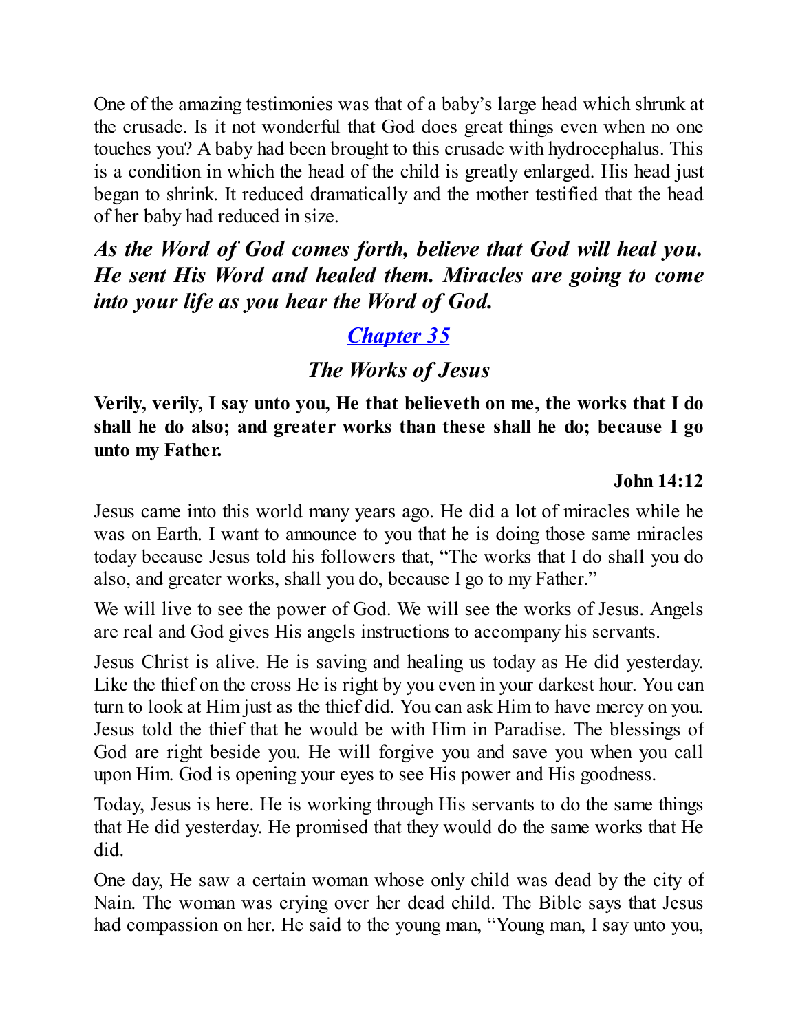One of the amazing testimonies was that of a baby's large head which shrunk at the crusade. Is it not wonderful that God does great things even when no one touches you? A baby had been brought to this crusade with hydrocephalus. This is a condition in which the head of the child is greatly enlarged. His head just began to shrink. It reduced dramatically and the mother testified that the head of her baby had reduced in size.

***As the Word of God comes forth, believe that God will heal you. He sent His Word and healed them. Miracles are going to come into your life as you hear the Word of God.***

## [*Chapter 35*]()

### *The Works of Jesus*

**Verily, verily, I say unto you, He that believeth on me, the works that I do shall he do also; and greater works than these shall he do; because I go unto my Father.**

**John 14:12**

Jesus came into this world many years ago. He did a lot of miracles while he was on Earth. I want to announce to you that he is doing those same miracles today because Jesus told his followers that, "The works that I do shall you do also, and greater works, shall you do, because I go to my Father."

We will live to see the power of God. We will see the works of Jesus. Angels are real and God gives His angels instructions to accompany his servants.

Jesus Christ is alive. He is saving and healing us today as He did yesterday. Like the thief on the cross He is right by you even in your darkest hour. You can turn to look at Him just as the thief did. You can ask Him to have mercy on you. Jesus told the thief that he would be with Him in Paradise. The blessings of God are right beside you. He will forgive you and save you when you call upon Him. God is opening your eyes to see His power and His goodness.

Today, Jesus is here. He is working through His servants to do the same things that He did yesterday. He promised that they would do the same works that He did.

One day, He saw a certain woman whose only child was dead by the city of Nain. The woman was crying over her dead child. The Bible says that Jesus had compassion on her. He said to the young man, "Young man, I say unto you,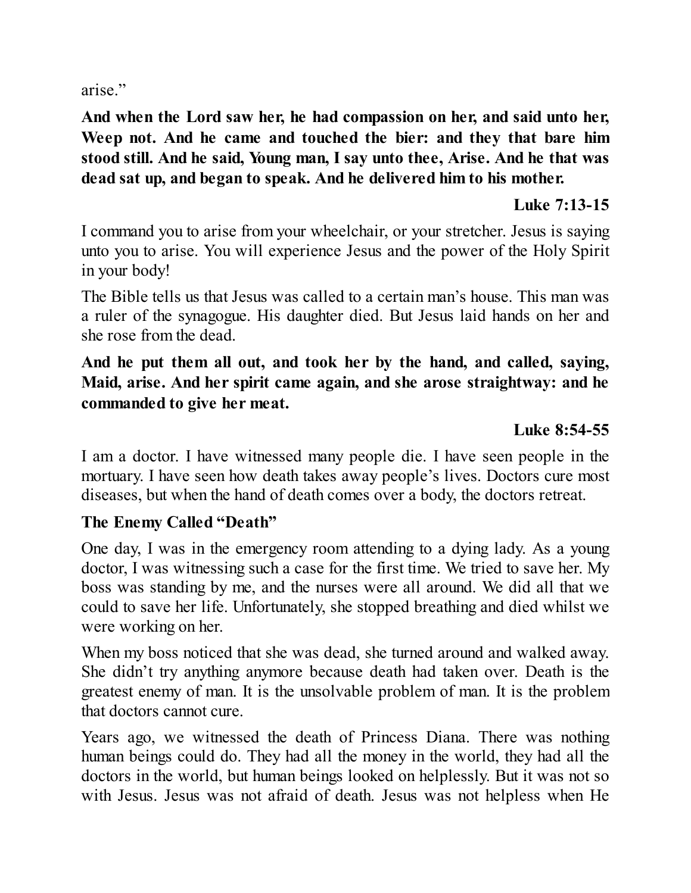arise."

**And when the Lord saw her, he had compassion on her, and said unto her, Weep not. And he came and touched the bier: and they that bare him stood still. And he said, Young man, I say unto thee, Arise. And he that was dead sat up, and began to speak. And he delivered him to his mother.**

**Luke 7:13-15**

I command you to arise from your wheelchair, or your stretcher. Jesus is saying unto you to arise. You will experience Jesus and the power of the Holy Spirit in your body!

The Bible tells us that Jesus was called to a certain man's house. This man was a ruler of the synagogue. His daughter died. But Jesus laid hands on her and she rose from the dead.

**And he put them all out, and took her by the hand, and called, saying, Maid, arise. And her spirit came again, and she arose straightway: and he commanded to give her meat.**

**Luke 8:54-55**

I am a doctor. I have witnessed many people die. I have seen people in the mortuary. I have seen how death takes away people's lives. Doctors cure most diseases, but when the hand of death comes over a body, the doctors retreat.

**The Enemy Called "Death"**

One day, I was in the emergency room attending to a dying lady. As a young doctor, I was witnessing such a case for the first time. We tried to save her. My boss was standing by me, and the nurses were all around. We did all that we could to save her life. Unfortunately, she stopped breathing and died whilst we were working on her.

When my boss noticed that she was dead, she turned around and walked away. She didn't try anything anymore because death had taken over. Death is the greatest enemy of man. It is the unsolvable problem of man. It is the problem that doctors cannot cure.

Years ago, we witnessed the death of Princess Diana. There was nothing human beings could do. They had all the money in the world, they had all the doctors in the world, but human beings looked on helplessly. But it was not so with Jesus. Jesus was not afraid of death. Jesus was not helpless when He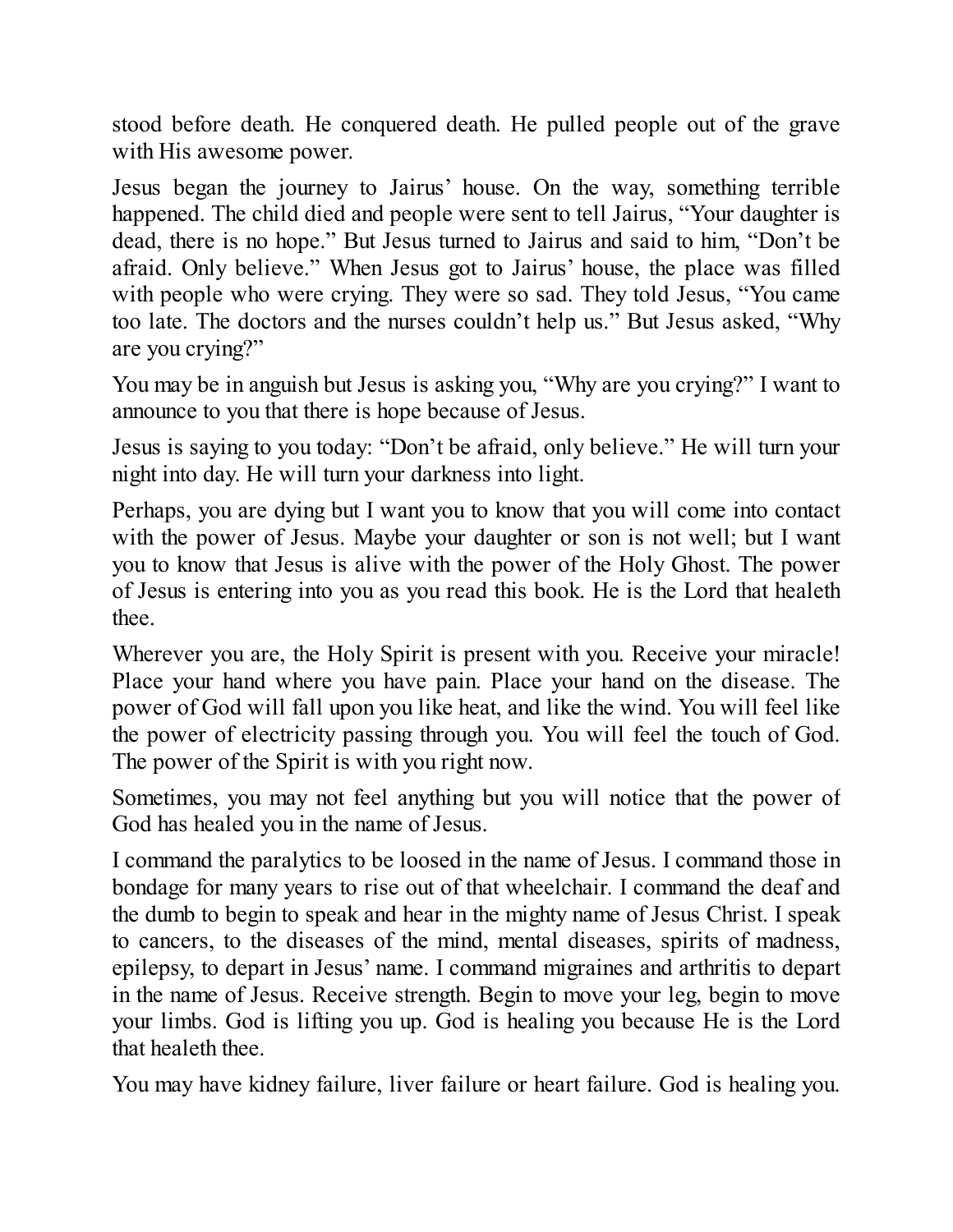stood before death. He conquered death. He pulled people out of the grave with His awesome power.

Jesus began the journey to Jairus' house. On the way, something terrible happened. The child died and people were sent to tell Jairus, "Your daughter is dead, there is no hope." But Jesus turned to Jairus and said to him, "Don't be afraid. Only believe." When Jesus got to Jairus' house, the place was filled with people who were crying. They were so sad. They told Jesus, "You came too late. The doctors and the nurses couldn't help us." But Jesus asked, "Why are you crying?"

You may be in anguish but Jesus is asking you, "Why are you crying?" I want to announce to you that there is hope because of Jesus.

Jesus is saying to you today: "Don't be afraid, only believe." He will turn your night into day. He will turn your darkness into light.

Perhaps, you are dying but I want you to know that you will come into contact with the power of Jesus. Maybe your daughter or son is not well; but I want you to know that Jesus is alive with the power of the Holy Ghost. The power of Jesus is entering into you as you read this book. He is the Lord that healeth thee.

Wherever you are, the Holy Spirit is present with you. Receive your miracle! Place your hand where you have pain. Place your hand on the disease. The power of God will fall upon you like heat, and like the wind. You will feel like the power of electricity passing through you. You will feel the touch of God. The power of the Spirit is with you right now.

Sometimes, you may not feel anything but you will notice that the power of God has healed you in the name of Jesus.

I command the paralytics to be loosed in the name of Jesus. I command those in bondage for many years to rise out of that wheelchair. I command the deaf and the dumb to begin to speak and hear in the mighty name of Jesus Christ. I speak to cancers, to the diseases of the mind, mental diseases, spirits of madness, epilepsy, to depart in Jesus' name. I command migraines and arthritis to depart in the name of Jesus. Receive strength. Begin to move your leg, begin to move your limbs. God is lifting you up. God is healing you because He is the Lord that healeth thee.

You may have kidney failure, liver failure or heart failure. God is healing you.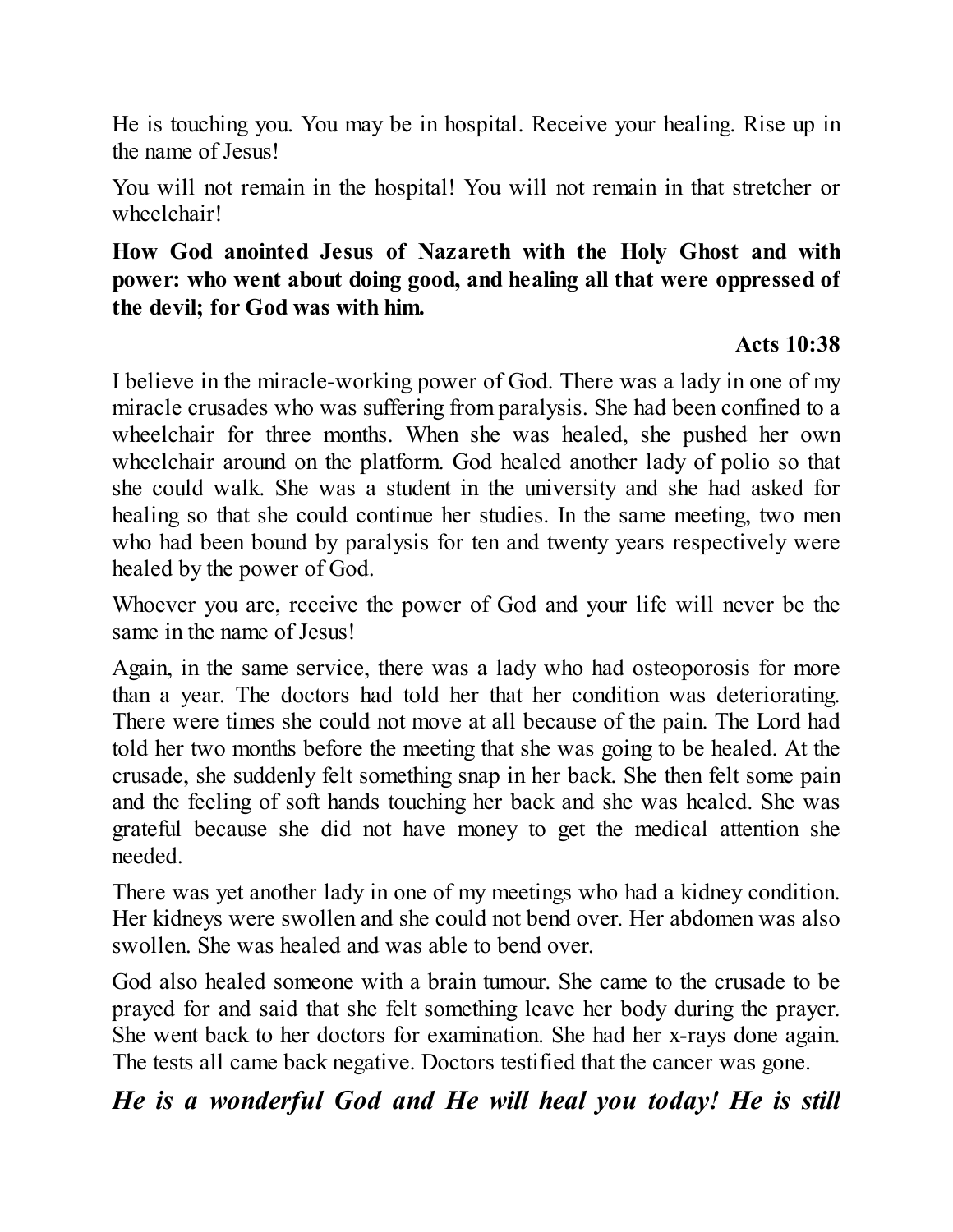He is touching you. You may be in hospital. Receive your healing. Rise up in the name of Jesus!

You will not remain in the hospital! You will not remain in that stretcher or wheelchair!

**How God anointed Jesus of Nazareth with the Holy Ghost and with power: who went about doing good, and healing all that were oppressed of the devil; for God was with him.**

**Acts 10:38**

I believe in the miracle-working power of God. There was a lady in one of my miracle crusades who was suffering from paralysis. She had been confined to a wheelchair for three months. When she was healed, she pushed her own wheelchair around on the platform. God healed another lady of polio so that she could walk. She was a student in the university and she had asked for healing so that she could continue her studies. In the same meeting, two men who had been bound by paralysis for ten and twenty years respectively were healed by the power of God.

Whoever you are, receive the power of God and your life will never be the same in the name of Jesus!

Again, in the same service, there was a lady who had osteoporosis for more than a year. The doctors had told her that her condition was deteriorating. There were times she could not move at all because of the pain. The Lord had told her two months before the meeting that she was going to be healed. At the crusade, she suddenly felt something snap in her back. She then felt some pain and the feeling of soft hands touching her back and she was healed. She was grateful because she did not have money to get the medical attention she needed.

There was yet another lady in one of my meetings who had a kidney condition. Her kidneys were swollen and she could not bend over. Her abdomen was also swollen. She was healed and was able to bend over.

God also healed someone with a brain tumour. She came to the crusade to be prayed for and said that she felt something leave her body during the prayer. She went back to her doctors for examination. She had her x-rays done again. The tests all came back negative. Doctors testified that the cancer was gone.

***He is a wonderful God and He will heal you today! He is still***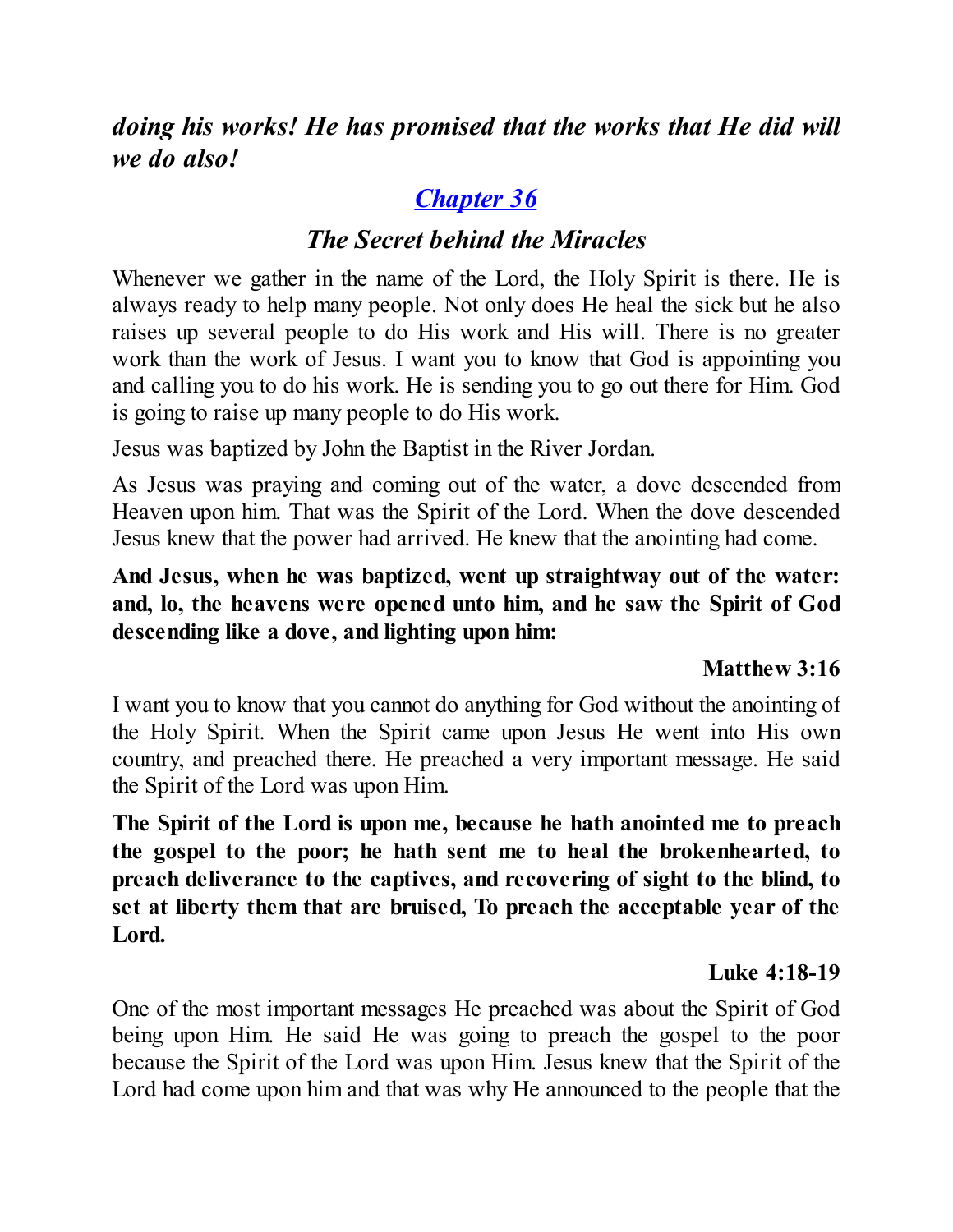***doing his works! He has promised that the works that He did will we do also!***

## [*Chapter 36*]()

### *The Secret behind the Miracles*

Whenever we gather in the name of the Lord, the Holy Spirit is there. He is always ready to help many people. Not only does He heal the sick but he also raises up several people to do His work and His will. There is no greater work than the work of Jesus. I want you to know that God is appointing you and calling you to do his work. He is sending you to go out there for Him. God is going to raise up many people to do His work.

Jesus was baptized by John the Baptist in the River Jordan.

As Jesus was praying and coming out of the water, a dove descended from Heaven upon him. That was the Spirit of the Lord. When the dove descended Jesus knew that the power had arrived. He knew that the anointing had come.

**And Jesus, when he was baptized, went up straightway out of the water: and, lo, the heavens were opened unto him, and he saw the Spirit of God descending like a dove, and lighting upon him:**

**Matthew 3:16**

I want you to know that you cannot do anything for God without the anointing of the Holy Spirit. When the Spirit came upon Jesus He went into His own country, and preached there. He preached a very important message. He said the Spirit of the Lord was upon Him.

**The Spirit of the Lord is upon me, because he hath anointed me to preach the gospel to the poor; he hath sent me to heal the brokenhearted, to preach deliverance to the captives, and recovering of sight to the blind, to set at liberty them that are bruised, To preach the acceptable year of the Lord.**

**Luke 4:18-19**

One of the most important messages He preached was about the Spirit of God being upon Him. He said He was going to preach the gospel to the poor because the Spirit of the Lord was upon Him. Jesus knew that the Spirit of the Lord had come upon him and that was why He announced to the people that the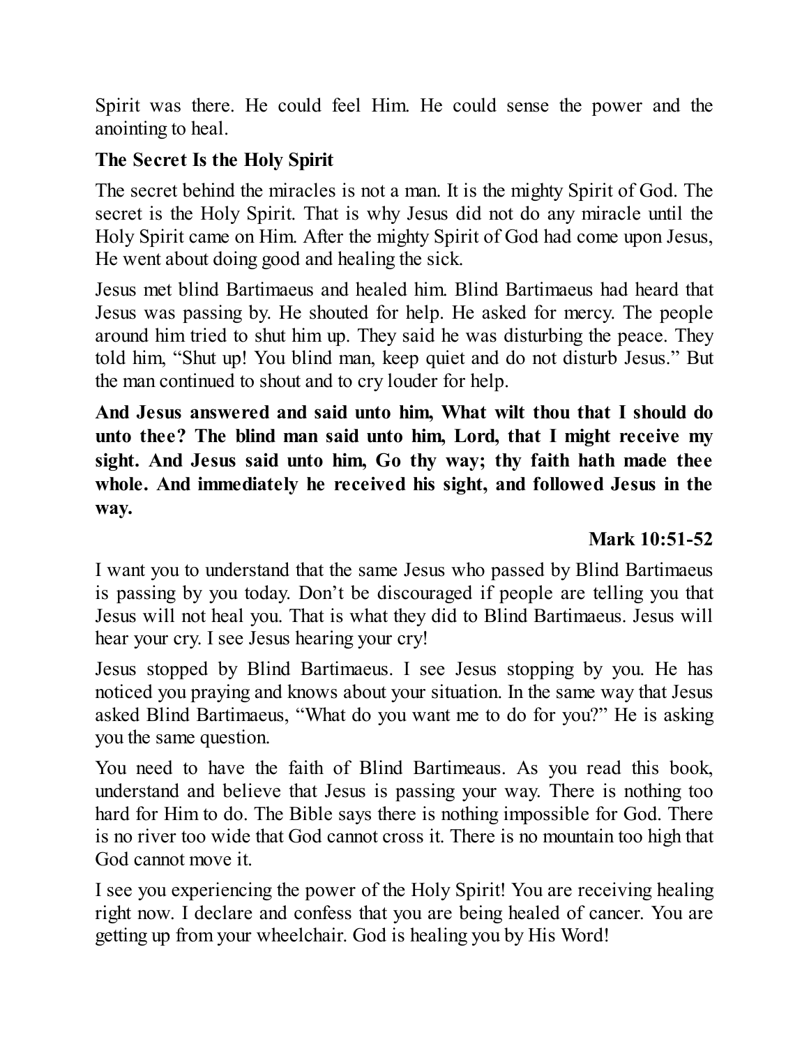Spirit was there. He could feel Him. He could sense the power and the anointing to heal.

**The Secret Is the Holy Spirit**

The secret behind the miracles is not a man. It is the mighty Spirit of God. The secret is the Holy Spirit. That is why Jesus did not do any miracle until the Holy Spirit came on Him. After the mighty Spirit of God had come upon Jesus, He went about doing good and healing the sick.

Jesus met blind Bartimaeus and healed him. Blind Bartimaeus had heard that Jesus was passing by. He shouted for help. He asked for mercy. The people around him tried to shut him up. They said he was disturbing the peace. They told him, "Shut up! You blind man, keep quiet and do not disturb Jesus." But the man continued to shout and to cry louder for help.

**And Jesus answered and said unto him, What wilt thou that I should do unto thee? The blind man said unto him, Lord, that I might receive my sight. And Jesus said unto him, Go thy way; thy faith hath made thee whole. And immediately he received his sight, and followed Jesus in the way.**

**Mark 10:51-52**

I want you to understand that the same Jesus who passed by Blind Bartimaeus is passing by you today. Don't be discouraged if people are telling you that Jesus will not heal you. That is what they did to Blind Bartimaeus. Jesus will hear your cry. I see Jesus hearing your cry!

Jesus stopped by Blind Bartimaeus. I see Jesus stopping by you. He has noticed you praying and knows about your situation. In the same way that Jesus asked Blind Bartimaeus, "What do you want me to do for you?" He is asking you the same question.

You need to have the faith of Blind Bartimeaus. As you read this book, understand and believe that Jesus is passing your way. There is nothing too hard for Him to do. The Bible says there is nothing impossible for God. There is no river too wide that God cannot cross it. There is no mountain too high that God cannot move it.

I see you experiencing the power of the Holy Spirit! You are receiving healing right now. I declare and confess that you are being healed of cancer. You are getting up from your wheelchair. God is healing you by His Word!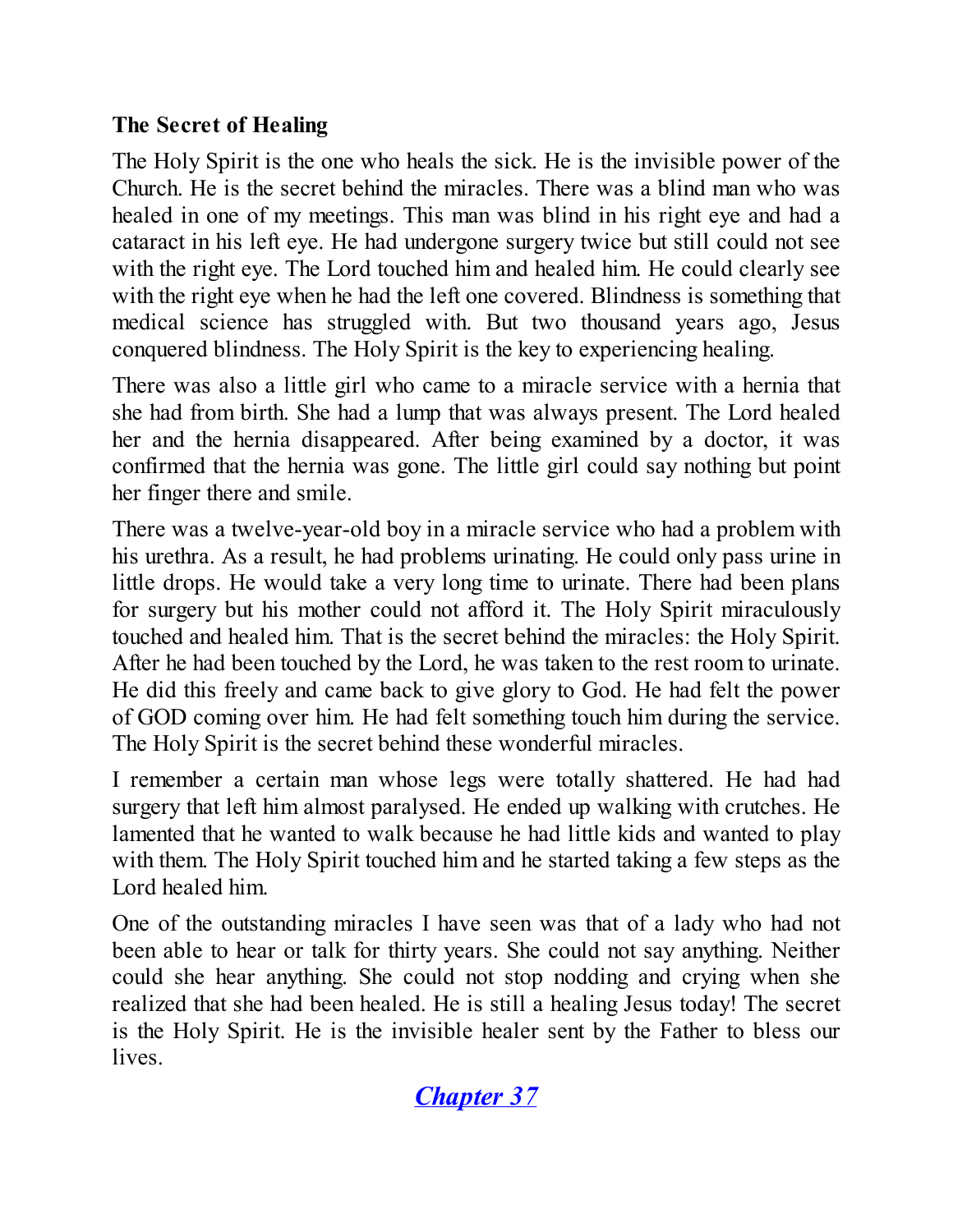**The Secret of Healing**

The Holy Spirit is the one who heals the sick. He is the invisible power of the Church. He is the secret behind the miracles. There was a blind man who was healed in one of my meetings. This man was blind in his right eye and had a cataract in his left eye. He had undergone surgery twice but still could not see with the right eye. The Lord touched him and healed him. He could clearly see with the right eye when he had the left one covered. Blindness is something that medical science has struggled with. But two thousand years ago, Jesus conquered blindness. The Holy Spirit is the key to experiencing healing.

There was also a little girl who came to a miracle service with a hernia that she had from birth. She had a lump that was always present. The Lord healed her and the hernia disappeared. After being examined by a doctor, it was confirmed that the hernia was gone. The little girl could say nothing but point her finger there and smile.

There was a twelve-year-old boy in a miracle service who had a problem with his urethra. As a result, he had problems urinating. He could only pass urine in little drops. He would take a very long time to urinate. There had been plans for surgery but his mother could not afford it. The Holy Spirit miraculously touched and healed him. That is the secret behind the miracles: the Holy Spirit. After he had been touched by the Lord, he was taken to the rest room to urinate. He did this freely and came back to give glory to God. He had felt the power of GOD coming over him. He had felt something touch him during the service. The Holy Spirit is the secret behind these wonderful miracles.

I remember a certain man whose legs were totally shattered. He had had surgery that left him almost paralysed. He ended up walking with crutches. He lamented that he wanted to walk because he had little kids and wanted to play with them. The Holy Spirit touched him and he started taking a few steps as the Lord healed him.

One of the outstanding miracles I have seen was that of a lady who had not been able to hear or talk for thirty years. She could not say anything. Neither could she hear anything. She could not stop nodding and crying when she realized that she had been healed. He is still a healing Jesus today! The secret is the Holy Spirit. He is the invisible healer sent by the Father to bless our lives.

***Chapter 37***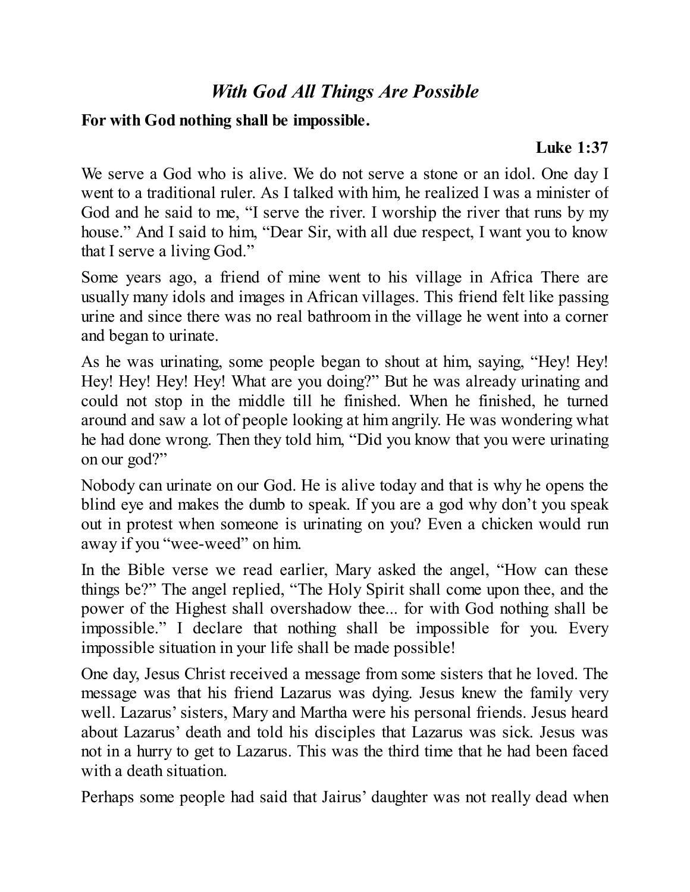## *With God All Things Are Possible*

**For with God nothing shall be impossible.**

**Luke 1:37**

We serve a God who is alive. We do not serve a stone or an idol. One day I went to a traditional ruler. As I talked with him, he realized I was a minister of God and he said to me, "I serve the river. I worship the river that runs by my house." And I said to him, "Dear Sir, with all due respect, I want you to know that I serve a living God."

Some years ago, a friend of mine went to his village in Africa There are usually many idols and images in African villages. This friend felt like passing urine and since there was no real bathroom in the village he went into a corner and began to urinate.

As he was urinating, some people began to shout at him, saying, "Hey! Hey! Hey! Hey! Hey! Hey! What are you doing?" But he was already urinating and could not stop in the middle till he finished. When he finished, he turned around and saw a lot of people looking at him angrily. He was wondering what he had done wrong. Then they told him, "Did you know that you were urinating on our god?"

Nobody can urinate on our God. He is alive today and that is why he opens the blind eye and makes the dumb to speak. If you are a god why don't you speak out in protest when someone is urinating on you? Even a chicken would run away if you "wee-weed" on him.

In the Bible verse we read earlier, Mary asked the angel, "How can these things be?" The angel replied, "The Holy Spirit shall come upon thee, and the power of the Highest shall overshadow thee... for with God nothing shall be impossible." I declare that nothing shall be impossible for you. Every impossible situation in your life shall be made possible!

One day, Jesus Christ received a message from some sisters that he loved. The message was that his friend Lazarus was dying. Jesus knew the family very well. Lazarus' sisters, Mary and Martha were his personal friends. Jesus heard about Lazarus' death and told his disciples that Lazarus was sick. Jesus was not in a hurry to get to Lazarus. This was the third time that he had been faced with a death situation.

Perhaps some people had said that Jairus' daughter was not really dead when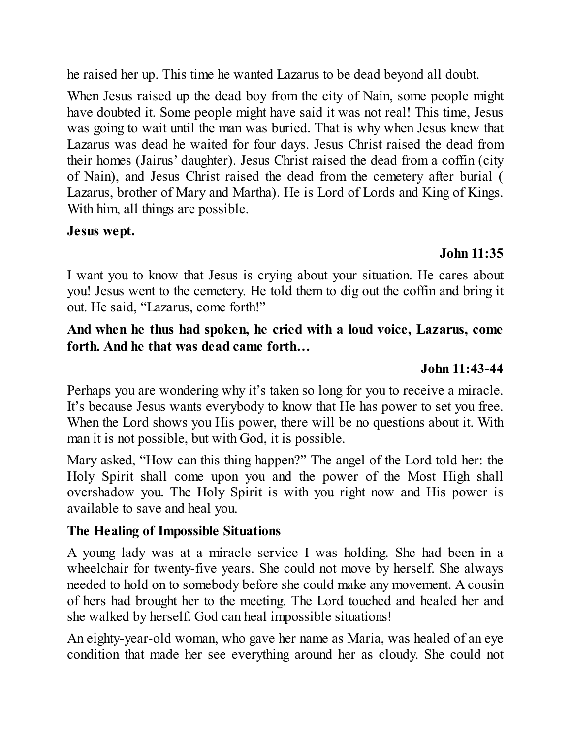he raised her up. This time he wanted Lazarus to be dead beyond all doubt.

When Jesus raised up the dead boy from the city of Nain, some people might have doubted it. Some people might have said it was not real! This time, Jesus was going to wait until the man was buried. That is why when Jesus knew that Lazarus was dead he waited for four days. Jesus Christ raised the dead from their homes (Jairus' daughter). Jesus Christ raised the dead from a coffin (city of Nain), and Jesus Christ raised the dead from the cemetery after burial ( Lazarus, brother of Mary and Martha). He is Lord of Lords and King of Kings. With him, all things are possible.

**Jesus wept.**

**John 11:35**

I want you to know that Jesus is crying about your situation. He cares about you! Jesus went to the cemetery. He told them to dig out the coffin and bring it out. He said, "Lazarus, come forth!"

**And when he thus had spoken, he cried with a loud voice, Lazarus, come forth. And he that was dead came forth…**

**John 11:43-44**

Perhaps you are wondering why it's taken so long for you to receive a miracle. It's because Jesus wants everybody to know that He has power to set you free. When the Lord shows you His power, there will be no questions about it. With man it is not possible, but with God, it is possible.

Mary asked, "How can this thing happen?" The angel of the Lord told her: the Holy Spirit shall come upon you and the power of the Most High shall overshadow you. The Holy Spirit is with you right now and His power is available to save and heal you.

**The Healing of Impossible Situations**

A young lady was at a miracle service I was holding. She had been in a wheelchair for twenty-five years. She could not move by herself. She always needed to hold on to somebody before she could make any movement. A cousin of hers had brought her to the meeting. The Lord touched and healed her and she walked by herself. God can heal impossible situations!

An eighty-year-old woman, who gave her name as Maria, was healed of an eye condition that made her see everything around her as cloudy. She could not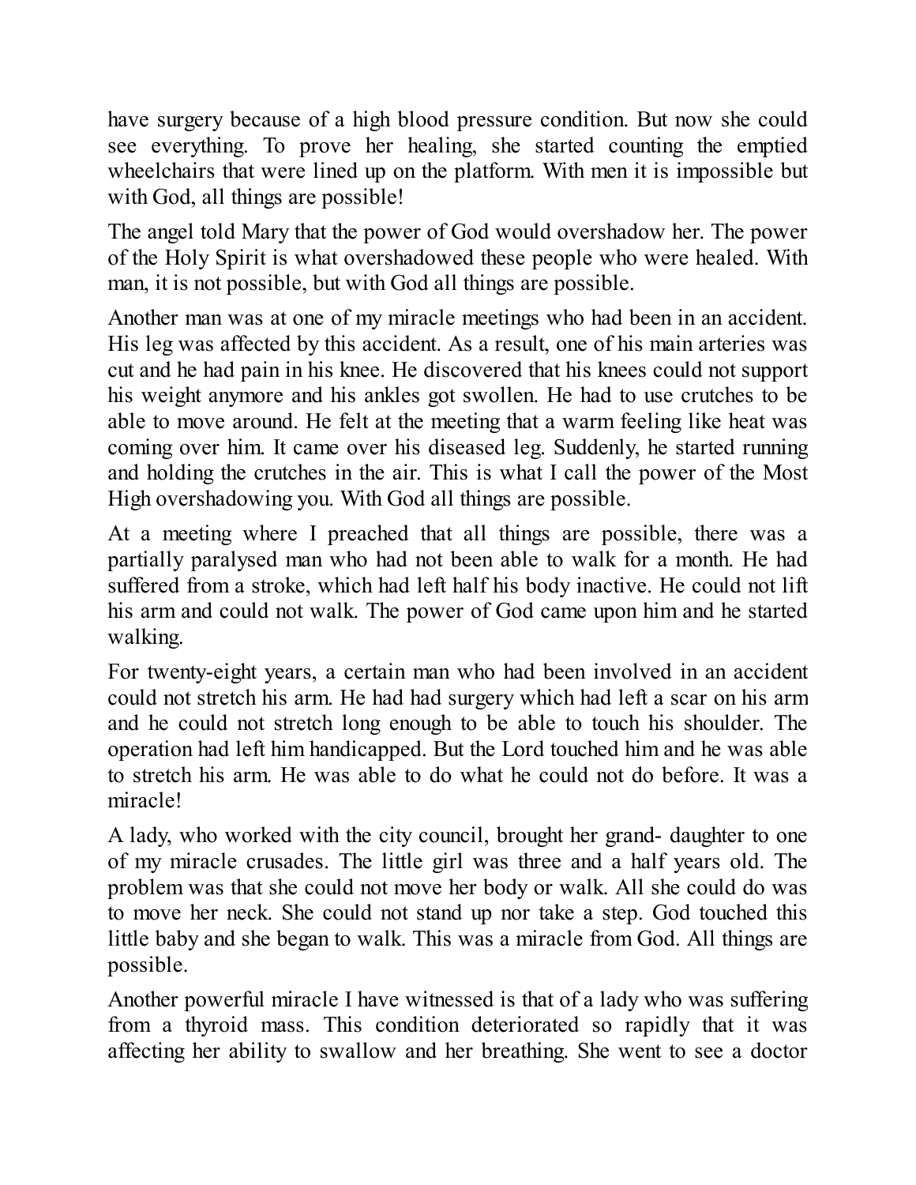have surgery because of a high blood pressure condition. But now she could see everything. To prove her healing, she started counting the emptied wheelchairs that were lined up on the platform. With men it is impossible but with God, all things are possible!

The angel told Mary that the power of God would overshadow her. The power of the Holy Spirit is what overshadowed these people who were healed. With man, it is not possible, but with God all things are possible.

Another man was at one of my miracle meetings who had been in an accident. His leg was affected by this accident. As a result, one of his main arteries was cut and he had pain in his knee. He discovered that his knees could not support his weight anymore and his ankles got swollen. He had to use crutches to be able to move around. He felt at the meeting that a warm feeling like heat was coming over him. It came over his diseased leg. Suddenly, he started running and holding the crutches in the air. This is what I call the power of the Most High overshadowing you. With God all things are possible.

At a meeting where I preached that all things are possible, there was a partially paralysed man who had not been able to walk for a month. He had suffered from a stroke, which had left half his body inactive. He could not lift his arm and could not walk. The power of God came upon him and he started walking.

For twenty-eight years, a certain man who had been involved in an accident could not stretch his arm. He had had surgery which had left a scar on his arm and he could not stretch long enough to be able to touch his shoulder. The operation had left him handicapped. But the Lord touched him and he was able to stretch his arm. He was able to do what he could not do before. It was a miracle!

A lady, who worked with the city council, brought her grand- daughter to one of my miracle crusades. The little girl was three and a half years old. The problem was that she could not move her body or walk. All she could do was to move her neck. She could not stand up nor take a step. God touched this little baby and she began to walk. This was a miracle from God. All things are possible.

Another powerful miracle I have witnessed is that of a lady who was suffering from a thyroid mass. This condition deteriorated so rapidly that it was affecting her ability to swallow and her breathing. She went to see a doctor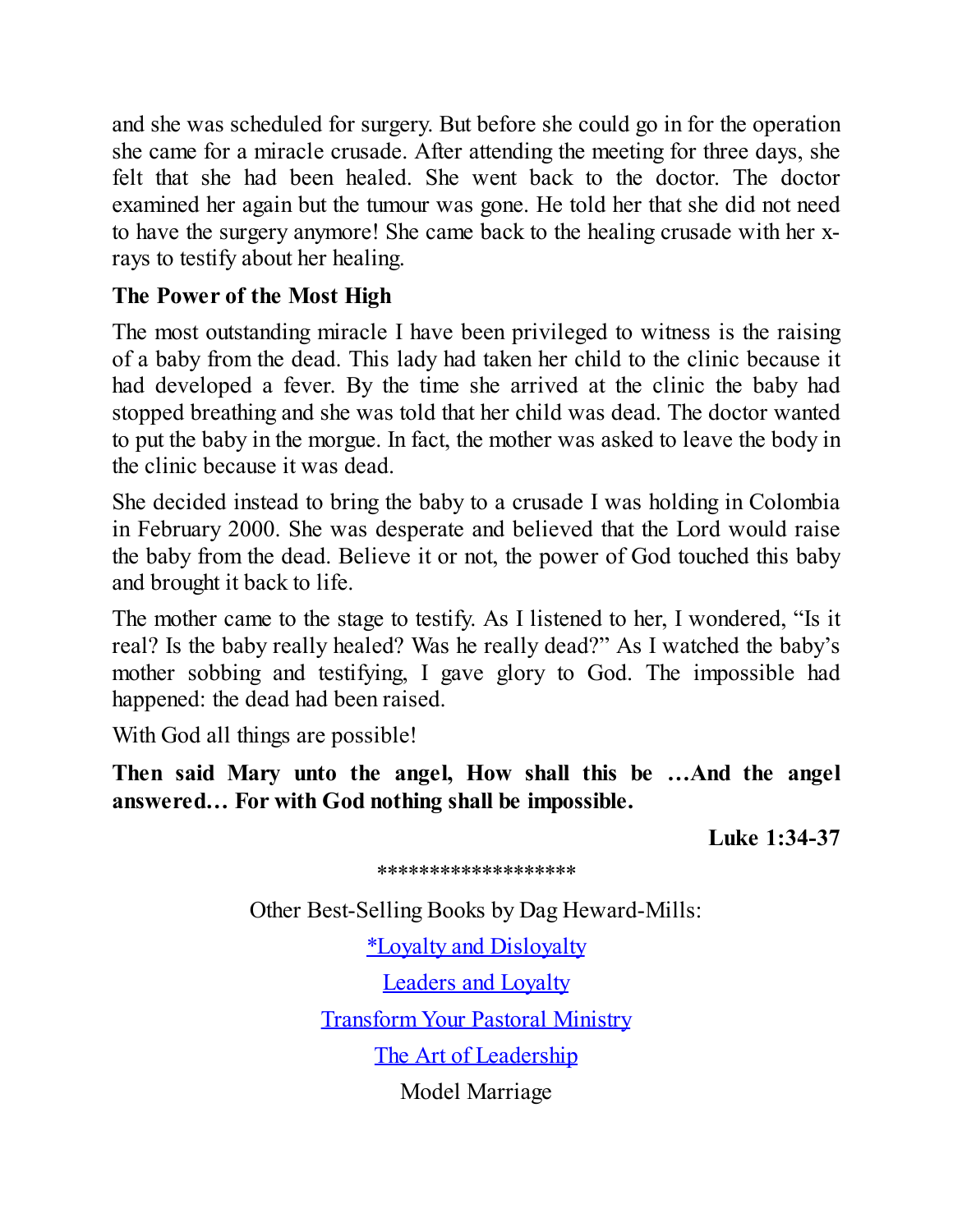and she was scheduled for surgery. But before she could go in for the operation she came for a miracle crusade. After attending the meeting for three days, she felt that she had been healed. She went back to the doctor. The doctor examined her again but the tumour was gone. He told her that she did not need to have the surgery anymore! She came back to the healing crusade with her x-rays to testify about her healing.

**The Power of the Most High**

The most outstanding miracle I have been privileged to witness is the raising of a baby from the dead. This lady had taken her child to the clinic because it had developed a fever. By the time she arrived at the clinic the baby had stopped breathing and she was told that her child was dead. The doctor wanted to put the baby in the morgue. In fact, the mother was asked to leave the body in the clinic because it was dead.

She decided instead to bring the baby to a crusade I was holding in Colombia in February 2000. She was desperate and believed that the Lord would raise the baby from the dead. Believe it or not, the power of God touched this baby and brought it back to life.

The mother came to the stage to testify. As I listened to her, I wondered, "Is it real? Is the baby really healed? Was he really dead?" As I watched the baby's mother sobbing and testifying, I gave glory to God. The impossible had happened: the dead had been raised.

With God all things are possible!

**Then said Mary unto the angel, How shall this be …And the angel answered… For with God nothing shall be impossible.**

**Luke 1:34-37**

******************

Other Best-Selling Books by Dag Heward-Mills:

*Loyalty and Disloyalty

Leaders and Loyalty

Transform Your Pastoral Ministry

The Art of Leadership

Model Marriage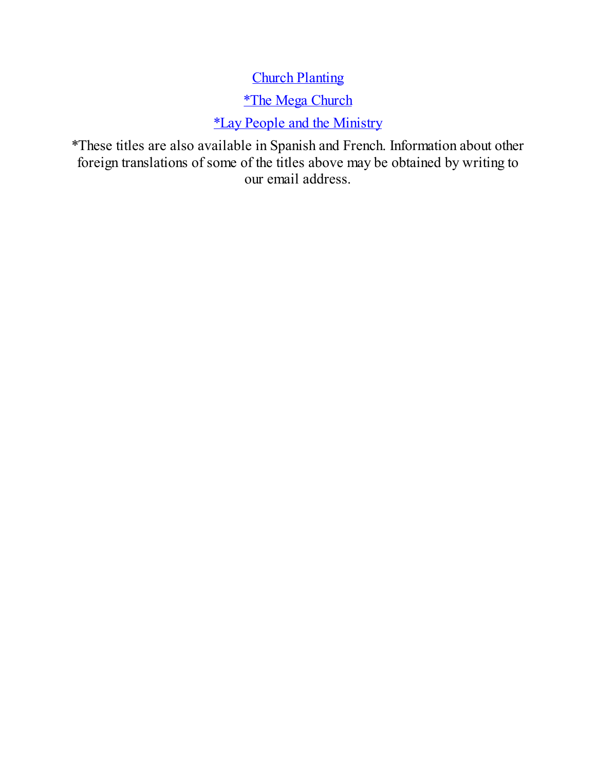Church Planting

*The Mega Church

*Lay People and the Ministry

*These titles are also available in Spanish and French. Information about other foreign translations of some of the titles above may be obtained by writing to our email address.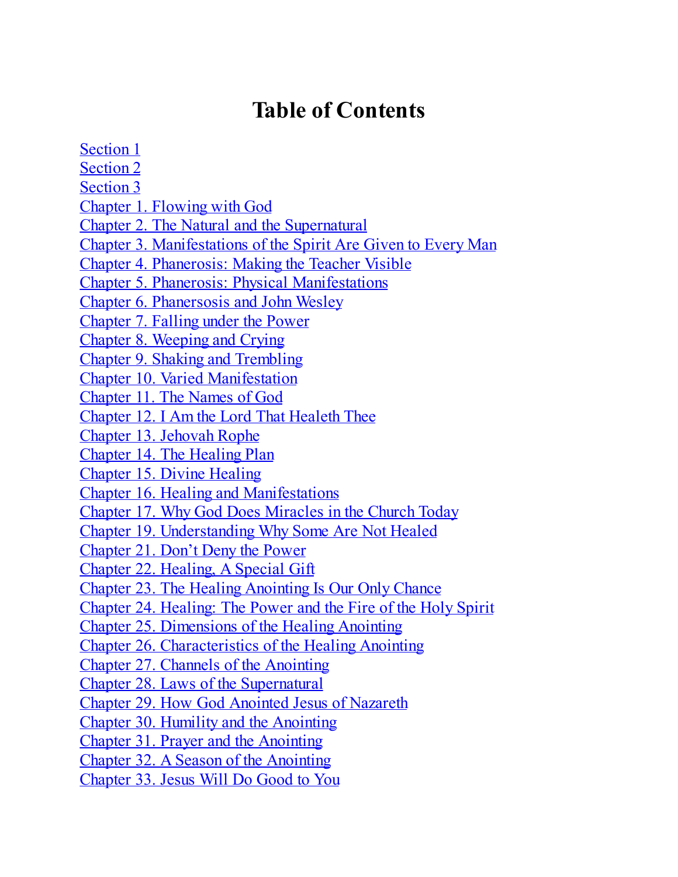# Table of Contents

Section 1
Section 2
Section 3
Chapter 1. Flowing with God
Chapter 2. The Natural and the Supernatural
Chapter 3. Manifestations of the Spirit Are Given to Every Man
Chapter 4. Phanerosis: Making the Teacher Visible
Chapter 5. Phanerosis: Physical Manifestations
Chapter 6. Phanersosis and John Wesley
Chapter 7. Falling under the Power
Chapter 8. Weeping and Crying
Chapter 9. Shaking and Trembling
Chapter 10. Varied Manifestation
Chapter 11. The Names of God
Chapter 12. I Am the Lord That Healeth Thee
Chapter 13. Jehovah Rophe
Chapter 14. The Healing Plan
Chapter 15. Divine Healing
Chapter 16. Healing and Manifestations
Chapter 17. Why God Does Miracles in the Church Today
Chapter 19. Understanding Why Some Are Not Healed
Chapter 21. Don't Deny the Power
Chapter 22. Healing, A Special Gift
Chapter 23. The Healing Anointing Is Our Only Chance
Chapter 24. Healing: The Power and the Fire of the Holy Spirit
Chapter 25. Dimensions of the Healing Anointing
Chapter 26. Characteristics of the Healing Anointing
Chapter 27. Channels of the Anointing
Chapter 28. Laws of the Supernatural
Chapter 29. How God Anointed Jesus of Nazareth
Chapter 30. Humility and the Anointing
Chapter 31. Prayer and the Anointing
Chapter 32. A Season of the Anointing
Chapter 33. Jesus Will Do Good to You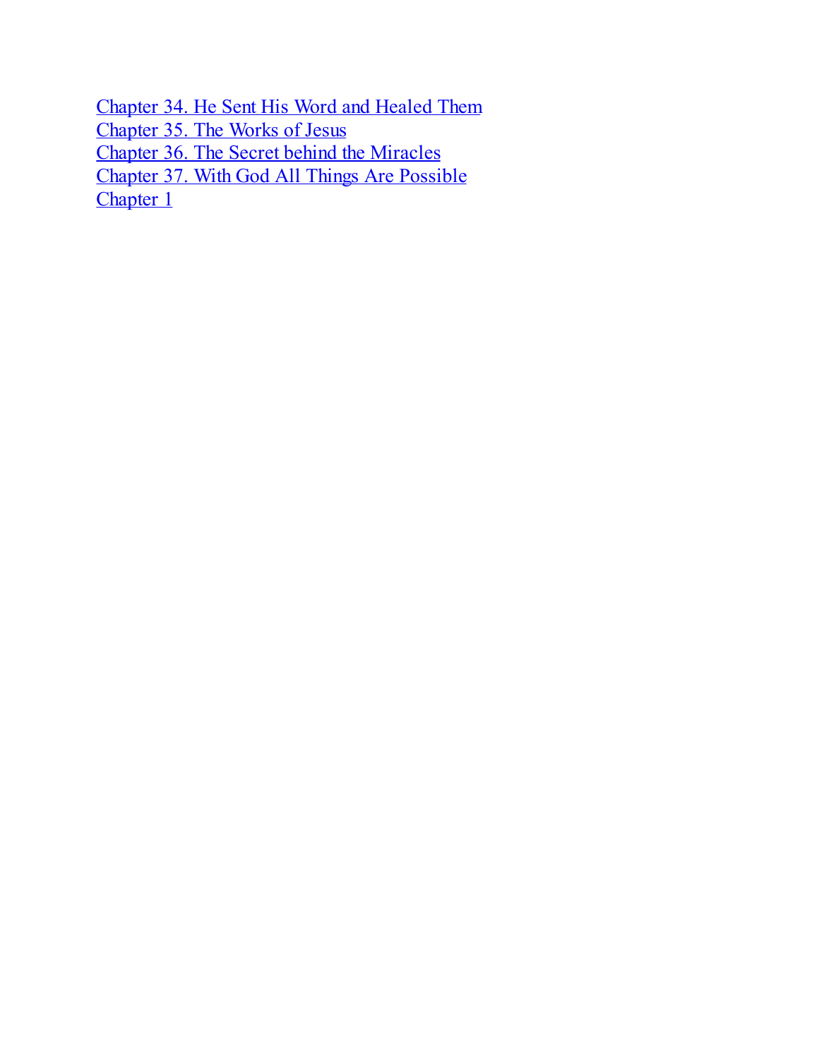[Chapter 34. He Sent His Word and Healed Them]
[Chapter 35. The Works of Jesus]
[Chapter 36. The Secret behind the Miracles]
[Chapter 37. With God All Things Are Possible]
[Chapter 1]